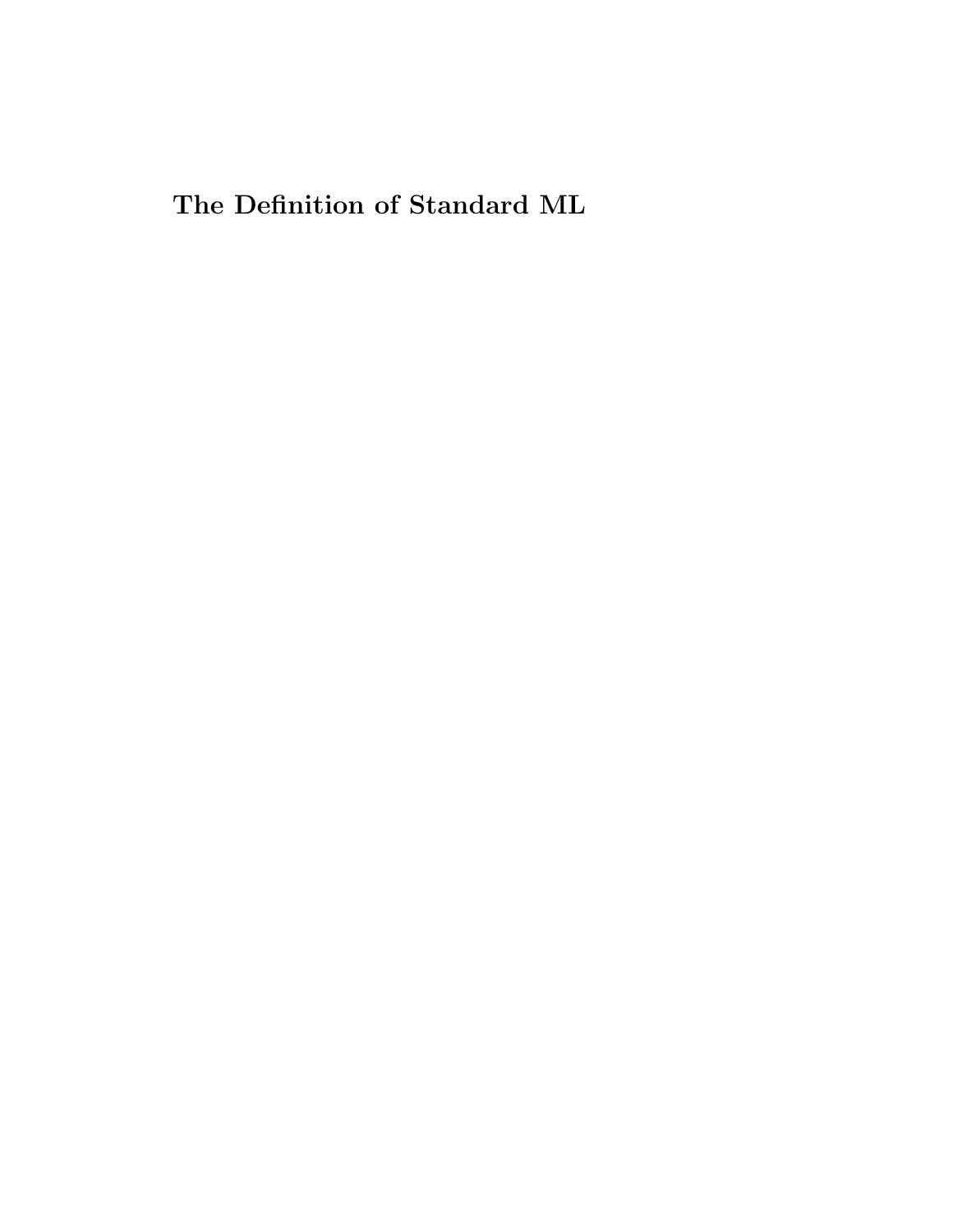# The Definition of Standard ML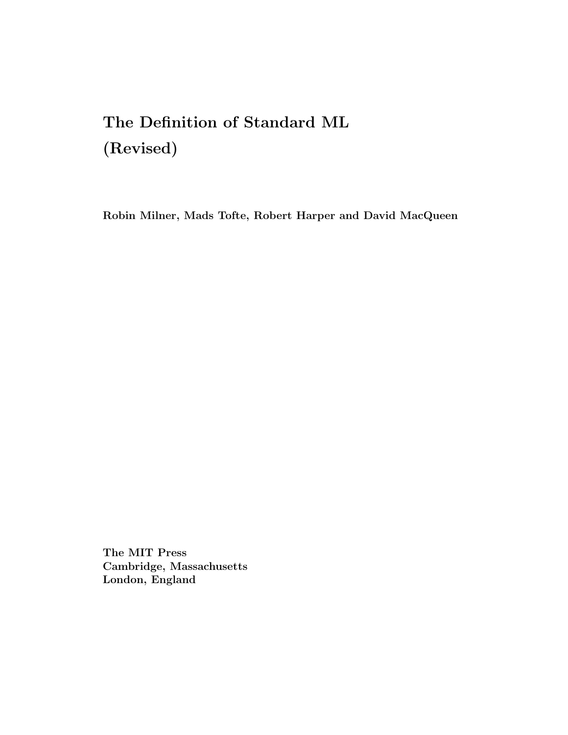# The Definition of Standard ML
# (Revised)

**Robin Milner, Mads Tofte, Robert Harper and David MacQueen**

**The MIT Press**
**Cambridge, Massachusetts**
**London, England**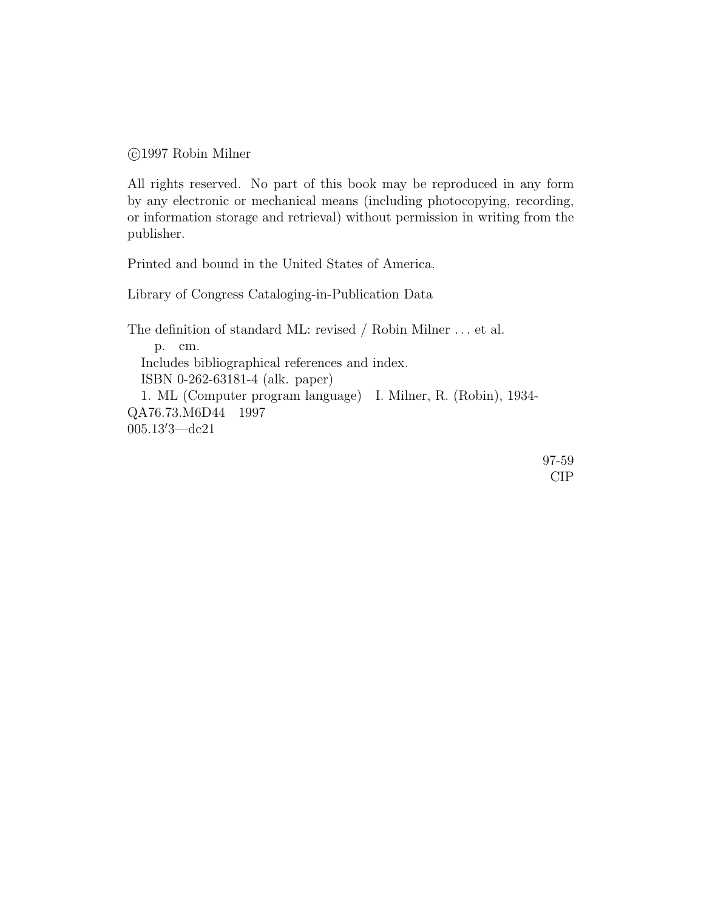©1997 Robin Milner

All rights reserved. No part of this book may be reproduced in any form by any electronic or mechanical means (including photocopying, recording, or information storage and retrieval) without permission in writing from the publisher.

Printed and bound in the United States of America.

Library of Congress Cataloging-in-Publication Data

The definition of standard ML: revised / Robin Milner ... et al.
p. cm.
Includes bibliographical references and index.
ISBN 0-262-63181-4 (alk. paper)
1. ML (Computer program language) I. Milner, R. (Robin), 1934-
QA76.73.M6D44 1997
005.13′3—dc21

97-59
CIP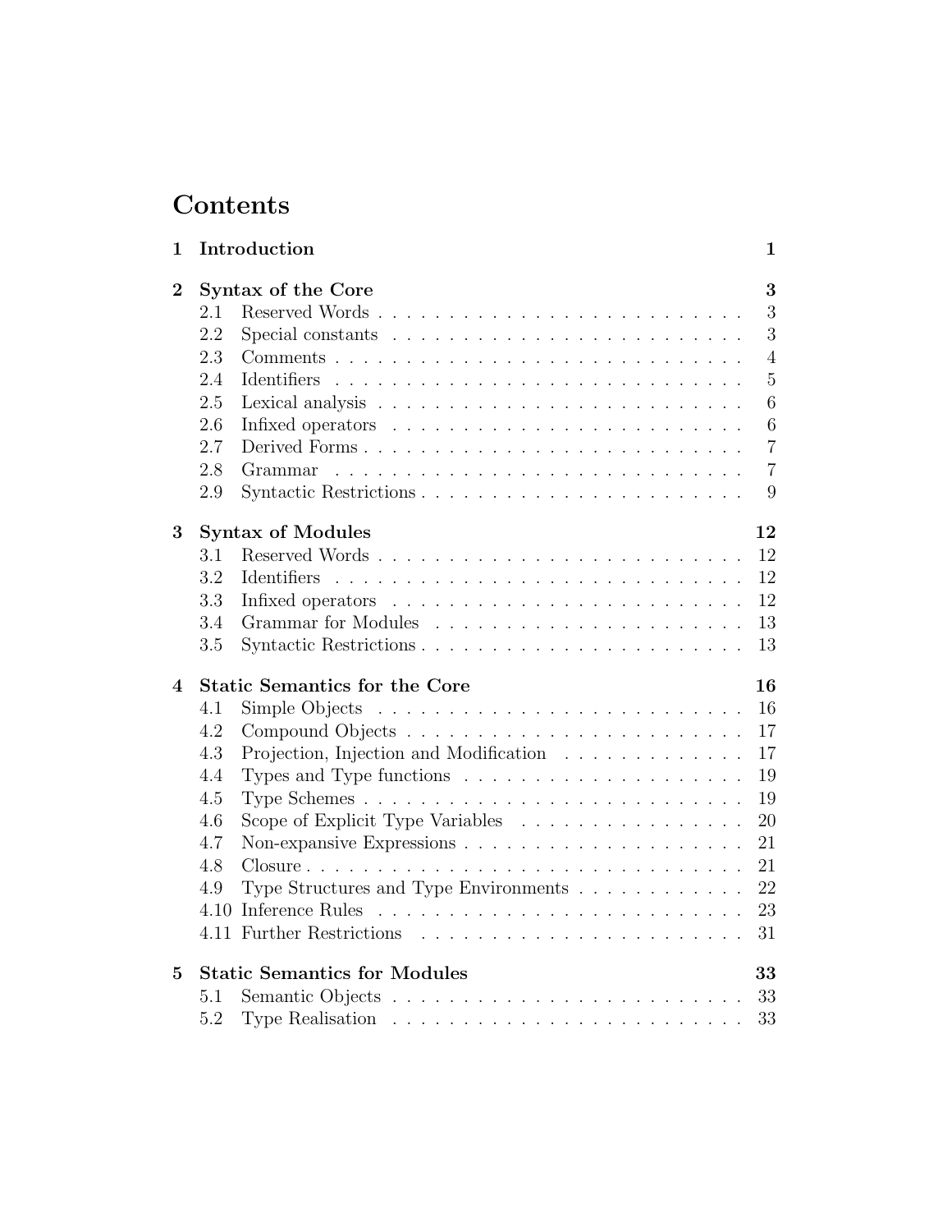# Contents

**1 Introduction** **1**

**2 Syntax of the Core** **3**
- 2.1 Reserved Words . . . . . . . . . . . . . . . . . . . . . . . . . 3
- 2.2 Special constants . . . . . . . . . . . . . . . . . . . . . . . . 3
- 2.3 Comments . . . . . . . . . . . . . . . . . . . . . . . . . . . . 4
- 2.4 Identifiers . . . . . . . . . . . . . . . . . . . . . . . . . . . . 5
- 2.5 Lexical analysis . . . . . . . . . . . . . . . . . . . . . . . . . 6
- 2.6 Infixed operators . . . . . . . . . . . . . . . . . . . . . . . . 6
- 2.7 Derived Forms . . . . . . . . . . . . . . . . . . . . . . . . . . 7
- 2.8 Grammar . . . . . . . . . . . . . . . . . . . . . . . . . . . . 7
- 2.9 Syntactic Restrictions . . . . . . . . . . . . . . . . . . . . . . 9

**3 Syntax of Modules** **12**
- 3.1 Reserved Words . . . . . . . . . . . . . . . . . . . . . . . . . 12
- 3.2 Identifiers . . . . . . . . . . . . . . . . . . . . . . . . . . . . 12
- 3.3 Infixed operators . . . . . . . . . . . . . . . . . . . . . . . . 12
- 3.4 Grammar for Modules . . . . . . . . . . . . . . . . . . . . . . 13
- 3.5 Syntactic Restrictions . . . . . . . . . . . . . . . . . . . . . . 13

**4 Static Semantics for the Core** **16**
- 4.1 Simple Objects . . . . . . . . . . . . . . . . . . . . . . . . . 16
- 4.2 Compound Objects . . . . . . . . . . . . . . . . . . . . . . . 17
- 4.3 Projection, Injection and Modification . . . . . . . . . . . . . 17
- 4.4 Types and Type functions . . . . . . . . . . . . . . . . . . . . 19
- 4.5 Type Schemes . . . . . . . . . . . . . . . . . . . . . . . . . . 19
- 4.6 Scope of Explicit Type Variables . . . . . . . . . . . . . . . . 20
- 4.7 Non-expansive Expressions . . . . . . . . . . . . . . . . . . . 21
- 4.8 Closure . . . . . . . . . . . . . . . . . . . . . . . . . . . . . 21
- 4.9 Type Structures and Type Environments . . . . . . . . . . . . 22
- 4.10 Inference Rules . . . . . . . . . . . . . . . . . . . . . . . . . 23
- 4.11 Further Restrictions . . . . . . . . . . . . . . . . . . . . . . . 31

**5 Static Semantics for Modules** **33**
- 5.1 Semantic Objects . . . . . . . . . . . . . . . . . . . . . . . . 33
- 5.2 Type Realisation . . . . . . . . . . . . . . . . . . . . . . . . 33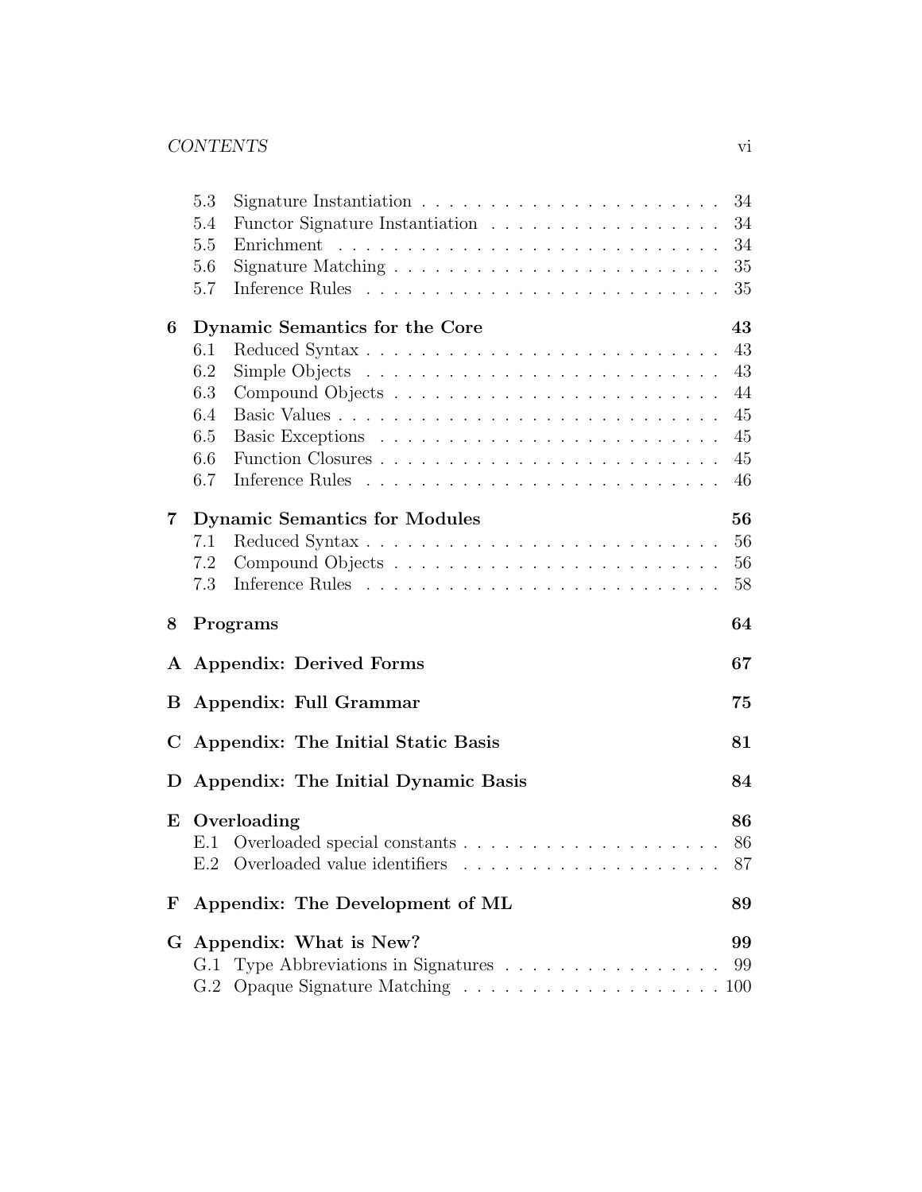- 5.3 Signature Instantiation . . . . . . . . . . . . . . . . . . . . . . 34
- 5.4 Functor Signature Instantiation . . . . . . . . . . . . . . . . . 34
- 5.5 Enrichment . . . . . . . . . . . . . . . . . . . . . . . . . . . . 34
- 5.6 Signature Matching . . . . . . . . . . . . . . . . . . . . . . . . 35
- 5.7 Inference Rules . . . . . . . . . . . . . . . . . . . . . . . . . . 35

**6 Dynamic Semantics for the Core** **43**
- 6.1 Reduced Syntax . . . . . . . . . . . . . . . . . . . . . . . . . . 43
- 6.2 Simple Objects . . . . . . . . . . . . . . . . . . . . . . . . . . 43
- 6.3 Compound Objects . . . . . . . . . . . . . . . . . . . . . . . . 44
- 6.4 Basic Values . . . . . . . . . . . . . . . . . . . . . . . . . . . . 45
- 6.5 Basic Exceptions . . . . . . . . . . . . . . . . . . . . . . . . . 45
- 6.6 Function Closures . . . . . . . . . . . . . . . . . . . . . . . . . 45
- 6.7 Inference Rules . . . . . . . . . . . . . . . . . . . . . . . . . . 46

**7 Dynamic Semantics for Modules** **56**
- 7.1 Reduced Syntax . . . . . . . . . . . . . . . . . . . . . . . . . . 56
- 7.2 Compound Objects . . . . . . . . . . . . . . . . . . . . . . . . 56
- 7.3 Inference Rules . . . . . . . . . . . . . . . . . . . . . . . . . . 58

**8 Programs** **64**

**A Appendix: Derived Forms** **67**

**B Appendix: Full Grammar** **75**

**C Appendix: The Initial Static Basis** **81**

**D Appendix: The Initial Dynamic Basis** **84**

**E Overloading** **86**
- E.1 Overloaded special constants . . . . . . . . . . . . . . . . . . . 86
- E.2 Overloaded value identifiers . . . . . . . . . . . . . . . . . . . 87

**F Appendix: The Development of ML** **89**

**G Appendix: What is New?** **99**
- G.1 Type Abbreviations in Signatures . . . . . . . . . . . . . . . . 99
- G.2 Opaque Signature Matching . . . . . . . . . . . . . . . . . . . 100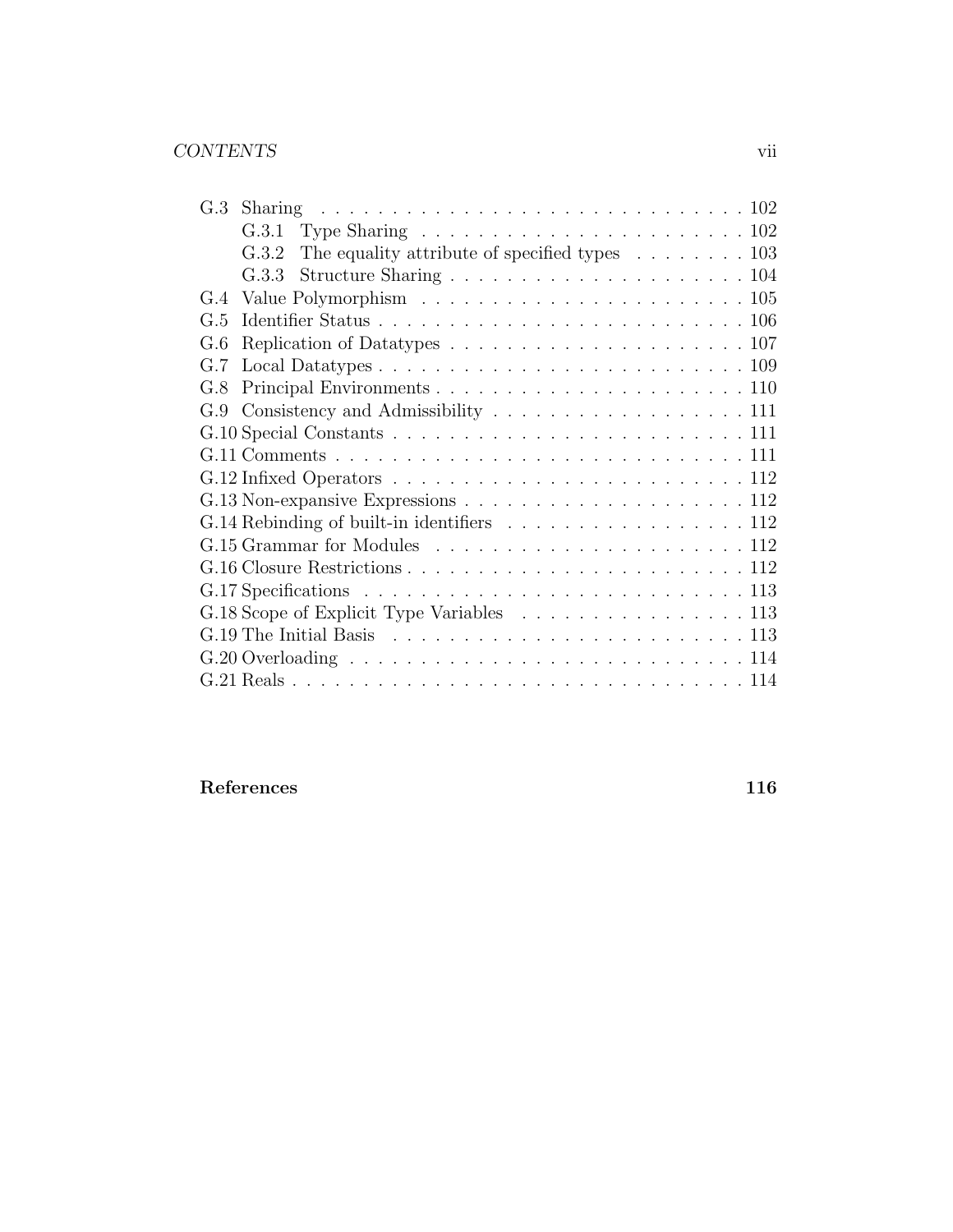- G.3 Sharing . . . 102
  - G.3.1 Type Sharing . . . 102
  - G.3.2 The equality attribute of specified types . . . 103
  - G.3.3 Structure Sharing . . . 104
- G.4 Value Polymorphism . . . 105
- G.5 Identifier Status . . . 106
- G.6 Replication of Datatypes . . . 107
- G.7 Local Datatypes . . . 109
- G.8 Principal Environments . . . 110
- G.9 Consistency and Admissibility . . . 111
- G.10 Special Constants . . . 111
- G.11 Comments . . . 111
- G.12 Infixed Operators . . . 112
- G.13 Non-expansive Expressions . . . 112
- G.14 Rebinding of built-in identifiers . . . 112
- G.15 Grammar for Modules . . . 112
- G.16 Closure Restrictions . . . 112
- G.17 Specifications . . . 113
- G.18 Scope of Explicit Type Variables . . . 113
- G.19 The Initial Basis . . . 113
- G.20 Overloading . . . 114
- G.21 Reals . . . 114

**References** **116**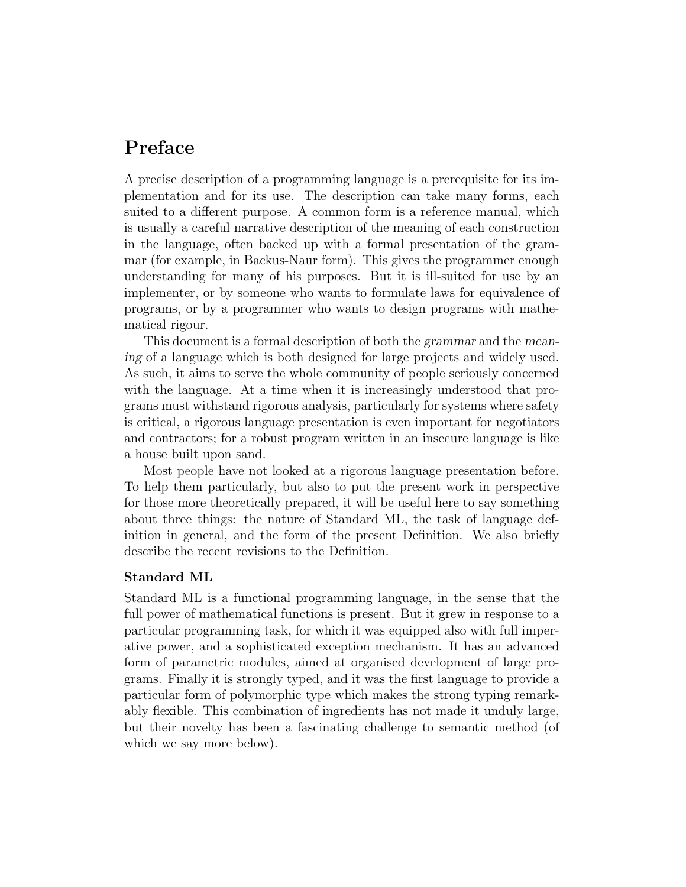# Preface

A precise description of a programming language is a prerequisite for its implementation and for its use. The description can take many forms, each suited to a different purpose. A common form is a reference manual, which is usually a careful narrative description of the meaning of each construction in the language, often backed up with a formal presentation of the grammar (for example, in Backus-Naur form). This gives the programmer enough understanding for many of his purposes. But it is ill-suited for use by an implementer, or by someone who wants to formulate laws for equivalence of programs, or by a programmer who wants to design programs with mathematical rigour.

This document is a formal description of both the *grammar* and the *meaning* of a language which is both designed for large projects and widely used. As such, it aims to serve the whole community of people seriously concerned with the language. At a time when it is increasingly understood that programs must withstand rigorous analysis, particularly for systems where safety is critical, a rigorous language presentation is even important for negotiators and contractors; for a robust program written in an insecure language is like a house built upon sand.

Most people have not looked at a rigorous language presentation before. To help them particularly, but also to put the present work in perspective for those more theoretically prepared, it will be useful here to say something about three things: the nature of Standard ML, the task of language definition in general, and the form of the present Definition. We also briefly describe the recent revisions to the Definition.

### Standard ML

Standard ML is a functional programming language, in the sense that the full power of mathematical functions is present. But it grew in response to a particular programming task, for which it was equipped also with full imperative power, and a sophisticated exception mechanism. It has an advanced form of parametric modules, aimed at organised development of large programs. Finally it is strongly typed, and it was the first language to provide a particular form of polymorphic type which makes the strong typing remarkably flexible. This combination of ingredients has not made it unduly large, but their novelty has been a fascinating challenge to semantic method (of which we say more below).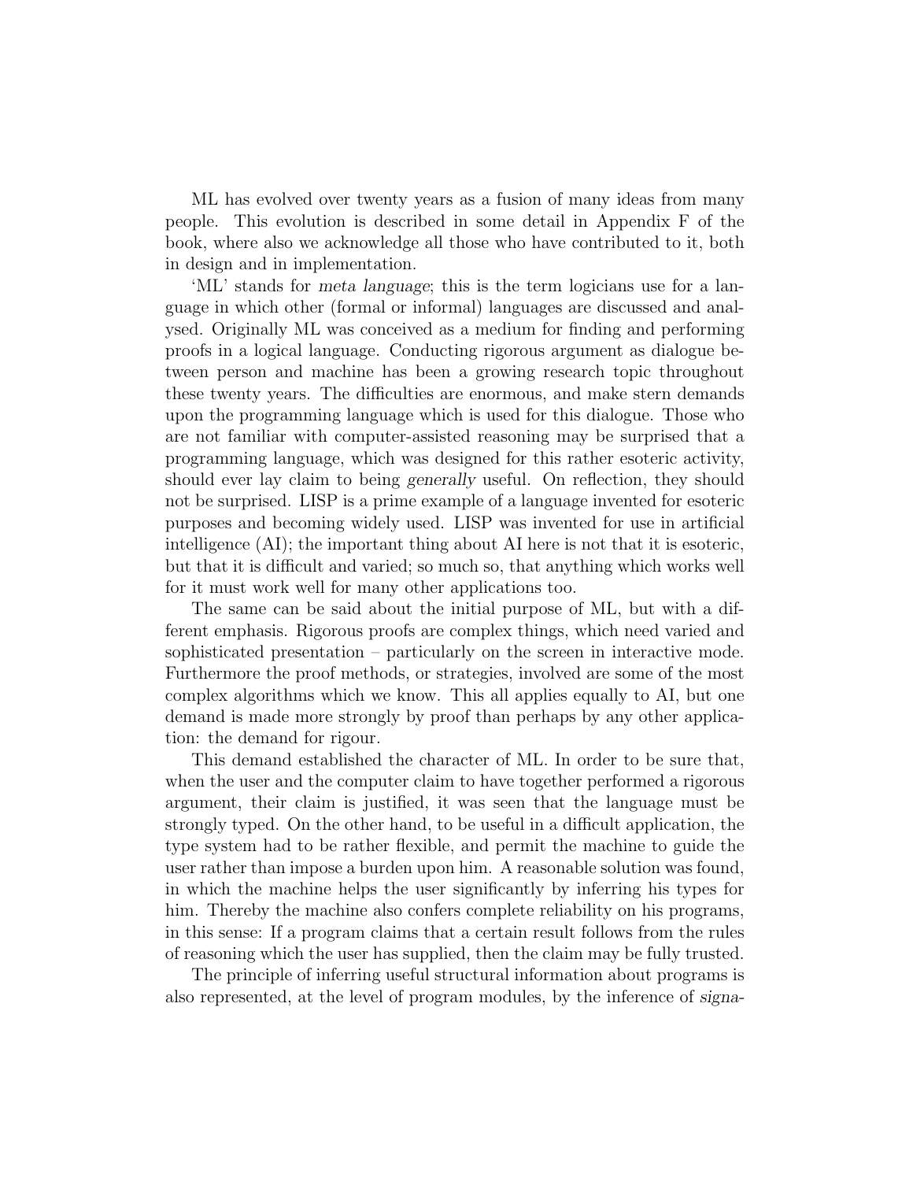ML has evolved over twenty years as a fusion of many ideas from many people. This evolution is described in some detail in Appendix F of the book, where also we acknowledge all those who have contributed to it, both in design and in implementation.

'ML' stands for *meta language*; this is the term logicians use for a language in which other (formal or informal) languages are discussed and analysed. Originally ML was conceived as a medium for finding and performing proofs in a logical language. Conducting rigorous argument as dialogue between person and machine has been a growing research topic throughout these twenty years. The difficulties are enormous, and make stern demands upon the programming language which is used for this dialogue. Those who are not familiar with computer-assisted reasoning may be surprised that a programming language, which was designed for this rather esoteric activity, should ever lay claim to being *generally* useful. On reflection, they should not be surprised. LISP is a prime example of a language invented for esoteric purposes and becoming widely used. LISP was invented for use in artificial intelligence (AI); the important thing about AI here is not that it is esoteric, but that it is difficult and varied; so much so, that anything which works well for it must work well for many other applications too.

The same can be said about the initial purpose of ML, but with a different emphasis. Rigorous proofs are complex things, which need varied and sophisticated presentation – particularly on the screen in interactive mode. Furthermore the proof methods, or strategies, involved are some of the most complex algorithms which we know. This all applies equally to AI, but one demand is made more strongly by proof than perhaps by any other application: the demand for rigour.

This demand established the character of ML. In order to be sure that, when the user and the computer claim to have together performed a rigorous argument, their claim is justified, it was seen that the language must be strongly typed. On the other hand, to be useful in a difficult application, the type system had to be rather flexible, and permit the machine to guide the user rather than impose a burden upon him. A reasonable solution was found, in which the machine helps the user significantly by inferring his types for him. Thereby the machine also confers complete reliability on his programs, in this sense: If a program claims that a certain result follows from the rules of reasoning which the user has supplied, then the claim may be fully trusted.

The principle of inferring useful structural information about programs is also represented, at the level of program modules, by the inference of *signa-*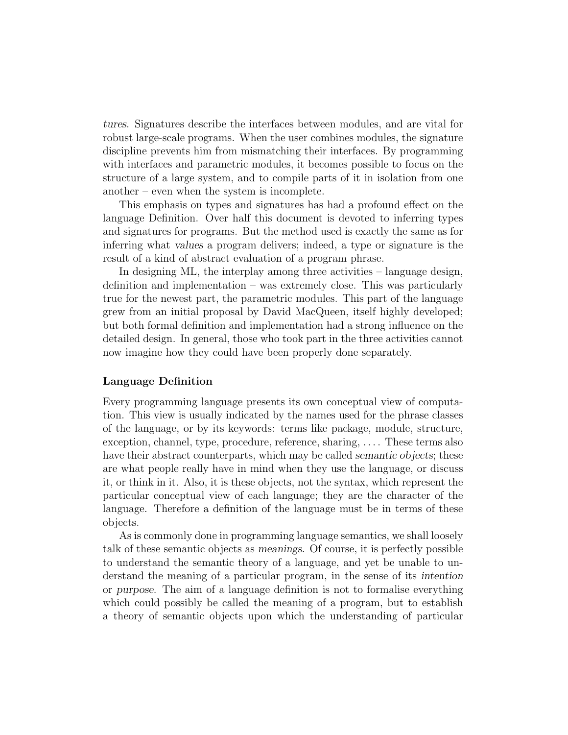*tures*. Signatures describe the interfaces between modules, and are vital for robust large-scale programs. When the user combines modules, the signature discipline prevents him from mismatching their interfaces. By programming with interfaces and parametric modules, it becomes possible to focus on the structure of a large system, and to compile parts of it in isolation from one another – even when the system is incomplete.

This emphasis on types and signatures has had a profound effect on the language Definition. Over half this document is devoted to inferring types and signatures for programs. But the method used is exactly the same as for inferring what *values* a program delivers; indeed, a type or signature is the result of a kind of abstract evaluation of a program phrase.

In designing ML, the interplay among three activities – language design, definition and implementation – was extremely close. This was particularly true for the newest part, the parametric modules. This part of the language grew from an initial proposal by David MacQueen, itself highly developed; but both formal definition and implementation had a strong influence on the detailed design. In general, those who took part in the three activities cannot now imagine how they could have been properly done separately.

**Language Definition**

Every programming language presents its own conceptual view of computation. This view is usually indicated by the names used for the phrase classes of the language, or by its keywords: terms like package, module, structure, exception, channel, type, procedure, reference, sharing, .... These terms also have their abstract counterparts, which may be called *semantic objects*; these are what people really have in mind when they use the language, or discuss it, or think in it. Also, it is these objects, not the syntax, which represent the particular conceptual view of each language; they are the character of the language. Therefore a definition of the language must be in terms of these objects.

As is commonly done in programming language semantics, we shall loosely talk of these semantic objects as *meanings*. Of course, it is perfectly possible to understand the semantic theory of a language, and yet be unable to understand the meaning of a particular program, in the sense of its *intention* or *purpose*. The aim of a language definition is not to formalise everything which could possibly be called the meaning of a program, but to establish a theory of semantic objects upon which the understanding of particular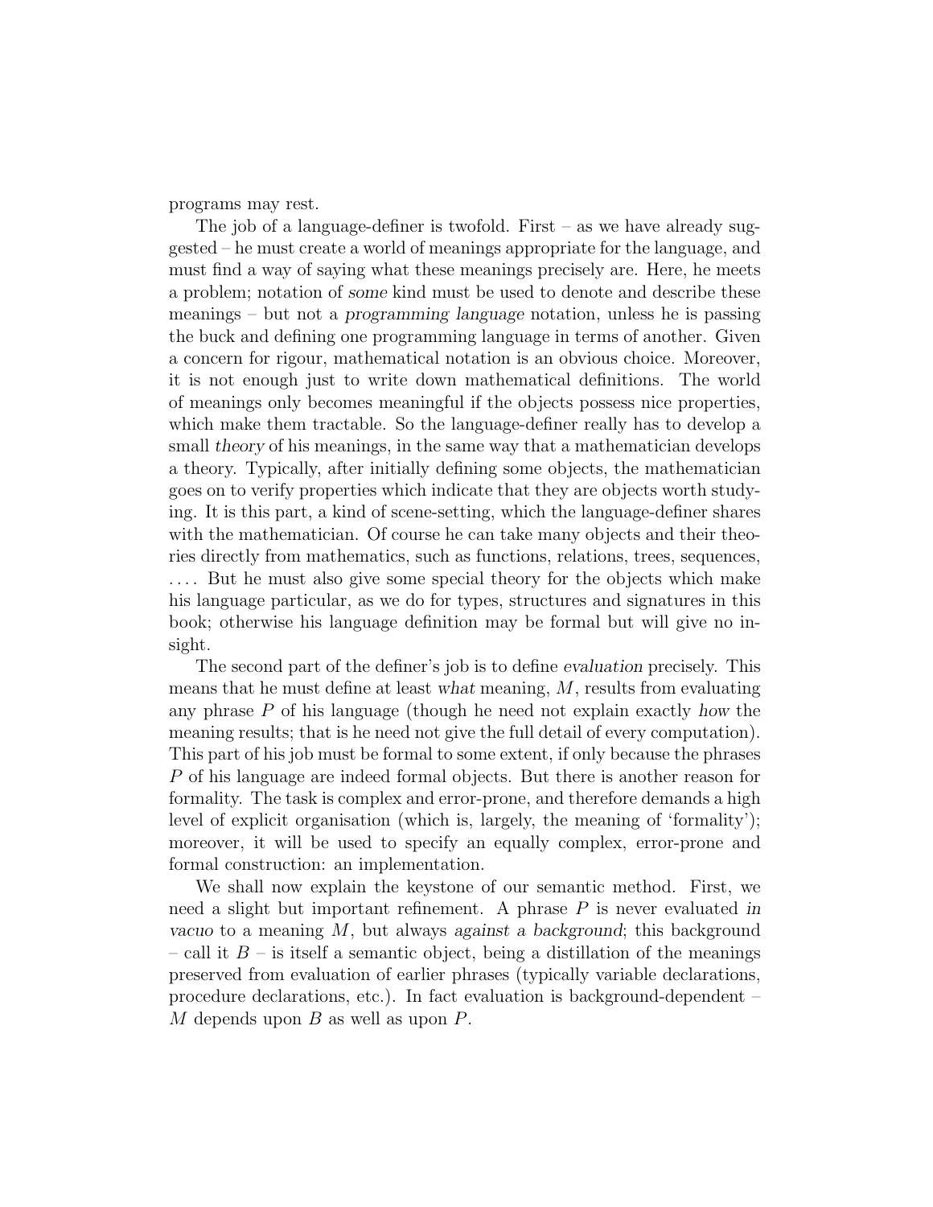programs may rest.

The job of a language-definer is twofold. First – as we have already suggested – he must create a world of meanings appropriate for the language, and must find a way of saying what these meanings precisely are. Here, he meets a problem; notation of *some* kind must be used to denote and describe these meanings – but not a *programming language* notation, unless he is passing the buck and defining one programming language in terms of another. Given a concern for rigour, mathematical notation is an obvious choice. Moreover, it is not enough just to write down mathematical definitions. The world of meanings only becomes meaningful if the objects possess nice properties, which make them tractable. So the language-definer really has to develop a small *theory* of his meanings, in the same way that a mathematician develops a theory. Typically, after initially defining some objects, the mathematician goes on to verify properties which indicate that they are objects worth studying. It is this part, a kind of scene-setting, which the language-definer shares with the mathematician. Of course he can take many objects and their theories directly from mathematics, such as functions, relations, trees, sequences, .... But he must also give some special theory for the objects which make his language particular, as we do for types, structures and signatures in this book; otherwise his language definition may be formal but will give no insight.

The second part of the definer's job is to define *evaluation* precisely. This means that he must define at least *what* meaning, $M$, results from evaluating any phrase $P$ of his language (though he need not explain exactly *how* the meaning results; that is he need not give the full detail of every computation). This part of his job must be formal to some extent, if only because the phrases $P$ of his language are indeed formal objects. But there is another reason for formality. The task is complex and error-prone, and therefore demands a high level of explicit organisation (which is, largely, the meaning of 'formality'); moreover, it will be used to specify an equally complex, error-prone and formal construction: an implementation.

We shall now explain the keystone of our semantic method. First, we need a slight but important refinement. A phrase $P$ is never evaluated *in vacuo* to a meaning $M$, but always *against a background*; this background – call it $B$ – is itself a semantic object, being a distillation of the meanings preserved from evaluation of earlier phrases (typically variable declarations, procedure declarations, etc.). In fact evaluation is background-dependent – $M$ depends upon $B$ as well as upon $P$.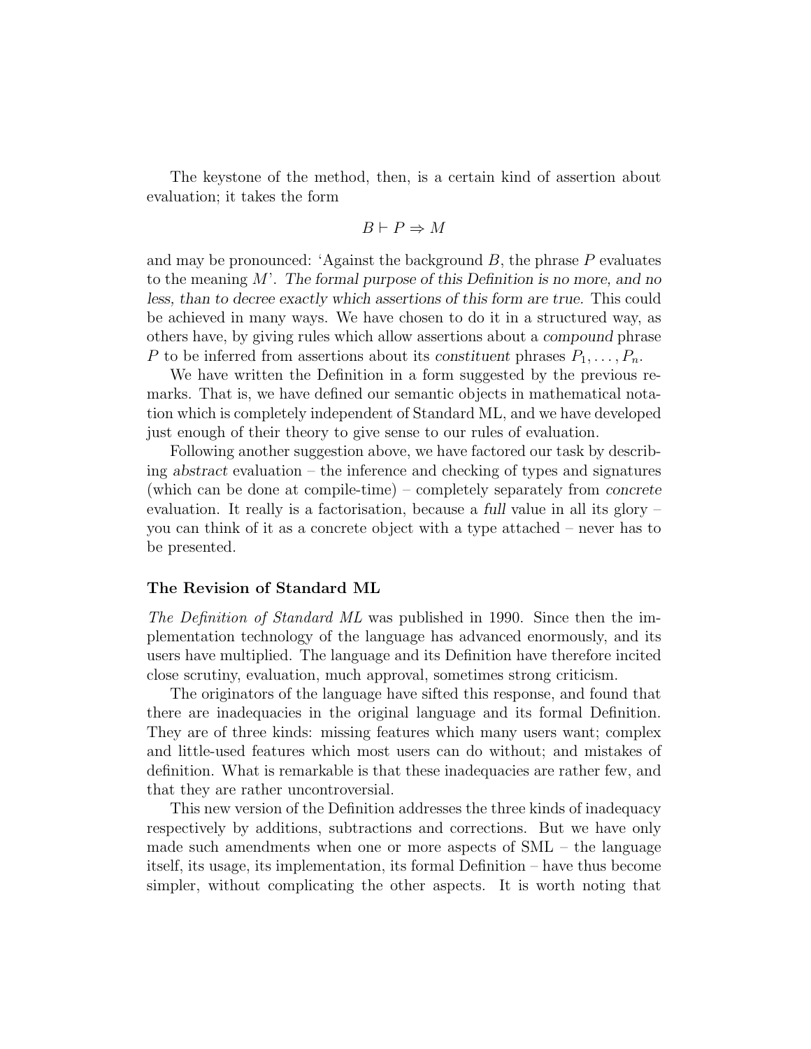The keystone of the method, then, is a certain kind of assertion about evaluation; it takes the form

$$B \vdash P \Rightarrow M$$

and may be pronounced: 'Against the background $B$, the phrase $P$ evaluates to the meaning $M$'. *The formal purpose of this Definition is no more, and no less, than to decree exactly which assertions of this form are true.* This could be achieved in many ways. We have chosen to do it in a structured way, as others have, by giving rules which allow assertions about a *compound* phrase $P$ to be inferred from assertions about its *constituent* phrases $P_1, \ldots, P_n$.

We have written the Definition in a form suggested by the previous remarks. That is, we have defined our semantic objects in mathematical notation which is completely independent of Standard ML, and we have developed just enough of their theory to give sense to our rules of evaluation.

Following another suggestion above, we have factored our task by describing *abstract* evaluation – the inference and checking of types and signatures (which can be done at compile-time) – completely separately from *concrete* evaluation. It really is a factorisation, because a *full* value in all its glory – you can think of it as a concrete object with a type attached – never has to be presented.

### The Revision of Standard ML

*The Definition of Standard ML* was published in 1990. Since then the implementation technology of the language has advanced enormously, and its users have multiplied. The language and its Definition have therefore incited close scrutiny, evaluation, much approval, sometimes strong criticism.

The originators of the language have sifted this response, and found that there are inadequacies in the original language and its formal Definition. They are of three kinds: missing features which many users want; complex and little-used features which most users can do without; and mistakes of definition. What is remarkable is that these inadequacies are rather few, and that they are rather uncontroversial.

This new version of the Definition addresses the three kinds of inadequacy respectively by additions, subtractions and corrections. But we have only made such amendments when one or more aspects of SML – the language itself, its usage, its implementation, its formal Definition – have thus become simpler, without complicating the other aspects. It is worth noting that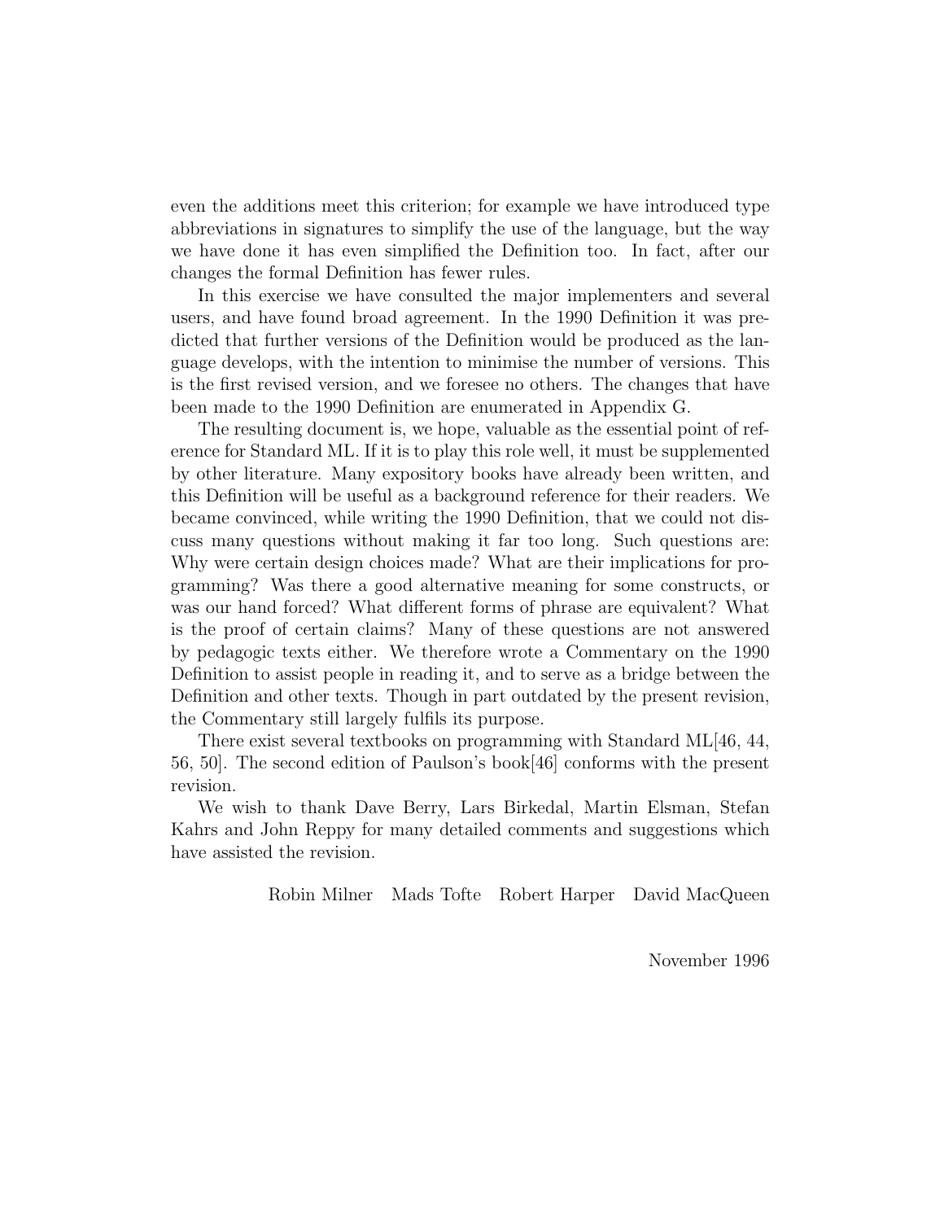even the additions meet this criterion; for example we have introduced type abbreviations in signatures to simplify the use of the language, but the way we have done it has even simplified the Definition too. In fact, after our changes the formal Definition has fewer rules.

In this exercise we have consulted the major implementers and several users, and have found broad agreement. In the 1990 Definition it was predicted that further versions of the Definition would be produced as the language develops, with the intention to minimise the number of versions. This is the first revised version, and we foresee no others. The changes that have been made to the 1990 Definition are enumerated in Appendix G.

The resulting document is, we hope, valuable as the essential point of reference for Standard ML. If it is to play this role well, it must be supplemented by other literature. Many expository books have already been written, and this Definition will be useful as a background reference for their readers. We became convinced, while writing the 1990 Definition, that we could not discuss many questions without making it far too long. Such questions are: Why were certain design choices made? What are their implications for programming? Was there a good alternative meaning for some constructs, or was our hand forced? What different forms of phrase are equivalent? What is the proof of certain claims? Many of these questions are not answered by pedagogic texts either. We therefore wrote a Commentary on the 1990 Definition to assist people in reading it, and to serve as a bridge between the Definition and other texts. Though in part outdated by the present revision, the Commentary still largely fulfils its purpose.

There exist several textbooks on programming with Standard ML[46, 44, 56, 50]. The second edition of Paulson's book[46] conforms with the present revision.

We wish to thank Dave Berry, Lars Birkedal, Martin Elsman, Stefan Kahrs and John Reppy for many detailed comments and suggestions which have assisted the revision.

Robin Milner Mads Tofte Robert Harper David MacQueen

November 1996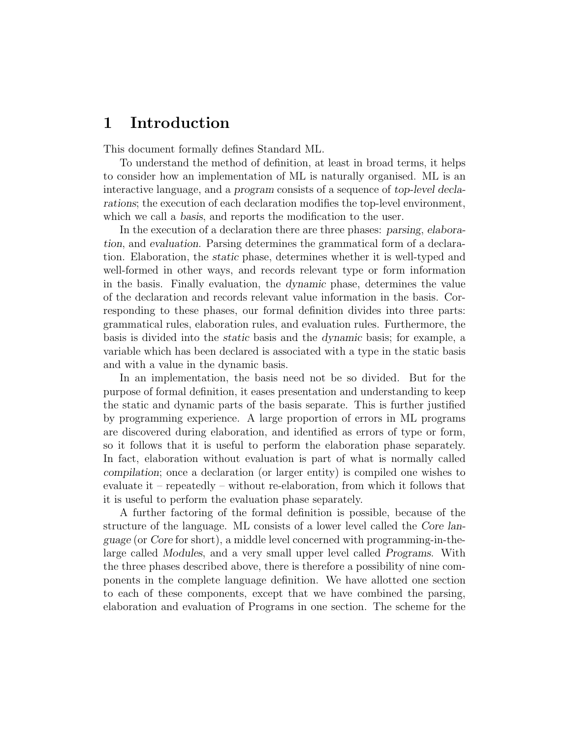# 1 Introduction

This document formally defines Standard ML.

To understand the method of definition, at least in broad terms, it helps to consider how an implementation of ML is naturally organised. ML is an interactive language, and a *program* consists of a sequence of *top-level declarations*; the execution of each declaration modifies the top-level environment, which we call a *basis*, and reports the modification to the user.

In the execution of a declaration there are three phases: *parsing*, *elaboration*, and *evaluation*. Parsing determines the grammatical form of a declaration. Elaboration, the *static* phase, determines whether it is well-typed and well-formed in other ways, and records relevant type or form information in the basis. Finally evaluation, the *dynamic* phase, determines the value of the declaration and records relevant value information in the basis. Corresponding to these phases, our formal definition divides into three parts: grammatical rules, elaboration rules, and evaluation rules. Furthermore, the basis is divided into the *static* basis and the *dynamic* basis; for example, a variable which has been declared is associated with a type in the static basis and with a value in the dynamic basis.

In an implementation, the basis need not be so divided. But for the purpose of formal definition, it eases presentation and understanding to keep the static and dynamic parts of the basis separate. This is further justified by programming experience. A large proportion of errors in ML programs are discovered during elaboration, and identified as errors of type or form, so it follows that it is useful to perform the elaboration phase separately. In fact, elaboration without evaluation is part of what is normally called *compilation*; once a declaration (or larger entity) is compiled one wishes to evaluate it – repeatedly – without re-elaboration, from which it follows that it is useful to perform the evaluation phase separately.

A further factoring of the formal definition is possible, because of the structure of the language. ML consists of a lower level called the *Core language* (or *Core* for short), a middle level concerned with programming-in-the-large called *Modules*, and a very small upper level called *Programs*. With the three phases described above, there is therefore a possibility of nine components in the complete language definition. We have allotted one section to each of these components, except that we have combined the parsing, elaboration and evaluation of Programs in one section. The scheme for the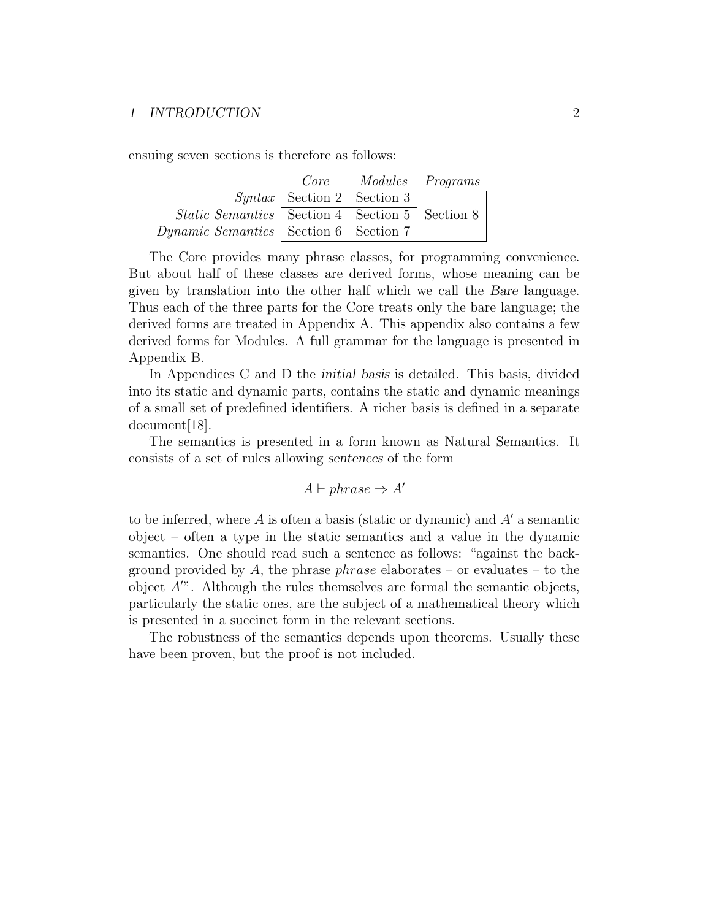ensuing seven sections is therefore as follows:

| | *Core* | *Modules* | *Programs* |
|---|---|---|---|
| *Syntax* | Section 2 | Section 3 | |
| *Static Semantics* | Section 4 | Section 5 | Section 8 |
| *Dynamic Semantics* | Section 6 | Section 7 | |

The Core provides many phrase classes, for programming convenience. But about half of these classes are derived forms, whose meaning can be given by translation into the other half which we call the *Bare* language. Thus each of the three parts for the Core treats only the bare language; the derived forms are treated in Appendix A. This appendix also contains a few derived forms for Modules. A full grammar for the language is presented in Appendix B.

In Appendices C and D the *initial basis* is detailed. This basis, divided into its static and dynamic parts, contains the static and dynamic meanings of a small set of predefined identifiers. A richer basis is defined in a separate document[18].

The semantics is presented in a form known as Natural Semantics. It consists of a set of rules allowing *sentences* of the form

$$A \vdash phrase \Rightarrow A'$$

to be inferred, where $A$ is often a basis (static or dynamic) and $A'$ a semantic object – often a type in the static semantics and a value in the dynamic semantics. One should read such a sentence as follows: "against the background provided by $A$, the phrase *phrase* elaborates – or evaluates – to the object $A'$". Although the rules themselves are formal the semantic objects, particularly the static ones, are the subject of a mathematical theory which is presented in a succinct form in the relevant sections.

The robustness of the semantics depends upon theorems. Usually these have been proven, but the proof is not included.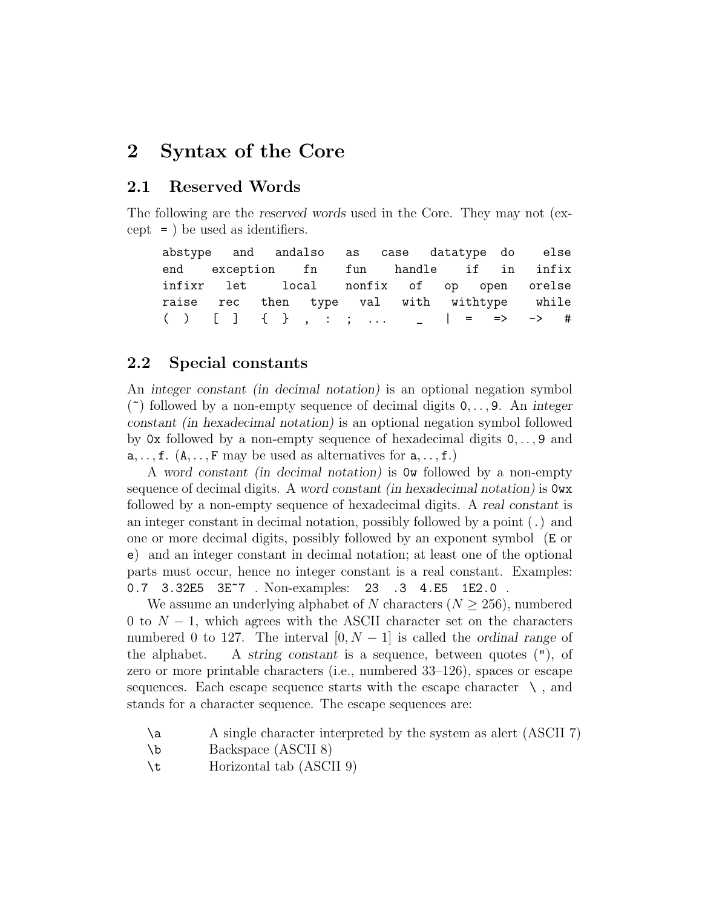## 2 Syntax of the Core

### 2.1 Reserved Words

The following are the *reserved words* used in the Core. They may not (except `=` ) be used as identifiers.

```
abstype   and   andalso   as   case   datatype  do    else
end    exception    fn    fun    handle    if   in   infix
infixr   let     local    nonfix   of   op   open   orelse
raise   rec   then   type   val   with   withtype    while
(  )   [  ]   {  }  ,  :  ;  ...    _   |  =   =>   ->   #
```

### 2.2 Special constants

An *integer constant (in decimal notation)* is an optional negation symbol (`~`) followed by a non-empty sequence of decimal digits `0`, .., `9`. An *integer constant (in hexadecimal notation)* is an optional negation symbol followed by `0x` followed by a non-empty sequence of hexadecimal digits `0`, .., `9` and `a`, .., `f`. (`A`, .., `F` may be used as alternatives for `a`, .., `f`.)

A *word constant (in decimal notation)* is `0w` followed by a non-empty sequence of decimal digits. A *word constant (in hexadecimal notation)* is `0wx` followed by a non-empty sequence of hexadecimal digits. A *real constant* is an integer constant in decimal notation, possibly followed by a point (`.`) and one or more decimal digits, possibly followed by an exponent symbol (`E` or `e`) and an integer constant in decimal notation; at least one of the optional parts must occur, hence no integer constant is a real constant. Examples: `0.7` `3.32E5` `3E~7` . Non-examples: `23` `.3` `4.E5` `1E2.0` .

We assume an underlying alphabet of $N$ characters ($N \geq 256$), numbered 0 to $N-1$, which agrees with the ASCII character set on the characters numbered 0 to 127. The interval $[0, N-1]$ is called the *ordinal range* of the alphabet. A *string constant* is a sequence, between quotes (`"`), of zero or more printable characters (i.e., numbered 33–126), spaces or escape sequences. Each escape sequence starts with the escape character `\` , and stands for a character sequence. The escape sequences are:

| | |
|---|---|
| `\a` | A single character interpreted by the system as alert (ASCII 7) |
| `\b` | Backspace (ASCII 8) |
| `\t` | Horizontal tab (ASCII 9) |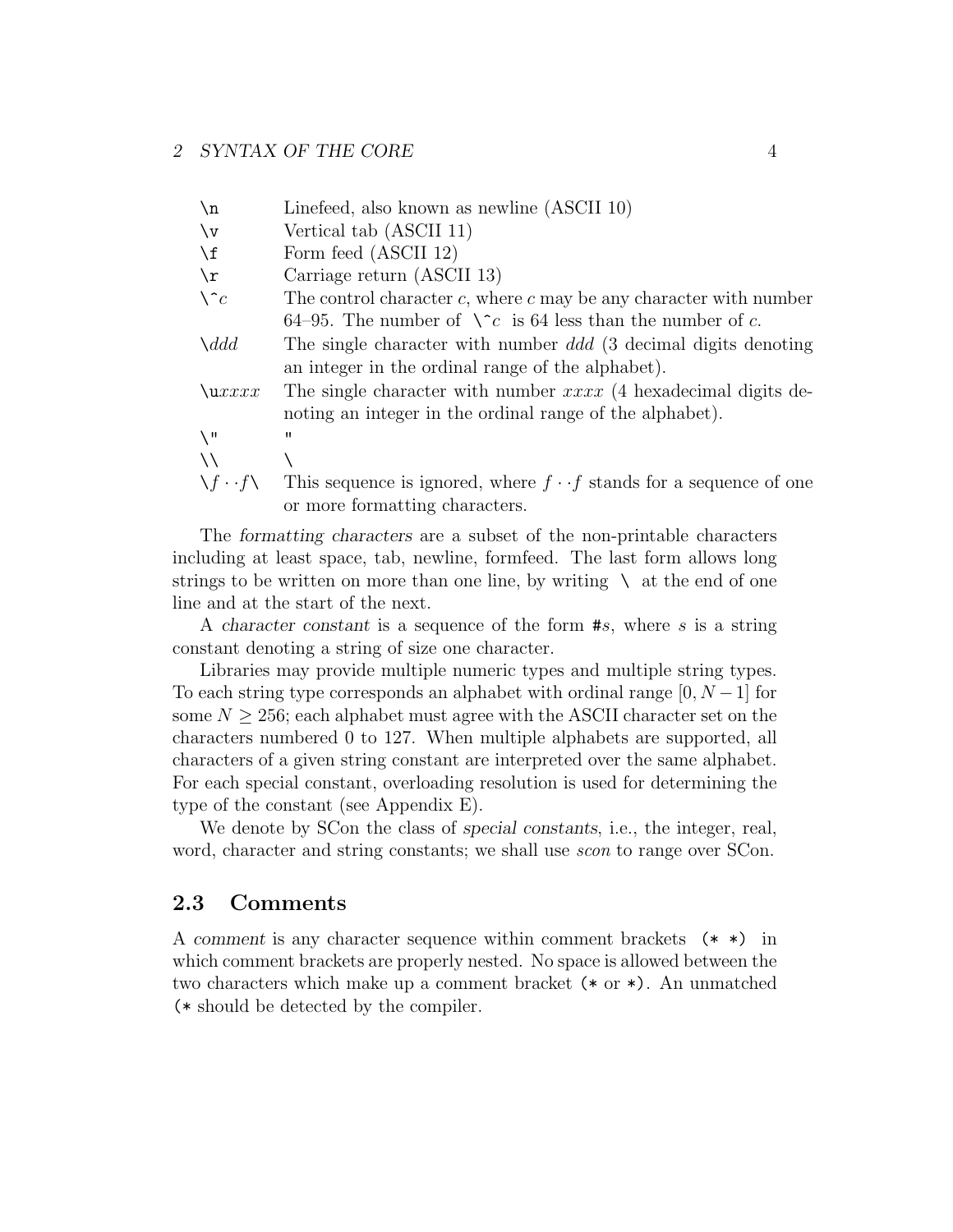| | |
|---|---|
| `\n` | Linefeed, also known as newline (ASCII 10) |
| `\v` | Vertical tab (ASCII 11) |
| `\f` | Form feed (ASCII 12) |
| `\r` | Carriage return (ASCII 13) |
| `\^`*c* | The control character *c*, where *c* may be any character with number 64–95. The number of `\^`*c* is 64 less than the number of *c*. |
| `\`*ddd* | The single character with number *ddd* (3 decimal digits denoting an integer in the ordinal range of the alphabet). |
| `\u`*xxxx* | The single character with number *xxxx* (4 hexadecimal digits denoting an integer in the ordinal range of the alphabet). |
| `\"` | `"` |
| `\\` | `\` |
| `\`*f*··*f*`\` | This sequence is ignored, where *f*··*f* stands for a sequence of one or more formatting characters. |

The *formatting characters* are a subset of the non-printable characters including at least space, tab, newline, formfeed. The last form allows long strings to be written on more than one line, by writing `\` at the end of one line and at the start of the next.

A *character constant* is a sequence of the form `#`*s*, where *s* is a string constant denoting a string of size one character.

Libraries may provide multiple numeric types and multiple string types. To each string type corresponds an alphabet with ordinal range $[0, N-1]$ for some $N \geq 256$; each alphabet must agree with the ASCII character set on the characters numbered 0 to 127. When multiple alphabets are supported, all characters of a given string constant are interpreted over the same alphabet. For each special constant, overloading resolution is used for determining the type of the constant (see Appendix E).

We denote by SCon the class of *special constants*, i.e., the integer, real, word, character and string constants; we shall use *scon* to range over SCon.

## 2.3 Comments

A *comment* is any character sequence within comment brackets `(* *)` in which comment brackets are properly nested. No space is allowed between the two characters which make up a comment bracket (`(*` or `*)`). An unmatched `(*` should be detected by the compiler.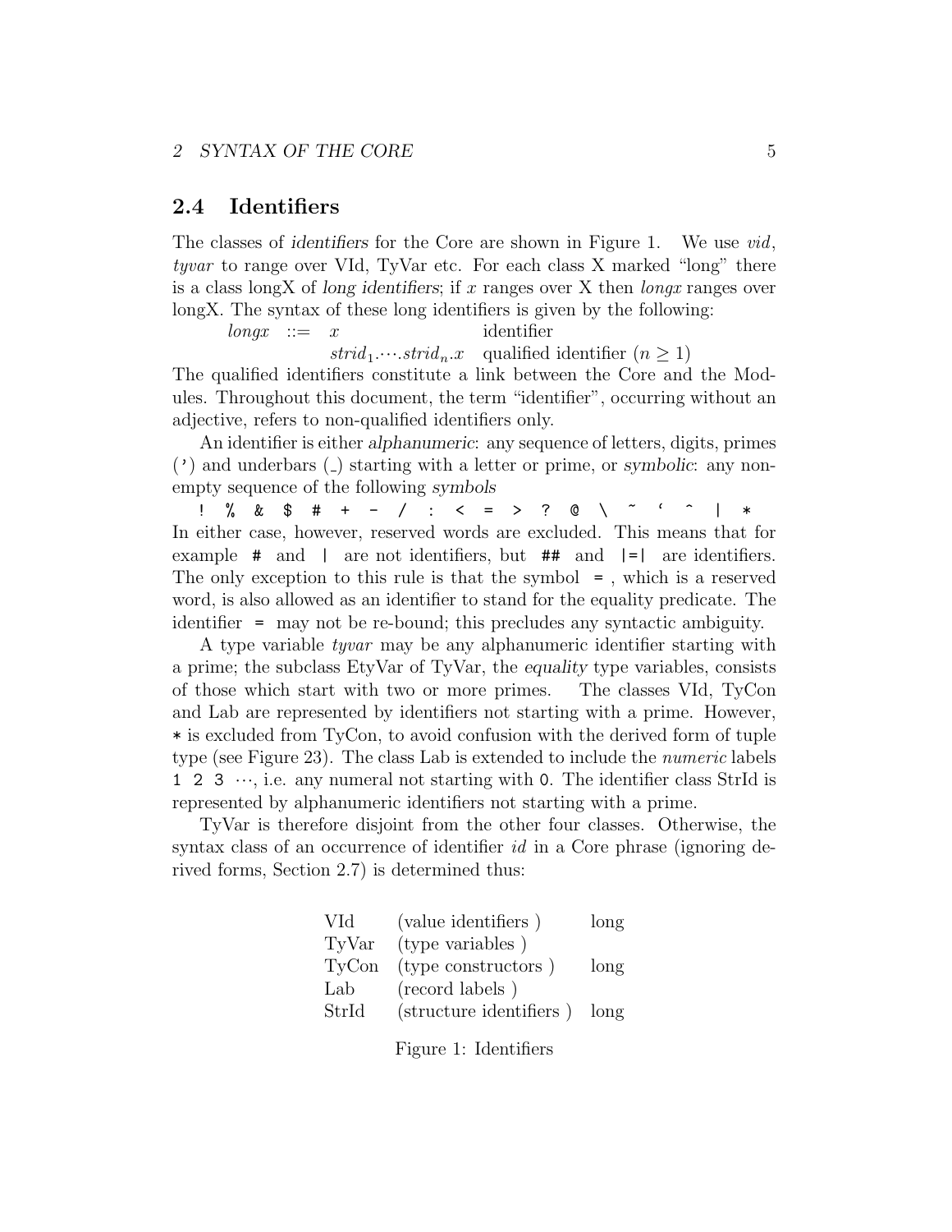## 2.4 Identifiers

The classes of *identifiers* for the Core are shown in Figure 1. We use *vid*, *tyvar* to range over VId, TyVar etc. For each class X marked "long" there is a class longX of *long identifiers*; if $x$ ranges over X then *longx* ranges over longX. The syntax of these long identifiers is given by the following:

| | | | |
|---|---|---|---|
| *longx* | ::= | $x$ | identifier |
| | | $strid_1.\cdots.strid_n.x$ | qualified identifier ($n \geq 1$) |

The qualified identifiers constitute a link between the Core and the Modules. Throughout this document, the term "identifier", occurring without an adjective, refers to non-qualified identifiers only.

An identifier is either *alphanumeric*: any sequence of letters, digits, primes (') and underbars (_) starting with a letter or prime, or *symbolic*: any non-empty sequence of the following *symbols*

`! % & $ # + - / : < = > ? @ \ ~ ‘ ^ | *`

In either case, however, reserved words are excluded. This means that for example `#` and `|` are not identifiers, but `##` and `|=|` are identifiers. The only exception to this rule is that the symbol `=`, which is a reserved word, is also allowed as an identifier to stand for the equality predicate. The identifier `=` may not be re-bound; this precludes any syntactic ambiguity.

A type variable *tyvar* may be any alphanumeric identifier starting with a prime; the subclass EtyVar of TyVar, the *equality* type variables, consists of those which start with two or more primes. The classes VId, TyCon and Lab are represented by identifiers not starting with a prime. However, `*` is excluded from TyCon, to avoid confusion with the derived form of tuple type (see Figure 23). The class Lab is extended to include the *numeric* labels `1 2 3` $\cdots$, i.e. any numeral not starting with `0`. The identifier class StrId is represented by alphanumeric identifiers not starting with a prime.

TyVar is therefore disjoint from the other four classes. Otherwise, the syntax class of an occurrence of identifier *id* in a Core phrase (ignoring derived forms, Section 2.7) is determined thus:

| | | |
|---|---|---|
| VId | (value identifiers ) | long |
| TyVar | (type variables ) | |
| TyCon | (type constructors ) | long |
| Lab | (record labels ) | |
| StrId | (structure identifiers ) | long |

Figure 1: Identifiers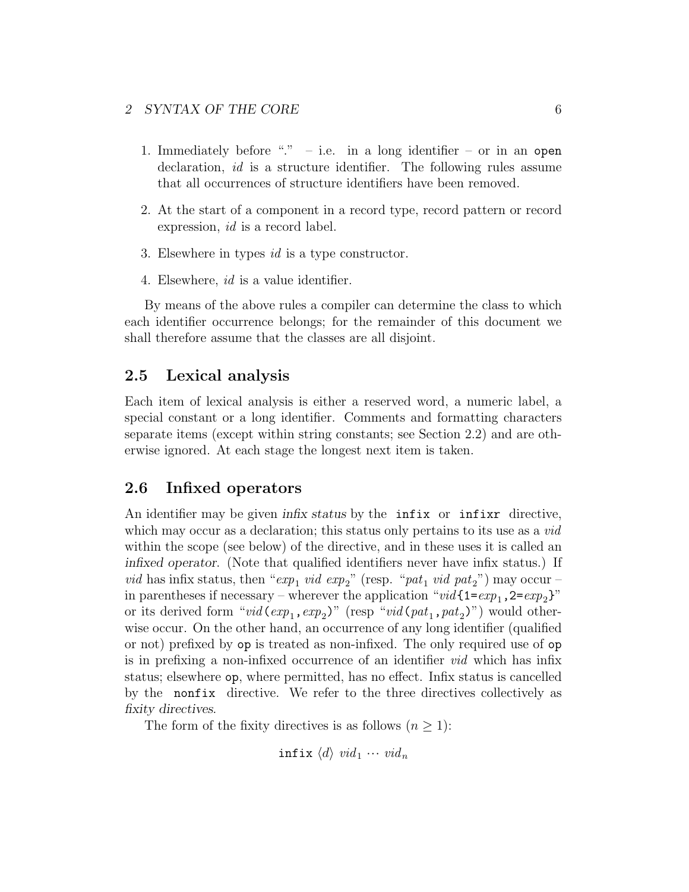1. Immediately before "." – i.e. in a long identifier – or in an `open` declaration, *id* is a structure identifier. The following rules assume that all occurrences of structure identifiers have been removed.

2. At the start of a component in a record type, record pattern or record expression, *id* is a record label.

3. Elsewhere in types *id* is a type constructor.

4. Elsewhere, *id* is a value identifier.

By means of the above rules a compiler can determine the class to which each identifier occurrence belongs; for the remainder of this document we shall therefore assume that the classes are all disjoint.

## 2.5 Lexical analysis

Each item of lexical analysis is either a reserved word, a numeric label, a special constant or a long identifier. Comments and formatting characters separate items (except within string constants; see Section 2.2) and are otherwise ignored. At each stage the longest next item is taken.

## 2.6 Infixed operators

An identifier may be given *infix status* by the `infix` or `infixr` directive, which may occur as a declaration; this status only pertains to its use as a *vid* within the scope (see below) of the directive, and in these uses it is called an *infixed operator*. (Note that qualified identifiers never have infix status.) If *vid* has infix status, then "$exp_1$ *vid* $exp_2$" (resp. "$pat_1$ *vid* $pat_2$") may occur – in parentheses if necessary – wherever the application "*vid*`{1=`$exp_1$`,2=`$exp_2$`}`" or its derived form "*vid*`(`$exp_1$`,`$exp_2$`)`" (resp "*vid*`(`$pat_1$`,`$pat_2$`)`") would otherwise occur. On the other hand, an occurrence of any long identifier (qualified or not) prefixed by `op` is treated as non-infixed. The only required use of `op` is in prefixing a non-infixed occurrence of an identifier *vid* which has infix status; elsewhere `op`, where permitted, has no effect. Infix status is cancelled by the `nonfix` directive. We refer to the three directives collectively as *fixity directives*.

The form of the fixity directives is as follows ($n \geq 1$):

$$\texttt{infix}\ \langle d \rangle\ vid_1 \cdots vid_n$$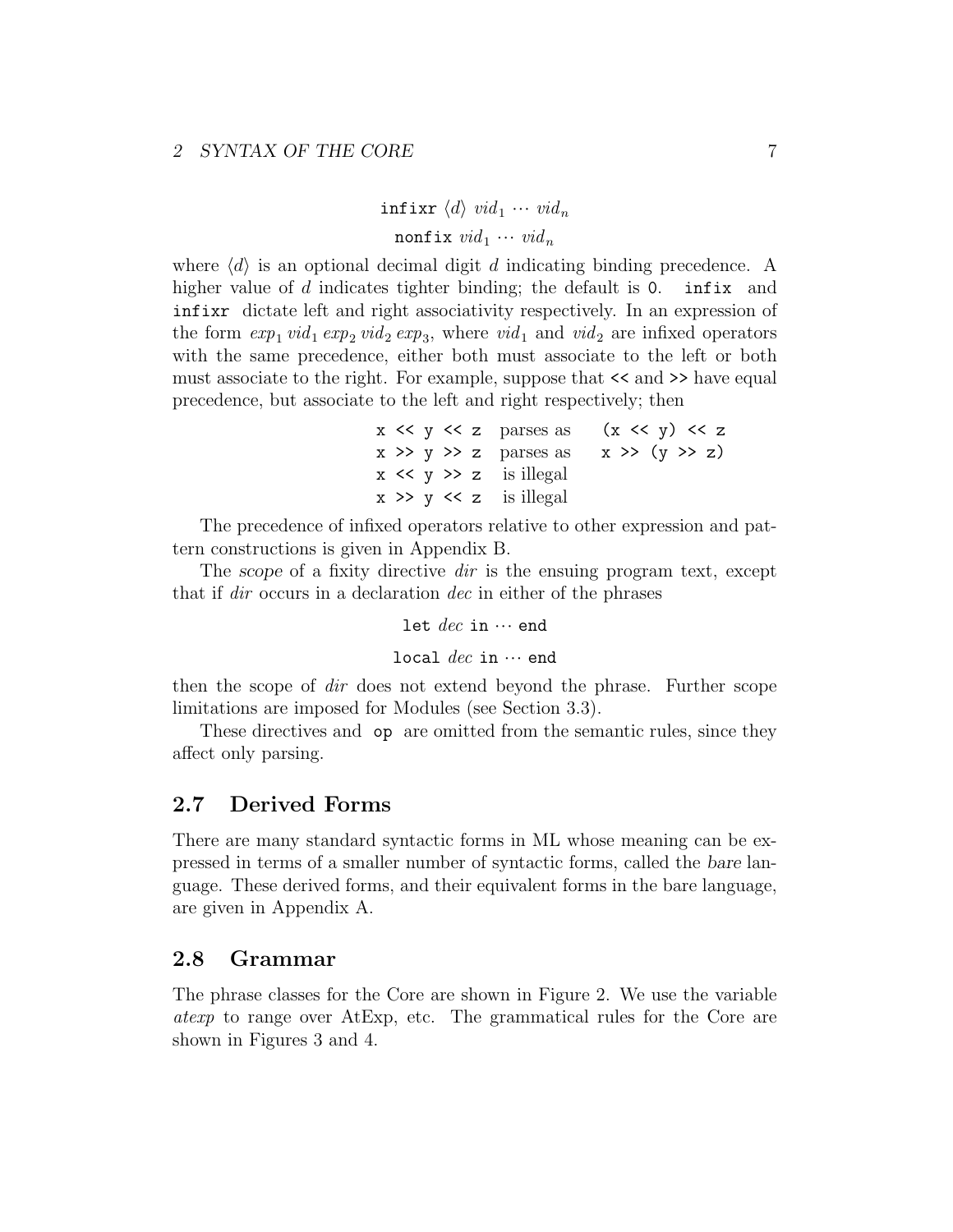$$\texttt{infixr}\ \langle d \rangle\ vid_1 \cdots vid_n$$

$$\texttt{nonfix}\ vid_1 \cdots vid_n$$

where $\langle d \rangle$ is an optional decimal digit $d$ indicating binding precedence. A higher value of $d$ indicates tighter binding; the default is `0`. `infix` and `infixr` dictate left and right associativity respectively. In an expression of the form $exp_1\ vid_1\ exp_2\ vid_2\ exp_3$, where $vid_1$ and $vid_2$ are infixed operators with the same precedence, either both must associate to the left or both must associate to the right. For example, suppose that `<<` and `>>` have equal precedence, but associate to the left and right respectively; then

| | | |
|---|---|---|
| `x << y << z` | parses as | `(x << y) << z` |
| `x >> y >> z` | parses as | `x >> (y >> z)` |
| `x << y >> z` | is illegal | |
| `x >> y << z` | is illegal | |

The precedence of infixed operators relative to other expression and pattern constructions is given in Appendix B.

The *scope* of a fixity directive *dir* is the ensuing program text, except that if *dir* occurs in a declaration *dec* in either of the phrases

$$\texttt{let}\ dec\ \texttt{in} \cdots \texttt{end}$$

$$\texttt{local}\ dec\ \texttt{in} \cdots \texttt{end}$$

then the scope of *dir* does not extend beyond the phrase. Further scope limitations are imposed for Modules (see Section 3.3).

These directives and `op` are omitted from the semantic rules, since they affect only parsing.

## 2.7 Derived Forms

There are many standard syntactic forms in ML whose meaning can be expressed in terms of a smaller number of syntactic forms, called the *bare* language. These derived forms, and their equivalent forms in the bare language, are given in Appendix A.

## 2.8 Grammar

The phrase classes for the Core are shown in Figure 2. We use the variable *atexp* to range over AtExp, etc. The grammatical rules for the Core are shown in Figures 3 and 4.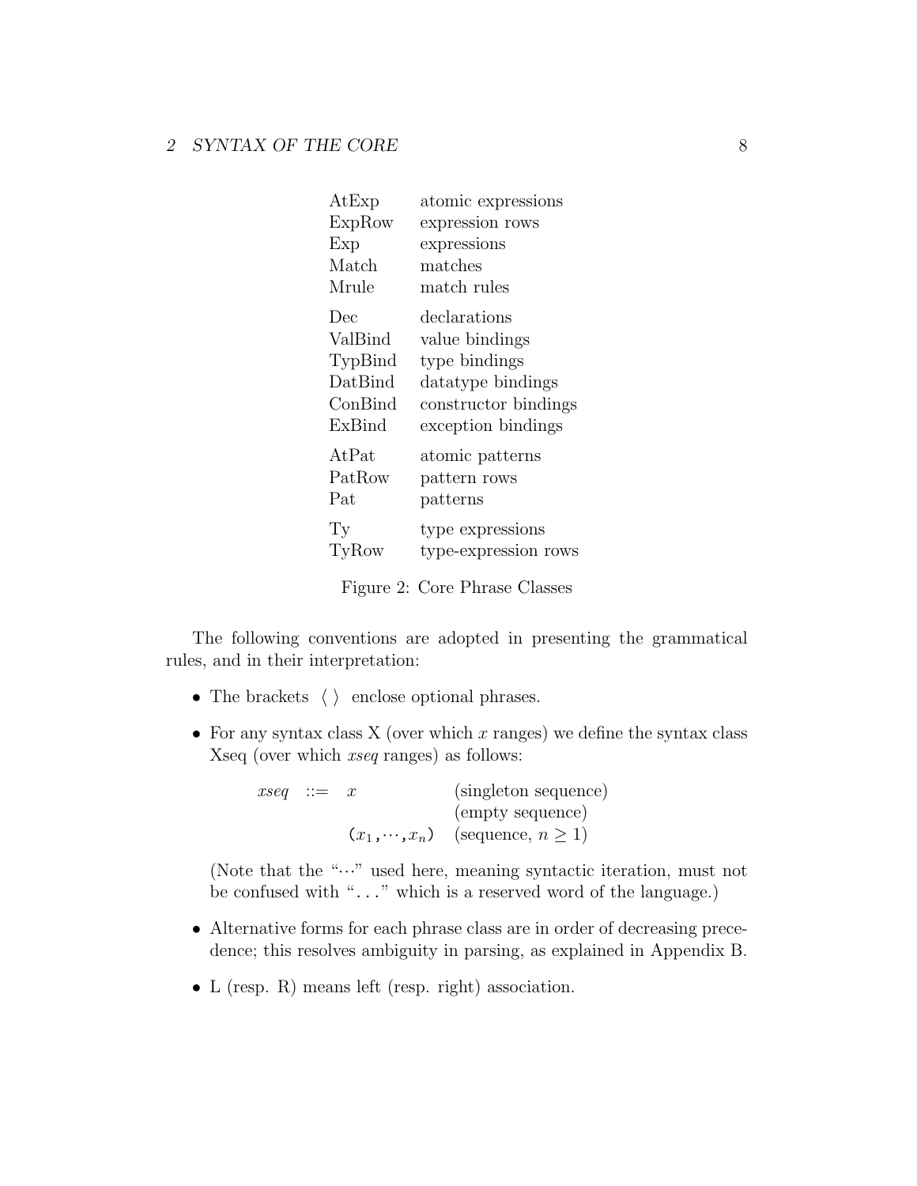| | |
|---|---|
| AtExp | atomic expressions |
| ExpRow | expression rows |
| Exp | expressions |
| Match | matches |
| Mrule | match rules |
| Dec | declarations |
| ValBind | value bindings |
| TypBind | type bindings |
| DatBind | datatype bindings |
| ConBind | constructor bindings |
| ExBind | exception bindings |
| AtPat | atomic patterns |
| PatRow | pattern rows |
| Pat | patterns |
| Ty | type expressions |
| TyRow | type-expression rows |

Figure 2: Core Phrase Classes

The following conventions are adopted in presenting the grammatical rules, and in their interpretation:

- The brackets $\langle\ \rangle$ enclose optional phrases.
- For any syntax class X (over which $x$ ranges) we define the syntax class Xseq (over which *xseq* ranges) as follows:

$$
\begin{array}{lll}
\textit{xseq} ::= & x & \text{(singleton sequence)} \\
 & & \text{(empty sequence)} \\
 & (x_1, \cdots, x_n) & \text{(sequence, } n \geq 1\text{)}
\end{array}
$$

  (Note that the "$\cdots$" used here, meaning syntactic iteration, must not be confused with "..." which is a reserved word of the language.)

- Alternative forms for each phrase class are in order of decreasing precedence; this resolves ambiguity in parsing, as explained in Appendix B.
- L (resp. R) means left (resp. right) association.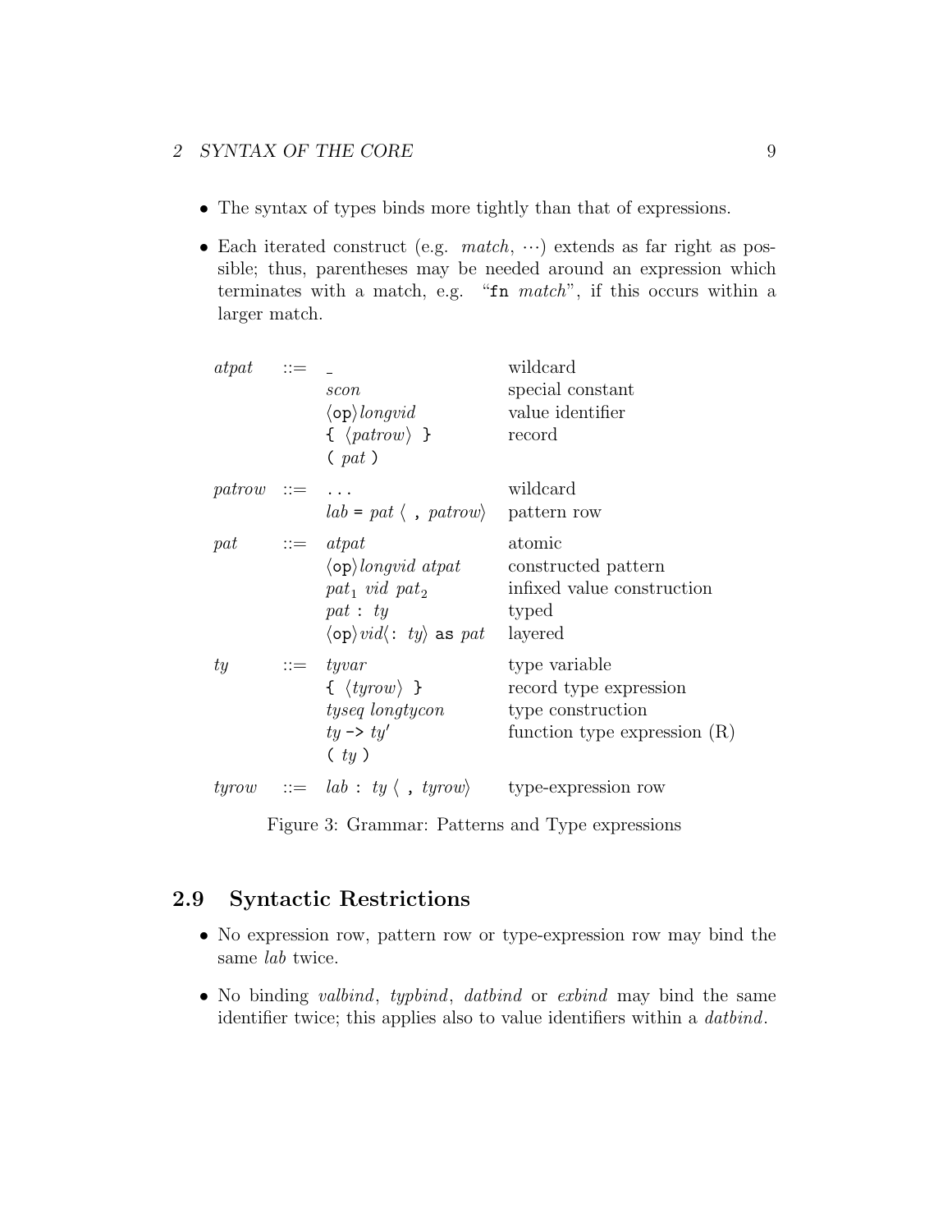- The syntax of types binds more tightly than that of expressions.

- Each iterated construct (e.g. *match*, $\cdots$) extends as far right as possible; thus, parentheses may be needed around an expression which terminates with a match, e.g. "`fn` *match*", if this occurs within a larger match.

| | | | |
|---|---|---|---|
| *atpat* | ::= | `_` | wildcard |
| | | *scon* | special constant |
| | | $\langle$`op`$\rangle$*longvid* | value identifier |
| | | `{` $\langle$*patrow*$\rangle$ `}` | record |
| | | `(` *pat* `)` | |
| *patrow* | ::= | `...` | wildcard |
| | | *lab* `=` *pat* $\langle$ `,` *patrow*$\rangle$ | pattern row |
| *pat* | ::= | *atpat* | atomic |
| | | $\langle$`op`$\rangle$*longvid atpat* | constructed pattern |
| | | $pat_1$ *vid* $pat_2$ | infixed value construction |
| | | *pat* `:` *ty* | typed |
| | | $\langle$`op`$\rangle$*vid*$\langle$`:` *ty*$\rangle$ `as` *pat* | layered |
| *ty* | ::= | *tyvar* | type variable |
| | | `{` $\langle$*tyrow*$\rangle$ `}` | record type expression |
| | | *tyseq longtycon* | type construction |
| | | *ty* `->` *ty*′ | function type expression (R) |
| | | `(` *ty* `)` | |
| *tyrow* | ::= | *lab* `:` *ty* $\langle$ `,` *tyrow*$\rangle$ | type-expression row |

Figure 3: Grammar: Patterns and Type expressions

## 2.9 Syntactic Restrictions

- No expression row, pattern row or type-expression row may bind the same *lab* twice.

- No binding *valbind*, *typbind*, *datbind* or *exbind* may bind the same identifier twice; this applies also to value identifiers within a *datbind*.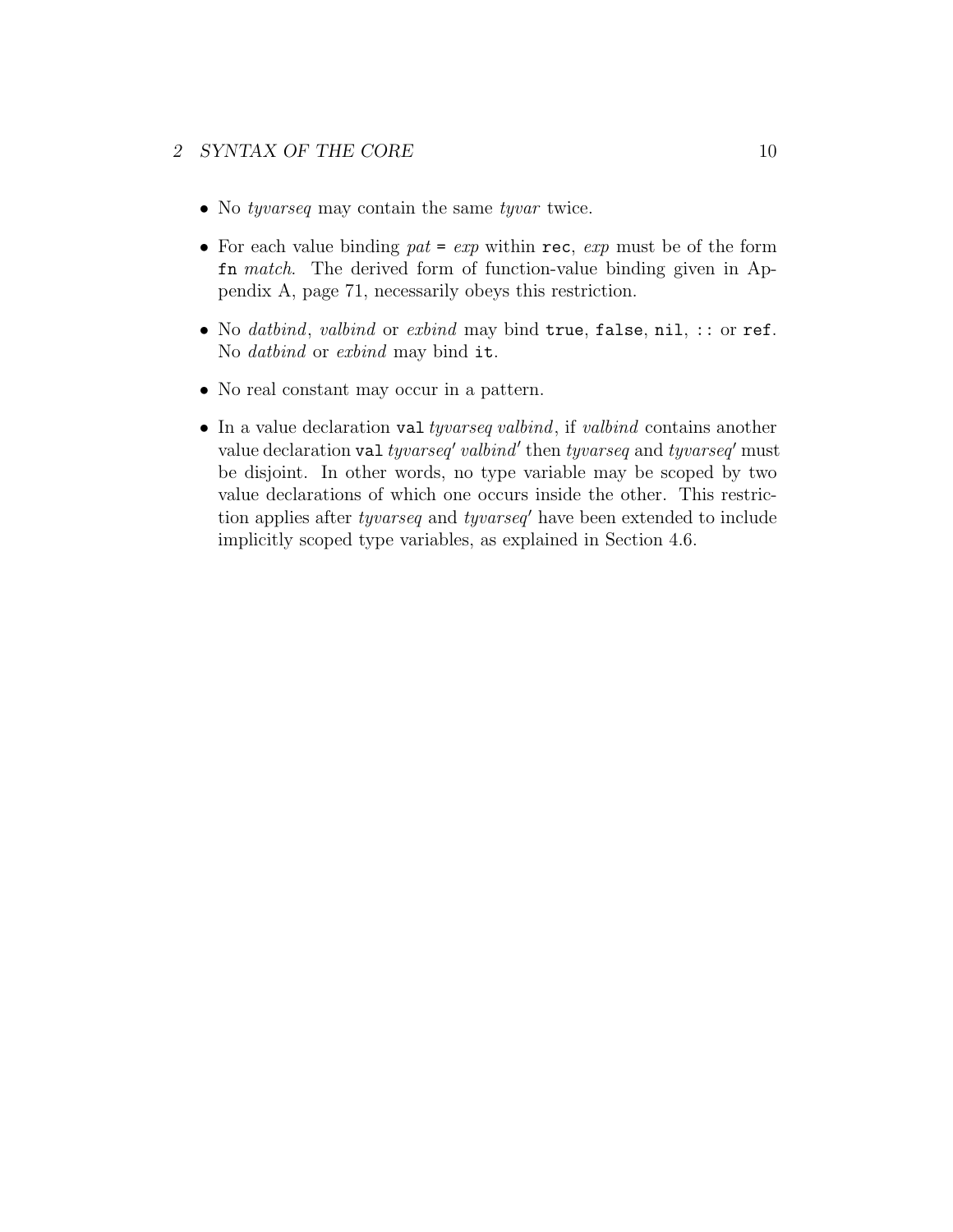- No *tyvarseq* may contain the same *tyvar* twice.

- For each value binding *pat* `=` *exp* within `rec`, *exp* must be of the form `fn` *match*. The derived form of function-value binding given in Appendix A, page 71, necessarily obeys this restriction.

- No *datbind*, *valbind* or *exbind* may bind `true`, `false`, `nil`, `::` or `ref`. No *datbind* or *exbind* may bind `it`.

- No real constant may occur in a pattern.

- In a value declaration `val` *tyvarseq valbind*, if *valbind* contains another value declaration `val` *tyvarseq′ valbind′* then *tyvarseq* and *tyvarseq′* must be disjoint. In other words, no type variable may be scoped by two value declarations of which one occurs inside the other. This restriction applies after *tyvarseq* and *tyvarseq′* have been extended to include implicitly scoped type variables, as explained in Section 4.6.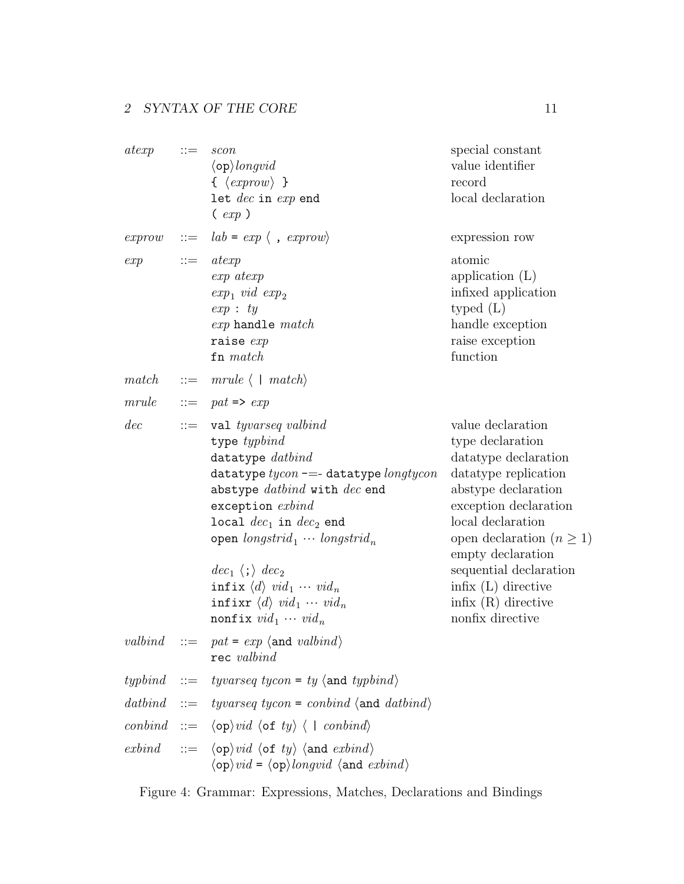| | | | |
|---|---|---|---|
| *atexp* | ::= | *scon* | special constant |
| | | ⟨`op`⟩*longvid* | value identifier |
| | | `{` ⟨*exprow*⟩ `}` | record |
| | | `let` *dec* `in` *exp* `end` | local declaration |
| | | `(` *exp* `)` | |
| *exprow* | ::= | *lab* `=` *exp* ⟨ `,` *exprow*⟩ | expression row |
| *exp* | ::= | *atexp* | atomic |
| | | *exp atexp* | application (L) |
| | | $exp_1$ *vid* $exp_2$ | infixed application |
| | | *exp* `:` *ty* | typed (L) |
| | | *exp* `handle` *match* | handle exception |
| | | `raise` *exp* | raise exception |
| | | `fn` *match* | function |
| *match* | ::= | *mrule* ⟨ `\|` *match*⟩ | |
| *mrule* | ::= | *pat* `=>` *exp* | |
| *dec* | ::= | `val` *tyvarseq valbind* | value declaration |
| | | `type` *typbind* | type declaration |
| | | `datatype` *datbind* | datatype declaration |
| | | `datatype` *tycon* -=- `datatype` *longtycon* | datatype replication |
| | | `abstype` *datbind* `with` *dec* `end` | abstype declaration |
| | | `exception` *exbind* | exception declaration |
| | | `local` $dec_1$ `in` $dec_2$ `end` | local declaration |
| | | `open` $longstrid_1 \cdots longstrid_n$ | open declaration ($n \geq 1$) |
| | | | empty declaration |
| | | $dec_1$ ⟨`;`⟩ $dec_2$ | sequential declaration |
| | | `infix` ⟨*d*⟩ $vid_1 \cdots vid_n$ | infix (L) directive |
| | | `infixr` ⟨*d*⟩ $vid_1 \cdots vid_n$ | infix (R) directive |
| | | `nonfix` $vid_1 \cdots vid_n$ | nonfix directive |
| *valbind* | ::= | *pat* `=` *exp* ⟨`and` *valbind*⟩ | |
| | | `rec` *valbind* | |
| *typbind* | ::= | *tyvarseq tycon* `=` *ty* ⟨`and` *typbind*⟩ | |
| *datbind* | ::= | *tyvarseq tycon* `=` *conbind* ⟨`and` *datbind*⟩ | |
| *conbind* | ::= | ⟨`op`⟩*vid* ⟨`of` *ty*⟩ ⟨ `\|` *conbind*⟩ | |
| *exbind* | ::= | ⟨`op`⟩*vid* ⟨`of` *ty*⟩ ⟨`and` *exbind*⟩ | |
| | | ⟨`op`⟩*vid* `=` ⟨`op`⟩*longvid* ⟨`and` *exbind*⟩ | |

Figure 4: Grammar: Expressions, Matches, Declarations and Bindings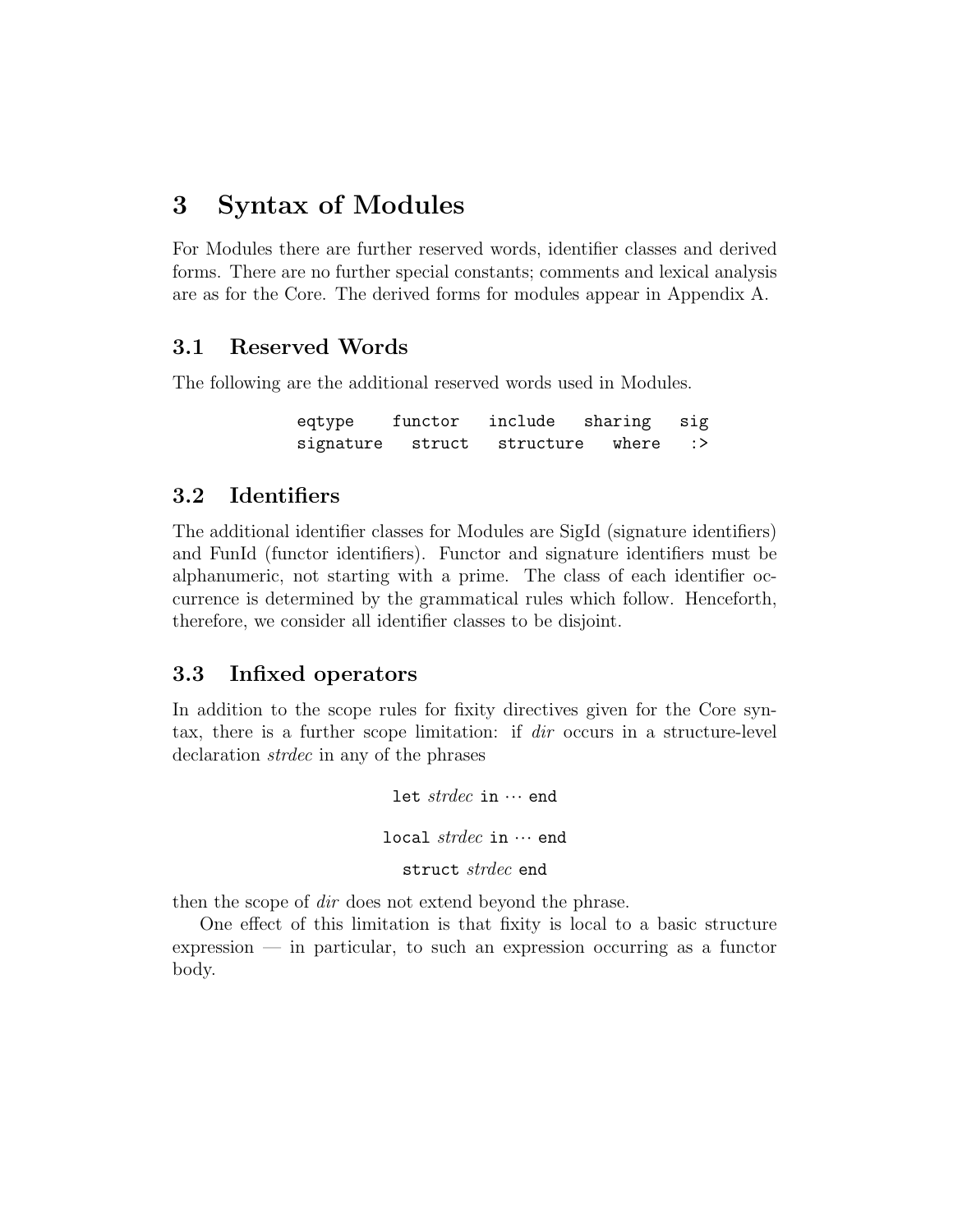# 3 Syntax of Modules

For Modules there are further reserved words, identifier classes and derived forms. There are no further special constants; comments and lexical analysis are as for the Core. The derived forms for modules appear in Appendix A.

## 3.1 Reserved Words

The following are the additional reserved words used in Modules.

```
eqtype     functor   include   sharing   sig
signature   struct   structure   where   :>
```

## 3.2 Identifiers

The additional identifier classes for Modules are SigId (signature identifiers) and FunId (functor identifiers). Functor and signature identifiers must be alphanumeric, not starting with a prime. The class of each identifier occurrence is determined by the grammatical rules which follow. Henceforth, therefore, we consider all identifier classes to be disjoint.

## 3.3 Infixed operators

In addition to the scope rules for fixity directives given for the Core syntax, there is a further scope limitation: if *dir* occurs in a structure-level declaration *strdec* in any of the phrases

`let` *strdec* `in` ⋯ `end`

`local` *strdec* `in` ⋯ `end`

`struct` *strdec* `end`

then the scope of *dir* does not extend beyond the phrase.

One effect of this limitation is that fixity is local to a basic structure expression — in particular, to such an expression occurring as a functor body.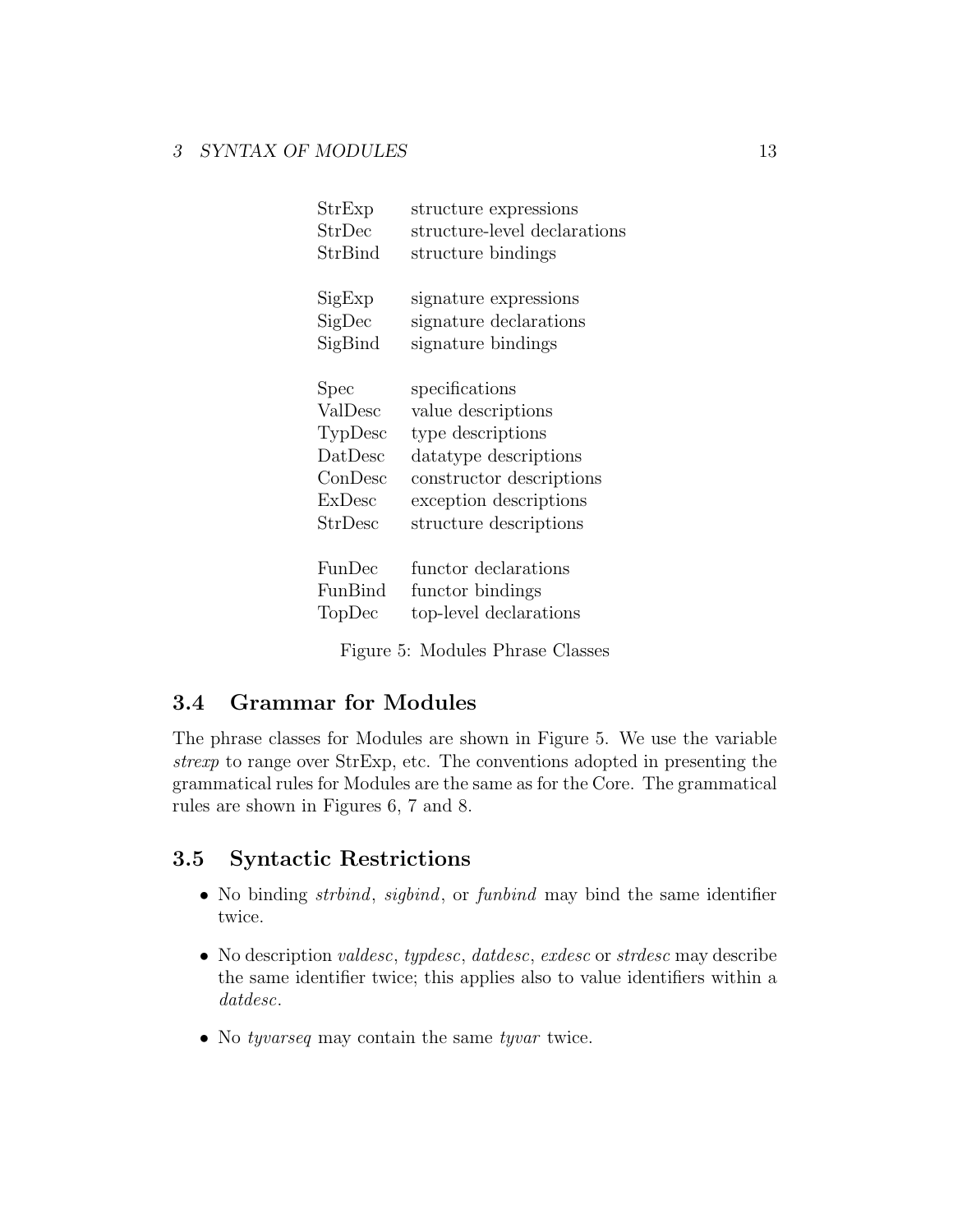| | |
|---|---|
| StrExp | structure expressions |
| StrDec | structure-level declarations |
| StrBind | structure bindings |
| | |
| SigExp | signature expressions |
| SigDec | signature declarations |
| SigBind | signature bindings |
| | |
| Spec | specifications |
| ValDesc | value descriptions |
| TypDesc | type descriptions |
| DatDesc | datatype descriptions |
| ConDesc | constructor descriptions |
| ExDesc | exception descriptions |
| StrDesc | structure descriptions |
| | |
| FunDec | functor declarations |
| FunBind | functor bindings |
| TopDec | top-level declarations |

Figure 5: Modules Phrase Classes

## 3.4 Grammar for Modules

The phrase classes for Modules are shown in Figure 5. We use the variable *strexp* to range over StrExp, etc. The conventions adopted in presenting the grammatical rules for Modules are the same as for the Core. The grammatical rules are shown in Figures 6, 7 and 8.

## 3.5 Syntactic Restrictions

- No binding *strbind*, *sigbind*, or *funbind* may bind the same identifier twice.
- No description *valdesc*, *typdesc*, *datdesc*, *exdesc* or *strdesc* may describe the same identifier twice; this applies also to value identifiers within a *datdesc*.
- No *tyvarseq* may contain the same *tyvar* twice.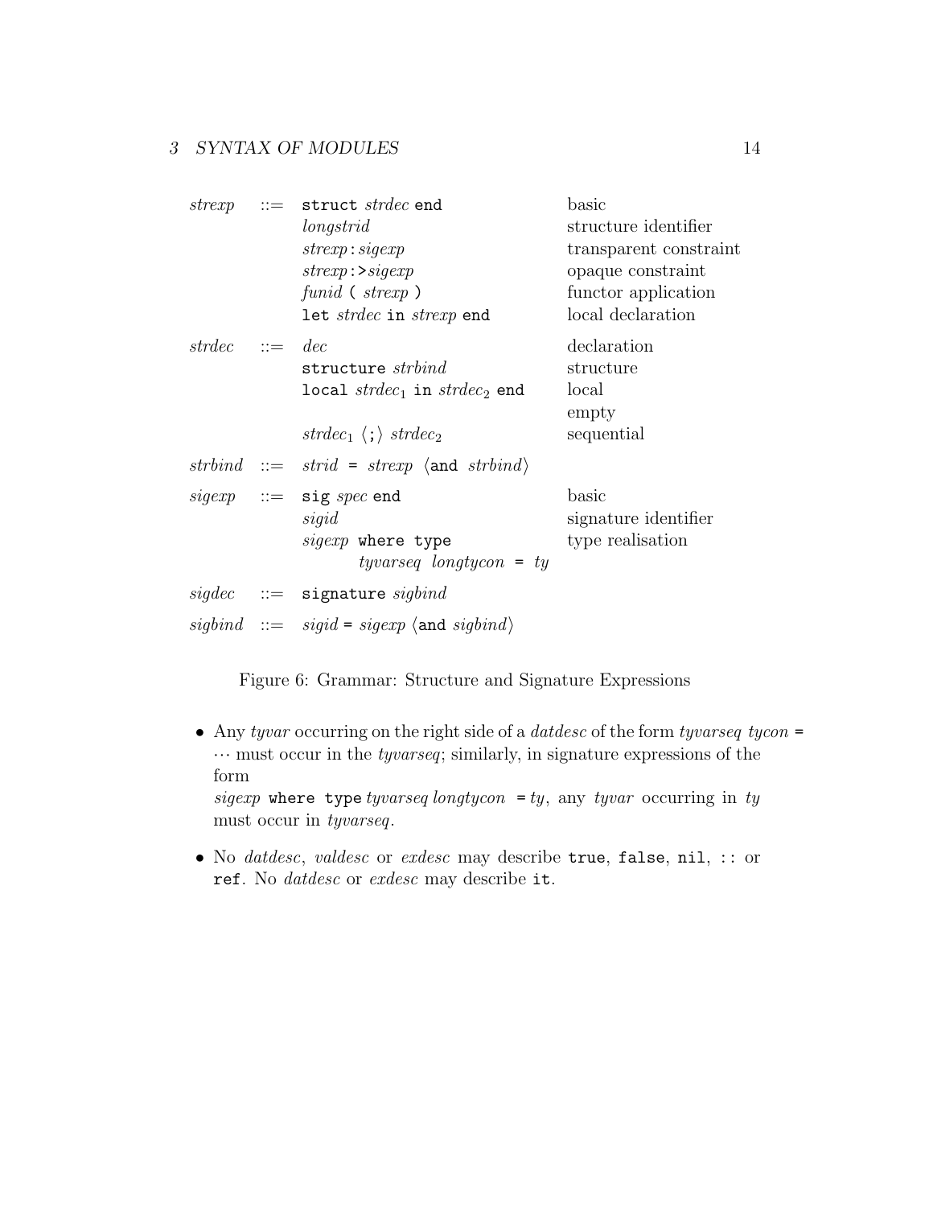| | | | |
|---|---|---|---|
| *strexp* | ::= | `struct` *strdec* `end` | basic |
| | | *longstrid* | structure identifier |
| | | *strexp* `:` *sigexp* | transparent constraint |
| | | *strexp* `:>` *sigexp* | opaque constraint |
| | | *funid* `(` *strexp* `)` | functor application |
| | | `let` *strdec* `in` *strexp* `end` | local declaration |
| *strdec* | ::= | *dec* | declaration |
| | | `structure` *strbind* | structure |
| | | `local` $strdec_1$ `in` $strdec_2$ `end` | local |
| | | | empty |
| | | $strdec_1$ ⟨`;`⟩ $strdec_2$ | sequential |
| *strbind* | ::= | *strid* `=` *strexp* ⟨`and` *strbind*⟩ | |
| *sigexp* | ::= | `sig` *spec* `end` | basic |
| | | *sigid* | signature identifier |
| | | *sigexp* `where type` *tyvarseq longtycon* `=` *ty* | type realisation |
| *sigdec* | ::= | `signature` *sigbind* | |
| *sigbind* | ::= | *sigid* `=` *sigexp* ⟨`and` *sigbind*⟩ | |

Figure 6: Grammar: Structure and Signature Expressions

- Any *tyvar* occurring on the right side of a *datdesc* of the form *tyvarseq tycon* `=` ⋯ must occur in the *tyvarseq*; similarly, in signature expressions of the form *sigexp* `where type` *tyvarseq longtycon* `=` *ty*, any *tyvar* occurring in *ty* must occur in *tyvarseq*.

- No *datdesc*, *valdesc* or *exdesc* may describe `true`, `false`, `nil`, `::` or `ref`. No *datdesc* or *exdesc* may describe `it`.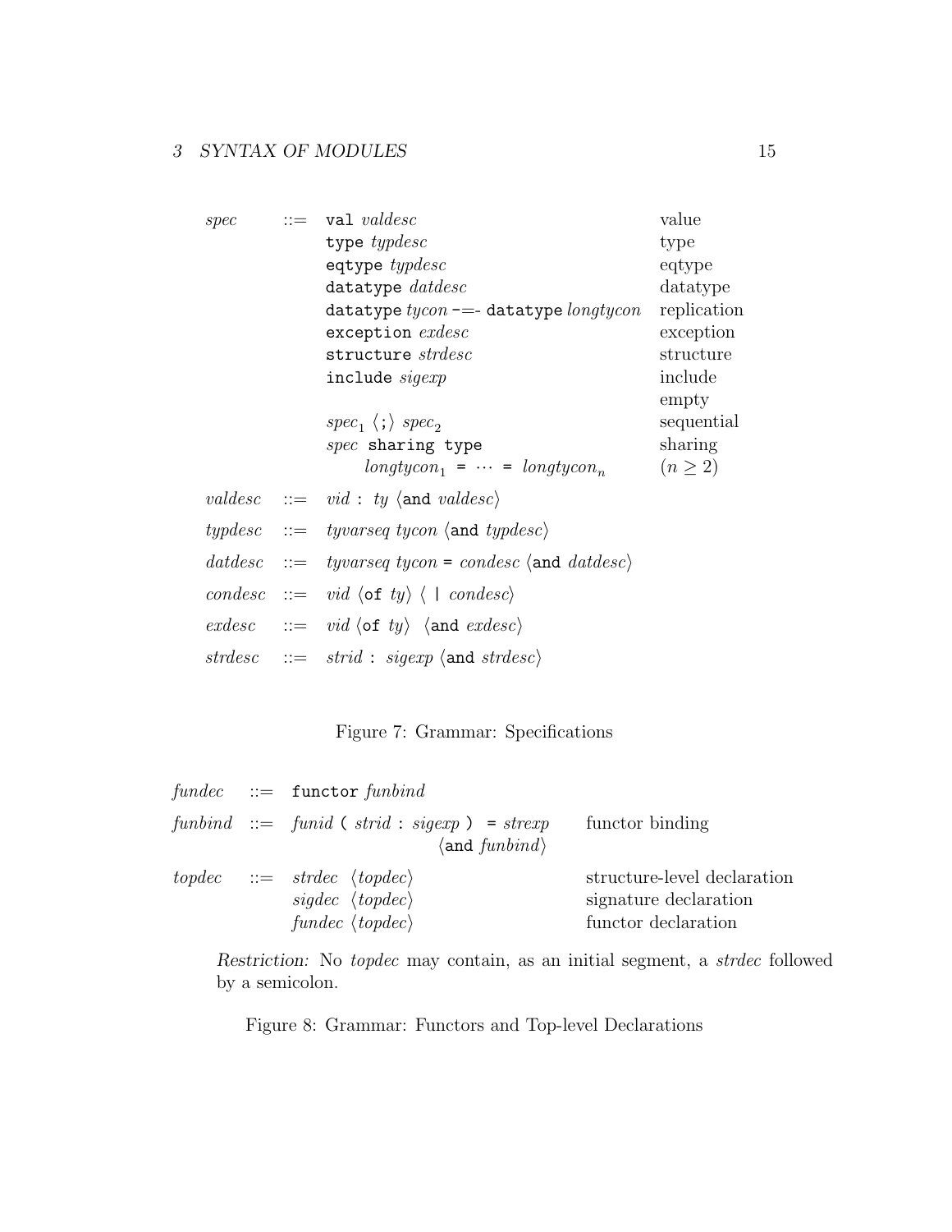| | | | |
|---|---|---|---|
| *spec* | ::= | `val` *valdesc* | value |
| | | `type` *typdesc* | type |
| | | `eqtype` *typdesc* | eqtype |
| | | `datatype` *datdesc* | datatype |
| | | `datatype` *tycon* -=- `datatype` *longtycon* | replication |
| | | `exception` *exdesc* | exception |
| | | `structure` *strdesc* | structure |
| | | `include` *sigexp* | include |
| | | | empty |
| | | $spec_1$ ⟨`;`⟩ $spec_2$ | sequential |
| | | *spec* `sharing type` | sharing |
| | | $longtycon_1$ `=` ⋯ `=` $longtycon_n$ | $(n \geq 2)$ |
| *valdesc* | ::= | *vid* `:` *ty* ⟨`and` *valdesc*⟩ | |
| *typdesc* | ::= | *tyvarseq tycon* ⟨`and` *typdesc*⟩ | |
| *datdesc* | ::= | *tyvarseq tycon* `=` *condesc* ⟨`and` *datdesc*⟩ | |
| *condesc* | ::= | *vid* ⟨`of` *ty*⟩ ⟨ `|` *condesc*⟩ | |
| *exdesc* | ::= | *vid* ⟨`of` *ty*⟩ ⟨`and` *exdesc*⟩ | |
| *strdesc* | ::= | *strid* `:` *sigexp* ⟨`and` *strdesc*⟩ | |

Figure 7: Grammar: Specifications

| | | | |
|---|---|---|---|
| *fundec* | ::= | `functor` *funbind* | |
| *funbind* | ::= | *funid* `(` *strid* `:` *sigexp* `)` `=` *strexp* ⟨`and` *funbind*⟩ | functor binding |
| *topdec* | ::= | *strdec* ⟨*topdec*⟩ | structure-level declaration |
| | | *sigdec* ⟨*topdec*⟩ | signature declaration |
| | | *fundec* ⟨*topdec*⟩ | functor declaration |

*Restriction:* No *topdec* may contain, as an initial segment, a *strdec* followed by a semicolon.

Figure 8: Grammar: Functors and Top-level Declarations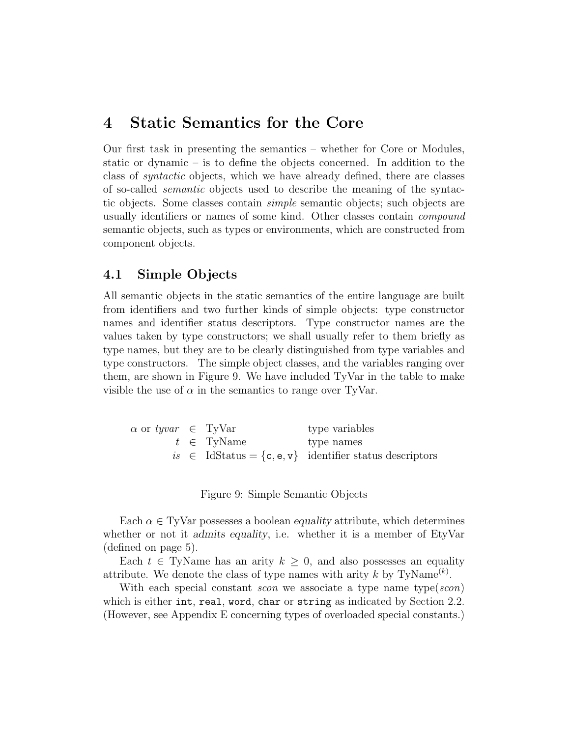# 4 Static Semantics for the Core

Our first task in presenting the semantics – whether for Core or Modules, static or dynamic – is to define the objects concerned. In addition to the class of *syntactic* objects, which we have already defined, there are classes of so-called *semantic* objects used to describe the meaning of the syntactic objects. Some classes contain *simple* semantic objects; such objects are usually identifiers or names of some kind. Other classes contain *compound* semantic objects, such as types or environments, which are constructed from component objects.

## 4.1 Simple Objects

All semantic objects in the static semantics of the entire language are built from identifiers and two further kinds of simple objects: type constructor names and identifier status descriptors. Type constructor names are the values taken by type constructors; we shall usually refer to them briefly as type names, but they are to be clearly distinguished from type variables and type constructors. The simple object classes, and the variables ranging over them, are shown in Figure 9. We have included TyVar in the table to make visible the use of $\alpha$ in the semantics to range over TyVar.

| | | | |
|---|---|---|---|
| $\alpha$ or *tyvar* | $\in$ | TyVar | type variables |
| $t$ | $\in$ | TyName | type names |
| *is* | $\in$ | $\mathrm{IdStatus} = \{\mathtt{c}, \mathtt{e}, \mathtt{v}\}$ | identifier status descriptors |

Figure 9: Simple Semantic Objects

Each $\alpha \in$ TyVar possesses a boolean *equality* attribute, which determines whether or not it *admits equality*, i.e. whether it is a member of EtyVar (defined on page 5).

Each $t \in$ TyName has an arity $k \geq 0$, and also possesses an equality attribute. We denote the class of type names with arity $k$ by $\mathrm{TyName}^{(k)}$.

With each special constant *scon* we associate a type name type(*scon*) which is either `int`, `real`, `word`, `char` or `string` as indicated by Section 2.2. (However, see Appendix E concerning types of overloaded special constants.)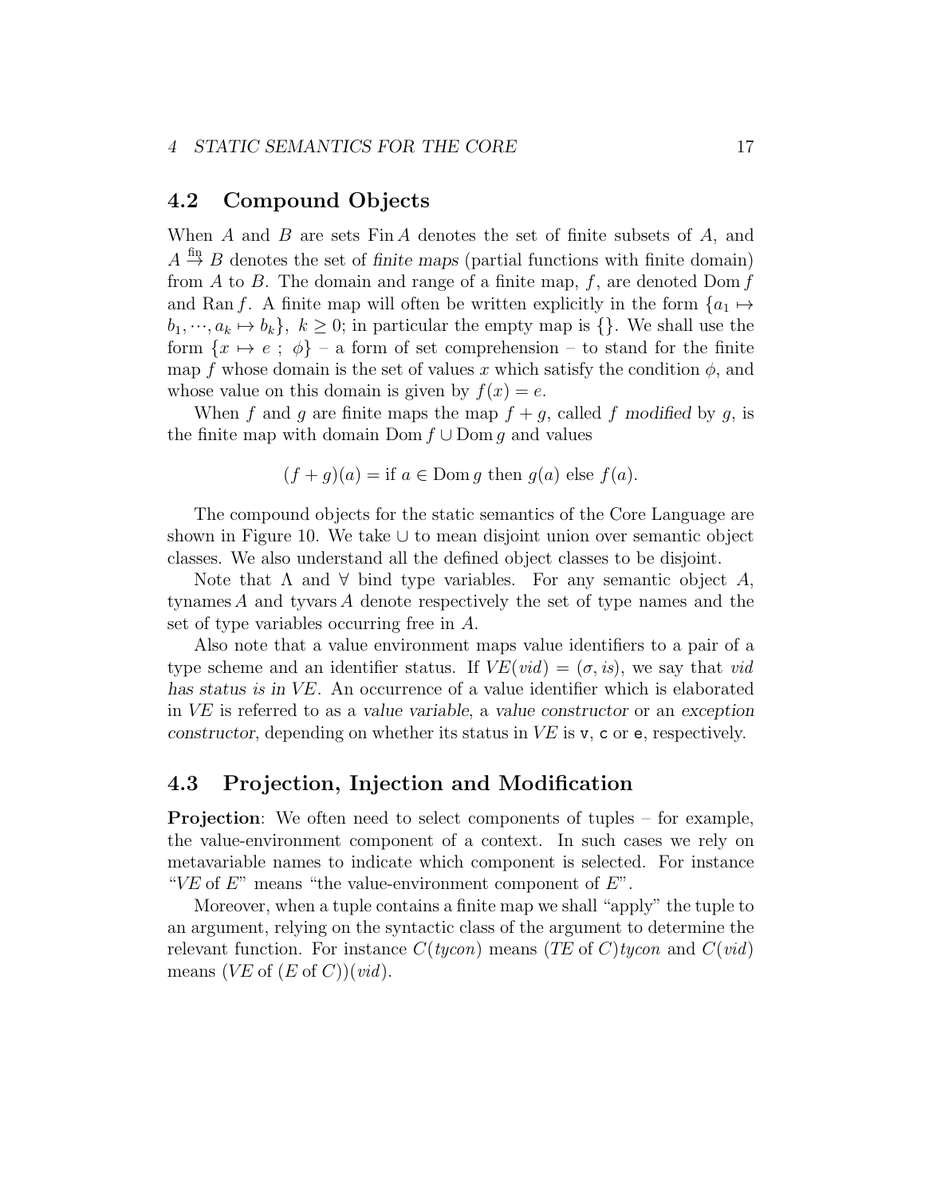## 4.2 Compound Objects

When $A$ and $B$ are sets $\mathrm{Fin}\, A$ denotes the set of finite subsets of $A$, and $A \stackrel{\mathrm{fin}}{\to} B$ denotes the set of *finite maps* (partial functions with finite domain) from $A$ to $B$. The domain and range of a finite map, $f$, are denoted $\mathrm{Dom}\, f$ and $\mathrm{Ran}\, f$. A finite map will often be written explicitly in the form $\{a_1 \mapsto b_1, \cdots, a_k \mapsto b_k\},\ k \geq 0$; in particular the empty map is $\{\}$. We shall use the form $\{x \mapsto e\ ;\ \phi\}$ – a form of set comprehension – to stand for the finite map $f$ whose domain is the set of values $x$ which satisfy the condition $\phi$, and whose value on this domain is given by $f(x) = e$.

When $f$ and $g$ are finite maps the map $f + g$, called $f$ *modified* by $g$, is the finite map with domain $\mathrm{Dom}\, f \cup \mathrm{Dom}\, g$ and values

$$(f + g)(a) = \text{if } a \in \mathrm{Dom}\, g \text{ then } g(a) \text{ else } f(a).$$

The compound objects for the static semantics of the Core Language are shown in Figure 10. We take $\cup$ to mean disjoint union over semantic object classes. We also understand all the defined object classes to be disjoint.

Note that $\Lambda$ and $\forall$ bind type variables. For any semantic object $A$, $\mathrm{tynames}\, A$ and $\mathrm{tyvars}\, A$ denote respectively the set of type names and the set of type variables occurring free in $A$.

Also note that a value environment maps value identifiers to a pair of a type scheme and an identifier status. If $VE(vid) = (\sigma, is)$, we say that $vid$ *has status $is$ in $VE$*. An occurrence of a value identifier which is elaborated in $VE$ is referred to as a *value variable*, a *value constructor* or an *exception constructor*, depending on whether its status in $VE$ is `v`, `c` or `e`, respectively.

## 4.3 Projection, Injection and Modification

**Projection**: We often need to select components of tuples – for example, the value-environment component of a context. In such cases we rely on metavariable names to indicate which component is selected. For instance "$VE$ of $E$" means "the value-environment component of $E$".

Moreover, when a tuple contains a finite map we shall "apply" the tuple to an argument, relying on the syntactic class of the argument to determine the relevant function. For instance $C(tycon)$ means $(TE \text{ of } C)tycon$ and $C(vid)$ means $(VE \text{ of } (E \text{ of } C))(vid)$.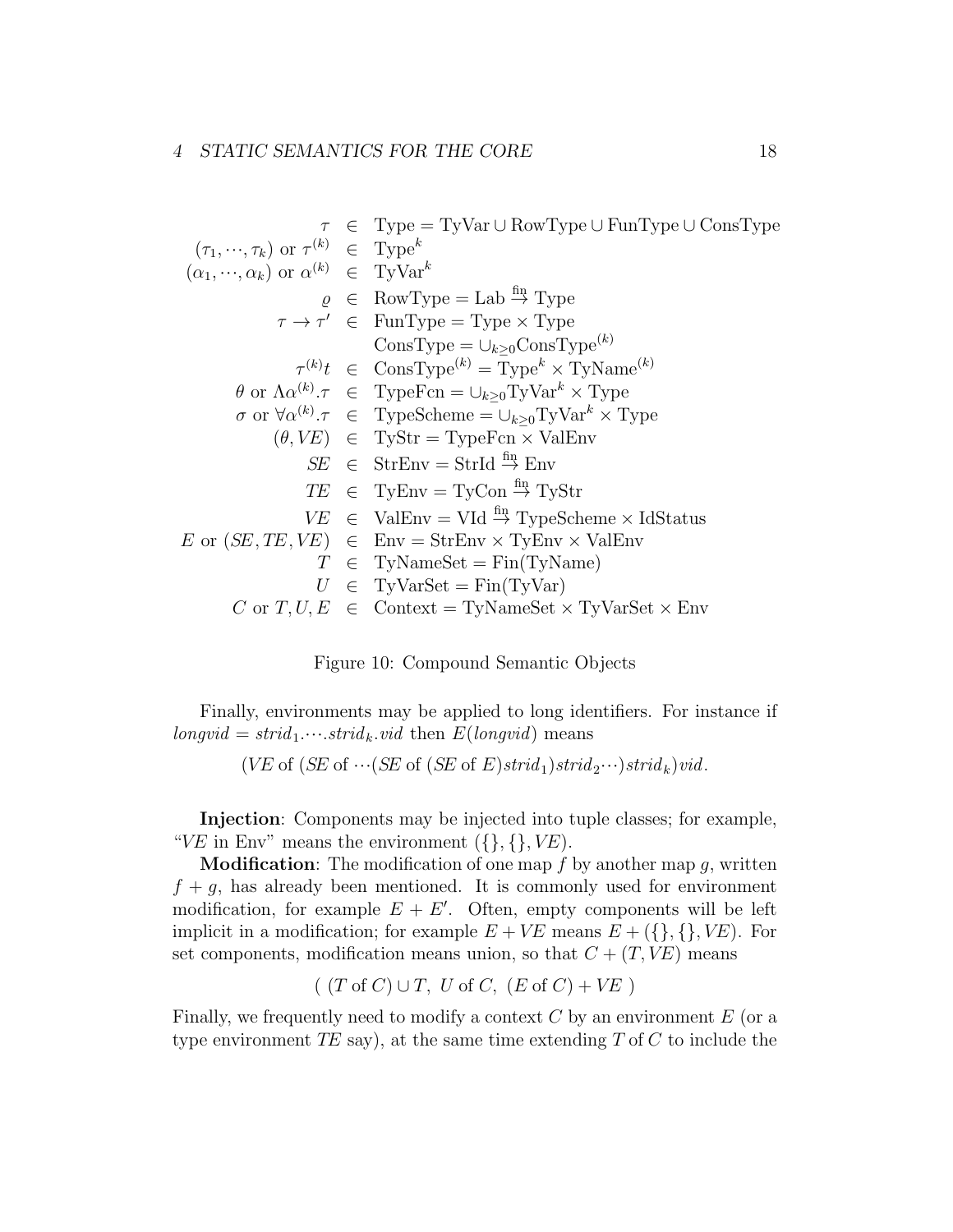$$
\begin{array}{rcl}
\tau & \in & \mathrm{Type} = \mathrm{TyVar} \cup \mathrm{RowType} \cup \mathrm{FunType} \cup \mathrm{ConsType} \\
(\tau_1, \cdots, \tau_k) \text{ or } \tau^{(k)} & \in & \mathrm{Type}^k \\
(\alpha_1, \cdots, \alpha_k) \text{ or } \alpha^{(k)} & \in & \mathrm{TyVar}^k \\
\varrho & \in & \mathrm{RowType} = \mathrm{Lab} \stackrel{\mathrm{fin}}{\to} \mathrm{Type} \\
\tau \to \tau' & \in & \mathrm{FunType} = \mathrm{Type} \times \mathrm{Type} \\
 & & \mathrm{ConsType} = \cup_{k \geq 0} \mathrm{ConsType}^{(k)} \\
\tau^{(k)} t & \in & \mathrm{ConsType}^{(k)} = \mathrm{Type}^k \times \mathrm{TyName}^{(k)} \\
\theta \text{ or } \Lambda \alpha^{(k)}.\tau & \in & \mathrm{TypeFcn} = \cup_{k \geq 0} \mathrm{TyVar}^k \times \mathrm{Type} \\
\sigma \text{ or } \forall \alpha^{(k)}.\tau & \in & \mathrm{TypeScheme} = \cup_{k \geq 0} \mathrm{TyVar}^k \times \mathrm{Type} \\
(\theta, VE) & \in & \mathrm{TyStr} = \mathrm{TypeFcn} \times \mathrm{ValEnv} \\
SE & \in & \mathrm{StrEnv} = \mathrm{StrId} \stackrel{\mathrm{fin}}{\to} \mathrm{Env} \\
TE & \in & \mathrm{TyEnv} = \mathrm{TyCon} \stackrel{\mathrm{fin}}{\to} \mathrm{TyStr} \\
VE & \in & \mathrm{ValEnv} = \mathrm{VId} \stackrel{\mathrm{fin}}{\to} \mathrm{TypeScheme} \times \mathrm{IdStatus} \\
E \text{ or } (SE, TE, VE) & \in & \mathrm{Env} = \mathrm{StrEnv} \times \mathrm{TyEnv} \times \mathrm{ValEnv} \\
T & \in & \mathrm{TyNameSet} = \mathrm{Fin}(\mathrm{TyName}) \\
U & \in & \mathrm{TyVarSet} = \mathrm{Fin}(\mathrm{TyVar}) \\
C \text{ or } T, U, E & \in & \mathrm{Context} = \mathrm{TyNameSet} \times \mathrm{TyVarSet} \times \mathrm{Env}
\end{array}
$$

Figure 10: Compound Semantic Objects

Finally, environments may be applied to long identifiers. For instance if $longvid = strid_1.\cdots.strid_k.vid$ then $E(longvid)$ means

$$(VE \text{ of } (SE \text{ of } \cdots (SE \text{ of } (SE \text{ of } E)strid_1)strid_2 \cdots)strid_k)vid.$$

**Injection**: Components may be injected into tuple classes; for example, "$VE$ in Env" means the environment $(\{\}, \{\}, VE)$.

**Modification**: The modification of one map $f$ by another map $g$, written $f + g$, has already been mentioned. It is commonly used for environment modification, for example $E + E'$. Often, empty components will be left implicit in a modification; for example $E + VE$ means $E + (\{\}, \{\}, VE)$. For set components, modification means union, so that $C + (T, VE)$ means

$$(\ (T \text{ of } C) \cup T,\ U \text{ of } C,\ (E \text{ of } C) + VE\ )$$

Finally, we frequently need to modify a context $C$ by an environment $E$ (or a type environment $TE$ say), at the same time extending $T$ of $C$ to include the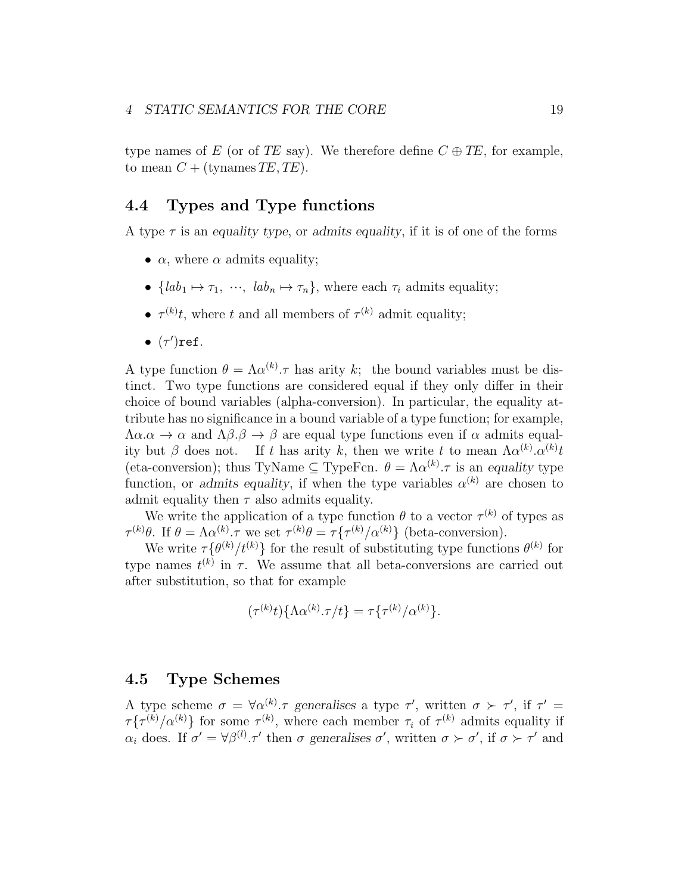type names of $E$ (or of $TE$ say). We therefore define $C \oplus TE$, for example, to mean $C + (\text{tynames}\,TE, TE)$.

## 4.4 Types and Type functions

A type $\tau$ is an *equality type*, or *admits equality*, if it is of one of the forms

- $\alpha$, where $\alpha$ admits equality;
- $\{lab_1 \mapsto \tau_1,\ \cdots,\ lab_n \mapsto \tau_n\}$, where each $\tau_i$ admits equality;
- $\tau^{(k)}t$, where $t$ and all members of $\tau^{(k)}$ admit equality;
- $(\tau')\mathtt{ref}$.

A type function $\theta = \Lambda\alpha^{(k)}.\tau$ has arity $k$; the bound variables must be distinct. Two type functions are considered equal if they only differ in their choice of bound variables (alpha-conversion). In particular, the equality attribute has no significance in a bound variable of a type function; for example, $\Lambda\alpha.\alpha \to \alpha$ and $\Lambda\beta.\beta \to \beta$ are equal type functions even if $\alpha$ admits equality but $\beta$ does not. If $t$ has arity $k$, then we write $t$ to mean $\Lambda\alpha^{(k)}.\alpha^{(k)}t$ (eta-conversion); thus $\text{TyName} \subseteq \text{TypeFcn}$. $\theta = \Lambda\alpha^{(k)}.\tau$ is an *equality* type function, or *admits equality*, if when the type variables $\alpha^{(k)}$ are chosen to admit equality then $\tau$ also admits equality.

We write the application of a type function $\theta$ to a vector $\tau^{(k)}$ of types as $\tau^{(k)}\theta$. If $\theta = \Lambda\alpha^{(k)}.\tau$ we set $\tau^{(k)}\theta = \tau\{\tau^{(k)}/\alpha^{(k)}\}$ (beta-conversion).

We write $\tau\{\theta^{(k)}/t^{(k)}\}$ for the result of substituting type functions $\theta^{(k)}$ for type names $t^{(k)}$ in $\tau$. We assume that all beta-conversions are carried out after substitution, so that for example

$$(\tau^{(k)}t)\{\Lambda\alpha^{(k)}.\tau/t\} = \tau\{\tau^{(k)}/\alpha^{(k)}\}.$$

## 4.5 Type Schemes

A type scheme $\sigma = \forall\alpha^{(k)}.\tau$ *generalises* a type $\tau'$, written $\sigma \succ \tau'$, if $\tau' = \tau\{\tau^{(k)}/\alpha^{(k)}\}$ for some $\tau^{(k)}$, where each member $\tau_i$ of $\tau^{(k)}$ admits equality if $\alpha_i$ does. If $\sigma' = \forall\beta^{(l)}.\tau'$ then $\sigma$ *generalises* $\sigma'$, written $\sigma \succ \sigma'$, if $\sigma \succ \tau'$ and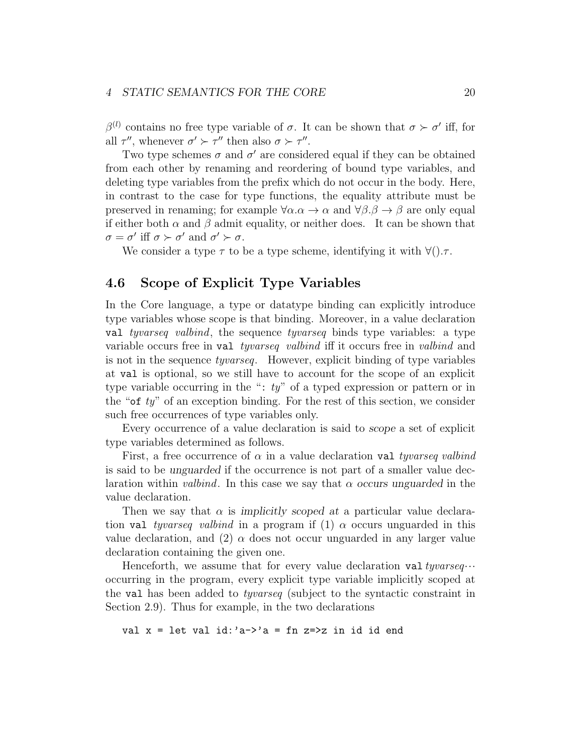$\beta^{(l)}$ contains no free type variable of $\sigma$. It can be shown that $\sigma \succ \sigma'$ iff, for all $\tau''$, whenever $\sigma' \succ \tau''$ then also $\sigma \succ \tau''$.

Two type schemes $\sigma$ and $\sigma'$ are considered equal if they can be obtained from each other by renaming and reordering of bound type variables, and deleting type variables from the prefix which do not occur in the body. Here, in contrast to the case for type functions, the equality attribute must be preserved in renaming; for example $\forall\alpha.\alpha \to \alpha$ and $\forall\beta.\beta \to \beta$ are only equal if either both $\alpha$ and $\beta$ admit equality, or neither does. It can be shown that $\sigma = \sigma'$ iff $\sigma \succ \sigma'$ and $\sigma' \succ \sigma$.

We consider a type $\tau$ to be a type scheme, identifying it with $\forall().\tau$.

## 4.6 Scope of Explicit Type Variables

In the Core language, a type or datatype binding can explicitly introduce type variables whose scope is that binding. Moreover, in a value declaration `val` *tyvarseq valbind*, the sequence *tyvarseq* binds type variables: a type variable occurs free in `val` *tyvarseq valbind* iff it occurs free in *valbind* and is not in the sequence *tyvarseq*. However, explicit binding of type variables at `val` is optional, so we still have to account for the scope of an explicit type variable occurring in the "`:` *ty*" of a typed expression or pattern or in the "`of` *ty*" of an exception binding. For the rest of this section, we consider such free occurrences of type variables only.

Every occurrence of a value declaration is said to *scope* a set of explicit type variables determined as follows.

First, a free occurrence of $\alpha$ in a value declaration `val` *tyvarseq valbind* is said to be *unguarded* if the occurrence is not part of a smaller value declaration within *valbind*. In this case we say that $\alpha$ *occurs unguarded* in the value declaration.

Then we say that $\alpha$ is *implicitly scoped at* a particular value declaration `val` *tyvarseq valbind* in a program if (1) $\alpha$ occurs unguarded in this value declaration, and (2) $\alpha$ does not occur unguarded in any larger value declaration containing the given one.

Henceforth, we assume that for every value declaration `val` *tyvarseq*$\cdots$ occurring in the program, every explicit type variable implicitly scoped at the `val` has been added to *tyvarseq* (subject to the syntactic constraint in Section 2.9). Thus for example, in the two declarations

```
val x = let val id:'a->'a = fn z=>z in id id end
```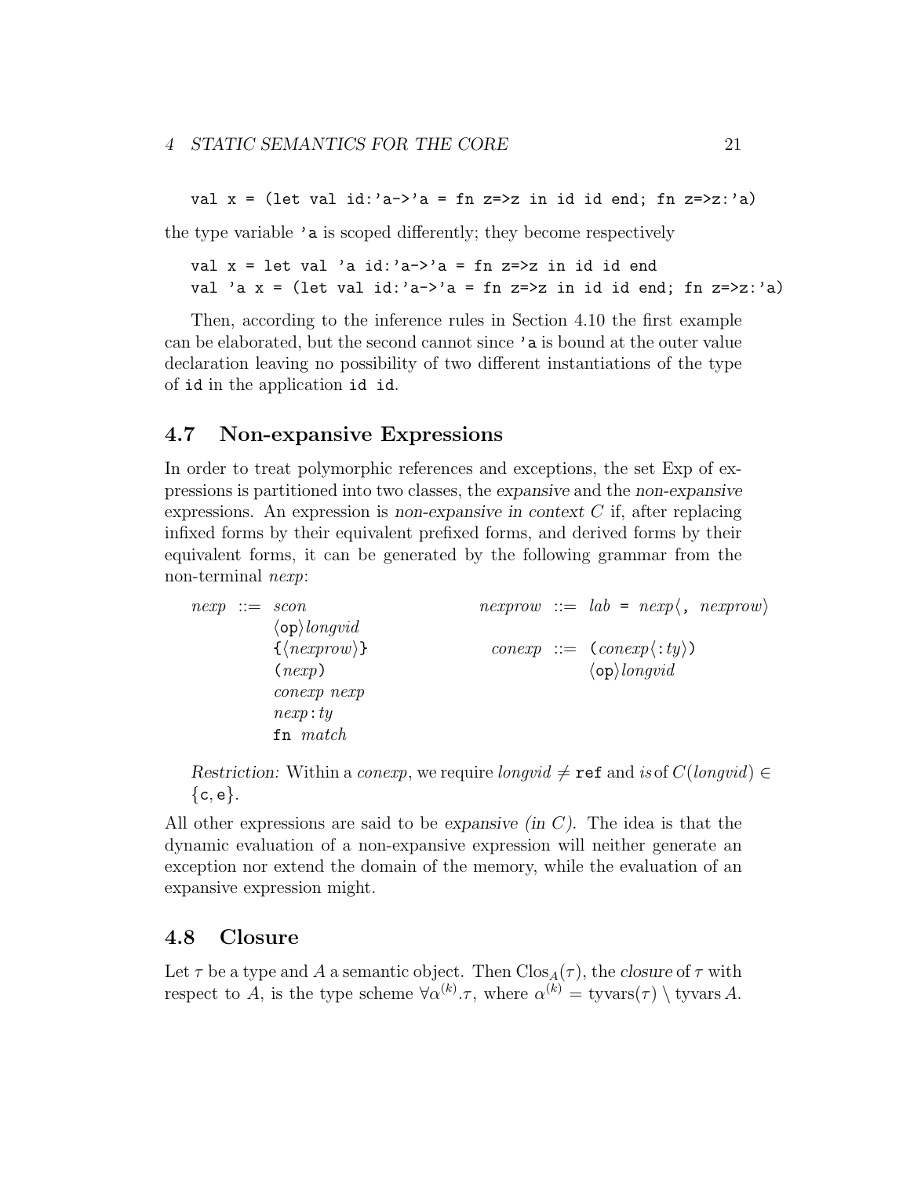```
val x = (let val id:'a->'a = fn z=>z in id id end; fn z=>z:'a)
```

the type variable `'a` is scoped differently; they become respectively

```
val x = let val 'a id:'a->'a = fn z=>z in id id end
val 'a x = (let val id:'a->'a = fn z=>z in id id end; fn z=>z:'a)
```

Then, according to the inference rules in Section 4.10 the first example can be elaborated, but the second cannot since `'a` is bound at the outer value declaration leaving no possibility of two different instantiations of the type of `id` in the application `id id`.

## 4.7 Non-expansive Expressions

In order to treat polymorphic references and exceptions, the set Exp of expressions is partitioned into two classes, the *expansive* and the *non-expansive* expressions. An expression is *non-expansive in context* $C$ if, after replacing infixed forms by their equivalent prefixed forms, and derived forms by their equivalent forms, it can be generated by the following grammar from the non-terminal *nexp*:

$$
\begin{array}{lcl}
\mathit{nexp} & ::= & \mathit{scon} \\
 & & \langle \texttt{op} \rangle \mathit{longvid} \\
 & & \texttt{\{} \langle \mathit{nexprow} \rangle \texttt{\}} \\
 & & \texttt{(} \mathit{nexp} \texttt{)} \\
 & & \mathit{conexp}\ \mathit{nexp} \\
 & & \mathit{nexp} \texttt{:} \mathit{ty} \\
 & & \texttt{fn}\ \mathit{match}
\end{array}
\qquad
\begin{array}{lcl}
\mathit{nexprow} & ::= & \mathit{lab}\ \texttt{=}\ \mathit{nexp} \langle \texttt{,}\ \mathit{nexprow} \rangle \\
 & & \\
\mathit{conexp} & ::= & \texttt{(} \mathit{conexp} \langle \texttt{:} \mathit{ty} \rangle \texttt{)} \\
 & & \langle \texttt{op} \rangle \mathit{longvid}
\end{array}
$$

*Restriction:* Within a *conexp*, we require $\mathit{longvid} \neq \texttt{ref}$ and $\mathit{is}\,\mathrm{of}\, C(\mathit{longvid}) \in \{\mathsf{c}, \mathsf{e}\}$.

All other expressions are said to be *expansive (in $C$)*. The idea is that the dynamic evaluation of a non-expansive expression will neither generate an exception nor extend the domain of the memory, while the evaluation of an expansive expression might.

## 4.8 Closure

Let $\tau$ be a type and $A$ a semantic object. Then $\mathrm{Clos}_A(\tau)$, the *closure* of $\tau$ with respect to $A$, is the type scheme $\forall \alpha^{(k)}.\tau$, where $\alpha^{(k)} = \mathrm{tyvars}(\tau) \setminus \mathrm{tyvars}\, A$.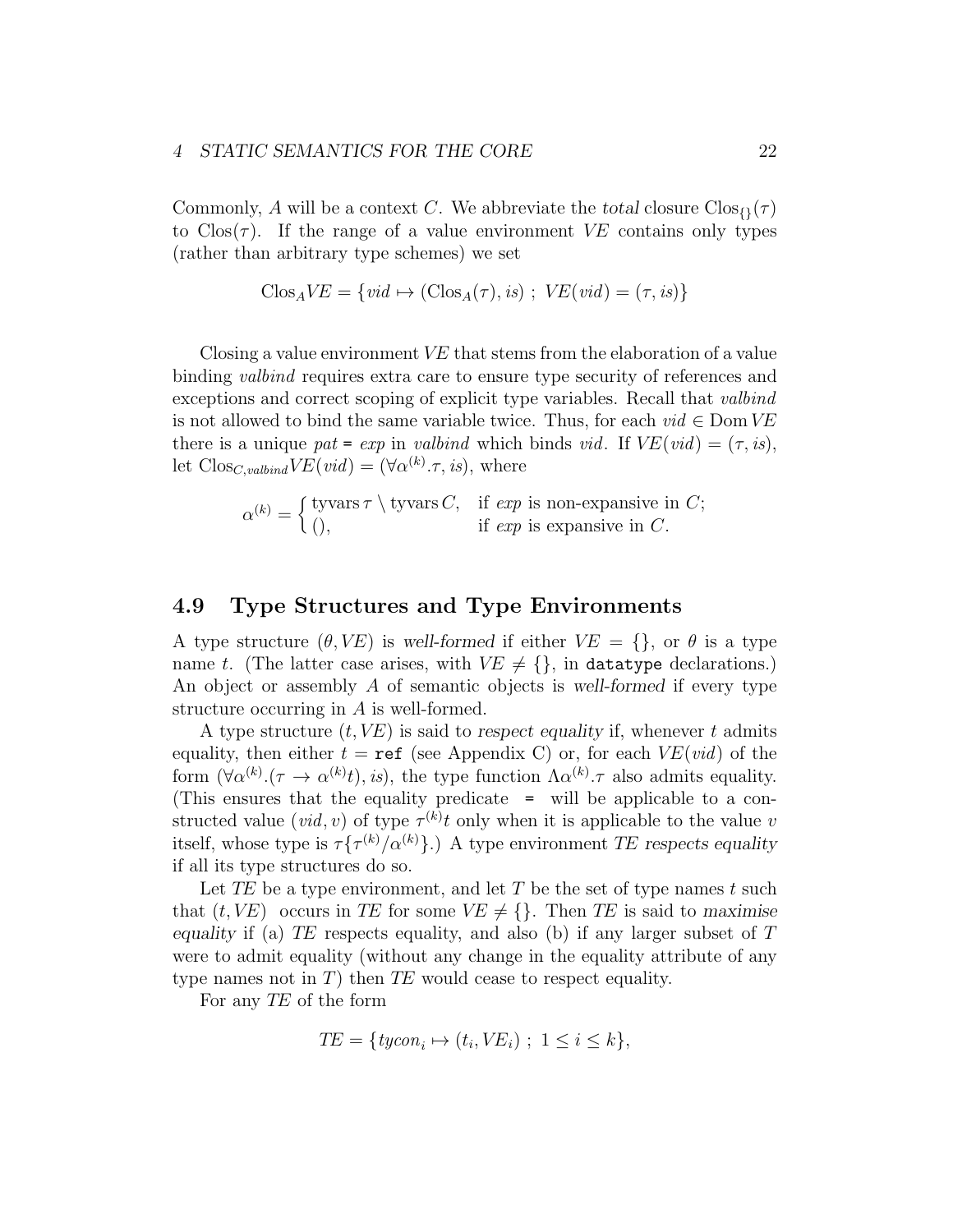Commonly, $A$ will be a context $C$. We abbreviate the *total* closure $\mathrm{Clos}_{\{\}}(\tau)$ to $\mathrm{Clos}(\tau)$. If the range of a value environment $VE$ contains only types (rather than arbitrary type schemes) we set

$$\mathrm{Clos}_A VE = \{vid \mapsto (\mathrm{Clos}_A(\tau), is) \ ; \ VE(vid) = (\tau, is)\}$$

Closing a value environment $VE$ that stems from the elaboration of a value binding *valbind* requires extra care to ensure type security of references and exceptions and correct scoping of explicit type variables. Recall that *valbind* is not allowed to bind the same variable twice. Thus, for each $vid \in \mathrm{Dom}\, VE$ there is a unique *pat* `=` *exp* in *valbind* which binds *vid*. If $VE(vid) = (\tau, is)$, let $\mathrm{Clos}_{C,valbind} VE(vid) = (\forall\alpha^{(k)}.\tau, is)$, where

$$\alpha^{(k)} = \begin{cases} \mathrm{tyvars}\,\tau \setminus \mathrm{tyvars}\, C, & \text{if } exp \text{ is non-expansive in } C; \\ (), & \text{if } exp \text{ is expansive in } C. \end{cases}$$

## 4.9 Type Structures and Type Environments

A type structure $(\theta, VE)$ is *well-formed* if either $VE = \{\}$, or $\theta$ is a type name $t$. (The latter case arises, with $VE \neq \{\}$, in `datatype` declarations.) An object or assembly $A$ of semantic objects is *well-formed* if every type structure occurring in $A$ is well-formed.

A type structure $(t, VE)$ is said to *respect equality* if, whenever $t$ admits equality, then either $t =$ `ref` (see Appendix C) or, for each $VE(vid)$ of the form $(\forall\alpha^{(k)}.(\tau \to \alpha^{(k)}t), is)$, the type function $\Lambda\alpha^{(k)}.\tau$ also admits equality. (This ensures that the equality predicate `=` will be applicable to a constructed value $(vid, v)$ of type $\tau^{(k)}t$ only when it is applicable to the value $v$ itself, whose type is $\tau\{\tau^{(k)}/\alpha^{(k)}\}$.) A type environment *TE respects equality* if all its type structures do so.

Let $TE$ be a type environment, and let $T$ be the set of type names $t$ such that $(t, VE)$ occurs in $TE$ for some $VE \neq \{\}$. Then $TE$ is said to *maximise equality* if (a) $TE$ respects equality, and also (b) if any larger subset of $T$ were to admit equality (without any change in the equality attribute of any type names not in $T$) then $TE$ would cease to respect equality.

For any $TE$ of the form

$$TE = \{tycon_i \mapsto (t_i, VE_i) \ ; \ 1 \leq i \leq k\},$$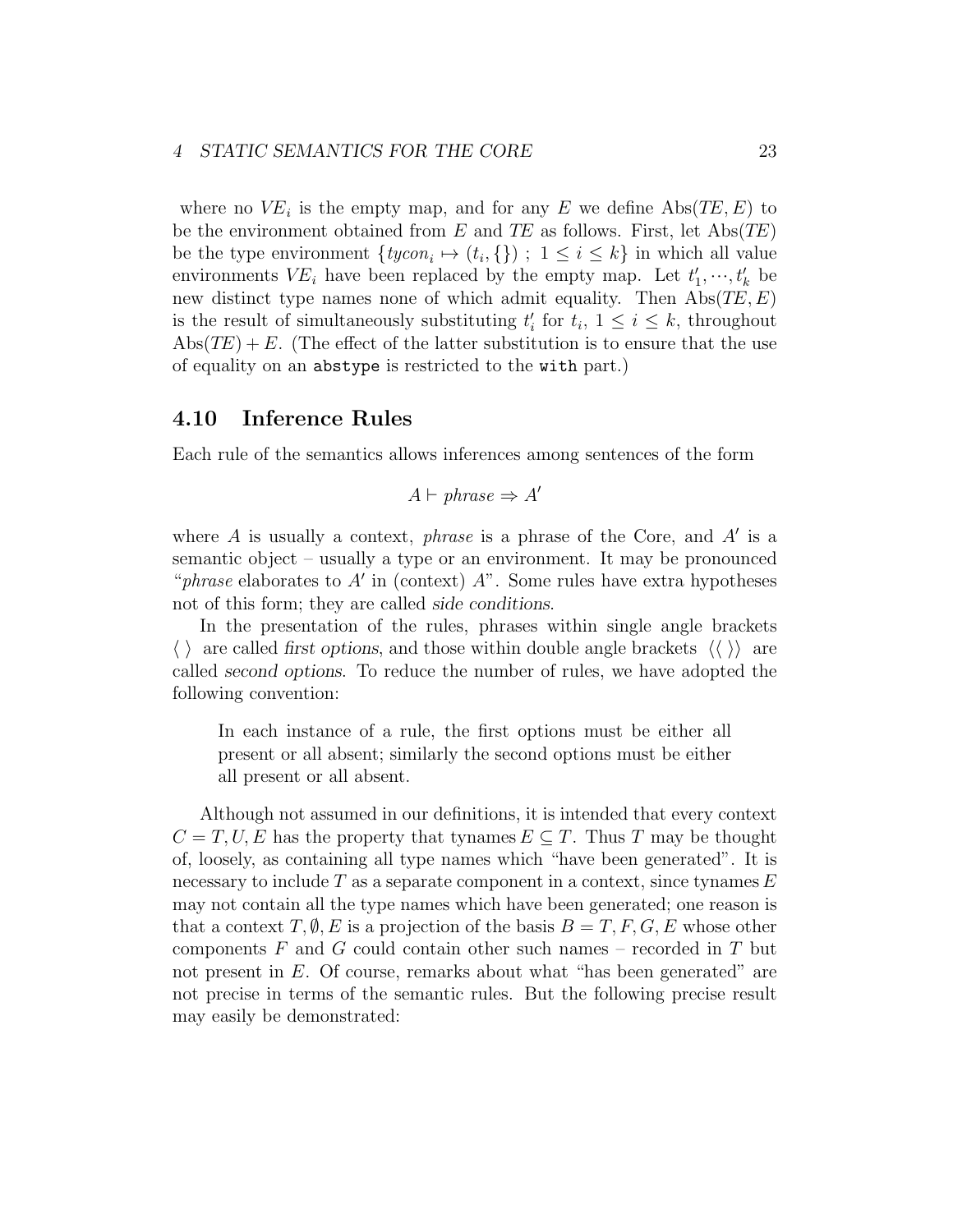where no $VE_i$ is the empty map, and for any $E$ we define $\mathrm{Abs}(TE, E)$ to be the environment obtained from $E$ and $TE$ as follows. First, let $\mathrm{Abs}(TE)$ be the type environment $\{tycon_i \mapsto (t_i, \{\})\ ;\ 1 \leq i \leq k\}$ in which all value environments $VE_i$ have been replaced by the empty map. Let $t'_1, \cdots, t'_k$ be new distinct type names none of which admit equality. Then $\mathrm{Abs}(TE, E)$ is the result of simultaneously substituting $t'_i$ for $t_i$, $1 \leq i \leq k$, throughout $\mathrm{Abs}(TE) + E$. (The effect of the latter substitution is to ensure that the use of equality on an `abstype` is restricted to the `with` part.)

## 4.10 Inference Rules

Each rule of the semantics allows inferences among sentences of the form

$$A \vdash phrase \Rightarrow A'$$

where $A$ is usually a context, *phrase* is a phrase of the Core, and $A'$ is a semantic object – usually a type or an environment. It may be pronounced "*phrase* elaborates to $A'$ in (context) $A$". Some rules have extra hypotheses not of this form; they are called *side conditions*.

In the presentation of the rules, phrases within single angle brackets $\langle\ \rangle$ are called *first options*, and those within double angle brackets $\langle\langle\ \rangle\rangle$ are called *second options*. To reduce the number of rules, we have adopted the following convention:

> In each instance of a rule, the first options must be either all present or all absent; similarly the second options must be either all present or all absent.

Although not assumed in our definitions, it is intended that every context $C = T, U, E$ has the property that tynames $E \subseteq T$. Thus $T$ may be thought of, loosely, as containing all type names which "have been generated". It is necessary to include $T$ as a separate component in a context, since tynames $E$ may not contain all the type names which have been generated; one reason is that a context $T, \emptyset, E$ is a projection of the basis $B = T, F, G, E$ whose other components $F$ and $G$ could contain other such names – recorded in $T$ but not present in $E$. Of course, remarks about what "has been generated" are not precise in terms of the semantic rules. But the following precise result may easily be demonstrated: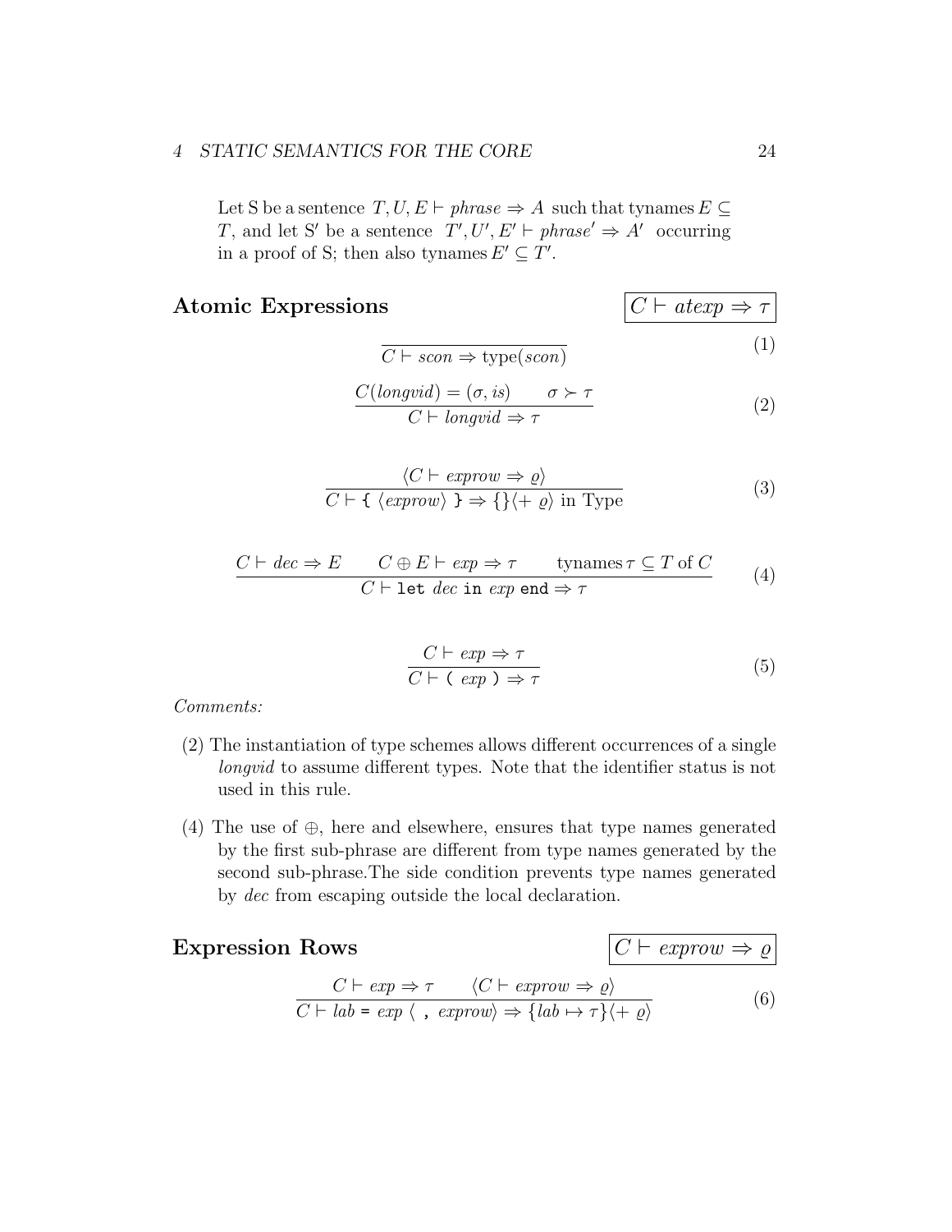Let S be a sentence $T, U, E \vdash \mathit{phrase} \Rightarrow A$ such that tynames $E \subseteq T$, and let S′ be a sentence $T', U', E' \vdash \mathit{phrase}' \Rightarrow A'$ occurring in a proof of S; then also tynames $E' \subseteq T'$.

## Atomic Expressions

$$\boxed{C \vdash \mathit{atexp} \Rightarrow \tau}$$

$$\frac{}{C \vdash \mathit{scon} \Rightarrow \mathrm{type}(\mathit{scon})} \tag{1}$$

$$\frac{C(\mathit{longvid}) = (\sigma, \mathit{is}) \qquad \sigma \succ \tau}{C \vdash \mathit{longvid} \Rightarrow \tau} \tag{2}$$

$$\frac{\langle C \vdash \mathit{exprow} \Rightarrow \varrho \rangle}{C \vdash \texttt{\{} \ \langle \mathit{exprow} \rangle \ \texttt{\}} \Rightarrow \{\}\langle +\ \varrho \rangle \text{ in Type}} \tag{3}$$

$$\frac{C \vdash \mathit{dec} \Rightarrow E \qquad C \oplus E \vdash \mathit{exp} \Rightarrow \tau \qquad \mathrm{tynames}\, \tau \subseteq T \text{ of } C}{C \vdash \texttt{let}\ \mathit{dec}\ \texttt{in}\ \mathit{exp}\ \texttt{end} \Rightarrow \tau} \tag{4}$$

$$\frac{C \vdash \mathit{exp} \Rightarrow \tau}{C \vdash \texttt{(}\ \mathit{exp}\ \texttt{)} \Rightarrow \tau} \tag{5}$$

*Comments:*

(2) The instantiation of type schemes allows different occurrences of a single *longvid* to assume different types. Note that the identifier status is not used in this rule.

(4) The use of $\oplus$, here and elsewhere, ensures that type names generated by the first sub-phrase are different from type names generated by the second sub-phrase.The side condition prevents type names generated by *dec* from escaping outside the local declaration.

## Expression Rows

$$\boxed{C \vdash \mathit{exprow} \Rightarrow \varrho}$$

$$\frac{C \vdash \mathit{exp} \Rightarrow \tau \qquad \langle C \vdash \mathit{exprow} \Rightarrow \varrho \rangle}{C \vdash \mathit{lab}\ \texttt{=}\ \mathit{exp}\ \langle\ \texttt{,}\ \mathit{exprow} \rangle \Rightarrow \{\mathit{lab} \mapsto \tau\}\langle +\ \varrho \rangle} \tag{6}$$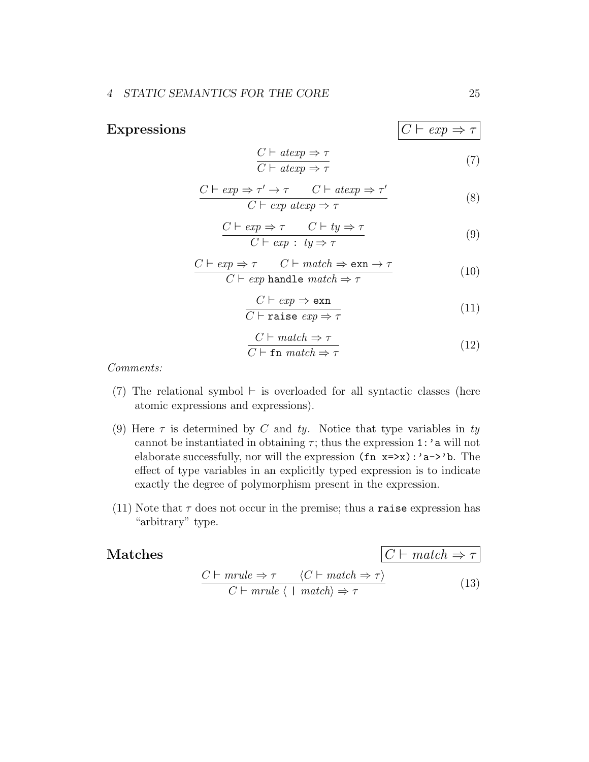## Expressions

$$\boxed{C \vdash exp \Rightarrow \tau}$$

$$\frac{C \vdash atexp \Rightarrow \tau}{C \vdash atexp \Rightarrow \tau} \tag{7}$$

$$\frac{C \vdash exp \Rightarrow \tau' \to \tau \qquad C \vdash atexp \Rightarrow \tau'}{C \vdash exp\ atexp \Rightarrow \tau} \tag{8}$$

$$\frac{C \vdash exp \Rightarrow \tau \qquad C \vdash ty \Rightarrow \tau}{C \vdash exp\ :\ ty \Rightarrow \tau} \tag{9}$$

$$\frac{C \vdash exp \Rightarrow \tau \qquad C \vdash match \Rightarrow \texttt{exn} \to \tau}{C \vdash exp\ \texttt{handle}\ match \Rightarrow \tau} \tag{10}$$

$$\frac{C \vdash exp \Rightarrow \texttt{exn}}{C \vdash \texttt{raise}\ exp \Rightarrow \tau} \tag{11}$$

$$\frac{C \vdash match \Rightarrow \tau}{C \vdash \texttt{fn}\ match \Rightarrow \tau} \tag{12}$$

*Comments:*

(7) The relational symbol $\vdash$ is overloaded for all syntactic classes (here atomic expressions and expressions).

(9) Here $\tau$ is determined by $C$ and $ty$. Notice that type variables in $ty$ cannot be instantiated in obtaining $\tau$; thus the expression `1:'a` will not elaborate successfully, nor will the expression `(fn x=>x):'a->'b`. The effect of type variables in an explicitly typed expression is to indicate exactly the degree of polymorphism present in the expression.

(11) Note that $\tau$ does not occur in the premise; thus a `raise` expression has "arbitrary" type.

## Matches

$$\boxed{C \vdash match \Rightarrow \tau}$$

$$\frac{C \vdash mrule \Rightarrow \tau \qquad \langle C \vdash match \Rightarrow \tau \rangle}{C \vdash mrule\ \langle\ \texttt{|}\ match \rangle \Rightarrow \tau} \tag{13}$$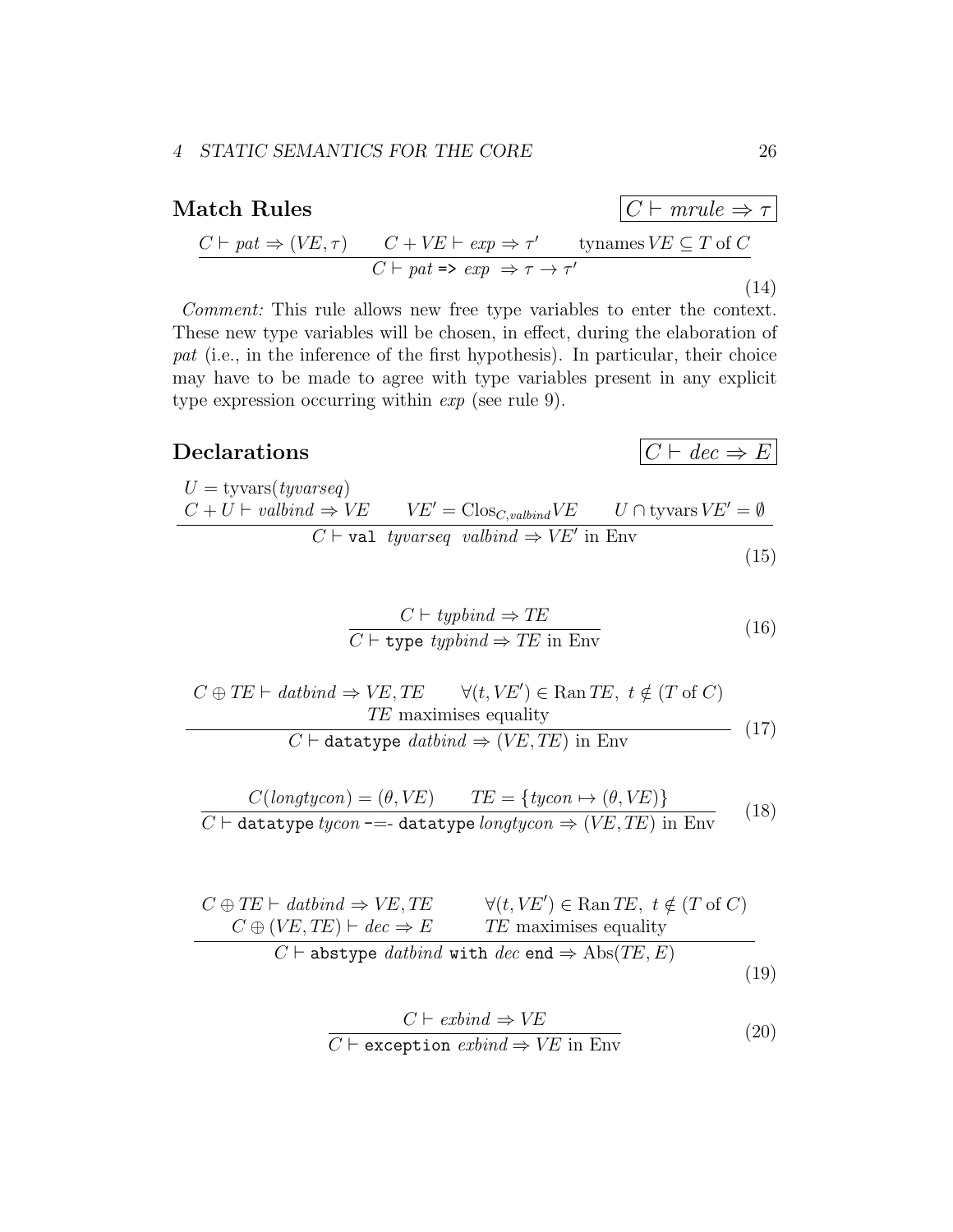## Match Rules

$$\boxed{C \vdash mrule \Rightarrow \tau}$$

$$\frac{C \vdash pat \Rightarrow (VE, \tau) \qquad C + VE \vdash exp \Rightarrow \tau' \qquad \text{tynames}\, VE \subseteq T \text{ of } C}{C \vdash pat \texttt{ => } exp \ \Rightarrow \tau \rightarrow \tau'} \tag{14}$$

*Comment:* This rule allows new free type variables to enter the context. These new type variables will be chosen, in effect, during the elaboration of *pat* (i.e., in the inference of the first hypothesis). In particular, their choice may have to be made to agree with type variables present in any explicit type expression occurring within *exp* (see rule 9).

## Declarations

$$\boxed{C \vdash dec \Rightarrow E}$$

$$\frac{\begin{array}{l} U = \text{tyvars}(tyvarseq) \\ C + U \vdash valbind \Rightarrow VE \qquad VE' = \text{Clos}_{C,valbind} VE \qquad U \cap \text{tyvars}\, VE' = \emptyset \end{array}}{C \vdash \texttt{val} \ \ tyvarseq \ \ valbind \Rightarrow VE' \text{ in Env}} \tag{15}$$

$$\frac{C \vdash typbind \Rightarrow TE}{C \vdash \texttt{type}\ typbind \Rightarrow TE \text{ in Env}} \tag{16}$$

$$\frac{\begin{array}{c} C \oplus TE \vdash datbind \Rightarrow VE, TE \qquad \forall (t, VE') \in \text{Ran}\, TE,\ t \notin (T \text{ of } C) \\ TE \text{ maximises equality} \end{array}}{C \vdash \texttt{datatype}\ datbind \Rightarrow (VE, TE) \text{ in Env}} \tag{17}$$

$$\frac{C(longtycon) = (\theta, VE) \qquad TE = \{tycon \mapsto (\theta, VE)\}}{C \vdash \texttt{datatype}\ tycon \ \texttt{-=-}\ \texttt{datatype}\ longtycon \Rightarrow (VE, TE) \text{ in Env}} \tag{18}$$

$$\frac{\begin{array}{ll} C \oplus TE \vdash datbind \Rightarrow VE, TE & \forall (t, VE') \in \text{Ran}\, TE,\ t \notin (T \text{ of } C) \\ C \oplus (VE, TE) \vdash dec \Rightarrow E & TE \text{ maximises equality} \end{array}}{C \vdash \texttt{abstype}\ datbind\ \texttt{with}\ dec\ \texttt{end} \Rightarrow \text{Abs}(TE, E)} \tag{19}$$

$$\frac{C \vdash exbind \Rightarrow VE}{C \vdash \texttt{exception}\ exbind \Rightarrow VE \text{ in Env}} \tag{20}$$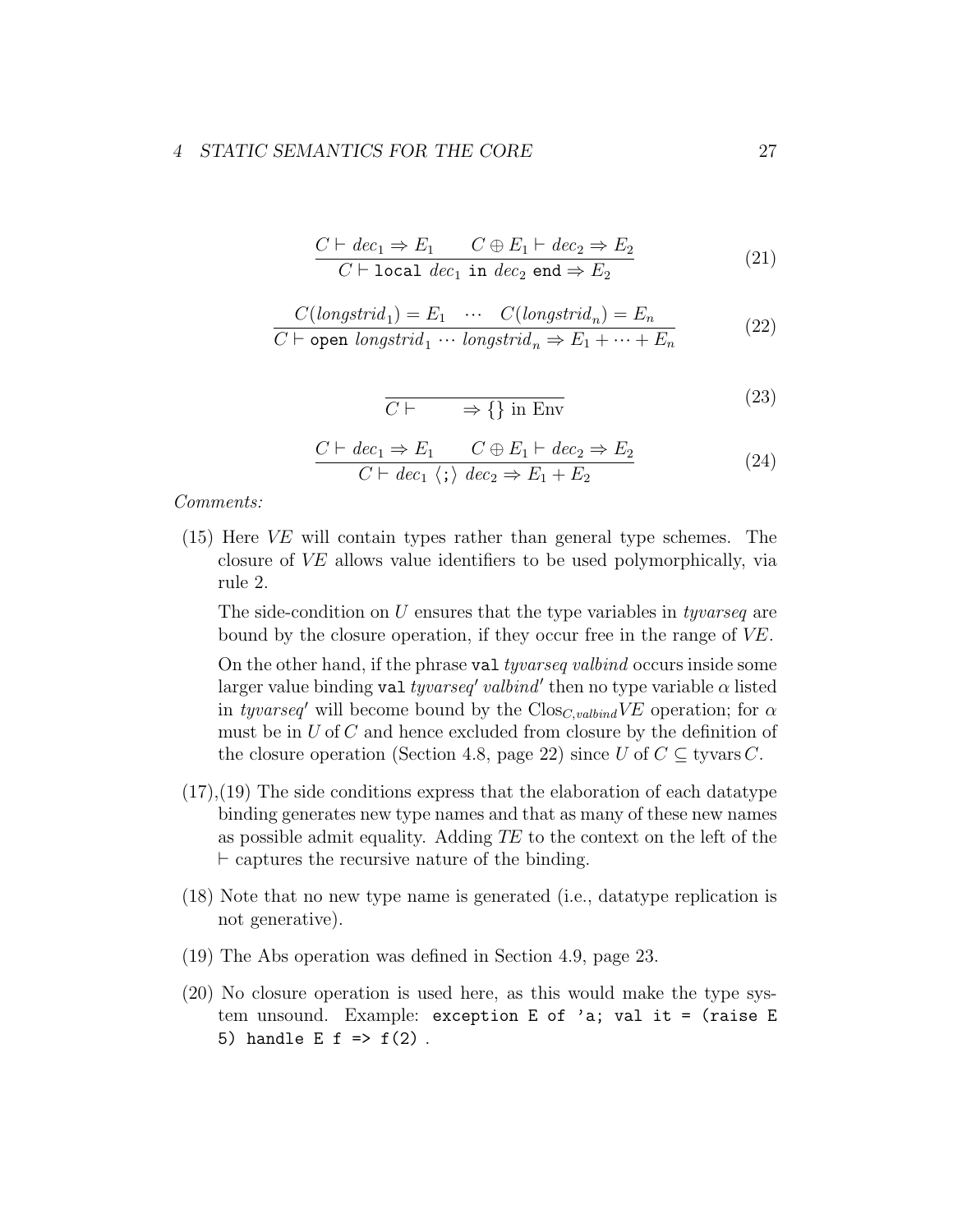$$\frac{C \vdash dec_1 \Rightarrow E_1 \qquad C \oplus E_1 \vdash dec_2 \Rightarrow E_2}{C \vdash \texttt{local}\ dec_1\ \texttt{in}\ dec_2\ \texttt{end} \Rightarrow E_2} \tag{21}$$

$$\frac{C(longstrid_1) = E_1 \quad \cdots \quad C(longstrid_n) = E_n}{C \vdash \texttt{open}\ longstrid_1 \cdots longstrid_n \Rightarrow E_1 + \cdots + E_n} \tag{22}$$

$$\frac{}{C \vdash \qquad \Rightarrow \{\}\ \text{in Env}} \tag{23}$$

$$\frac{C \vdash dec_1 \Rightarrow E_1 \qquad C \oplus E_1 \vdash dec_2 \Rightarrow E_2}{C \vdash dec_1\ \langle\texttt{;}\rangle\ dec_2 \Rightarrow E_1 + E_2} \tag{24}$$

*Comments:*

(15) Here *VE* will contain types rather than general type schemes. The closure of *VE* allows value identifiers to be used polymorphically, via rule 2.

The side-condition on $U$ ensures that the type variables in *tyvarseq* are bound by the closure operation, if they occur free in the range of *VE*.

On the other hand, if the phrase `val` *tyvarseq valbind* occurs inside some larger value binding `val` *tyvarseq′ valbind′* then no type variable $\alpha$ listed in *tyvarseq′* will become bound by the $\mathrm{Clos}_{C,valbind}VE$ operation; for $\alpha$ must be in $U$ of $C$ and hence excluded from closure by the definition of the closure operation (Section 4.8, page 22) since $U$ of $C \subseteq \mathrm{tyvars}\,C$.

(17),(19) The side conditions express that the elaboration of each datatype binding generates new type names and that as many of these new names as possible admit equality. Adding *TE* to the context on the left of the $\vdash$ captures the recursive nature of the binding.

(18) Note that no new type name is generated (i.e., datatype replication is not generative).

(19) The Abs operation was defined in Section 4.9, page 23.

(20) No closure operation is used here, as this would make the type system unsound. Example: `exception E of 'a; val it = (raise E 5) handle E f => f(2)` .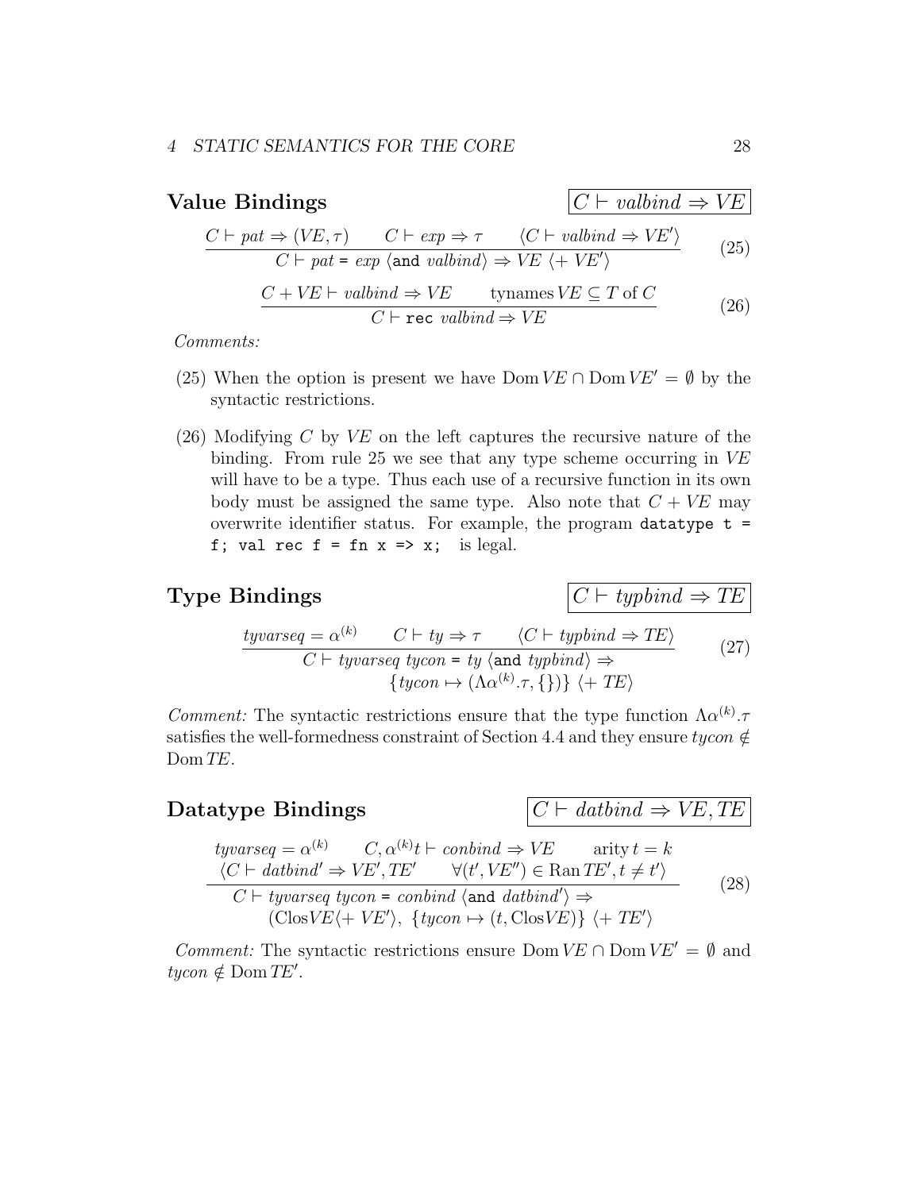## Value Bindings

$$\boxed{C \vdash \mathit{valbind} \Rightarrow \mathit{VE}}$$

$$\frac{C \vdash \mathit{pat} \Rightarrow (\mathit{VE}, \tau) \qquad C \vdash \mathit{exp} \Rightarrow \tau \qquad \langle C \vdash \mathit{valbind} \Rightarrow \mathit{VE}' \rangle}{C \vdash \mathit{pat}\ \texttt{=}\ \mathit{exp}\ \langle \texttt{and}\ \mathit{valbind} \rangle \Rightarrow \mathit{VE}\ \langle +\ \mathit{VE}' \rangle} \tag{25}$$

$$\frac{C + \mathit{VE} \vdash \mathit{valbind} \Rightarrow \mathit{VE} \qquad \text{tynames}\,\mathit{VE} \subseteq T \text{ of } C}{C \vdash \texttt{rec}\ \mathit{valbind} \Rightarrow \mathit{VE}} \tag{26}$$

*Comments:*

(25) When the option is present we have $\text{Dom}\,\mathit{VE} \cap \text{Dom}\,\mathit{VE}' = \emptyset$ by the syntactic restrictions.

(26) Modifying $C$ by $\mathit{VE}$ on the left captures the recursive nature of the binding. From rule 25 we see that any type scheme occurring in $\mathit{VE}$ will have to be a type. Thus each use of a recursive function in its own body must be assigned the same type. Also note that $C + \mathit{VE}$ may overwrite identifier status. For example, the program `datatype t = f; val rec f = fn x => x;` is legal.

## Type Bindings

$$\boxed{C \vdash \mathit{typbind} \Rightarrow \mathit{TE}}$$

$$\frac{\mathit{tyvarseq} = \alpha^{(k)} \qquad C \vdash \mathit{ty} \Rightarrow \tau \qquad \langle C \vdash \mathit{typbind} \Rightarrow \mathit{TE} \rangle}{\begin{array}{l} C \vdash \mathit{tyvarseq}\ \mathit{tycon}\ \texttt{=}\ \mathit{ty}\ \langle \texttt{and}\ \mathit{typbind} \rangle \Rightarrow \\ \qquad \{\mathit{tycon} \mapsto (\Lambda\alpha^{(k)}.\tau, \{\})\}\ \langle +\ \mathit{TE} \rangle \end{array}} \tag{27}$$

*Comment:* The syntactic restrictions ensure that the type function $\Lambda\alpha^{(k)}.\tau$ satisfies the well-formedness constraint of Section 4.4 and they ensure $\mathit{tycon} \notin \text{Dom}\,\mathit{TE}$.

## Datatype Bindings

$$\boxed{C \vdash \mathit{datbind} \Rightarrow \mathit{VE}, \mathit{TE}}$$

$$\frac{\begin{array}{c} \mathit{tyvarseq} = \alpha^{(k)} \qquad C, \alpha^{(k)}t \vdash \mathit{conbind} \Rightarrow \mathit{VE} \qquad \text{arity}\, t = k \\ \langle C \vdash \mathit{datbind}' \Rightarrow \mathit{VE}', \mathit{TE}' \qquad \forall (t', \mathit{VE}'') \in \text{Ran}\,\mathit{TE}', t \neq t' \rangle \end{array}}{\begin{array}{l} C \vdash \mathit{tyvarseq}\ \mathit{tycon}\ \texttt{=}\ \mathit{conbind}\ \langle \texttt{and}\ \mathit{datbind}' \rangle \Rightarrow \\ \qquad (\text{Clos}\mathit{VE} \langle +\ \mathit{VE}' \rangle,\ \{\mathit{tycon} \mapsto (t, \text{Clos}\mathit{VE})\}\ \langle +\ \mathit{TE}' \rangle \end{array}} \tag{28}$$

*Comment:* The syntactic restrictions ensure $\text{Dom}\,\mathit{VE} \cap \text{Dom}\,\mathit{VE}' = \emptyset$ and $\mathit{tycon} \notin \text{Dom}\,\mathit{TE}'$.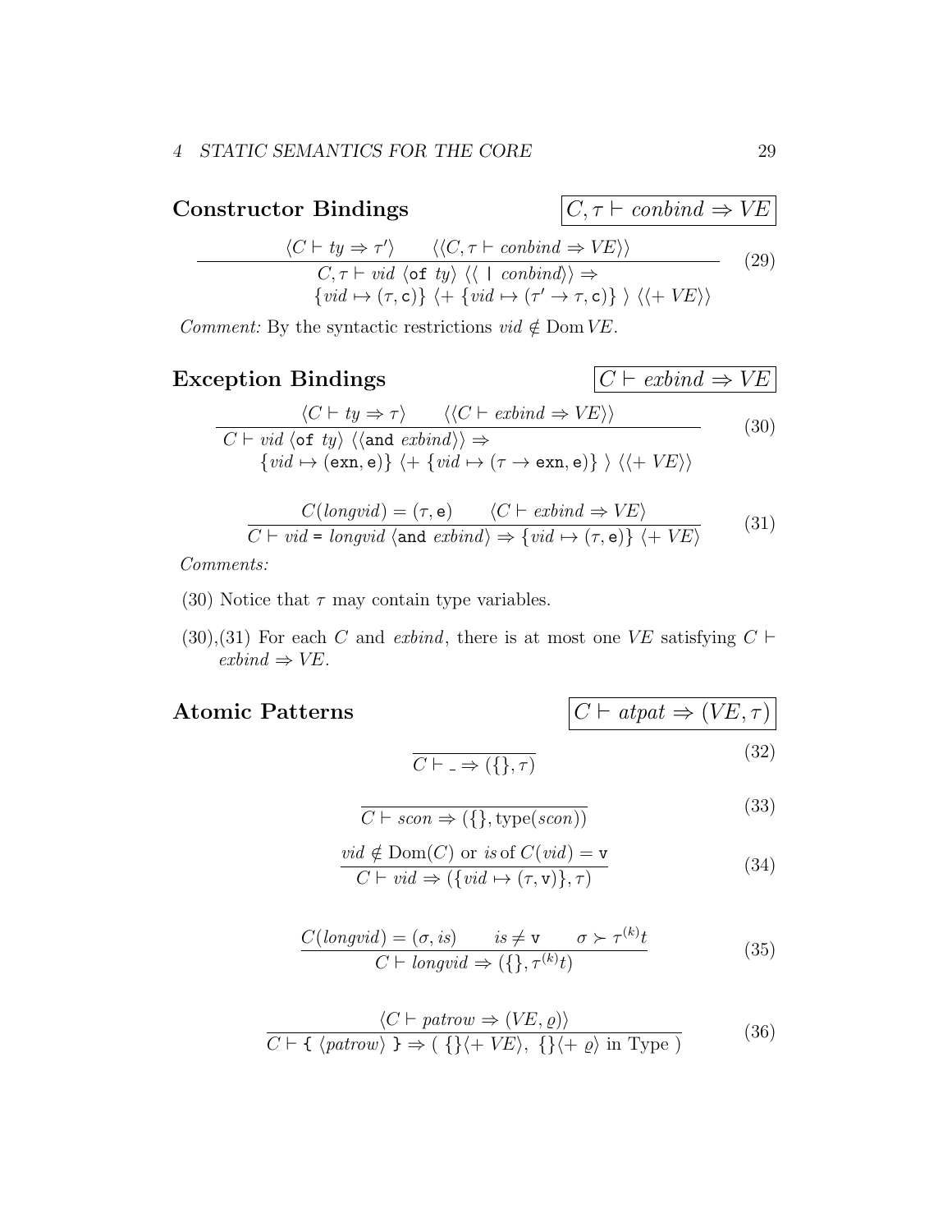## Constructor Bindings

$$\boxed{C, \tau \vdash \mathit{conbind} \Rightarrow \mathit{VE}}$$

$$\frac{\langle C \vdash \mathit{ty} \Rightarrow \tau' \rangle \qquad \langle\langle C, \tau \vdash \mathit{conbind} \Rightarrow \mathit{VE} \rangle\rangle}{\begin{array}{l} C, \tau \vdash \mathit{vid}\ \langle \texttt{of}\ \mathit{ty} \rangle\ \langle\langle\ \texttt{|}\ \mathit{conbind} \rangle\rangle \Rightarrow \\ \quad \{\mathit{vid} \mapsto (\tau, \texttt{c})\}\ \langle + \ \{\mathit{vid} \mapsto (\tau' \to \tau, \texttt{c})\}\ \rangle\ \langle\langle + \ \mathit{VE} \rangle\rangle \end{array}} \tag{29}$$

*Comment:* By the syntactic restrictions $\mathit{vid} \notin \mathrm{Dom}\,\mathit{VE}$.

## Exception Bindings

$$\boxed{C \vdash \mathit{exbind} \Rightarrow \mathit{VE}}$$

$$\frac{\langle C \vdash \mathit{ty} \Rightarrow \tau \rangle \qquad \langle\langle C \vdash \mathit{exbind} \Rightarrow \mathit{VE} \rangle\rangle}{\begin{array}{l} C \vdash \mathit{vid}\ \langle \texttt{of}\ \mathit{ty} \rangle\ \langle\langle \texttt{and}\ \mathit{exbind} \rangle\rangle \Rightarrow \\ \quad \{\mathit{vid} \mapsto (\texttt{exn}, \texttt{e})\}\ \langle + \ \{\mathit{vid} \mapsto (\tau \to \texttt{exn}, \texttt{e})\}\ \rangle\ \langle\langle + \ \mathit{VE} \rangle\rangle \end{array}} \tag{30}$$

$$\frac{C(\mathit{longvid}) = (\tau, \texttt{e}) \qquad \langle C \vdash \mathit{exbind} \Rightarrow \mathit{VE} \rangle}{C \vdash \mathit{vid}\ \texttt{=}\ \mathit{longvid}\ \langle \texttt{and}\ \mathit{exbind} \rangle \Rightarrow \{\mathit{vid} \mapsto (\tau, \texttt{e})\}\ \langle + \ \mathit{VE} \rangle} \tag{31}$$

*Comments:*

(30) Notice that $\tau$ may contain type variables.

(30),(31) For each $C$ and $\mathit{exbind}$, there is at most one $\mathit{VE}$ satisfying $C \vdash \mathit{exbind} \Rightarrow \mathit{VE}$.

## Atomic Patterns

$$\boxed{C \vdash \mathit{atpat} \Rightarrow (\mathit{VE}, \tau)}$$

$$\frac{}{C \vdash \texttt{\_} \Rightarrow (\{\}, \tau)} \tag{32}$$

$$\frac{}{C \vdash \mathit{scon} \Rightarrow (\{\}, \mathrm{type}(\mathit{scon}))} \tag{33}$$

$$\frac{\mathit{vid} \notin \mathrm{Dom}(C) \text{ or } \mathit{is}\,\mathrm{of}\,C(\mathit{vid}) = \texttt{v}}{C \vdash \mathit{vid} \Rightarrow (\{\mathit{vid} \mapsto (\tau, \texttt{v})\}, \tau)} \tag{34}$$

$$\frac{C(\mathit{longvid}) = (\sigma, \mathit{is}) \qquad \mathit{is} \neq \texttt{v} \qquad \sigma \succ \tau^{(k)}t}{C \vdash \mathit{longvid} \Rightarrow (\{\}, \tau^{(k)}t)} \tag{35}$$

$$\frac{\langle C \vdash \mathit{patrow} \Rightarrow (\mathit{VE}, \varrho) \rangle}{C \vdash \texttt{\{}\ \langle \mathit{patrow} \rangle\ \texttt{\}} \Rightarrow (\ \{\} \langle + \ \mathit{VE} \rangle,\ \{\} \langle + \ \varrho \rangle \text{ in Type })} \tag{36}$$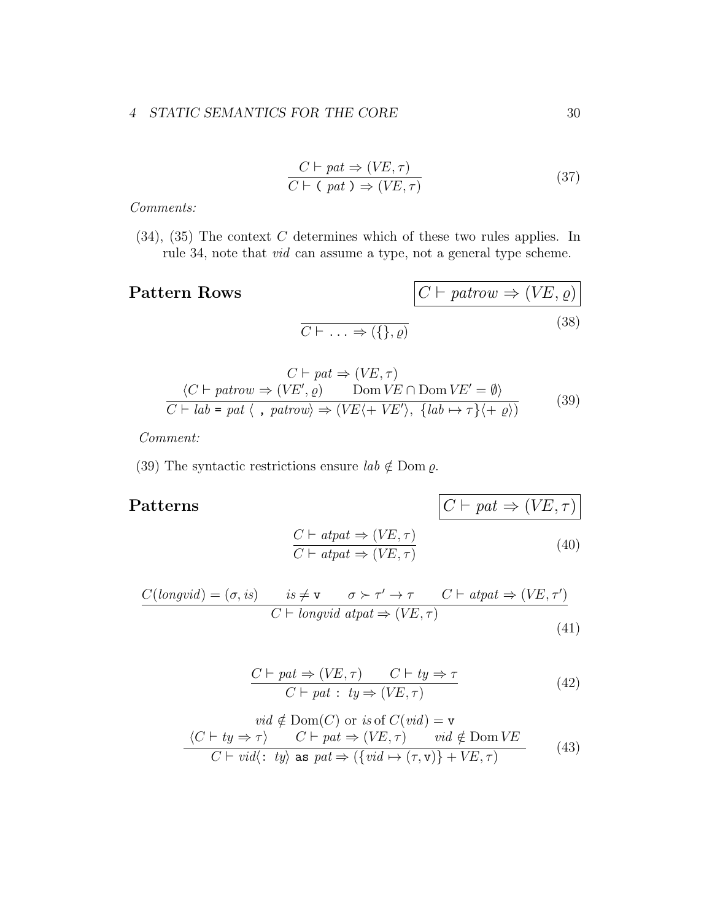$$\frac{C \vdash pat \Rightarrow (VE, \tau)}{C \vdash \texttt{(}\ pat\ \texttt{)} \Rightarrow (VE, \tau)} \tag{37}$$

*Comments:*

(34), (35) The context $C$ determines which of these two rules applies. In rule 34, note that *vid* can assume a type, not a general type scheme.

## Pattern Rows

$$\boxed{C \vdash patrow \Rightarrow (VE, \varrho)}$$

$$\frac{}{C \vdash \ \ldots \Rightarrow (\{\}, \varrho)} \tag{38}$$

$$\frac{\begin{array}{c} C \vdash pat \Rightarrow (VE, \tau) \\ \langle C \vdash patrow \Rightarrow (VE', \varrho) \qquad \mathrm{Dom}\, VE \cap \mathrm{Dom}\, VE' = \emptyset \rangle \end{array}}{C \vdash lab\ \texttt{=}\ pat\ \langle\ \texttt{,}\ patrow\rangle \Rightarrow (VE\langle + \ VE'\rangle,\ \{lab \mapsto \tau\}\langle + \ \varrho\rangle)} \tag{39}$$

*Comment:*

(39) The syntactic restrictions ensure $lab \notin \mathrm{Dom}\, \varrho$.

## Patterns

$$\boxed{C \vdash pat \Rightarrow (VE, \tau)}$$

$$\frac{C \vdash atpat \Rightarrow (VE, \tau)}{C \vdash atpat \Rightarrow (VE, \tau)} \tag{40}$$

$$\frac{C(longvid) = (\sigma, is) \qquad is \neq \texttt{v} \qquad \sigma \succ \tau' \to \tau \qquad C \vdash atpat \Rightarrow (VE, \tau')}{C \vdash longvid\ atpat \Rightarrow (VE, \tau)} \tag{41}$$

$$\frac{C \vdash pat \Rightarrow (VE, \tau) \qquad C \vdash ty \Rightarrow \tau}{C \vdash pat\ \texttt{:}\ ty \Rightarrow (VE, \tau)} \tag{42}$$

$$\frac{\begin{array}{c} vid \notin \mathrm{Dom}(C) \text{ or } is \text{ of } C(vid) = \texttt{v} \\ \langle C \vdash ty \Rightarrow \tau\rangle \qquad C \vdash pat \Rightarrow (VE, \tau) \qquad vid \notin \mathrm{Dom}\, VE \end{array}}{C \vdash vid\langle\texttt{:}\ ty\rangle\ \texttt{as}\ pat \Rightarrow (\{vid \mapsto (\tau, \texttt{v})\} + VE, \tau)} \tag{43}$$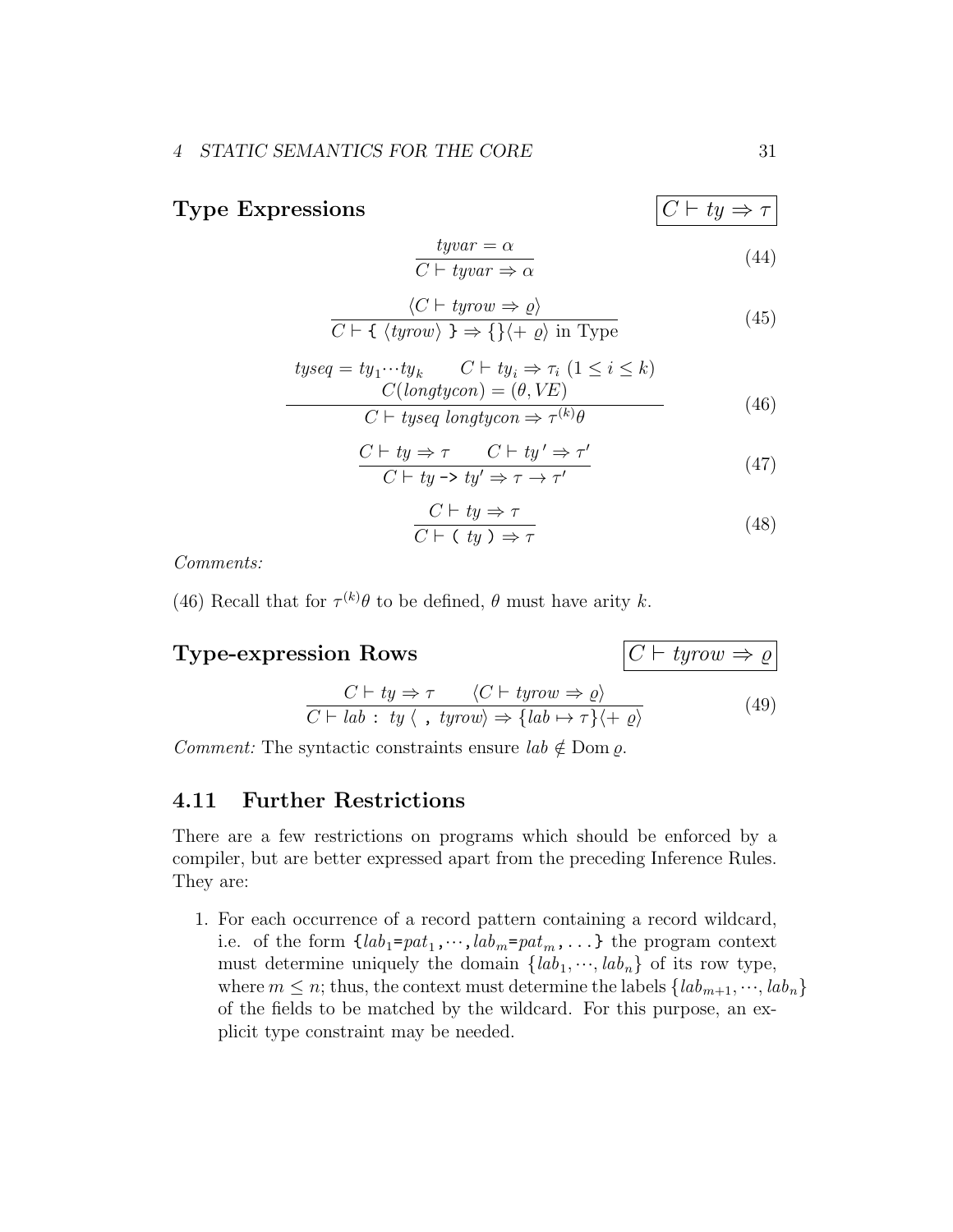## Type Expressions

$$\boxed{C \vdash ty \Rightarrow \tau}$$

$$\frac{tyvar = \alpha}{C \vdash tyvar \Rightarrow \alpha} \tag{44}$$

$$\frac{\langle C \vdash tyrow \Rightarrow \varrho \rangle}{C \vdash \texttt{\{}\ \langle tyrow \rangle\ \texttt{\}} \Rightarrow \{\} \langle +\ \varrho \rangle \text{ in Type}} \tag{45}$$

$$\frac{\begin{array}{c} tyseq = ty_1 \cdots ty_k \qquad C \vdash ty_i \Rightarrow \tau_i\ (1 \leq i \leq k) \\ C(longtycon) = (\theta, VE) \end{array}}{C \vdash tyseq\ longtycon \Rightarrow \tau^{(k)}\theta} \tag{46}$$

$$\frac{C \vdash ty \Rightarrow \tau \qquad C \vdash ty' \Rightarrow \tau'}{C \vdash ty\ \texttt{->}\ ty' \Rightarrow \tau \to \tau'} \tag{47}$$

$$\frac{C \vdash ty \Rightarrow \tau}{C \vdash \texttt{(}\ ty\ \texttt{)} \Rightarrow \tau} \tag{48}$$

*Comments:*

(46) Recall that for $\tau^{(k)}\theta$ to be defined, $\theta$ must have arity $k$.

## Type-expression Rows

$$\boxed{C \vdash tyrow \Rightarrow \varrho}$$

$$\frac{C \vdash ty \Rightarrow \tau \qquad \langle C \vdash tyrow \Rightarrow \varrho \rangle}{C \vdash lab\ \texttt{:}\ ty\ \langle\ \texttt{,}\ tyrow \rangle \Rightarrow \{lab \mapsto \tau\} \langle +\ \varrho \rangle} \tag{49}$$

*Comment:* The syntactic constraints ensure $lab \notin \text{Dom}\,\varrho$.

### 4.11 Further Restrictions

There are a few restrictions on programs which should be enforced by a compiler, but are better expressed apart from the preceding Inference Rules. They are:

1. For each occurrence of a record pattern containing a record wildcard, i.e. of the form `{`$lab_1$`=`$pat_1$`,`$\cdots$`,`$lab_m$`=`$pat_m$`, ...}` the program context must determine uniquely the domain $\{lab_1, \cdots, lab_n\}$ of its row type, where $m \leq n$; thus, the context must determine the labels $\{lab_{m+1}, \cdots, lab_n\}$ of the fields to be matched by the wildcard. For this purpose, an explicit type constraint may be needed.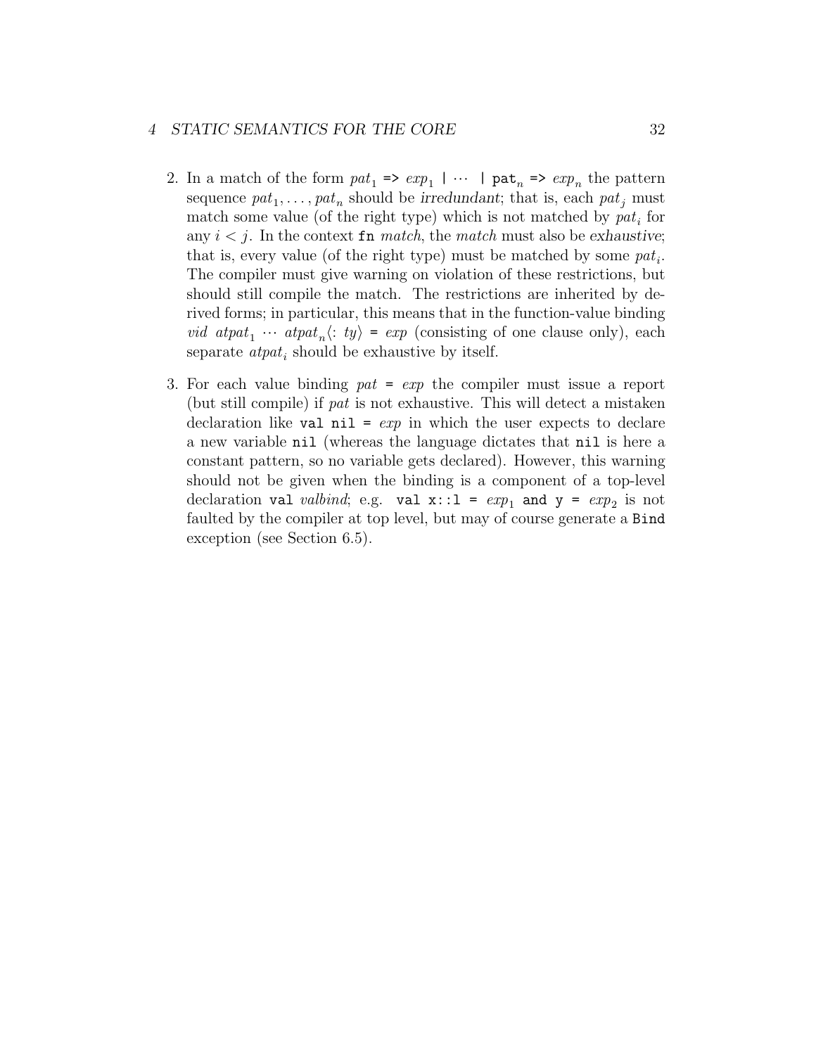2. In a match of the form *pat*$_1$ `=>` *exp*$_1$ `|` $\cdots$ `|` `pat`$_n$ `=>` *exp*$_n$ the pattern sequence *pat*$_1, \ldots,$ *pat*$_n$ should be *irredundant*; that is, each *pat*$_j$ must match some value (of the right type) which is not matched by *pat*$_i$ for any $i < j$. In the context `fn` *match*, the *match* must also be *exhaustive*; that is, every value (of the right type) must be matched by some *pat*$_i$. The compiler must give warning on violation of these restrictions, but should still compile the match. The restrictions are inherited by derived forms; in particular, this means that in the function-value binding *vid atpat*$_1$ $\cdots$ *atpat*$_n\langle$`:` *ty*$\rangle$ `=` *exp* (consisting of one clause only), each separate *atpat*$_i$ should be exhaustive by itself.

3. For each value binding *pat* `=` *exp* the compiler must issue a report (but still compile) if *pat* is not exhaustive. This will detect a mistaken declaration like `val nil =` *exp* in which the user expects to declare a new variable `nil` (whereas the language dictates that `nil` is here a constant pattern, so no variable gets declared). However, this warning should not be given when the binding is a component of a top-level declaration `val` *valbind*; e.g. `val x::l =` *exp*$_1$ `and y =` *exp*$_2$ is not faulted by the compiler at top level, but may of course generate a `Bind` exception (see Section 6.5).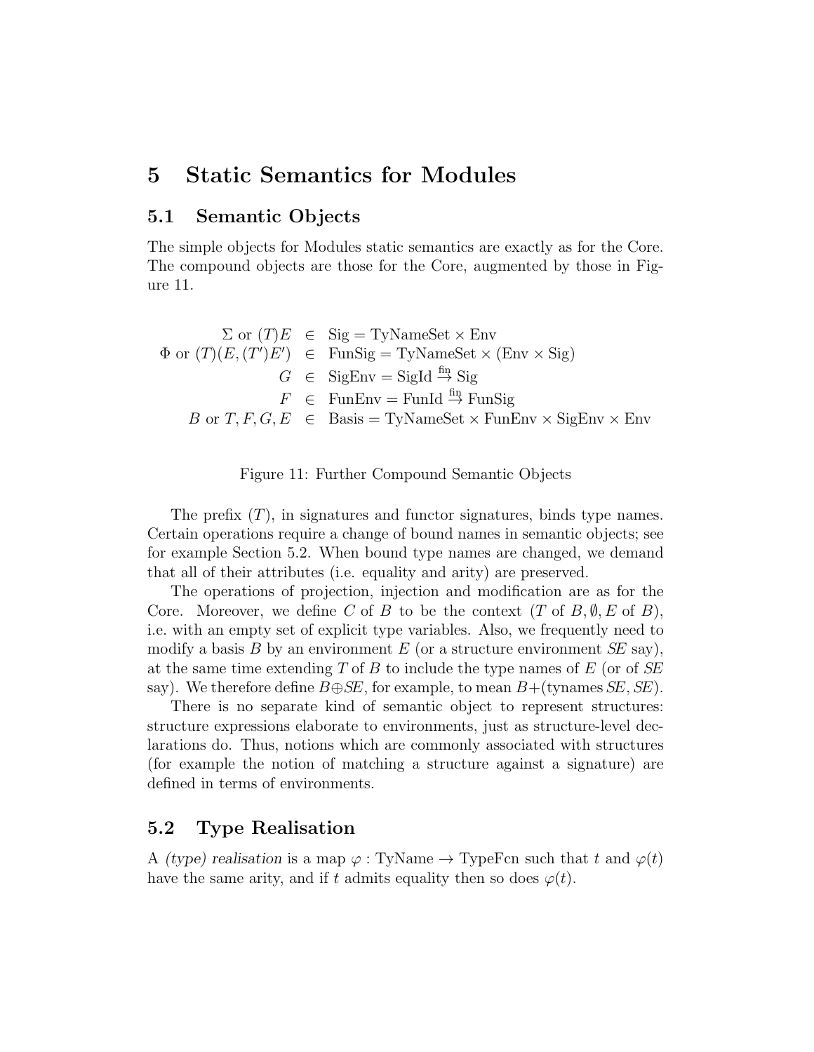# 5 Static Semantics for Modules

## 5.1 Semantic Objects

The simple objects for Modules static semantics are exactly as for the Core. The compound objects are those for the Core, augmented by those in Figure 11.

$$
\begin{array}{rcl}
\Sigma \text{ or } (T)E & \in & \mathrm{Sig} = \mathrm{TyNameSet} \times \mathrm{Env} \\
\Phi \text{ or } (T)(E,(T')E') & \in & \mathrm{FunSig} = \mathrm{TyNameSet} \times (\mathrm{Env} \times \mathrm{Sig}) \\
G & \in & \mathrm{SigEnv} = \mathrm{SigId} \stackrel{\mathrm{fin}}{\to} \mathrm{Sig} \\
F & \in & \mathrm{FunEnv} = \mathrm{FunId} \stackrel{\mathrm{fin}}{\to} \mathrm{FunSig} \\
B \text{ or } T,F,G,E & \in & \mathrm{Basis} = \mathrm{TyNameSet} \times \mathrm{FunEnv} \times \mathrm{SigEnv} \times \mathrm{Env}
\end{array}
$$

Figure 11: Further Compound Semantic Objects

The prefix $(T)$, in signatures and functor signatures, binds type names. Certain operations require a change of bound names in semantic objects; see for example Section 5.2. When bound type names are changed, we demand that all of their attributes (i.e. equality and arity) are preserved.

The operations of projection, injection and modification are as for the Core. Moreover, we define $C$ of $B$ to be the context $(T \text{ of } B, \emptyset, E \text{ of } B)$, i.e. with an empty set of explicit type variables. Also, we frequently need to modify a basis $B$ by an environment $E$ (or a structure environment $SE$ say), at the same time extending $T$ of $B$ to include the type names of $E$ (or of $SE$ say). We therefore define $B \oplus SE$, for example, to mean $B + (\mathrm{tynames}\ SE, SE)$.

There is no separate kind of semantic object to represent structures: structure expressions elaborate to environments, just as structure-level declarations do. Thus, notions which are commonly associated with structures (for example the notion of matching a structure against a signature) are defined in terms of environments.

## 5.2 Type Realisation

A *(type) realisation* is a map $\varphi : \mathrm{TyName} \to \mathrm{TypeFcn}$ such that $t$ and $\varphi(t)$ have the same arity, and if $t$ admits equality then so does $\varphi(t)$.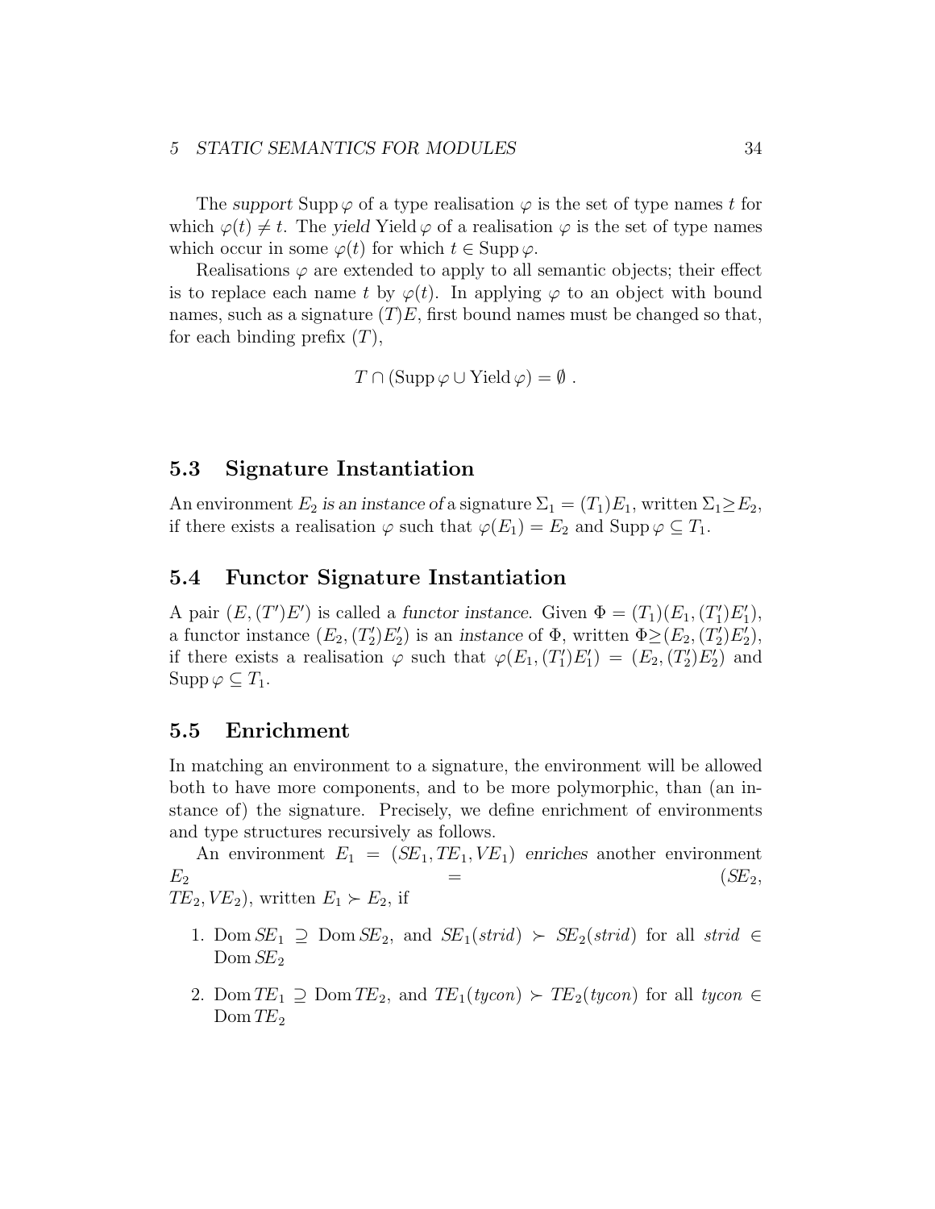The *support* $\mathrm{Supp}\,\varphi$ of a type realisation $\varphi$ is the set of type names $t$ for which $\varphi(t) \neq t$. The *yield* $\mathrm{Yield}\,\varphi$ of a realisation $\varphi$ is the set of type names which occur in some $\varphi(t)$ for which $t \in \mathrm{Supp}\,\varphi$.

Realisations $\varphi$ are extended to apply to all semantic objects; their effect is to replace each name $t$ by $\varphi(t)$. In applying $\varphi$ to an object with bound names, such as a signature $(T)E$, first bound names must be changed so that, for each binding prefix $(T)$,

$$T \cap (\mathrm{Supp}\,\varphi \cup \mathrm{Yield}\,\varphi) = \emptyset\ .$$

## 5.3 Signature Instantiation

An environment $E_2$ *is an instance of* a signature $\Sigma_1 = (T_1)E_1$, written $\Sigma_1 \geq E_2$, if there exists a realisation $\varphi$ such that $\varphi(E_1) = E_2$ and $\mathrm{Supp}\,\varphi \subseteq T_1$.

## 5.4 Functor Signature Instantiation

A pair $(E, (T')E')$ is called a *functor instance*. Given $\Phi = (T_1)(E_1, (T_1')E_1')$, a functor instance $(E_2, (T_2')E_2')$ is an *instance* of $\Phi$, written $\Phi \geq (E_2, (T_2')E_2')$, if there exists a realisation $\varphi$ such that $\varphi(E_1, (T_1')E_1') = (E_2, (T_2')E_2')$ and $\mathrm{Supp}\,\varphi \subseteq T_1$.

## 5.5 Enrichment

In matching an environment to a signature, the environment will be allowed both to have more components, and to be more polymorphic, than (an instance of) the signature. Precisely, we define enrichment of environments and type structures recursively as follows.

An environment $E_1 = (SE_1, TE_1, VE_1)$ *enriches* another environment $E_2 = (SE_2, TE_2, VE_2)$, written $E_1 \succ E_2$, if

1. $\mathrm{Dom}\,SE_1 \supseteq \mathrm{Dom}\,SE_2$, and $SE_1(strid) \succ SE_2(strid)$ for all $strid \in \mathrm{Dom}\,SE_2$
2. $\mathrm{Dom}\,TE_1 \supseteq \mathrm{Dom}\,TE_2$, and $TE_1(tycon) \succ TE_2(tycon)$ for all $tycon \in \mathrm{Dom}\,TE_2$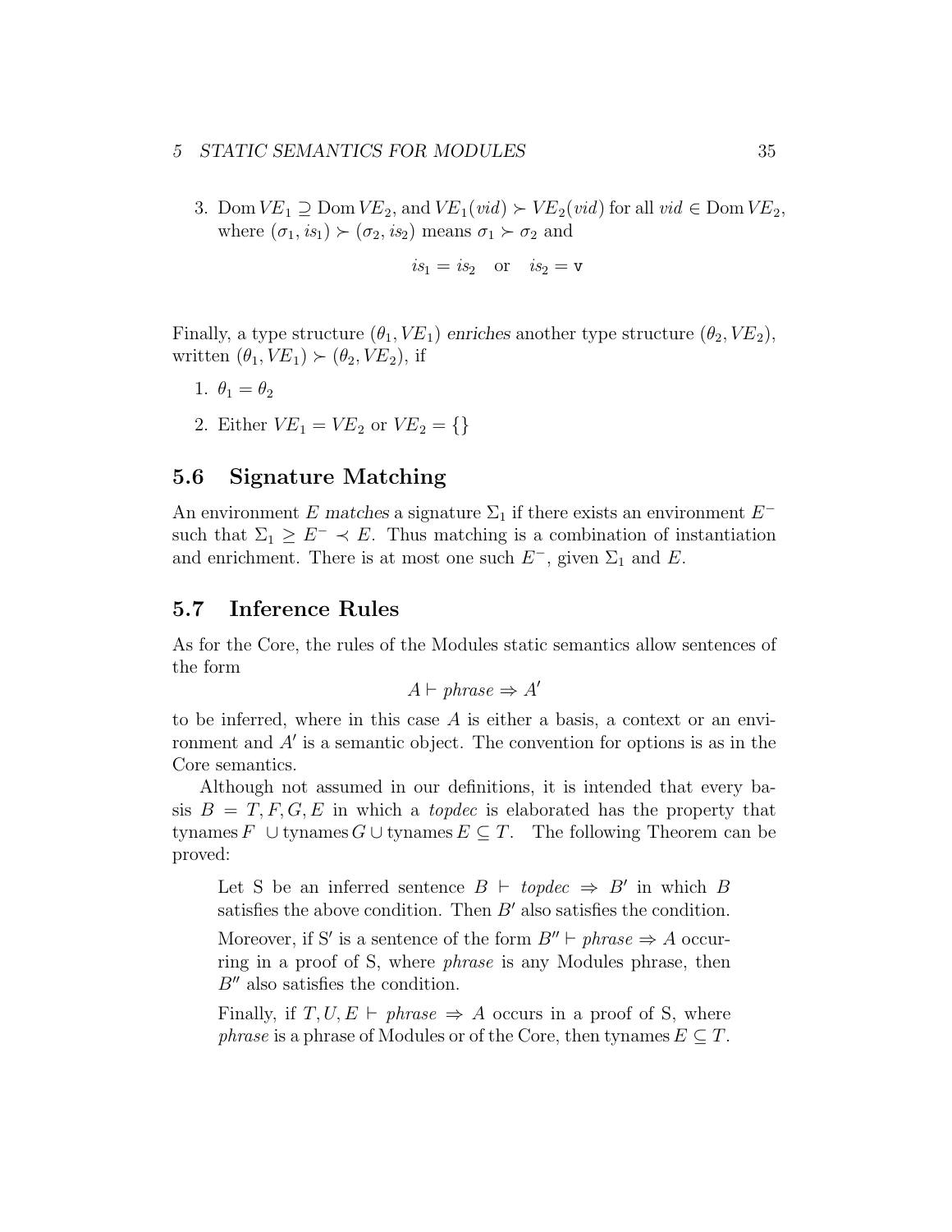3. $\mathrm{Dom}\, VE_1 \supseteq \mathrm{Dom}\, VE_2$, and $VE_1(vid) \succ VE_2(vid)$ for all $vid \in \mathrm{Dom}\, VE_2$, where $(\sigma_1, is_1) \succ (\sigma_2, is_2)$ means $\sigma_1 \succ \sigma_2$ and

$$is_1 = is_2 \quad \text{or} \quad is_2 = \mathtt{v}$$

Finally, a type structure $(\theta_1, VE_1)$ *enriches* another type structure $(\theta_2, VE_2)$, written $(\theta_1, VE_1) \succ (\theta_2, VE_2)$, if

1. $\theta_1 = \theta_2$
2. Either $VE_1 = VE_2$ or $VE_2 = \{\}$

## 5.6 Signature Matching

An environment $E$ *matches* a signature $\Sigma_1$ if there exists an environment $E^-$ such that $\Sigma_1 \geq E^- \prec E$. Thus matching is a combination of instantiation and enrichment. There is at most one such $E^-$, given $\Sigma_1$ and $E$.

## 5.7 Inference Rules

As for the Core, the rules of the Modules static semantics allow sentences of the form

$$A \vdash phrase \Rightarrow A'$$

to be inferred, where in this case $A$ is either a basis, a context or an environment and $A'$ is a semantic object. The convention for options is as in the Core semantics.

Although not assumed in our definitions, it is intended that every basis $B = T, F, G, E$ in which a *topdec* is elaborated has the property that $\mathrm{tynames}\, F \cup \mathrm{tynames}\, G \cup \mathrm{tynames}\, E \subseteq T$. The following Theorem can be proved:

> Let S be an inferred sentence $B \vdash topdec \Rightarrow B'$ in which $B$ satisfies the above condition. Then $B'$ also satisfies the condition.
>
> Moreover, if S$'$ is a sentence of the form $B'' \vdash phrase \Rightarrow A$ occurring in a proof of S, where *phrase* is any Modules phrase, then $B''$ also satisfies the condition.
>
> Finally, if $T, U, E \vdash phrase \Rightarrow A$ occurs in a proof of S, where *phrase* is a phrase of Modules or of the Core, then $\mathrm{tynames}\, E \subseteq T$.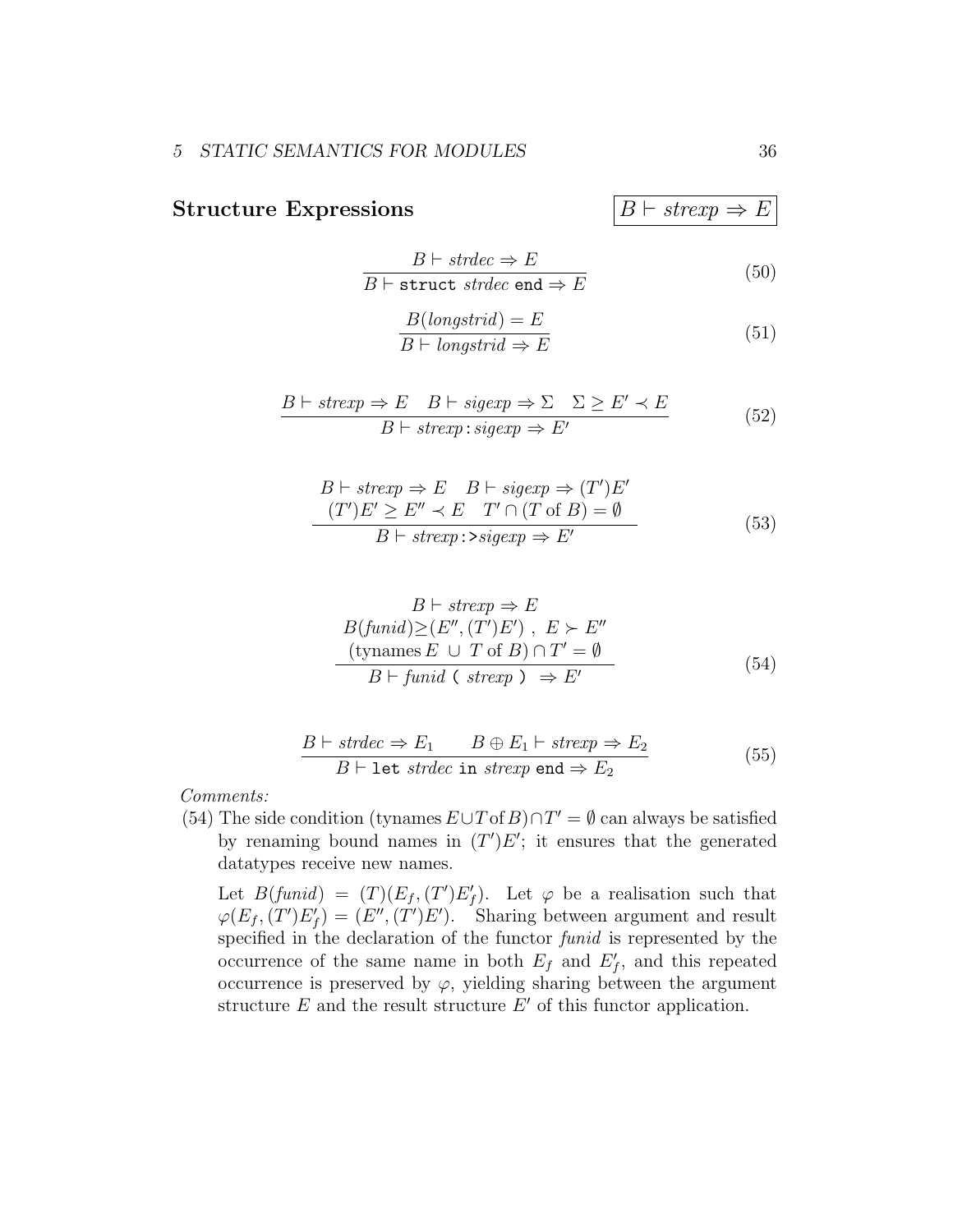## Structure Expressions $\boxed{B \vdash strexp \Rightarrow E}$

$$\frac{B \vdash strdec \Rightarrow E}{B \vdash \texttt{struct}\ strdec\ \texttt{end} \Rightarrow E} \tag{50}$$

$$\frac{B(longstrid) = E}{B \vdash longstrid \Rightarrow E} \tag{51}$$

$$\frac{B \vdash strexp \Rightarrow E \quad B \vdash sigexp \Rightarrow \Sigma \quad \Sigma \geq E' \prec E}{B \vdash strexp\,\texttt{:}\,sigexp \Rightarrow E'} \tag{52}$$

$$\frac{\begin{array}{c} B \vdash strexp \Rightarrow E \quad B \vdash sigexp \Rightarrow (T')E' \\ (T')E' \geq E'' \prec E \quad T' \cap (T \text{ of } B) = \emptyset \end{array}}{B \vdash strexp\,\texttt{:>}sigexp \Rightarrow E'} \tag{53}$$

$$\frac{\begin{array}{c} B \vdash strexp \Rightarrow E \\ B(funid) \geq (E'', (T')E')\ ,\ E \succ E'' \\ (\text{tynames}\, E\ \cup\ T \text{ of } B) \cap T' = \emptyset \end{array}}{B \vdash funid\ \texttt{(}\ strexp\ \texttt{)}\ \Rightarrow E'} \tag{54}$$

$$\frac{B \vdash strdec \Rightarrow E_1 \qquad B \oplus E_1 \vdash strexp \Rightarrow E_2}{B \vdash \texttt{let}\ strdec\ \texttt{in}\ strexp\ \texttt{end} \Rightarrow E_2} \tag{55}$$

*Comments:*

(54) The side condition $(\text{tynames}\, E \cup T \,\text{of}\, B) \cap T' = \emptyset$ can always be satisfied by renaming bound names in $(T')E'$; it ensures that the generated datatypes receive new names.

Let $B(funid) = (T)(E_f, (T')E'_f)$. Let $\varphi$ be a realisation such that $\varphi(E_f, (T')E'_f) = (E'', (T')E')$. Sharing between argument and result specified in the declaration of the functor *funid* is represented by the occurrence of the same name in both $E_f$ and $E'_f$, and this repeated occurrence is preserved by $\varphi$, yielding sharing between the argument structure $E$ and the result structure $E'$ of this functor application.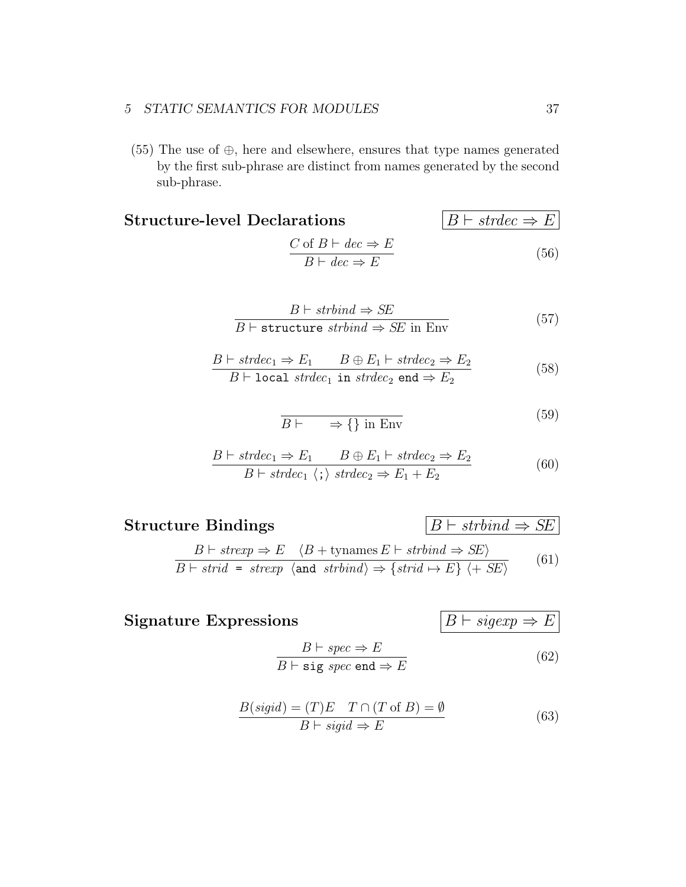(55) The use of $\oplus$, here and elsewhere, ensures that type names generated by the first sub-phrase are distinct from names generated by the second sub-phrase.

## Structure-level Declarations $\quad \boxed{B \vdash strdec \Rightarrow E}$

$$\frac{C \text{ of } B \vdash dec \Rightarrow E}{B \vdash dec \Rightarrow E} \tag{56}$$

$$\frac{B \vdash strbind \Rightarrow SE}{B \vdash \texttt{structure}\ strbind \Rightarrow SE \text{ in Env}} \tag{57}$$

$$\frac{B \vdash strdec_1 \Rightarrow E_1 \qquad B \oplus E_1 \vdash strdec_2 \Rightarrow E_2}{B \vdash \texttt{local}\ strdec_1\ \texttt{in}\ strdec_2\ \texttt{end} \Rightarrow E_2} \tag{58}$$

$$\frac{}{B \vdash \qquad \Rightarrow \{\} \text{ in Env}} \tag{59}$$

$$\frac{B \vdash strdec_1 \Rightarrow E_1 \qquad B \oplus E_1 \vdash strdec_2 \Rightarrow E_2}{B \vdash strdec_1\ \langle \texttt{;} \rangle\ strdec_2 \Rightarrow E_1 + E_2} \tag{60}$$

## Structure Bindings $\quad \boxed{B \vdash strbind \Rightarrow SE}$

$$\frac{B \vdash strexp \Rightarrow E \quad \langle B + \text{tynames}\, E \vdash strbind \Rightarrow SE \rangle}{B \vdash strid\ \texttt{=}\ strexp\ \langle \texttt{and}\ strbind \rangle \Rightarrow \{strid \mapsto E\}\ \langle + \ SE \rangle} \tag{61}$$

## Signature Expressions $\quad \boxed{B \vdash sigexp \Rightarrow E}$

$$\frac{B \vdash spec \Rightarrow E}{B \vdash \texttt{sig}\ spec\ \texttt{end} \Rightarrow E} \tag{62}$$

$$\frac{B(sigid) = (T)E \quad T \cap (T \text{ of } B) = \emptyset}{B \vdash sigid \Rightarrow E} \tag{63}$$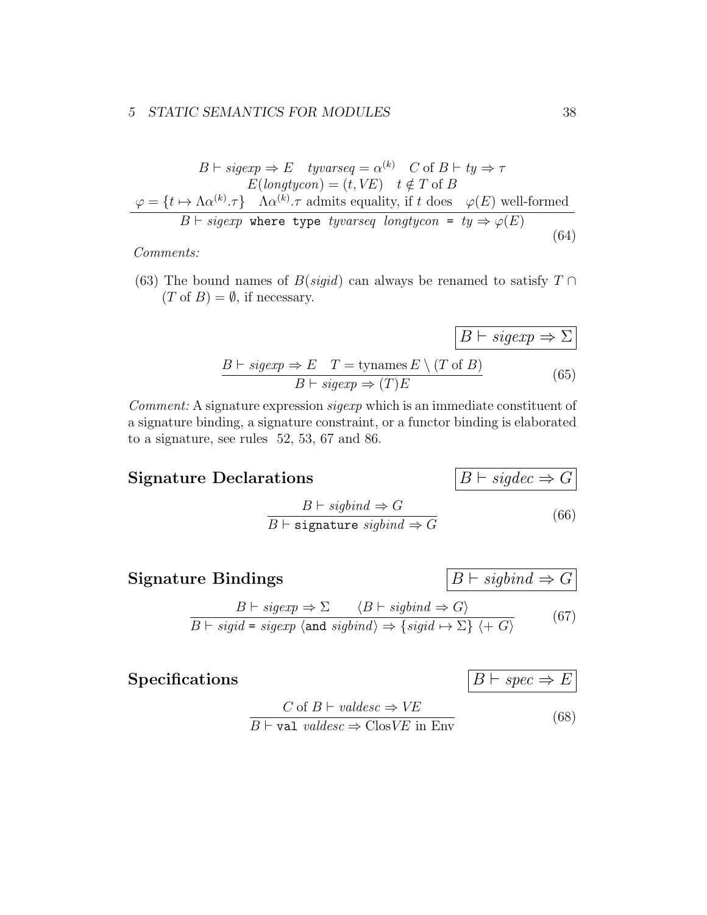$$\frac{\begin{array}{c} B \vdash \mathit{sigexp} \Rightarrow E \quad \mathit{tyvarseq} = \alpha^{(k)} \quad C \text{ of } B \vdash \mathit{ty} \Rightarrow \tau \\ E(\mathit{longtycon}) = (t, \mathit{VE}) \quad t \notin T \text{ of } B \\ \varphi = \{t \mapsto \Lambda\alpha^{(k)}.\tau\} \quad \Lambda\alpha^{(k)}.\tau \text{ admits equality, if } t \text{ does} \quad \varphi(E) \text{ well-formed} \end{array}}{B \vdash \mathit{sigexp}\ \texttt{where type}\ \mathit{tyvarseq}\ \mathit{longtycon}\ \texttt{=}\ \mathit{ty} \Rightarrow \varphi(E)} \tag{64}$$

*Comments:*

(63) The bound names of $B(\mathit{sigid})$ can always be renamed to satisfy $T \cap (T \text{ of } B) = \emptyset$, if necessary.

$\boxed{B \vdash \mathit{sigexp} \Rightarrow \Sigma}$

$$\frac{B \vdash \mathit{sigexp} \Rightarrow E \quad T = \text{tynames}\, E \setminus (T \text{ of } B)}{B \vdash \mathit{sigexp} \Rightarrow (T)E} \tag{65}$$

*Comment:* A signature expression *sigexp* which is an immediate constituent of a signature binding, a signature constraint, or a functor binding is elaborated to a signature, see rules 52, 53, 67 and 86.

## Signature Declarations

$\boxed{B \vdash \mathit{sigdec} \Rightarrow G}$

$$\frac{B \vdash \mathit{sigbind} \Rightarrow G}{B \vdash \texttt{signature}\ \mathit{sigbind} \Rightarrow G} \tag{66}$$

## Signature Bindings

$\boxed{B \vdash \mathit{sigbind} \Rightarrow G}$

$$\frac{B \vdash \mathit{sigexp} \Rightarrow \Sigma \qquad \langle B \vdash \mathit{sigbind} \Rightarrow G \rangle}{B \vdash \mathit{sigid}\ \texttt{=}\ \mathit{sigexp}\ \langle \texttt{and}\ \mathit{sigbind} \rangle \Rightarrow \{\mathit{sigid} \mapsto \Sigma\}\ \langle +\ G \rangle} \tag{67}$$

## Specifications

$\boxed{B \vdash \mathit{spec} \Rightarrow E}$

$$\frac{C \text{ of } B \vdash \mathit{valdesc} \Rightarrow \mathit{VE}}{B \vdash \texttt{val}\ \mathit{valdesc} \Rightarrow \text{Clos}\mathit{VE} \text{ in Env}} \tag{68}$$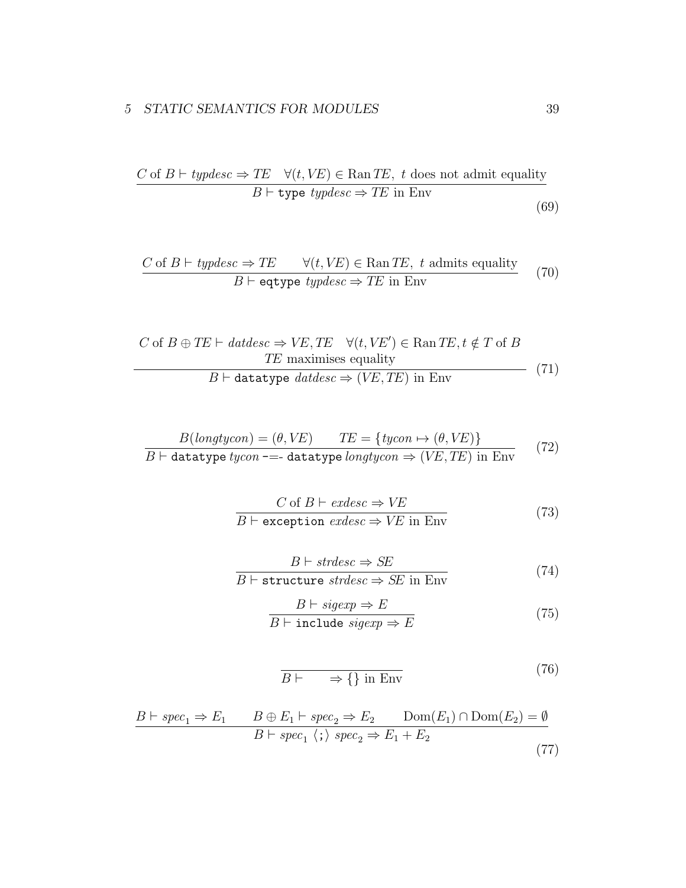$$\frac{C \text{ of } B \vdash \mathit{typdesc} \Rightarrow \mathit{TE} \quad \forall (t, \mathit{VE}) \in \operatorname{Ran} \mathit{TE},\ t \text{ does not admit equality}}{B \vdash \texttt{type}\ \mathit{typdesc} \Rightarrow \mathit{TE} \text{ in Env}} \tag{69}$$

$$\frac{C \text{ of } B \vdash \mathit{typdesc} \Rightarrow \mathit{TE} \qquad \forall (t, \mathit{VE}) \in \operatorname{Ran} \mathit{TE},\ t \text{ admits equality}}{B \vdash \texttt{eqtype}\ \mathit{typdesc} \Rightarrow \mathit{TE} \text{ in Env}} \tag{70}$$

$$\frac{\begin{array}{c} C \text{ of } B \oplus \mathit{TE} \vdash \mathit{datdesc} \Rightarrow \mathit{VE}, \mathit{TE} \quad \forall (t, \mathit{VE}') \in \operatorname{Ran} \mathit{TE}, t \notin T \text{ of } B \\ \mathit{TE} \text{ maximises equality} \end{array}}{B \vdash \texttt{datatype}\ \mathit{datdesc} \Rightarrow (\mathit{VE}, \mathit{TE}) \text{ in Env}} \tag{71}$$

$$\frac{B(\mathit{longtycon}) = (\theta, \mathit{VE}) \qquad \mathit{TE} = \{\mathit{tycon} \mapsto (\theta, \mathit{VE})\}}{B \vdash \texttt{datatype}\ \mathit{tycon}\ \texttt{-=-}\ \texttt{datatype}\ \mathit{longtycon} \Rightarrow (\mathit{VE}, \mathit{TE}) \text{ in Env}} \tag{72}$$

$$\frac{C \text{ of } B \vdash \mathit{exdesc} \Rightarrow \mathit{VE}}{B \vdash \texttt{exception}\ \mathit{exdesc} \Rightarrow \mathit{VE} \text{ in Env}} \tag{73}$$

$$\frac{B \vdash \mathit{strdesc} \Rightarrow \mathit{SE}}{B \vdash \texttt{structure}\ \mathit{strdesc} \Rightarrow \mathit{SE} \text{ in Env}} \tag{74}$$

$$\frac{B \vdash \mathit{sigexp} \Rightarrow E}{B \vdash \texttt{include}\ \mathit{sigexp} \Rightarrow E} \tag{75}$$

$$\frac{}{B \vdash \qquad \Rightarrow \{\} \text{ in Env}} \tag{76}$$

$$\frac{B \vdash \mathit{spec}_1 \Rightarrow E_1 \qquad B \oplus E_1 \vdash \mathit{spec}_2 \Rightarrow E_2 \qquad \operatorname{Dom}(E_1) \cap \operatorname{Dom}(E_2) = \emptyset}{B \vdash \mathit{spec}_1\ \langle \texttt{;} \rangle\ \mathit{spec}_2 \Rightarrow E_1 + E_2} \tag{77}$$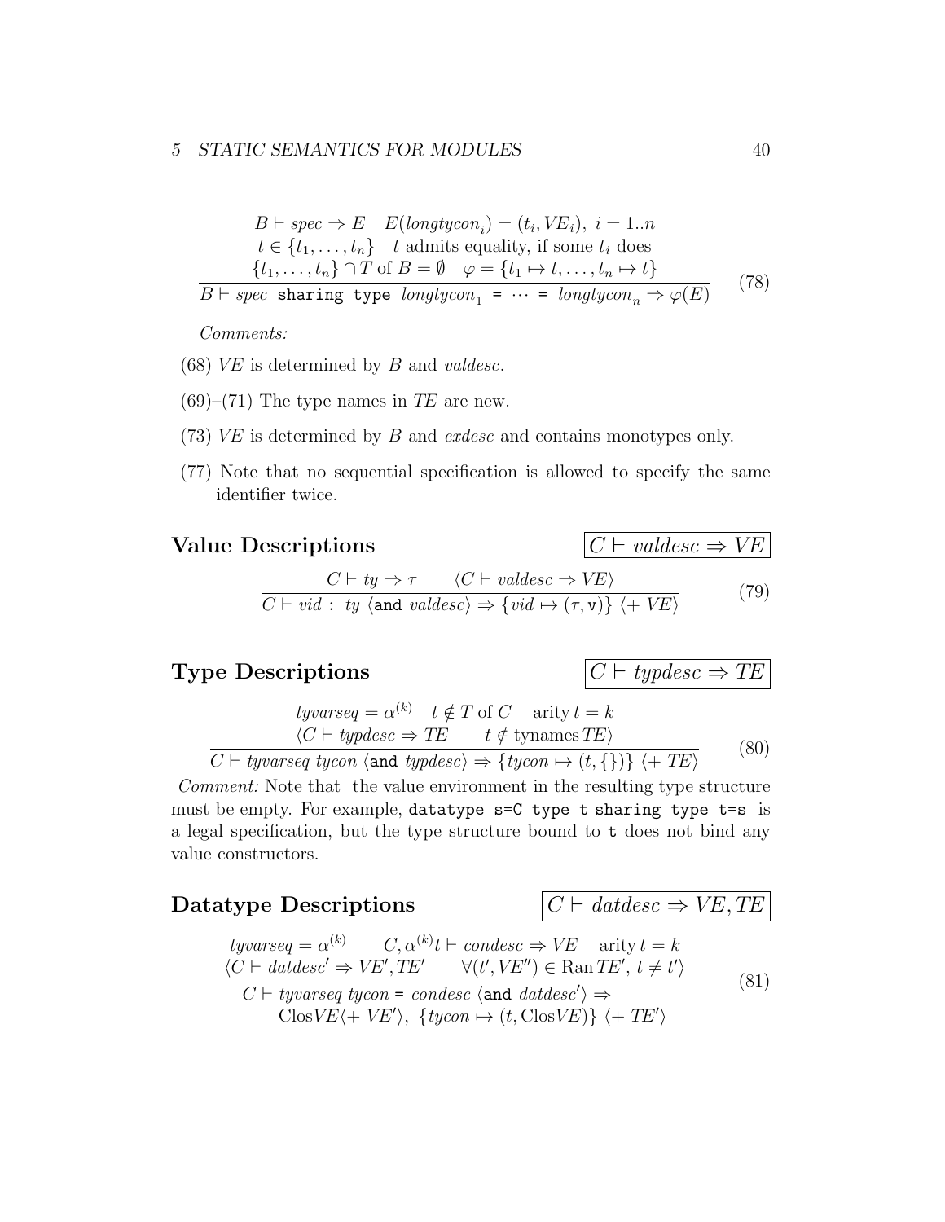$$\frac{\begin{array}{c} B \vdash \mathit{spec} \Rightarrow E \quad E(\mathit{longtycon}_i) = (t_i, \mathit{VE}_i),\ i = 1..n \\ t \in \{t_1, \ldots, t_n\} \quad t \text{ admits equality, if some } t_i \text{ does} \\ \{t_1, \ldots, t_n\} \cap T \text{ of } B = \emptyset \quad \varphi = \{t_1 \mapsto t, \ldots, t_n \mapsto t\} \end{array}}{B \vdash \mathit{spec}\ \texttt{sharing type}\ \mathit{longtycon}_1\ \texttt{=}\ \cdots\ \texttt{=}\ \mathit{longtycon}_n \Rightarrow \varphi(E)} \qquad (78)$$

*Comments:*

(68) $\mathit{VE}$ is determined by $B$ and *valdesc*.

(69)–(71) The type names in $\mathit{TE}$ are new.

(73) $\mathit{VE}$ is determined by $B$ and *exdesc* and contains monotypes only.

(77) Note that no sequential specification is allowed to specify the same identifier twice.

## Value Descriptions $\quad \boxed{C \vdash \mathit{valdesc} \Rightarrow \mathit{VE}}$

$$\frac{C \vdash \mathit{ty} \Rightarrow \tau \qquad \langle C \vdash \mathit{valdesc} \Rightarrow \mathit{VE} \rangle}{C \vdash \mathit{vid}\ \texttt{:}\ \mathit{ty}\ \langle \texttt{and}\ \mathit{valdesc} \rangle \Rightarrow \{\mathit{vid} \mapsto (\tau, \texttt{v})\}\ \langle +\ \mathit{VE} \rangle} \qquad (79)$$

## Type Descriptions $\quad \boxed{C \vdash \mathit{typdesc} \Rightarrow \mathit{TE}}$

$$\frac{\begin{array}{c} \mathit{tyvarseq} = \alpha^{(k)} \quad t \notin T \text{ of } C \quad \text{arity}\, t = k \\ \langle C \vdash \mathit{typdesc} \Rightarrow \mathit{TE} \qquad t \notin \text{tynames}\, \mathit{TE} \rangle \end{array}}{C \vdash \mathit{tyvarseq}\ \mathit{tycon}\ \langle \texttt{and}\ \mathit{typdesc} \rangle \Rightarrow \{\mathit{tycon} \mapsto (t, \{\})\}\ \langle +\ \mathit{TE} \rangle} \qquad (80)$$

*Comment:* Note that the value environment in the resulting type structure must be empty. For example, `datatype s=C type t sharing type t=s` is a legal specification, but the type structure bound to `t` does not bind any value constructors.

## Datatype Descriptions $\quad \boxed{C \vdash \mathit{datdesc} \Rightarrow \mathit{VE}, \mathit{TE}}$

$$\frac{\begin{array}{c} \mathit{tyvarseq} = \alpha^{(k)} \qquad C, \alpha^{(k)}t \vdash \mathit{condesc} \Rightarrow \mathit{VE} \quad \text{arity}\, t = k \\ \langle C \vdash \mathit{datdesc}' \Rightarrow \mathit{VE}', \mathit{TE}' \qquad \forall (t', \mathit{VE}'') \in \text{Ran}\, \mathit{TE}',\ t \neq t' \rangle \end{array}}{\begin{array}{c} C \vdash \mathit{tyvarseq}\ \mathit{tycon}\ \texttt{=}\ \mathit{condesc}\ \langle \texttt{and}\ \mathit{datdesc}' \rangle \Rightarrow \\ \text{Clos}\mathit{VE} \langle +\ \mathit{VE}' \rangle,\ \{\mathit{tycon} \mapsto (t, \text{Clos}\mathit{VE})\}\ \langle +\ \mathit{TE}' \rangle \end{array}} \qquad (81)$$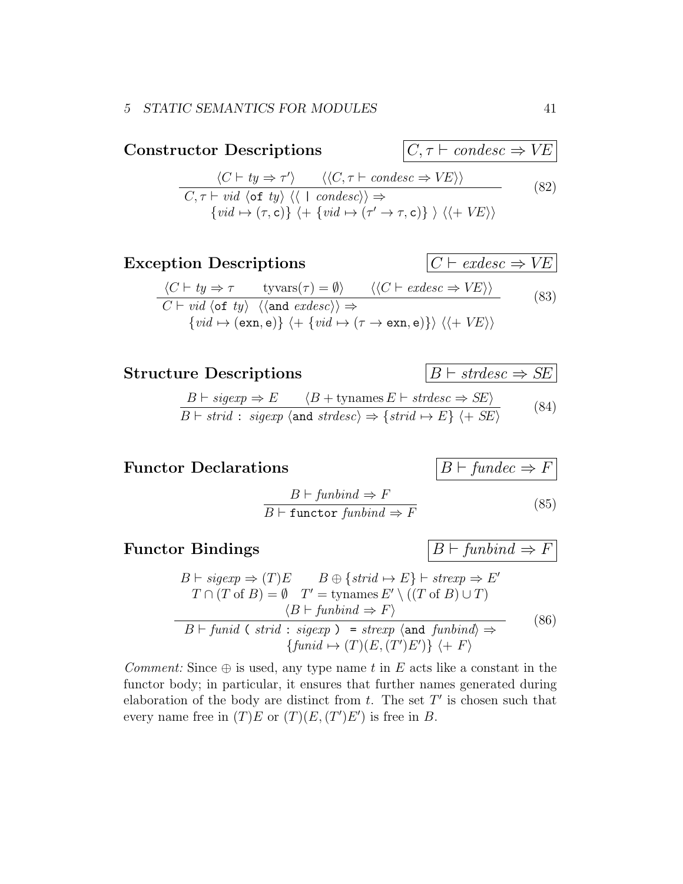## Constructor Descriptions

$$\boxed{C, \tau \vdash \mathit{condesc} \Rightarrow \mathit{VE}}$$

$$\frac{\langle C \vdash \mathit{ty} \Rightarrow \tau' \rangle \qquad \langle\langle C, \tau \vdash \mathit{condesc} \Rightarrow \mathit{VE} \rangle\rangle}{\begin{array}{l} C, \tau \vdash \mathit{vid}\ \langle \texttt{of}\ \mathit{ty} \rangle\ \langle\langle\ \texttt{|}\ \mathit{condesc} \rangle\rangle \Rightarrow \\ \qquad \{\mathit{vid} \mapsto (\tau, \texttt{c})\}\ \langle +\ \{\mathit{vid} \mapsto (\tau' \to \tau, \texttt{c})\}\ \rangle\ \langle\langle +\ \mathit{VE} \rangle\rangle \end{array}} \tag{82}$$

## Exception Descriptions

$$\boxed{C \vdash \mathit{exdesc} \Rightarrow \mathit{VE}}$$

$$\frac{\langle C \vdash \mathit{ty} \Rightarrow \tau \qquad \mathrm{tyvars}(\tau) = \emptyset \rangle \qquad \langle\langle C \vdash \mathit{exdesc} \Rightarrow \mathit{VE} \rangle\rangle}{\begin{array}{l} C \vdash \mathit{vid}\ \langle \texttt{of}\ \mathit{ty} \rangle\ \ \langle\langle \texttt{and}\ \mathit{exdesc} \rangle\rangle \Rightarrow \\ \qquad \{\mathit{vid} \mapsto (\texttt{exn}, \texttt{e})\}\ \langle +\ \{\mathit{vid} \mapsto (\tau \to \texttt{exn}, \texttt{e})\} \rangle\ \langle\langle +\ \mathit{VE} \rangle\rangle \end{array}} \tag{83}$$

## Structure Descriptions

$$\boxed{B \vdash \mathit{strdesc} \Rightarrow \mathit{SE}}$$

$$\frac{B \vdash \mathit{sigexp} \Rightarrow E \qquad \langle B + \mathrm{tynames}\, E \vdash \mathit{strdesc} \Rightarrow \mathit{SE} \rangle}{B \vdash \mathit{strid}\ \texttt{:}\ \mathit{sigexp}\ \langle \texttt{and}\ \mathit{strdesc} \rangle \Rightarrow \{\mathit{strid} \mapsto E\}\ \langle +\ \mathit{SE} \rangle} \tag{84}$$

## Functor Declarations

$$\boxed{B \vdash \mathit{fundec} \Rightarrow F}$$

$$\frac{B \vdash \mathit{funbind} \Rightarrow F}{B \vdash \texttt{functor}\ \mathit{funbind} \Rightarrow F} \tag{85}$$

## Functor Bindings

$$\boxed{B \vdash \mathit{funbind} \Rightarrow F}$$

$$\frac{\begin{array}{c} B \vdash \mathit{sigexp} \Rightarrow (T)E \qquad B \oplus \{\mathit{strid} \mapsto E\} \vdash \mathit{strexp} \Rightarrow E' \\ T \cap (T \text{ of } B) = \emptyset \quad T' = \mathrm{tynames}\, E' \setminus ((T \text{ of } B) \cup T) \\ \langle B \vdash \mathit{funbind} \Rightarrow F \rangle \end{array}}{\begin{array}{l} B \vdash \mathit{funid}\ \texttt{(}\ \mathit{strid}\ \texttt{:}\ \mathit{sigexp}\ \texttt{)}\ \texttt{=}\ \mathit{strexp}\ \langle \texttt{and}\ \mathit{funbind} \rangle \Rightarrow \\ \qquad \{\mathit{funid} \mapsto (T)(E, (T')E')\}\ \langle +\ F \rangle \end{array}} \tag{86}$$

*Comment:* Since $\oplus$ is used, any type name $t$ in $E$ acts like a constant in the functor body; in particular, it ensures that further names generated during elaboration of the body are distinct from $t$. The set $T'$ is chosen such that every name free in $(T)E$ or $(T)(E, (T')E')$ is free in $B$.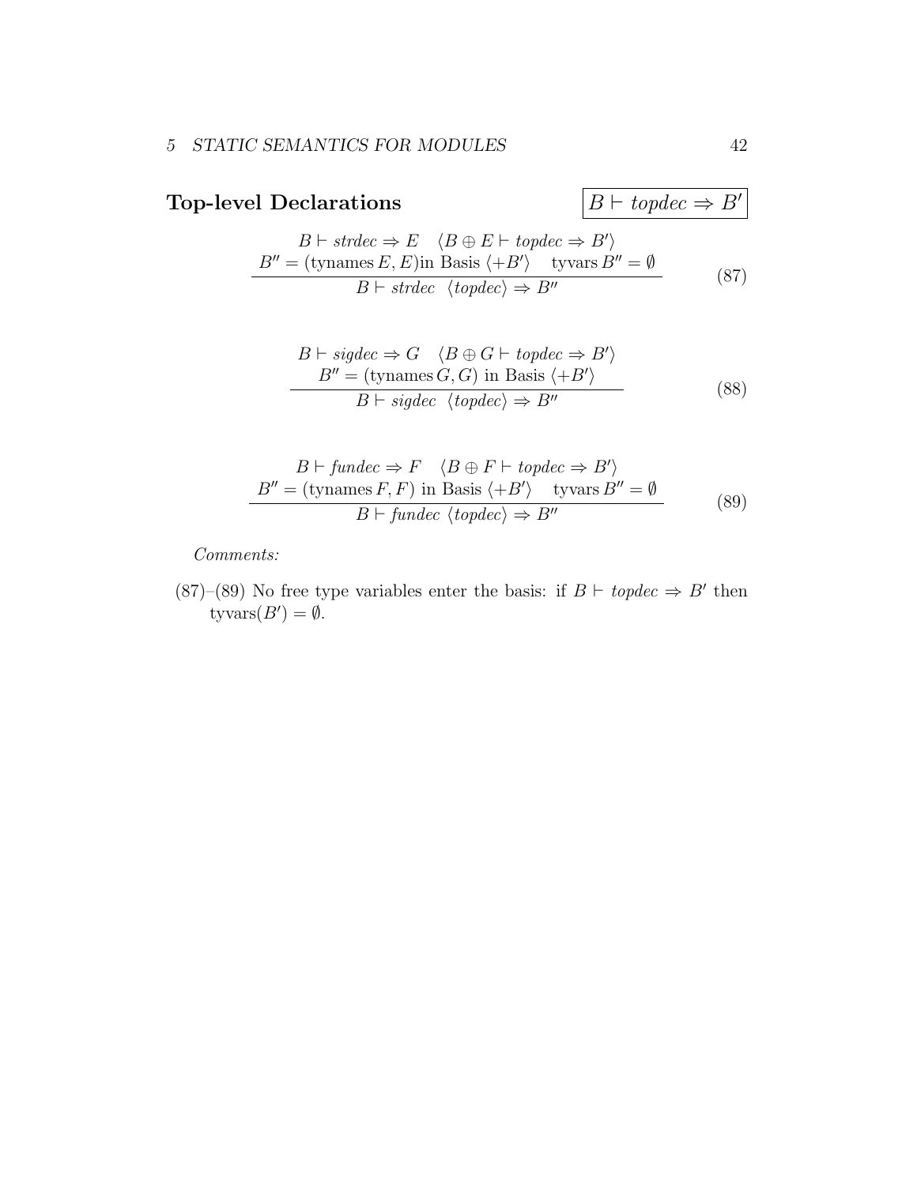## Top-level Declarations

$$\boxed{B \vdash topdec \Rightarrow B'}$$

$$\frac{\begin{array}{c} B \vdash strdec \Rightarrow E \quad \langle B \oplus E \vdash topdec \Rightarrow B' \rangle \\ B'' = (\text{tynames}\, E, E)\text{in Basis}\ \langle + B' \rangle \quad \text{tyvars}\, B'' = \emptyset \end{array}}{B \vdash strdec\ \ \langle topdec \rangle \Rightarrow B''} \tag{87}$$

$$\frac{\begin{array}{c} B \vdash sigdec \Rightarrow G \quad \langle B \oplus G \vdash topdec \Rightarrow B' \rangle \\ B'' = (\text{tynames}\, G, G)\ \text{in Basis}\ \langle + B' \rangle \end{array}}{B \vdash sigdec\ \ \langle topdec \rangle \Rightarrow B''} \tag{88}$$

$$\frac{\begin{array}{c} B \vdash fundec \Rightarrow F \quad \langle B \oplus F \vdash topdec \Rightarrow B' \rangle \\ B'' = (\text{tynames}\, F, F)\ \text{in Basis}\ \langle + B' \rangle \quad \text{tyvars}\, B'' = \emptyset \end{array}}{B \vdash fundec\ \langle topdec \rangle \Rightarrow B''} \tag{89}$$

*Comments:*

(87)–(89) No free type variables enter the basis: if $B \vdash topdec \Rightarrow B'$ then $\text{tyvars}(B') = \emptyset$.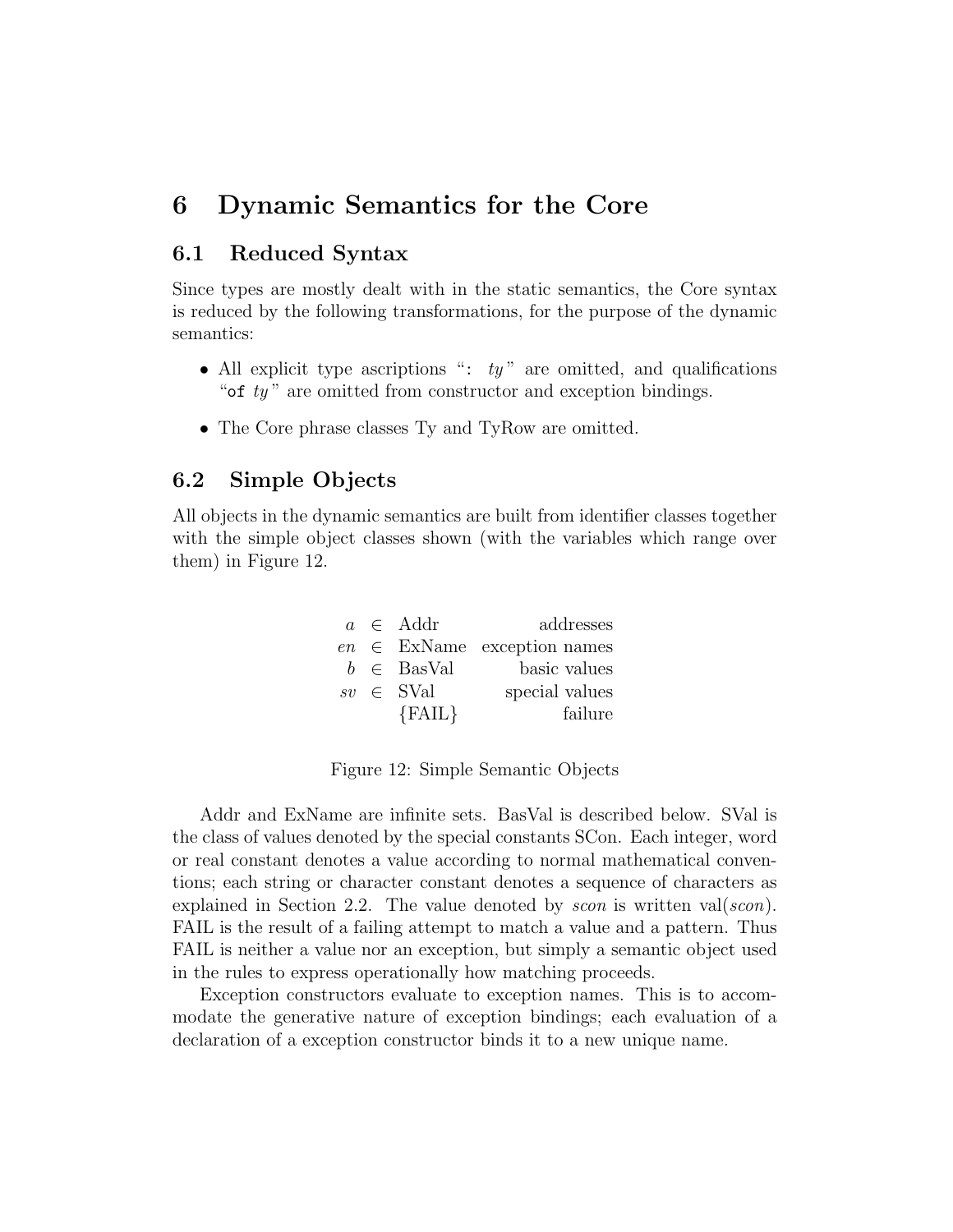# 6 Dynamic Semantics for the Core

## 6.1 Reduced Syntax

Since types are mostly dealt with in the static semantics, the Core syntax is reduced by the following transformations, for the purpose of the dynamic semantics:

- All explicit type ascriptions "`:` *ty*" are omitted, and qualifications "`of` *ty*" are omitted from constructor and exception bindings.
- The Core phrase classes Ty and TyRow are omitted.

## 6.2 Simple Objects

All objects in the dynamic semantics are built from identifier classes together with the simple object classes shown (with the variables which range over them) in Figure 12.

| | | | |
|---|---|---|---|
| $a$ | $\in$ | Addr | addresses |
| $en$ | $\in$ | ExName | exception names |
| $b$ | $\in$ | BasVal | basic values |
| $sv$ | $\in$ | SVal | special values |
| | | {FAIL} | failure |

Figure 12: Simple Semantic Objects

Addr and ExName are infinite sets. BasVal is described below. SVal is the class of values denoted by the special constants SCon. Each integer, word or real constant denotes a value according to normal mathematical conventions; each string or character constant denotes a sequence of characters as explained in Section 2.2. The value denoted by *scon* is written val(*scon*). FAIL is the result of a failing attempt to match a value and a pattern. Thus FAIL is neither a value nor an exception, but simply a semantic object used in the rules to express operationally how matching proceeds.

Exception constructors evaluate to exception names. This is to accommodate the generative nature of exception bindings; each evaluation of a declaration of a exception constructor binds it to a new unique name.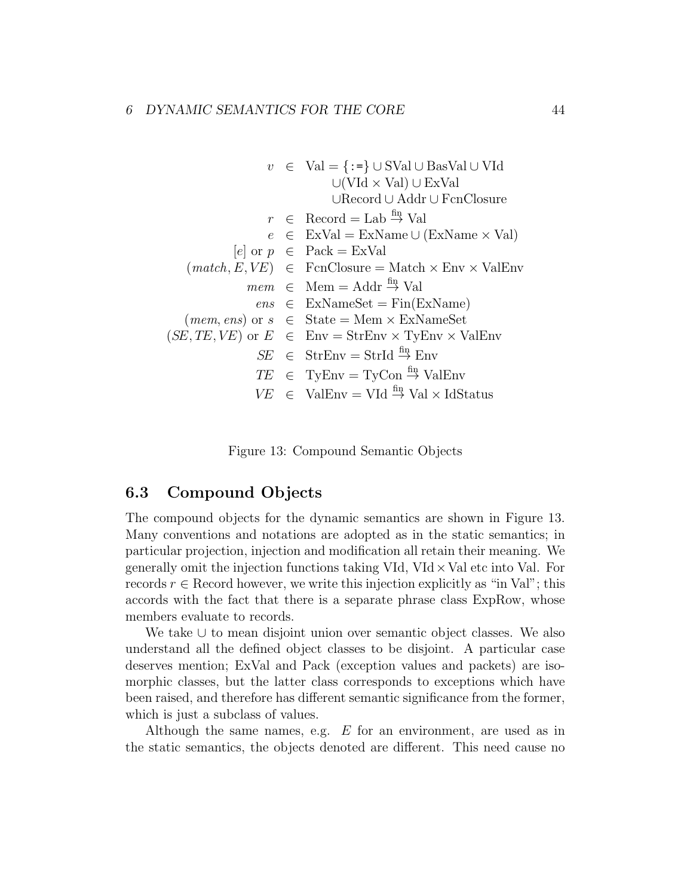$$
\begin{array}{rcl}
v & \in & \mathrm{Val} = \{\texttt{:=}\} \cup \mathrm{SVal} \cup \mathrm{BasVal} \cup \mathrm{VId} \\
 & & \quad \cup (\mathrm{VId} \times \mathrm{Val}) \cup \mathrm{ExVal} \\
 & & \quad \cup \mathrm{Record} \cup \mathrm{Addr} \cup \mathrm{FcnClosure} \\
r & \in & \mathrm{Record} = \mathrm{Lab} \xrightarrow{\mathrm{fin}} \mathrm{Val} \\
e & \in & \mathrm{ExVal} = \mathrm{ExName} \cup (\mathrm{ExName} \times \mathrm{Val}) \\
[e] \text{ or } p & \in & \mathrm{Pack} = \mathrm{ExVal} \\
(match, E, VE) & \in & \mathrm{FcnClosure} = \mathrm{Match} \times \mathrm{Env} \times \mathrm{ValEnv} \\
mem & \in & \mathrm{Mem} = \mathrm{Addr} \xrightarrow{\mathrm{fin}} \mathrm{Val} \\
ens & \in & \mathrm{ExNameSet} = \mathrm{Fin}(\mathrm{ExName}) \\
(mem, ens) \text{ or } s & \in & \mathrm{State} = \mathrm{Mem} \times \mathrm{ExNameSet} \\
(SE, TE, VE) \text{ or } E & \in & \mathrm{Env} = \mathrm{StrEnv} \times \mathrm{TyEnv} \times \mathrm{ValEnv} \\
SE & \in & \mathrm{StrEnv} = \mathrm{StrId} \xrightarrow{\mathrm{fin}} \mathrm{Env} \\
TE & \in & \mathrm{TyEnv} = \mathrm{TyCon} \xrightarrow{\mathrm{fin}} \mathrm{ValEnv} \\
VE & \in & \mathrm{ValEnv} = \mathrm{VId} \xrightarrow{\mathrm{fin}} \mathrm{Val} \times \mathrm{IdStatus}
\end{array}
$$

Figure 13: Compound Semantic Objects

## 6.3 Compound Objects

The compound objects for the dynamic semantics are shown in Figure 13. Many conventions and notations are adopted as in the static semantics; in particular projection, injection and modification all retain their meaning. We generally omit the injection functions taking VId, VId $\times$ Val etc into Val. For records $r \in$ Record however, we write this injection explicitly as "in Val"; this accords with the fact that there is a separate phrase class ExpRow, whose members evaluate to records.

We take $\cup$ to mean disjoint union over semantic object classes. We also understand all the defined object classes to be disjoint. A particular case deserves mention; ExVal and Pack (exception values and packets) are isomorphic classes, but the latter class corresponds to exceptions which have been raised, and therefore has different semantic significance from the former, which is just a subclass of values.

Although the same names, e.g. $E$ for an environment, are used as in the static semantics, the objects denoted are different. This need cause no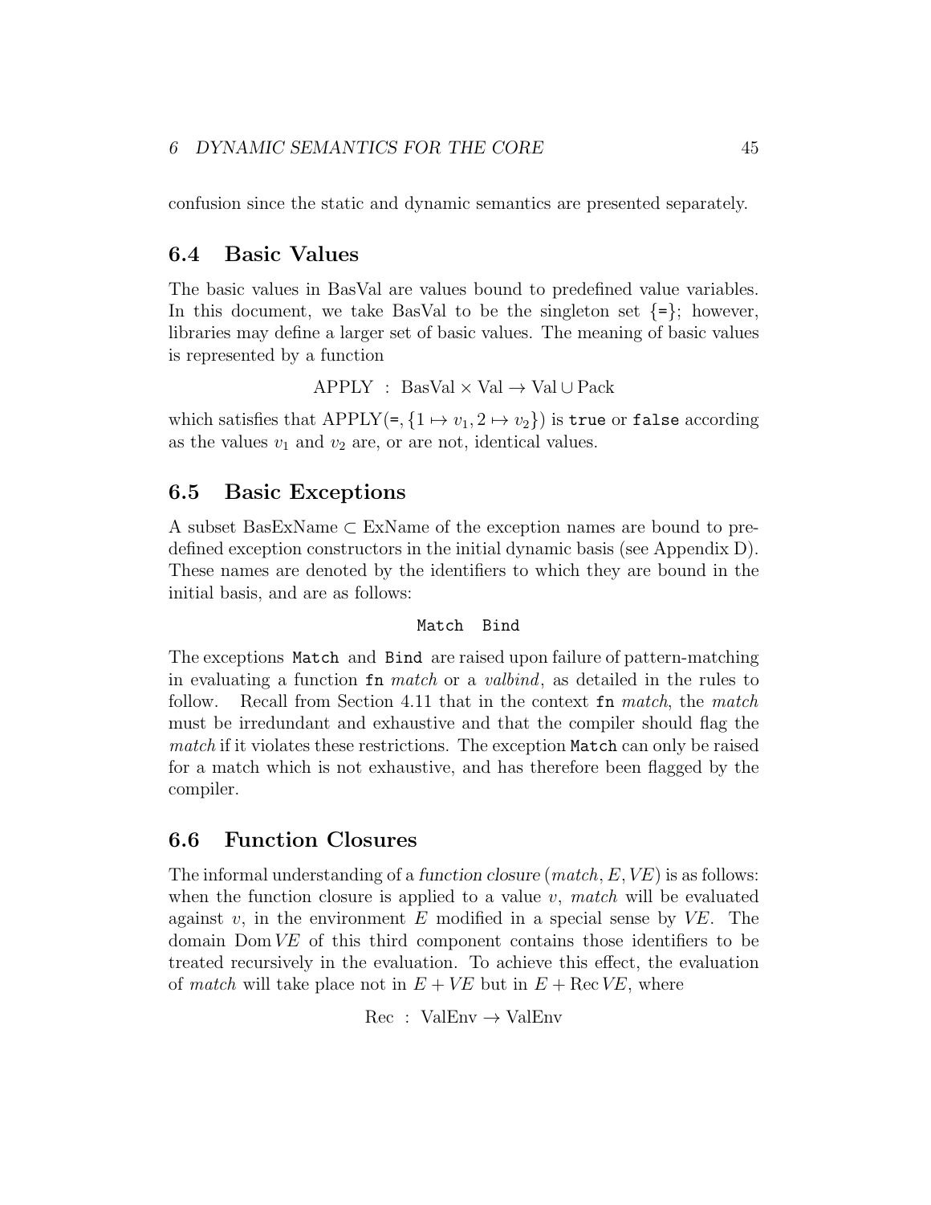confusion since the static and dynamic semantics are presented separately.

## 6.4 Basic Values

The basic values in BasVal are values bound to predefined value variables. In this document, we take BasVal to be the singleton set {`=`}; however, libraries may define a larger set of basic values. The meaning of basic values is represented by a function

$$\text{APPLY} \ : \ \text{BasVal} \times \text{Val} \to \text{Val} \cup \text{Pack}$$

which satisfies that $\text{APPLY}(\texttt{=}, \{1 \mapsto v_1, 2 \mapsto v_2\})$ is `true` or `false` according as the values $v_1$ and $v_2$ are, or are not, identical values.

## 6.5 Basic Exceptions

A subset BasExName $\subset$ ExName of the exception names are bound to predefined exception constructors in the initial dynamic basis (see Appendix D). These names are denoted by the identifiers to which they are bound in the initial basis, and are as follows:

`Match` `Bind`

The exceptions `Match` and `Bind` are raised upon failure of pattern-matching in evaluating a function `fn` *match* or a *valbind*, as detailed in the rules to follow. Recall from Section 4.11 that in the context `fn` *match*, the *match* must be irredundant and exhaustive and that the compiler should flag the *match* if it violates these restrictions. The exception `Match` can only be raised for a match which is not exhaustive, and has therefore been flagged by the compiler.

## 6.6 Function Closures

The informal understanding of a *function closure* $(match, E, VE)$ is as follows: when the function closure is applied to a value $v$, *match* will be evaluated against $v$, in the environment $E$ modified in a special sense by $VE$. The domain $\text{Dom}\, VE$ of this third component contains those identifiers to be treated recursively in the evaluation. To achieve this effect, the evaluation of *match* will take place not in $E + VE$ but in $E + \text{Rec}\, VE$, where

$$\text{Rec} \ : \ \text{ValEnv} \to \text{ValEnv}$$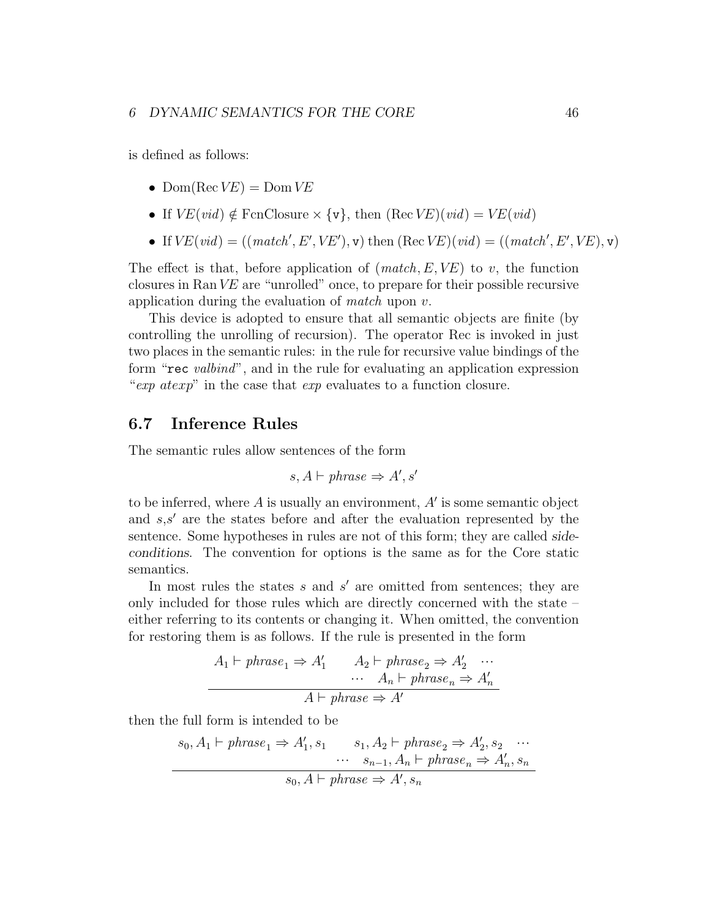is defined as follows:

- $\mathrm{Dom}(\mathrm{Rec}\, VE) = \mathrm{Dom}\, VE$
- If $VE(vid) \notin \mathrm{FcnClosure} \times \{\mathtt{v}\}$, then $(\mathrm{Rec}\, VE)(vid) = VE(vid)$
- If $VE(vid) = ((match', E', VE'), \mathtt{v})$ then $(\mathrm{Rec}\, VE)(vid) = ((match', E', VE), \mathtt{v})$

The effect is that, before application of $(match, E, VE)$ to $v$, the function closures in $\mathrm{Ran}\, VE$ are "unrolled" once, to prepare for their possible recursive application during the evaluation of *match* upon $v$.

This device is adopted to ensure that all semantic objects are finite (by controlling the unrolling of recursion). The operator Rec is invoked in just two places in the semantic rules: in the rule for recursive value bindings of the form "`rec` *valbind*", and in the rule for evaluating an application expression "*exp atexp*" in the case that *exp* evaluates to a function closure.

## 6.7 Inference Rules

The semantic rules allow sentences of the form

$$s, A \vdash phrase \Rightarrow A', s'$$

to be inferred, where $A$ is usually an environment, $A'$ is some semantic object and $s$,$s'$ are the states before and after the evaluation represented by the sentence. Some hypotheses in rules are not of this form; they are called *side-conditions*. The convention for options is the same as for the Core static semantics.

In most rules the states $s$ and $s'$ are omitted from sentences; they are only included for those rules which are directly concerned with the state – either referring to its contents or changing it. When omitted, the convention for restoring them is as follows. If the rule is presented in the form

$$\frac{A_1 \vdash phrase_1 \Rightarrow A'_1 \qquad A_2 \vdash phrase_2 \Rightarrow A'_2 \quad \cdots \quad \cdots \quad A_n \vdash phrase_n \Rightarrow A'_n}{A \vdash phrase \Rightarrow A'}$$

then the full form is intended to be

$$\frac{s_0, A_1 \vdash phrase_1 \Rightarrow A'_1, s_1 \qquad s_1, A_2 \vdash phrase_2 \Rightarrow A'_2, s_2 \quad \cdots \quad \cdots \quad s_{n-1}, A_n \vdash phrase_n \Rightarrow A'_n, s_n}{s_0, A \vdash phrase \Rightarrow A', s_n}$$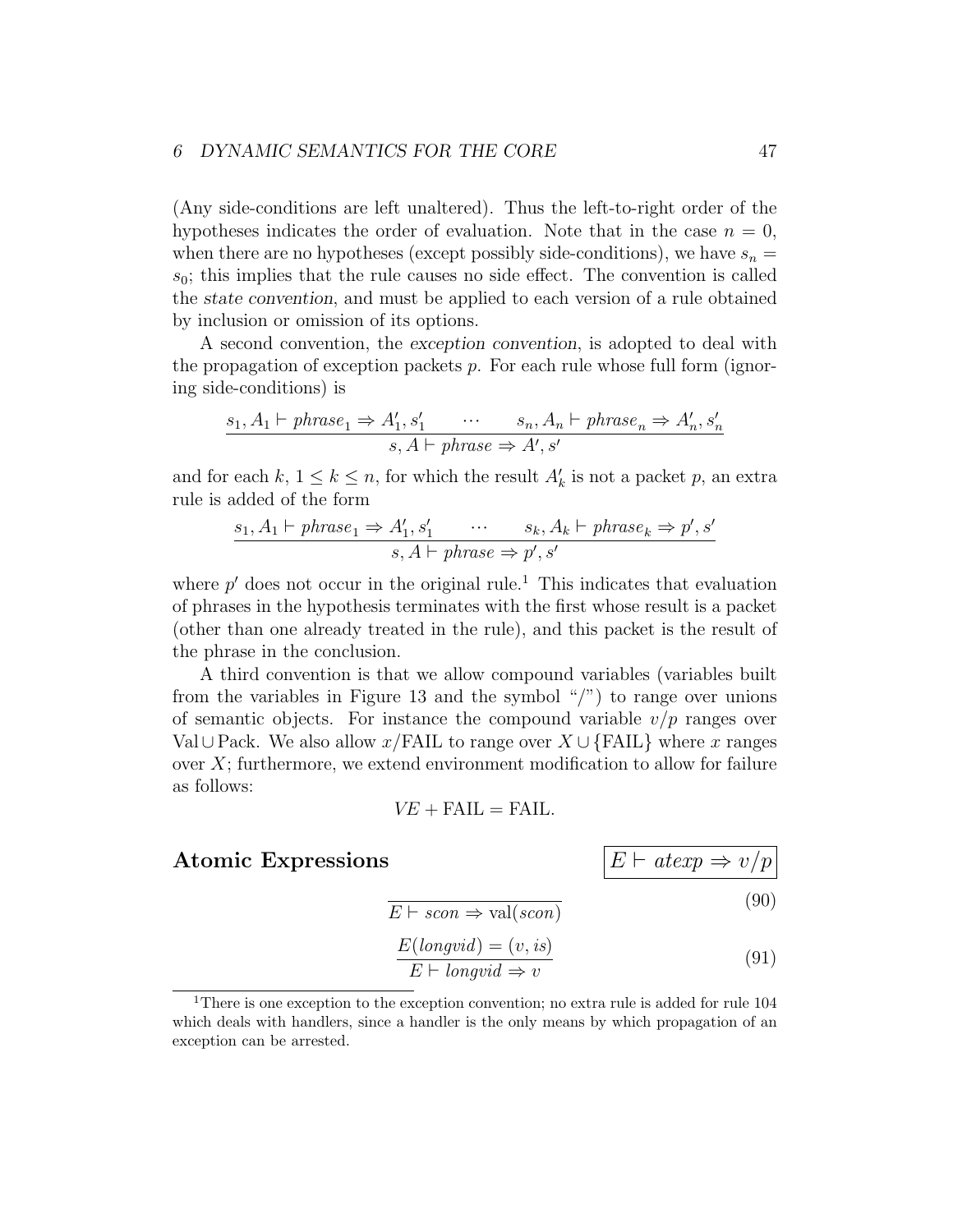(Any side-conditions are left unaltered). Thus the left-to-right order of the hypotheses indicates the order of evaluation. Note that in the case $n = 0$, when there are no hypotheses (except possibly side-conditions), we have $s_n = s_0$; this implies that the rule causes no side effect. The convention is called the *state convention*, and must be applied to each version of a rule obtained by inclusion or omission of its options.

A second convention, the *exception convention*, is adopted to deal with the propagation of exception packets $p$. For each rule whose full form (ignoring side-conditions) is

$$\frac{s_1, A_1 \vdash \mathit{phrase}_1 \Rightarrow A'_1, s'_1 \qquad \cdots \qquad s_n, A_n \vdash \mathit{phrase}_n \Rightarrow A'_n, s'_n}{s, A \vdash \mathit{phrase} \Rightarrow A', s'}$$

and for each $k$, $1 \leq k \leq n$, for which the result $A'_k$ is not a packet $p$, an extra rule is added of the form

$$\frac{s_1, A_1 \vdash \mathit{phrase}_1 \Rightarrow A'_1, s'_1 \qquad \cdots \qquad s_k, A_k \vdash \mathit{phrase}_k \Rightarrow p', s'}{s, A \vdash \mathit{phrase} \Rightarrow p', s'}$$

where $p'$ does not occur in the original rule.[1] This indicates that evaluation of phrases in the hypothesis terminates with the first whose result is a packet (other than one already treated in the rule), and this packet is the result of the phrase in the conclusion.

A third convention is that we allow compound variables (variables built from the variables in Figure 13 and the symbol "/") to range over unions of semantic objects. For instance the compound variable $v/p$ ranges over $\mathrm{Val} \cup \mathrm{Pack}$. We also allow $x/\mathrm{FAIL}$ to range over $X \cup \{\mathrm{FAIL}\}$ where $x$ ranges over $X$; furthermore, we extend environment modification to allow for failure as follows:

$$VE + \mathrm{FAIL} = \mathrm{FAIL}.$$

## Atomic Expressions

$$\boxed{E \vdash \mathit{atexp} \Rightarrow v/p}$$

$$\frac{}{E \vdash \mathit{scon} \Rightarrow \mathrm{val}(\mathit{scon})} \tag{90}$$

$$\frac{E(\mathit{longvid}) = (v, \mathit{is})}{E \vdash \mathit{longvid} \Rightarrow v} \tag{91}$$

[1] There is one exception to the exception convention; no extra rule is added for rule 104 which deals with handlers, since a handler is the only means by which propagation of an exception can be arrested.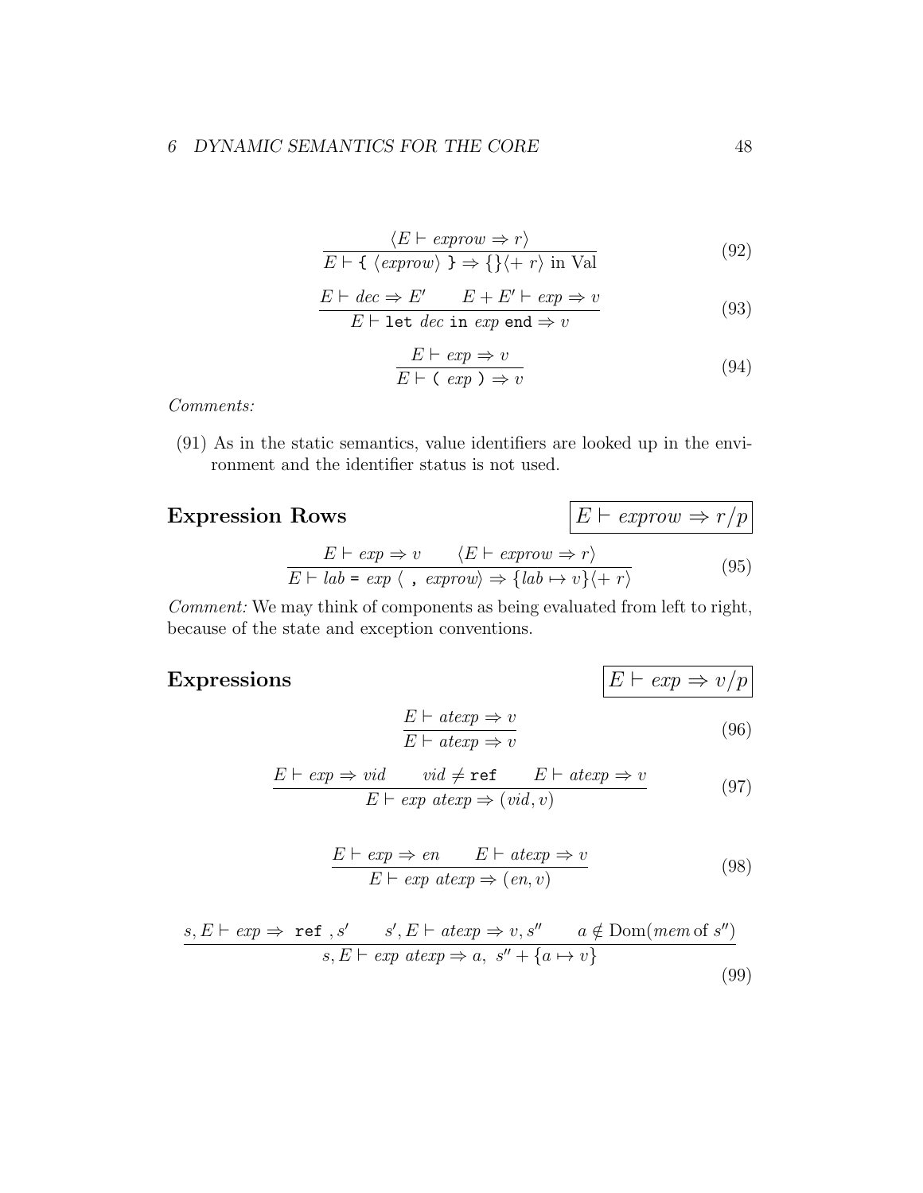$$\frac{\langle E \vdash \mathit{exprow} \Rightarrow r \rangle}{E \vdash \texttt{\{} \ \langle \mathit{exprow} \rangle \ \texttt{\}} \Rightarrow \{\}\langle + \ r \rangle \text{ in Val}} \tag{92}$$

$$\frac{E \vdash \mathit{dec} \Rightarrow E' \qquad E + E' \vdash \mathit{exp} \Rightarrow v}{E \vdash \texttt{let} \ \mathit{dec} \ \texttt{in} \ \mathit{exp} \ \texttt{end} \Rightarrow v} \tag{93}$$

$$\frac{E \vdash \mathit{exp} \Rightarrow v}{E \vdash \texttt{(} \ \mathit{exp} \ \texttt{)} \Rightarrow v} \tag{94}$$

*Comments:*

(91) As in the static semantics, value identifiers are looked up in the environment and the identifier status is not used.

## Expression Rows

$$\boxed{E \vdash \mathit{exprow} \Rightarrow r/p}$$

$$\frac{E \vdash \mathit{exp} \Rightarrow v \qquad \langle E \vdash \mathit{exprow} \Rightarrow r \rangle}{E \vdash \mathit{lab} \ \texttt{=} \ \mathit{exp} \ \langle \ \texttt{,} \ \mathit{exprow} \rangle \Rightarrow \{\mathit{lab} \mapsto v\}\langle + \ r \rangle} \tag{95}$$

*Comment:* We may think of components as being evaluated from left to right, because of the state and exception conventions.

## Expressions

$$\boxed{E \vdash \mathit{exp} \Rightarrow v/p}$$

$$\frac{E \vdash \mathit{atexp} \Rightarrow v}{E \vdash \mathit{atexp} \Rightarrow v} \tag{96}$$

$$\frac{E \vdash \mathit{exp} \Rightarrow \mathit{vid} \qquad \mathit{vid} \neq \texttt{ref} \qquad E \vdash \mathit{atexp} \Rightarrow v}{E \vdash \mathit{exp} \ \mathit{atexp} \Rightarrow (\mathit{vid}, v)} \tag{97}$$

$$\frac{E \vdash \mathit{exp} \Rightarrow \mathit{en} \qquad E \vdash \mathit{atexp} \Rightarrow v}{E \vdash \mathit{exp} \ \mathit{atexp} \Rightarrow (\mathit{en}, v)} \tag{98}$$

$$\frac{s, E \vdash \mathit{exp} \Rightarrow \ \texttt{ref} \ , s' \qquad s', E \vdash \mathit{atexp} \Rightarrow v, s'' \qquad a \notin \mathrm{Dom}(\mathit{mem} \text{ of } s'')}{s, E \vdash \mathit{exp} \ \mathit{atexp} \Rightarrow a, \ s'' + \{a \mapsto v\}} \tag{99}$$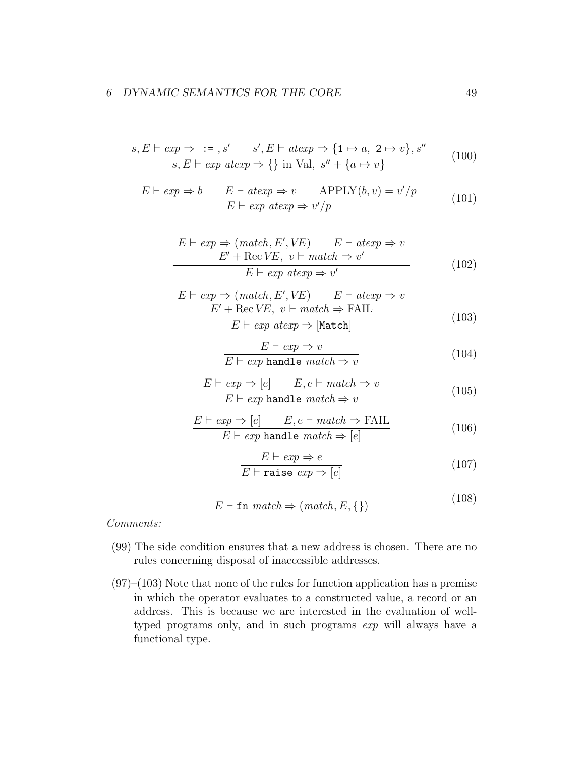$$\frac{s, E \vdash exp \Rightarrow \ \texttt{:=}\ , s' \qquad s', E \vdash atexp \Rightarrow \{\texttt{1} \mapsto a,\ \texttt{2} \mapsto v\}, s''}{s, E \vdash exp\ atexp \Rightarrow \{\}\ \text{in Val},\ s'' + \{a \mapsto v\}} \tag{100}$$

$$\frac{E \vdash exp \Rightarrow b \qquad E \vdash atexp \Rightarrow v \qquad \text{APPLY}(b, v) = v'/p}{E \vdash exp\ atexp \Rightarrow v'/p} \tag{101}$$

$$\frac{\begin{array}{c} E \vdash exp \Rightarrow (match, E', VE) \qquad E \vdash atexp \Rightarrow v \\ E' + \text{Rec}\,VE,\ v \vdash match \Rightarrow v' \end{array}}{E \vdash exp\ atexp \Rightarrow v'} \tag{102}$$

$$\frac{\begin{array}{c} E \vdash exp \Rightarrow (match, E', VE) \qquad E \vdash atexp \Rightarrow v \\ E' + \text{Rec}\,VE,\ v \vdash match \Rightarrow \text{FAIL} \end{array}}{E \vdash exp\ atexp \Rightarrow [\texttt{Match}]} \tag{103}$$

$$\frac{E \vdash exp \Rightarrow v}{E \vdash exp\ \texttt{handle}\ match \Rightarrow v} \tag{104}$$

$$\frac{E \vdash exp \Rightarrow [e] \qquad E, e \vdash match \Rightarrow v}{E \vdash exp\ \texttt{handle}\ match \Rightarrow v} \tag{105}$$

$$\frac{E \vdash exp \Rightarrow [e] \qquad E, e \vdash match \Rightarrow \text{FAIL}}{E \vdash exp\ \texttt{handle}\ match \Rightarrow [e]} \tag{106}$$

$$\frac{E \vdash exp \Rightarrow e}{E \vdash \texttt{raise}\ exp \Rightarrow [e]} \tag{107}$$

$$\frac{}{E \vdash \texttt{fn}\ match \Rightarrow (match, E, \{\})} \tag{108}$$

*Comments:*

(99) The side condition ensures that a new address is chosen. There are no rules concerning disposal of inaccessible addresses.

(97)–(103) Note that none of the rules for function application has a premise in which the operator evaluates to a constructed value, a record or an address. This is because we are interested in the evaluation of well-typed programs only, and in such programs *exp* will always have a functional type.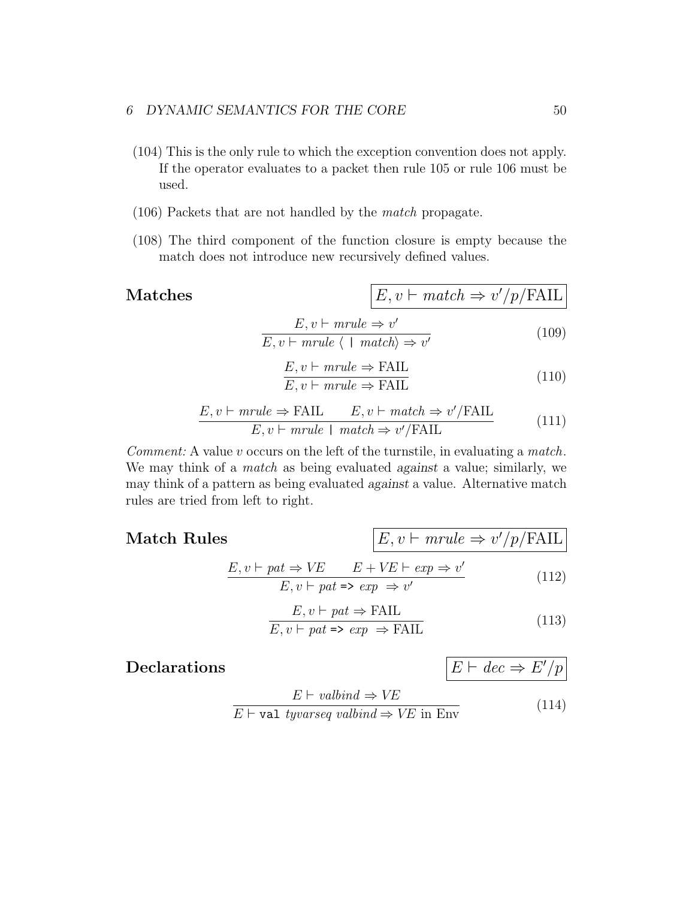(104) This is the only rule to which the exception convention does not apply. If the operator evaluates to a packet then rule 105 or rule 106 must be used.

(106) Packets that are not handled by the *match* propagate.

(108) The third component of the function closure is empty because the match does not introduce new recursively defined values.

## Matches

$$\boxed{E, v \vdash match \Rightarrow v'/p/\mathrm{FAIL}}$$

$$\frac{E, v \vdash mrule \Rightarrow v'}{E, v \vdash mrule \ \langle \ \texttt{|} \ match \rangle \Rightarrow v'} \tag{109}$$

$$\frac{E, v \vdash mrule \Rightarrow \mathrm{FAIL}}{E, v \vdash mrule \Rightarrow \mathrm{FAIL}} \tag{110}$$

$$\frac{E, v \vdash mrule \Rightarrow \mathrm{FAIL} \qquad E, v \vdash match \Rightarrow v'/\mathrm{FAIL}}{E, v \vdash mrule \ \texttt{|} \ match \Rightarrow v'/\mathrm{FAIL}} \tag{111}$$

*Comment:* A value $v$ occurs on the left of the turnstile, in evaluating a *match*. We may think of a *match* as being evaluated *against* a value; similarly, we may think of a pattern as being evaluated *against* a value. Alternative match rules are tried from left to right.

## Match Rules

$$\boxed{E, v \vdash mrule \Rightarrow v'/p/\mathrm{FAIL}}$$

$$\frac{E, v \vdash pat \Rightarrow VE \qquad E + VE \vdash exp \Rightarrow v'}{E, v \vdash pat \ \texttt{=>} \ exp \ \Rightarrow v'} \tag{112}$$

$$\frac{E, v \vdash pat \Rightarrow \mathrm{FAIL}}{E, v \vdash pat \ \texttt{=>} \ exp \ \Rightarrow \mathrm{FAIL}} \tag{113}$$

## Declarations

$$\boxed{E \vdash dec \Rightarrow E'/p}$$

$$\frac{E \vdash valbind \Rightarrow VE}{E \vdash \texttt{val} \ tyvarseq \ valbind \Rightarrow VE \text{ in Env}} \tag{114}$$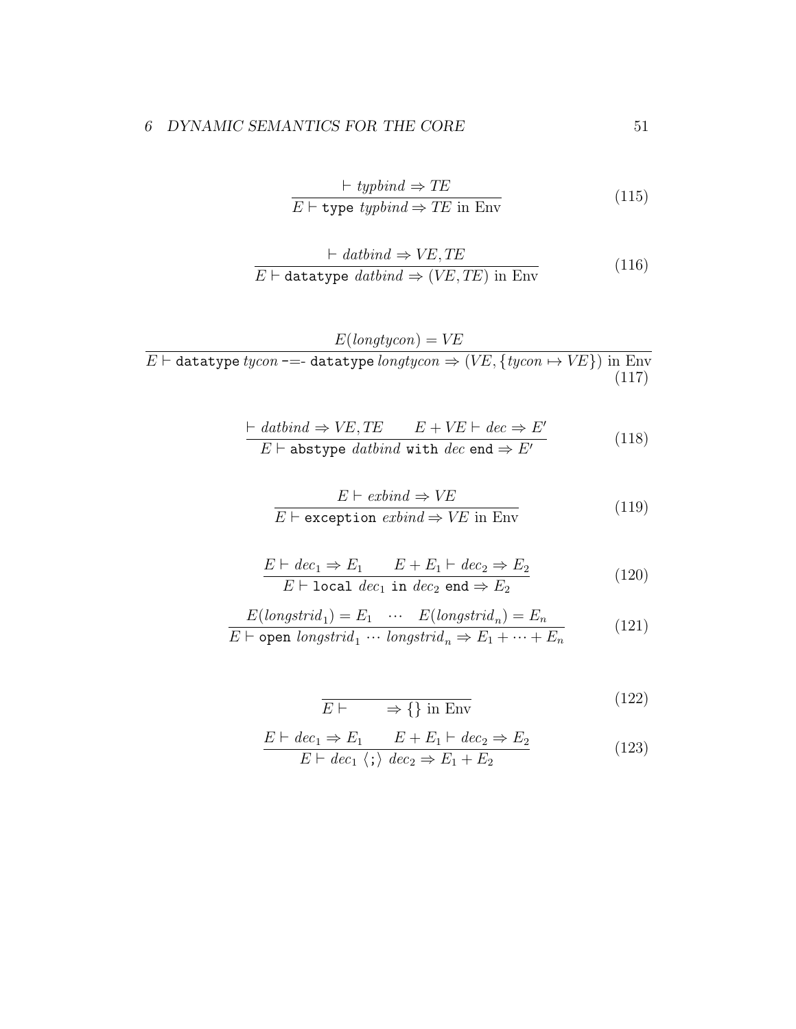$$\frac{\vdash \mathit{typbind} \Rightarrow \mathit{TE}}{E \vdash \texttt{type}\ \mathit{typbind} \Rightarrow \mathit{TE} \text{ in Env}} \tag{115}$$

$$\frac{\vdash \mathit{datbind} \Rightarrow \mathit{VE}, \mathit{TE}}{E \vdash \texttt{datatype}\ \mathit{datbind} \Rightarrow (\mathit{VE}, \mathit{TE}) \text{ in Env}} \tag{116}$$

$$\frac{E(\mathit{longtycon}) = \mathit{VE}}{E \vdash \texttt{datatype}\ \mathit{tycon}\ \texttt{-=-}\ \texttt{datatype}\ \mathit{longtycon} \Rightarrow (\mathit{VE}, \{\mathit{tycon} \mapsto \mathit{VE}\}) \text{ in Env}} \tag{117}$$

$$\frac{\vdash \mathit{datbind} \Rightarrow \mathit{VE}, \mathit{TE} \qquad E + \mathit{VE} \vdash \mathit{dec} \Rightarrow E'}{E \vdash \texttt{abstype}\ \mathit{datbind}\ \texttt{with}\ \mathit{dec}\ \texttt{end} \Rightarrow E'} \tag{118}$$

$$\frac{E \vdash \mathit{exbind} \Rightarrow \mathit{VE}}{E \vdash \texttt{exception}\ \mathit{exbind} \Rightarrow \mathit{VE} \text{ in Env}} \tag{119}$$

$$\frac{E \vdash \mathit{dec}_1 \Rightarrow E_1 \qquad E + E_1 \vdash \mathit{dec}_2 \Rightarrow E_2}{E \vdash \texttt{local}\ \mathit{dec}_1\ \texttt{in}\ \mathit{dec}_2\ \texttt{end} \Rightarrow E_2} \tag{120}$$

$$\frac{E(\mathit{longstrid}_1) = E_1 \quad \cdots \quad E(\mathit{longstrid}_n) = E_n}{E \vdash \texttt{open}\ \mathit{longstrid}_1 \cdots \mathit{longstrid}_n \Rightarrow E_1 + \cdots + E_n} \tag{121}$$

$$\frac{}{E \vdash \qquad \Rightarrow \{\} \text{ in Env}} \tag{122}$$

$$\frac{E \vdash \mathit{dec}_1 \Rightarrow E_1 \qquad E + E_1 \vdash \mathit{dec}_2 \Rightarrow E_2}{E \vdash \mathit{dec}_1\ \langle\texttt{;}\rangle\ \mathit{dec}_2 \Rightarrow E_1 + E_2} \tag{123}$$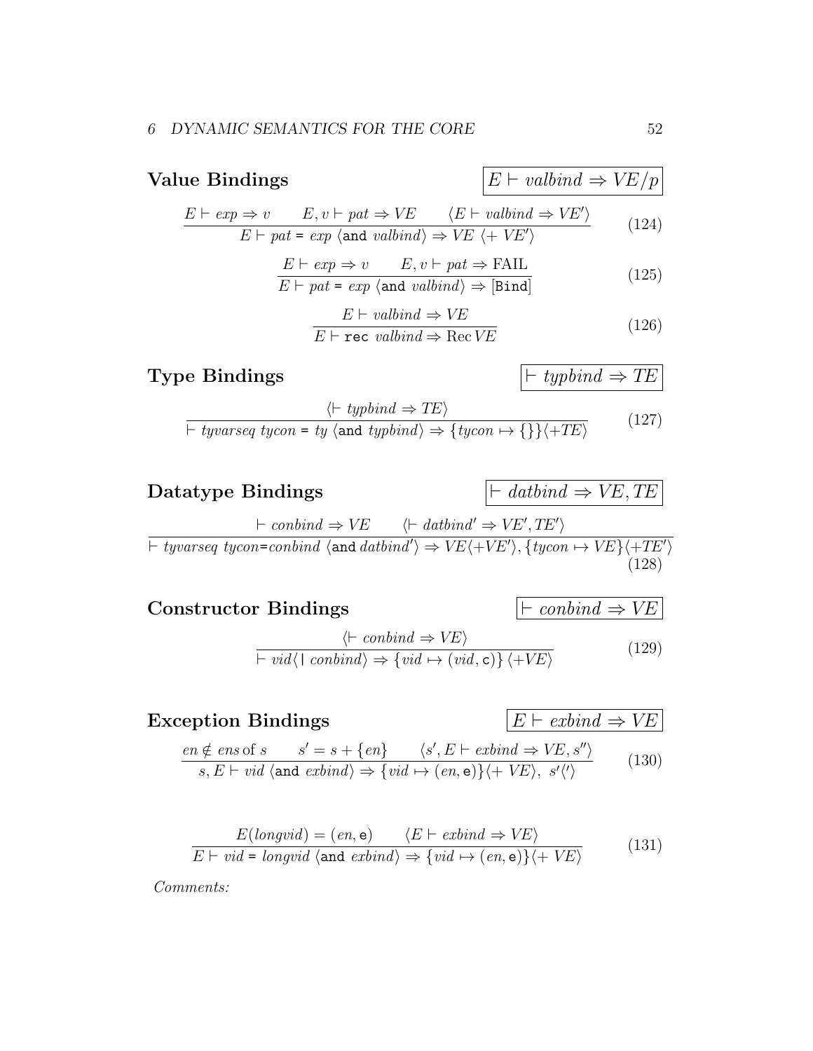## Value Bindings

$$\boxed{E \vdash valbind \Rightarrow VE/p}$$

$$\frac{E \vdash exp \Rightarrow v \qquad E, v \vdash pat \Rightarrow VE \qquad \langle E \vdash valbind \Rightarrow VE' \rangle}{E \vdash pat \texttt{ = } exp \ \langle \texttt{and} \ valbind \rangle \Rightarrow VE \ \langle + \ VE' \rangle} \tag{124}$$

$$\frac{E \vdash exp \Rightarrow v \qquad E, v \vdash pat \Rightarrow \text{FAIL}}{E \vdash pat \texttt{ = } exp \ \langle \texttt{and} \ valbind \rangle \Rightarrow [\texttt{Bind}]} \tag{125}$$

$$\frac{E \vdash valbind \Rightarrow VE}{E \vdash \texttt{rec} \ valbind \Rightarrow \text{Rec}\, VE} \tag{126}$$

## Type Bindings

$$\boxed{\vdash typbind \Rightarrow TE}$$

$$\frac{\langle \vdash typbind \Rightarrow TE \rangle}{\vdash tyvarseq \ tycon \texttt{ = } ty \ \langle \texttt{and} \ typbind \rangle \Rightarrow \{tycon \mapsto \{\}\} \langle + TE \rangle} \tag{127}$$

## Datatype Bindings

$$\boxed{\vdash datbind \Rightarrow VE, TE}$$

$$\frac{\vdash conbind \Rightarrow VE \qquad \langle \vdash datbind' \Rightarrow VE', TE' \rangle}{\vdash tyvarseq \ tycon \texttt{=} conbind \ \langle \texttt{and} \ datbind' \rangle \Rightarrow VE \langle + VE' \rangle, \{tycon \mapsto VE\} \langle + TE' \rangle} \tag{128}$$

## Constructor Bindings

$$\boxed{\vdash conbind \Rightarrow VE}$$

$$\frac{\langle \vdash conbind \Rightarrow VE \rangle}{\vdash vid \langle \texttt{|} \ conbind \rangle \Rightarrow \{vid \mapsto (vid, \texttt{c})\} \ \langle + VE \rangle} \tag{129}$$

## Exception Bindings

$$\boxed{E \vdash exbind \Rightarrow VE}$$

$$\frac{en \notin ens \text{ of } s \qquad s' = s + \{en\} \qquad \langle s', E \vdash exbind \Rightarrow VE, s'' \rangle}{s, E \vdash vid \ \langle \texttt{and} \ exbind \rangle \Rightarrow \{vid \mapsto (en, \texttt{e})\} \langle + \ VE \rangle, \ s' \langle ' \rangle} \tag{130}$$

$$\frac{E(longvid) = (en, \texttt{e}) \qquad \langle E \vdash exbind \Rightarrow VE \rangle}{E \vdash vid \texttt{ = } longvid \ \langle \texttt{and} \ exbind \rangle \Rightarrow \{vid \mapsto (en, \texttt{e})\} \langle + \ VE \rangle} \tag{131}$$

*Comments:*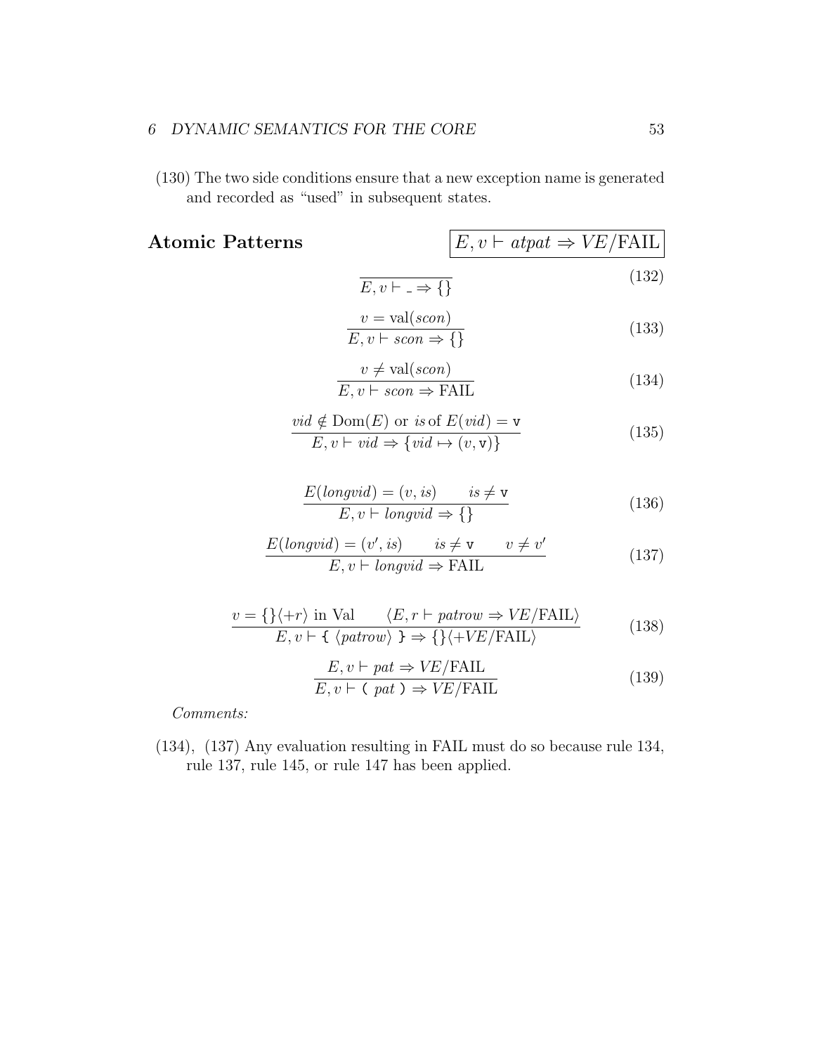(130) The two side conditions ensure that a new exception name is generated and recorded as "used" in subsequent states.

## Atomic Patterns

$$\boxed{E, v \vdash atpat \Rightarrow VE/\mathrm{FAIL}}$$

$$\frac{}{E, v \vdash \_ \Rightarrow \{\}} \tag{132}$$

$$\frac{v = \mathrm{val}(scon)}{E, v \vdash scon \Rightarrow \{\}} \tag{133}$$

$$\frac{v \neq \mathrm{val}(scon)}{E, v \vdash scon \Rightarrow \mathrm{FAIL}} \tag{134}$$

$$\frac{vid \notin \mathrm{Dom}(E) \text{ or } is \text{ of } E(vid) = \mathtt{v}}{E, v \vdash vid \Rightarrow \{vid \mapsto (v, \mathtt{v})\}} \tag{135}$$

$$\frac{E(longvid) = (v, is) \qquad is \neq \mathtt{v}}{E, v \vdash longvid \Rightarrow \{\}} \tag{136}$$

$$\frac{E(longvid) = (v', is) \qquad is \neq \mathtt{v} \qquad v \neq v'}{E, v \vdash longvid \Rightarrow \mathrm{FAIL}} \tag{137}$$

$$\frac{v = \{\}\langle +r\rangle \text{ in Val} \qquad \langle E, r \vdash patrow \Rightarrow VE/\mathrm{FAIL}\rangle}{E, v \vdash \texttt{\{}\ \langle patrow\rangle\ \texttt{\}} \Rightarrow \{\}\langle +VE/\mathrm{FAIL}\rangle} \tag{138}$$

$$\frac{E, v \vdash pat \Rightarrow VE/\mathrm{FAIL}}{E, v \vdash \texttt{(}\ pat\ \texttt{)} \Rightarrow VE/\mathrm{FAIL}} \tag{139}$$

*Comments:*

(134), (137) Any evaluation resulting in FAIL must do so because rule 134, rule 137, rule 145, or rule 147 has been applied.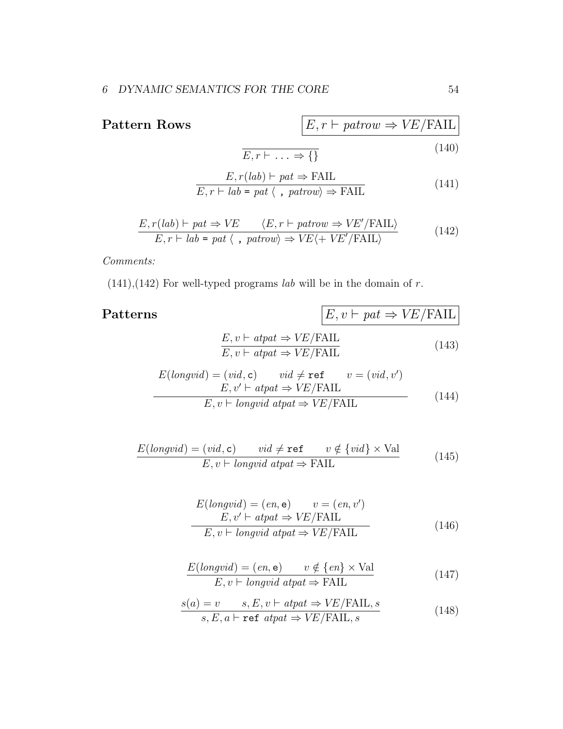## Pattern Rows

$$\boxed{E, r \vdash patrow \Rightarrow VE/\mathrm{FAIL}}$$

$$\frac{}{E, r \vdash \ \ldots \Rightarrow \{\}} \tag{140}$$

$$\frac{E, r(lab) \vdash pat \Rightarrow \mathrm{FAIL}}{E, r \vdash lab \texttt{ = } pat \ \langle \texttt{ , } patrow \rangle \Rightarrow \mathrm{FAIL}} \tag{141}$$

$$\frac{E, r(lab) \vdash pat \Rightarrow VE \qquad \langle E, r \vdash patrow \Rightarrow VE'/\mathrm{FAIL} \rangle}{E, r \vdash lab \texttt{ = } pat \ \langle \texttt{ , } patrow \rangle \Rightarrow VE \langle + \ VE'/\mathrm{FAIL} \rangle} \tag{142}$$

*Comments:*

(141),(142) For well-typed programs *lab* will be in the domain of $r$.

## Patterns

$$\boxed{E, v \vdash pat \Rightarrow VE/\mathrm{FAIL}}$$

$$\frac{E, v \vdash atpat \Rightarrow VE/\mathrm{FAIL}}{E, v \vdash atpat \Rightarrow VE/\mathrm{FAIL}} \tag{143}$$

$$\frac{\begin{array}{c} E(longvid) = (vid, \texttt{c}) \qquad vid \neq \texttt{ref} \qquad v = (vid, v') \\ E, v' \vdash atpat \Rightarrow VE/\mathrm{FAIL} \end{array}}{E, v \vdash longvid \ atpat \Rightarrow VE/\mathrm{FAIL}} \tag{144}$$

$$\frac{E(longvid) = (vid, \texttt{c}) \qquad vid \neq \texttt{ref} \qquad v \notin \{vid\} \times \mathrm{Val}}{E, v \vdash longvid \ atpat \Rightarrow \mathrm{FAIL}} \tag{145}$$

$$\frac{\begin{array}{c} E(longvid) = (en, \texttt{e}) \qquad v = (en, v') \\ E, v' \vdash atpat \Rightarrow VE/\mathrm{FAIL} \end{array}}{E, v \vdash longvid \ atpat \Rightarrow VE/\mathrm{FAIL}} \tag{146}$$

$$\frac{E(longvid) = (en, \texttt{e}) \qquad v \notin \{en\} \times \mathrm{Val}}{E, v \vdash longvid \ atpat \Rightarrow \mathrm{FAIL}} \tag{147}$$

$$\frac{s(a) = v \qquad s, E, v \vdash atpat \Rightarrow VE/\mathrm{FAIL}, s}{s, E, a \vdash \texttt{ref} \ atpat \Rightarrow VE/\mathrm{FAIL}, s} \tag{148}$$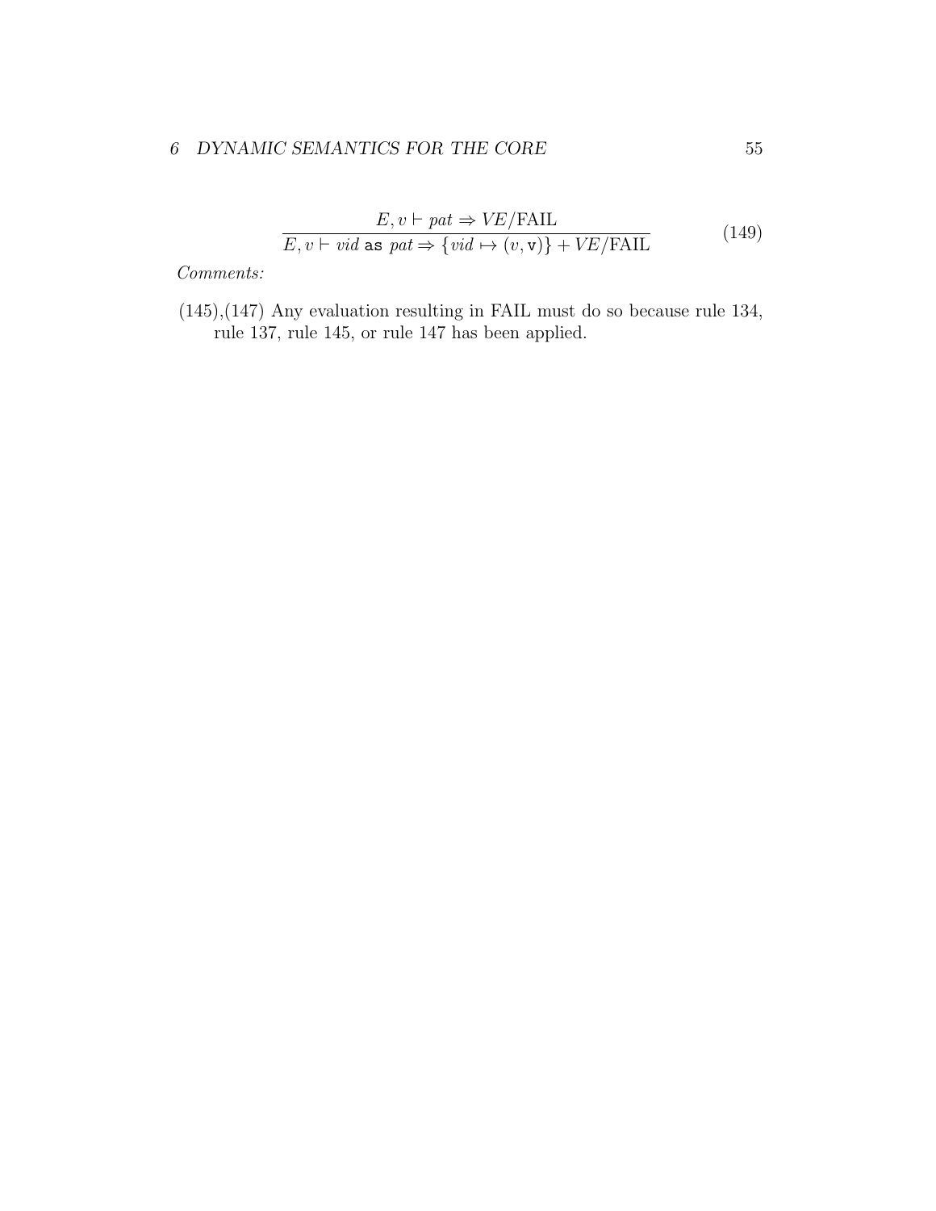$$\frac{E, v \vdash pat \Rightarrow VE/\mathrm{FAIL}}{E, v \vdash vid \ \mathtt{as} \ pat \Rightarrow \{vid \mapsto (v, \mathtt{v})\} + VE/\mathrm{FAIL}} \tag{149}$$

*Comments:*

(145),(147) Any evaluation resulting in FAIL must do so because rule 134, rule 137, rule 145, or rule 147 has been applied.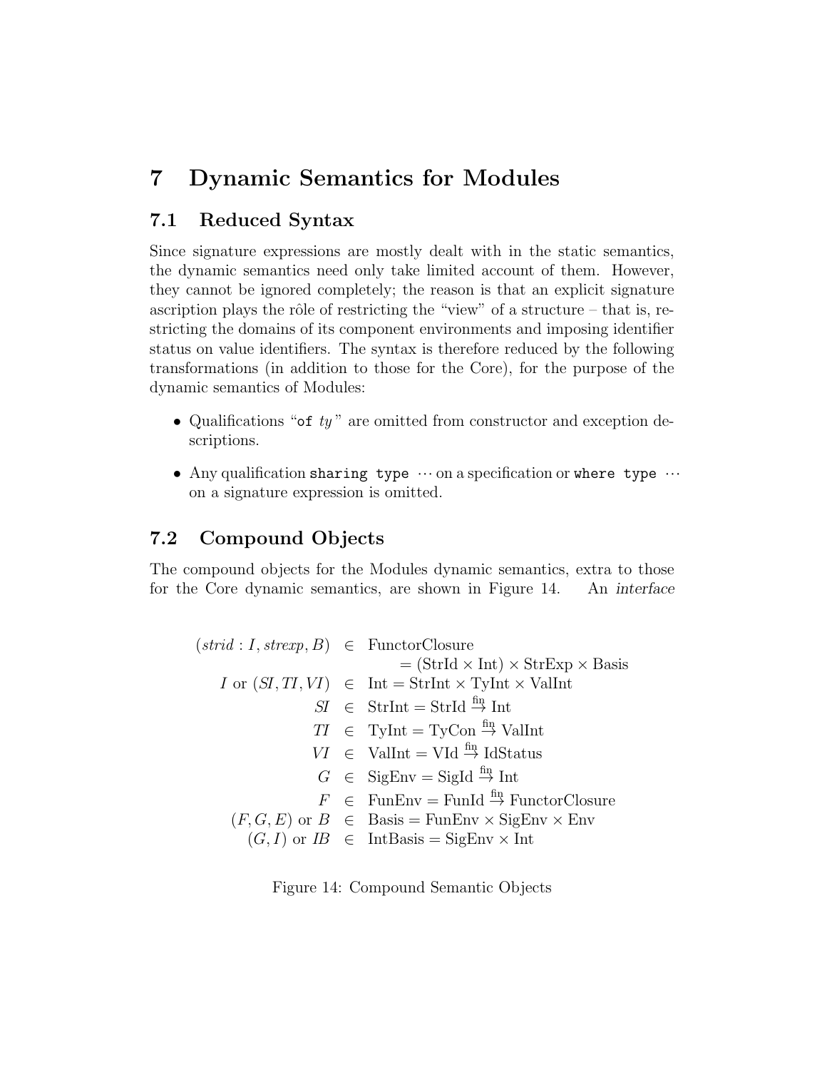# 7 Dynamic Semantics for Modules

## 7.1 Reduced Syntax

Since signature expressions are mostly dealt with in the static semantics, the dynamic semantics need only take limited account of them. However, they cannot be ignored completely; the reason is that an explicit signature ascription plays the rôle of restricting the "view" of a structure – that is, restricting the domains of its component environments and imposing identifier status on value identifiers. The syntax is therefore reduced by the following transformations (in addition to those for the Core), for the purpose of the dynamic semantics of Modules:

- Qualifications "`of` *ty*" are omitted from constructor and exception descriptions.
- Any qualification `sharing type` $\cdots$ on a specification or `where type` $\cdots$ on a signature expression is omitted.

## 7.2 Compound Objects

The compound objects for the Modules dynamic semantics, extra to those for the Core dynamic semantics, are shown in Figure 14. An *interface*

$$
\begin{array}{rcl}
(\mathit{strid} : I, \mathit{strexp}, B) & \in & \mathrm{FunctorClosure} \\
 & & \quad = (\mathrm{StrId} \times \mathrm{Int}) \times \mathrm{StrExp} \times \mathrm{Basis} \\
I \text{ or } (\mathit{SI}, \mathit{TI}, \mathit{VI}) & \in & \mathrm{Int} = \mathrm{StrInt} \times \mathrm{TyInt} \times \mathrm{ValInt} \\
\mathit{SI} & \in & \mathrm{StrInt} = \mathrm{StrId} \stackrel{\mathrm{fin}}{\to} \mathrm{Int} \\
\mathit{TI} & \in & \mathrm{TyInt} = \mathrm{TyCon} \stackrel{\mathrm{fin}}{\to} \mathrm{ValInt} \\
\mathit{VI} & \in & \mathrm{ValInt} = \mathrm{VId} \stackrel{\mathrm{fin}}{\to} \mathrm{IdStatus} \\
G & \in & \mathrm{SigEnv} = \mathrm{SigId} \stackrel{\mathrm{fin}}{\to} \mathrm{Int} \\
F & \in & \mathrm{FunEnv} = \mathrm{FunId} \stackrel{\mathrm{fin}}{\to} \mathrm{FunctorClosure} \\
(F, G, E) \text{ or } B & \in & \mathrm{Basis} = \mathrm{FunEnv} \times \mathrm{SigEnv} \times \mathrm{Env} \\
(G, I) \text{ or } \mathit{IB} & \in & \mathrm{IntBasis} = \mathrm{SigEnv} \times \mathrm{Int}
\end{array}
$$

Figure 14: Compound Semantic Objects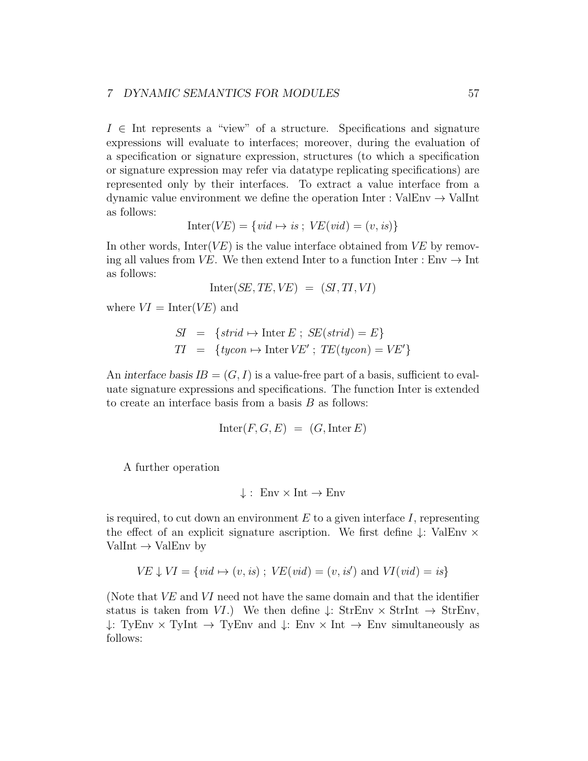$I \in \mathrm{Int}$ represents a "view" of a structure. Specifications and signature expressions will evaluate to interfaces; moreover, during the evaluation of a specification or signature expression, structures (to which a specification or signature expression may refer via datatype replicating specifications) are represented only by their interfaces. To extract a value interface from a dynamic value environment we define the operation $\mathrm{Inter} : \mathrm{ValEnv} \to \mathrm{ValInt}$ as follows:

$$\mathrm{Inter}(VE) = \{vid \mapsto is \; ; \; VE(vid) = (v, is)\}$$

In other words, $\mathrm{Inter}(VE)$ is the value interface obtained from $VE$ by removing all values from $VE$. We then extend Inter to a function $\mathrm{Inter} : \mathrm{Env} \to \mathrm{Int}$ as follows:

$$\mathrm{Inter}(SE, TE, VE) \;=\; (SI, TI, VI)$$

where $VI = \mathrm{Inter}(VE)$ and

$$\begin{aligned} SI &= \{strid \mapsto \mathrm{Inter}\, E \; ; \; SE(strid) = E\} \\ TI &= \{tycon \mapsto \mathrm{Inter}\, VE' \; ; \; TE(tycon) = VE'\} \end{aligned}$$

An *interface basis* $IB = (G, I)$ is a value-free part of a basis, sufficient to evaluate signature expressions and specifications. The function Inter is extended to create an interface basis from a basis $B$ as follows:

$$\mathrm{Inter}(F, G, E) \;=\; (G, \mathrm{Inter}\, E)$$

A further operation

$$\downarrow : \; \mathrm{Env} \times \mathrm{Int} \to \mathrm{Env}$$

is required, to cut down an environment $E$ to a given interface $I$, representing the effect of an explicit signature ascription. We first define $\downarrow : \mathrm{ValEnv} \times \mathrm{ValInt} \to \mathrm{ValEnv}$ by

$$VE \downarrow VI = \{vid \mapsto (v, is) \; ; \; VE(vid) = (v, is') \text{ and } VI(vid) = is\}$$

(Note that $VE$ and $VI$ need not have the same domain and that the identifier status is taken from $VI$.) We then define $\downarrow : \mathrm{StrEnv} \times \mathrm{StrInt} \to \mathrm{StrEnv}$, $\downarrow : \mathrm{TyEnv} \times \mathrm{TyInt} \to \mathrm{TyEnv}$ and $\downarrow : \mathrm{Env} \times \mathrm{Int} \to \mathrm{Env}$ simultaneously as follows: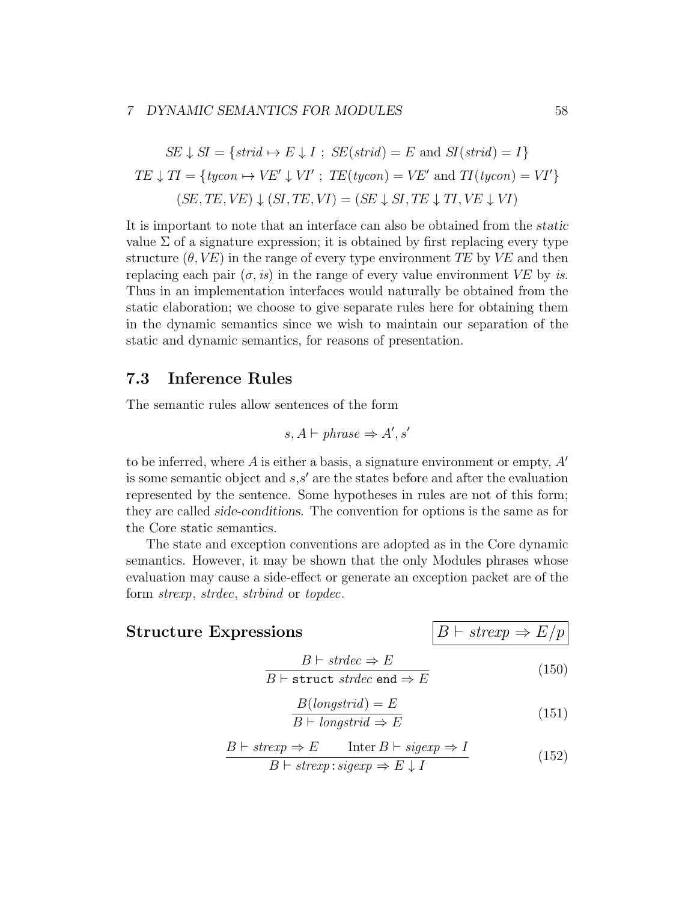$$SE \downarrow SI = \{strid \mapsto E \downarrow I \;;\; SE(strid) = E \text{ and } SI(strid) = I\}$$

$$TE \downarrow TI = \{tycon \mapsto VE' \downarrow VI' \;;\; TE(tycon) = VE' \text{ and } TI(tycon) = VI'\}$$

$$(SE, TE, VE) \downarrow (SI, TE, VI) = (SE \downarrow SI, TE \downarrow TI, VE \downarrow VI)$$

It is important to note that an interface can also be obtained from the *static* value $\Sigma$ of a signature expression; it is obtained by first replacing every type structure $(\theta, VE)$ in the range of every type environment $TE$ by $VE$ and then replacing each pair $(\sigma, is)$ in the range of every value environment $VE$ by $is$. Thus in an implementation interfaces would naturally be obtained from the static elaboration; we choose to give separate rules here for obtaining them in the dynamic semantics since we wish to maintain our separation of the static and dynamic semantics, for reasons of presentation.

## 7.3 Inference Rules

The semantic rules allow sentences of the form

$$s, A \vdash phrase \Rightarrow A', s'$$

to be inferred, where $A$ is either a basis, a signature environment or empty, $A'$ is some semantic object and $s$,$s'$ are the states before and after the evaluation represented by the sentence. Some hypotheses in rules are not of this form; they are called *side-conditions*. The convention for options is the same as for the Core static semantics.

The state and exception conventions are adopted as in the Core dynamic semantics. However, it may be shown that the only Modules phrases whose evaluation may cause a side-effect or generate an exception packet are of the form *strexp*, *strdec*, *strbind* or *topdec*.

### Structure Expressions

$$\boxed{B \vdash strexp \Rightarrow E/p}$$

$$\frac{B \vdash strdec \Rightarrow E}{B \vdash \texttt{struct}\ strdec\ \texttt{end} \Rightarrow E} \tag{150}$$

$$\frac{B(longstrid) = E}{B \vdash longstrid \Rightarrow E} \tag{151}$$

$$\frac{B \vdash strexp \Rightarrow E \qquad \text{Inter}\, B \vdash sigexp \Rightarrow I}{B \vdash strexp : sigexp \Rightarrow E \downarrow I} \tag{152}$$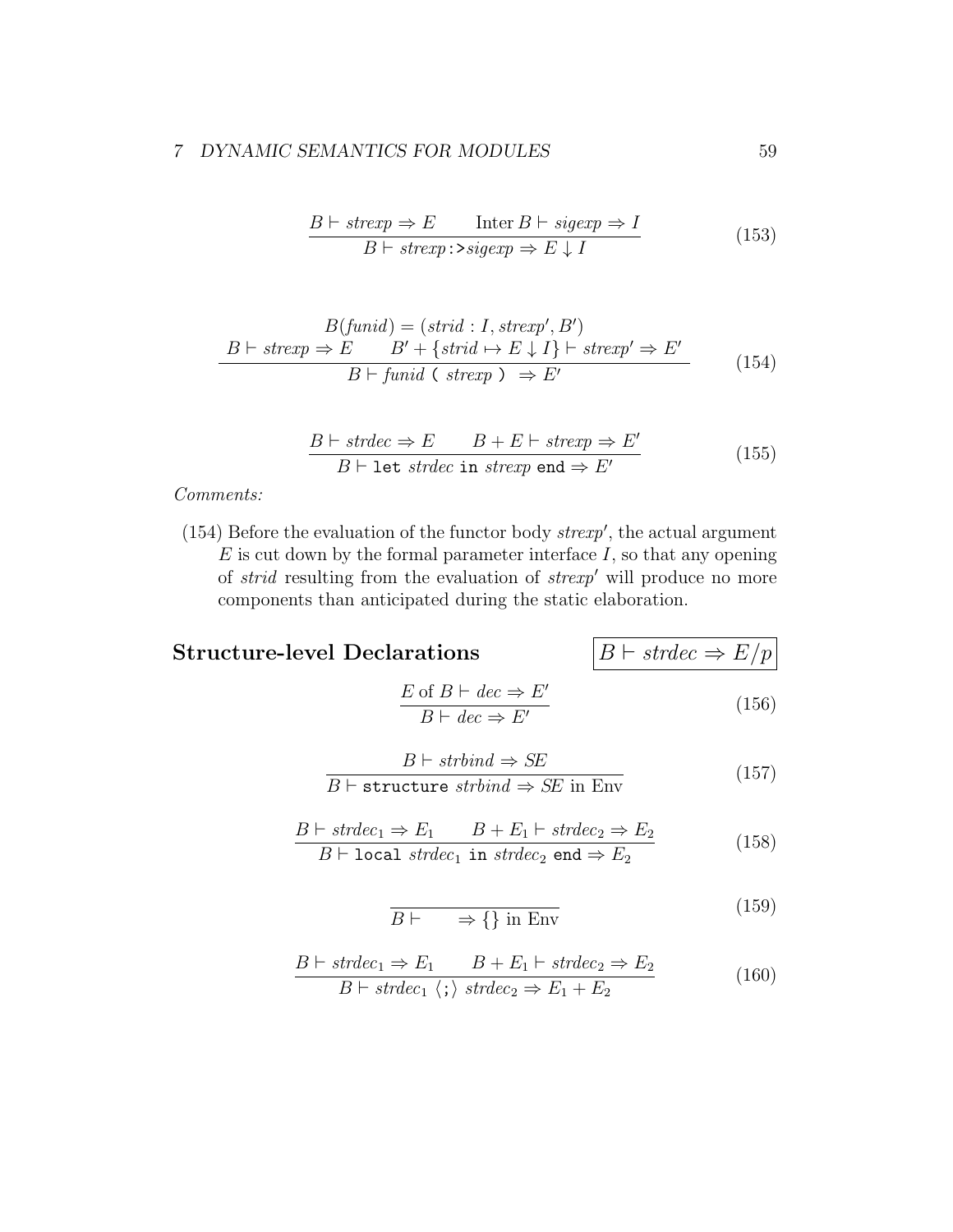$$\frac{B \vdash \mathit{strexp} \Rightarrow E \qquad \mathrm{Inter}\, B \vdash \mathit{sigexp} \Rightarrow I}{B \vdash \mathit{strexp}\, \texttt{:>} \mathit{sigexp} \Rightarrow E \downarrow I} \tag{153}$$

$$\frac{\begin{array}{c} B(\mathit{funid}) = (\mathit{strid} : I, \mathit{strexp}', B') \\ B \vdash \mathit{strexp} \Rightarrow E \qquad B' + \{\mathit{strid} \mapsto E \downarrow I\} \vdash \mathit{strexp}' \Rightarrow E' \end{array}}{B \vdash \mathit{funid}\ \texttt{(}\ \mathit{strexp}\ \texttt{)}\ \Rightarrow E'} \tag{154}$$

$$\frac{B \vdash \mathit{strdec} \Rightarrow E \qquad B + E \vdash \mathit{strexp} \Rightarrow E'}{B \vdash \texttt{let}\ \mathit{strdec}\ \texttt{in}\ \mathit{strexp}\ \texttt{end} \Rightarrow E'} \tag{155}$$

*Comments:*

(154) Before the evaluation of the functor body $\mathit{strexp}'$, the actual argument $E$ is cut down by the formal parameter interface $I$, so that any opening of *strid* resulting from the evaluation of $\mathit{strexp}'$ will produce no more components than anticipated during the static elaboration.

## Structure-level Declarations

$$\boxed{B \vdash \mathit{strdec} \Rightarrow E/p}$$

$$\frac{E \text{ of } B \vdash \mathit{dec} \Rightarrow E'}{B \vdash \mathit{dec} \Rightarrow E'} \tag{156}$$

$$\frac{B \vdash \mathit{strbind} \Rightarrow \mathit{SE}}{B \vdash \texttt{structure}\ \mathit{strbind} \Rightarrow \mathit{SE} \text{ in Env}} \tag{157}$$

$$\frac{B \vdash \mathit{strdec}_1 \Rightarrow E_1 \qquad B + E_1 \vdash \mathit{strdec}_2 \Rightarrow E_2}{B \vdash \texttt{local}\ \mathit{strdec}_1\ \texttt{in}\ \mathit{strdec}_2\ \texttt{end} \Rightarrow E_2} \tag{158}$$

$$\frac{}{B \vdash \qquad \Rightarrow \{\} \text{ in Env}} \tag{159}$$

$$\frac{B \vdash \mathit{strdec}_1 \Rightarrow E_1 \qquad B + E_1 \vdash \mathit{strdec}_2 \Rightarrow E_2}{B \vdash \mathit{strdec}_1\ \langle\texttt{;}\rangle\ \mathit{strdec}_2 \Rightarrow E_1 + E_2} \tag{160}$$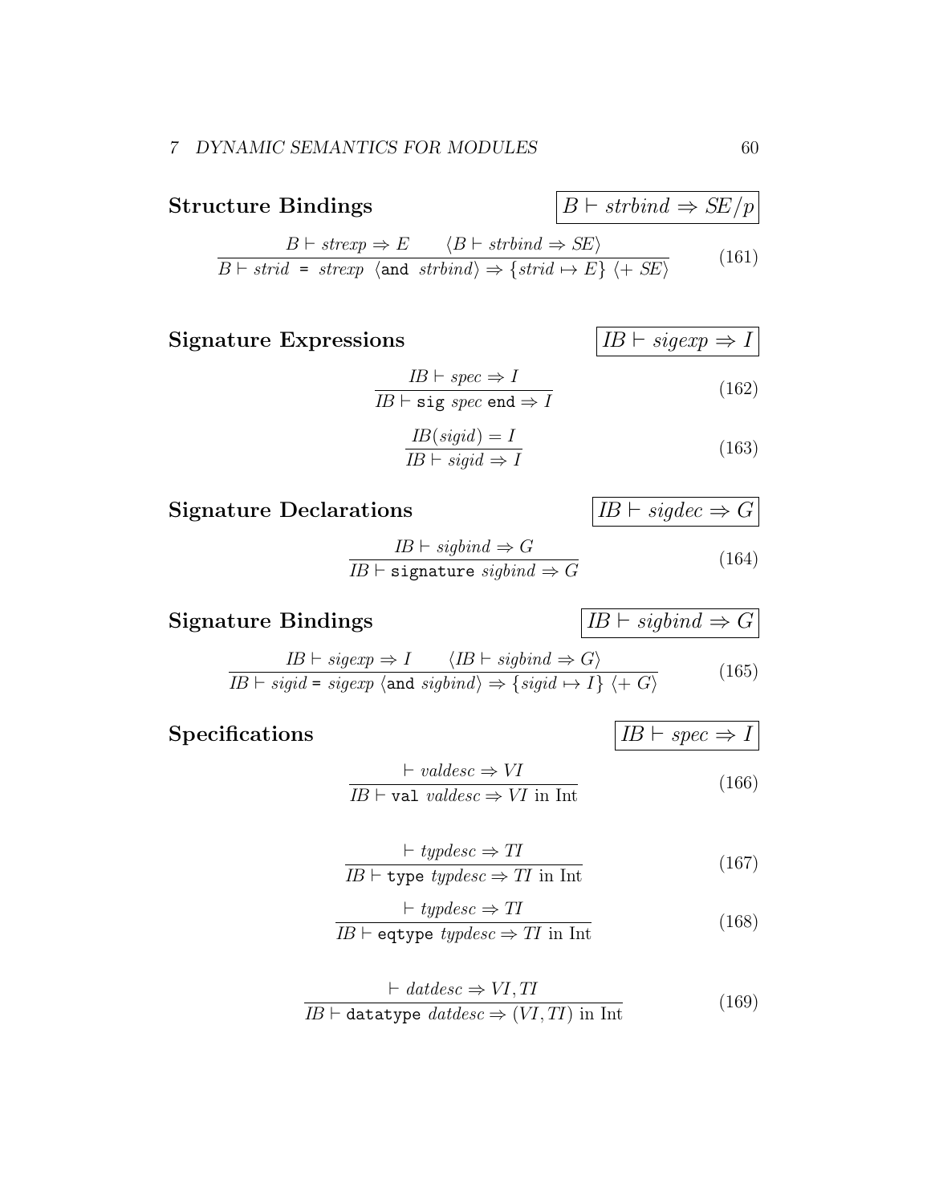**Structure Bindings** $\boxed{B \vdash strbind \Rightarrow SE/p}$

$$\frac{B \vdash strexp \Rightarrow E \qquad \langle B \vdash strbind \Rightarrow SE \rangle}{B \vdash strid \texttt{ = } strexp \ \langle \texttt{and} \ strbind \rangle \Rightarrow \{strid \mapsto E\} \ \langle + \ SE \rangle} \tag{161}$$

**Signature Expressions** $\boxed{IB \vdash sigexp \Rightarrow I}$

$$\frac{IB \vdash spec \Rightarrow I}{IB \vdash \texttt{sig} \ spec \ \texttt{end} \Rightarrow I} \tag{162}$$

$$\frac{IB(sigid) = I}{IB \vdash sigid \Rightarrow I} \tag{163}$$

**Signature Declarations** $\boxed{IB \vdash sigdec \Rightarrow G}$

$$\frac{IB \vdash sigbind \Rightarrow G}{IB \vdash \texttt{signature} \ sigbind \Rightarrow G} \tag{164}$$

**Signature Bindings** $\boxed{IB \vdash sigbind \Rightarrow G}$

$$\frac{IB \vdash sigexp \Rightarrow I \qquad \langle IB \vdash sigbind \Rightarrow G \rangle}{IB \vdash sigid \texttt{ = } sigexp \ \langle \texttt{and} \ sigbind \rangle \Rightarrow \{sigid \mapsto I\} \ \langle + \ G \rangle} \tag{165}$$

**Specifications** $\boxed{IB \vdash spec \Rightarrow I}$

$$\frac{\vdash valdesc \Rightarrow VI}{IB \vdash \texttt{val} \ valdesc \Rightarrow VI \text{ in Int}} \tag{166}$$

$$\frac{\vdash typdesc \Rightarrow TI}{IB \vdash \texttt{type} \ typdesc \Rightarrow TI \text{ in Int}} \tag{167}$$

$$\frac{\vdash typdesc \Rightarrow TI}{IB \vdash \texttt{eqtype} \ typdesc \Rightarrow TI \text{ in Int}} \tag{168}$$

$$\frac{\vdash datdesc \Rightarrow VI, TI}{IB \vdash \texttt{datatype} \ datdesc \Rightarrow (VI, TI) \text{ in Int}} \tag{169}$$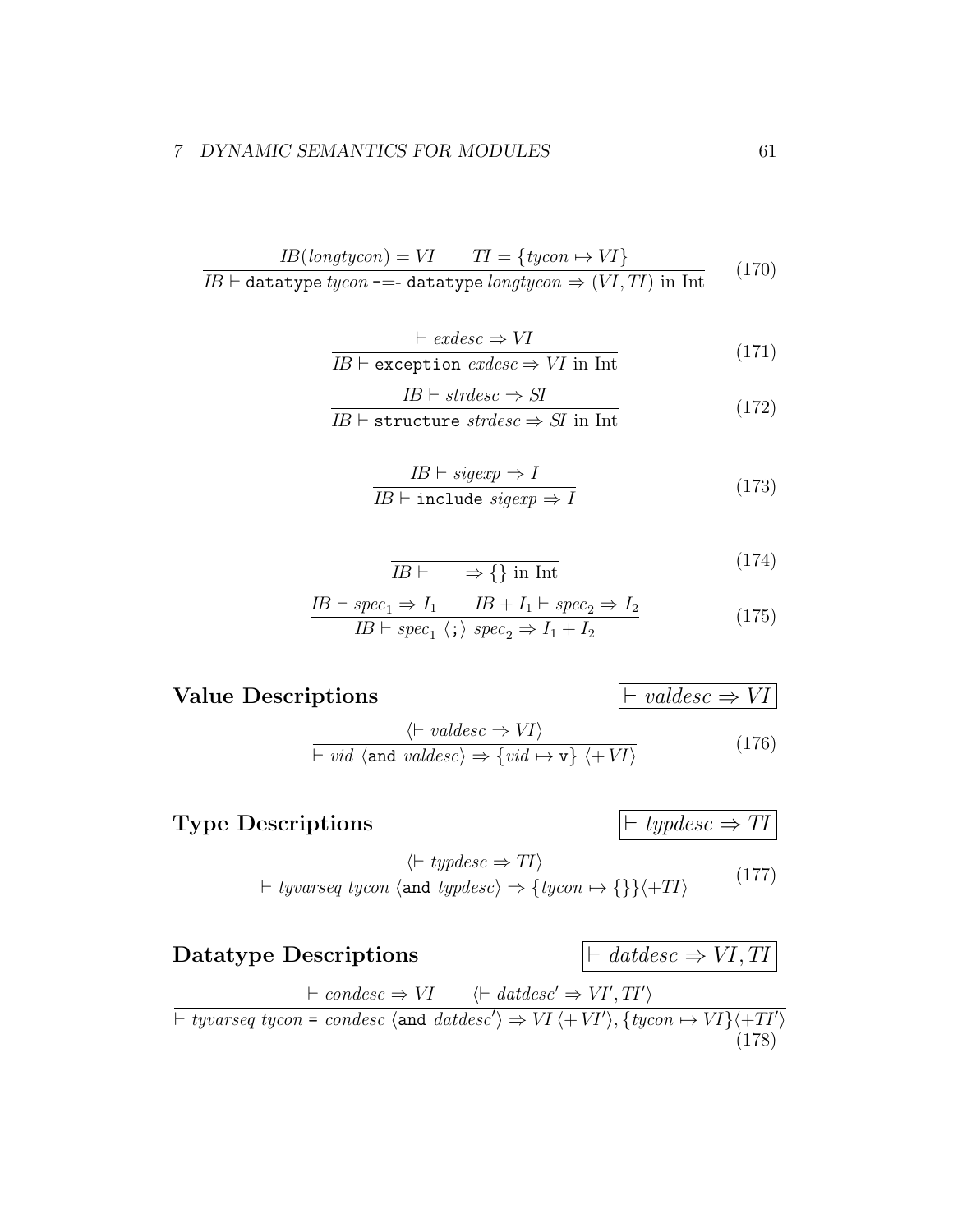$$\frac{IB(longtycon) = VI \qquad TI = \{tycon \mapsto VI\}}{IB \vdash \texttt{datatype}\ tycon\ \texttt{-=-}\ \texttt{datatype}\ longtycon \Rightarrow (VI, TI)\ \text{in Int}} \tag{170}$$

$$\frac{\vdash exdesc \Rightarrow VI}{IB \vdash \texttt{exception}\ exdesc \Rightarrow VI\ \text{in Int}} \tag{171}$$

$$\frac{IB \vdash strdesc \Rightarrow SI}{IB \vdash \texttt{structure}\ strdesc \Rightarrow SI\ \text{in Int}} \tag{172}$$

$$\frac{IB \vdash sigexp \Rightarrow I}{IB \vdash \texttt{include}\ sigexp \Rightarrow I} \tag{173}$$

$$\frac{}{IB \vdash \qquad \Rightarrow \{\}\ \text{in Int}} \tag{174}$$

$$\frac{IB \vdash spec_1 \Rightarrow I_1 \qquad IB + I_1 \vdash spec_2 \Rightarrow I_2}{IB \vdash spec_1\ \langle\texttt{;}\rangle\ spec_2 \Rightarrow I_1 + I_2} \tag{175}$$

## Value Descriptions

$\boxed{\vdash valdesc \Rightarrow VI}$

$$\frac{\langle \vdash valdesc \Rightarrow VI \rangle}{\vdash vid\ \langle \texttt{and}\ valdesc \rangle \Rightarrow \{vid \mapsto \texttt{v}\}\ \langle + VI \rangle} \tag{176}$$

## Type Descriptions

$\boxed{\vdash typdesc \Rightarrow TI}$

$$\frac{\langle \vdash typdesc \Rightarrow TI \rangle}{\vdash tyvarseq\ tycon\ \langle \texttt{and}\ typdesc \rangle \Rightarrow \{tycon \mapsto \{\}\}\langle + TI \rangle} \tag{177}$$

## Datatype Descriptions

$\boxed{\vdash datdesc \Rightarrow VI, TI}$

$$\frac{\vdash condesc \Rightarrow VI \qquad \langle \vdash datdesc' \Rightarrow VI', TI' \rangle}{\vdash tyvarseq\ tycon\ \texttt{=}\ condesc\ \langle \texttt{and}\ datdesc' \rangle \Rightarrow VI\ \langle + VI' \rangle, \{tycon \mapsto VI\}\langle + TI' \rangle} \tag{178}$$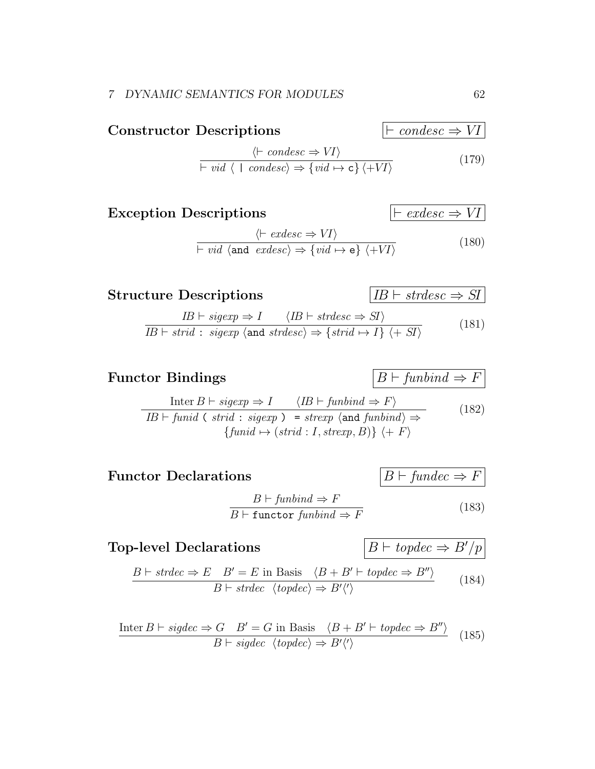## Constructor Descriptions

$$\boxed{\vdash condesc \Rightarrow VI}$$

$$\frac{\langle \vdash condesc \Rightarrow VI \rangle}{\vdash vid\ \langle\ \texttt{|}\ condesc \rangle \Rightarrow \{vid \mapsto \texttt{c}\}\ \langle +VI \rangle} \tag{179}$$

## Exception Descriptions

$$\boxed{\vdash exdesc \Rightarrow VI}$$

$$\frac{\langle \vdash exdesc \Rightarrow VI \rangle}{\vdash vid\ \langle \texttt{and}\ \ exdesc \rangle \Rightarrow \{vid \mapsto \texttt{e}\}\ \langle +VI \rangle} \tag{180}$$

## Structure Descriptions

$$\boxed{IB \vdash strdesc \Rightarrow SI}$$

$$\frac{IB \vdash sigexp \Rightarrow I \qquad \langle IB \vdash strdesc \Rightarrow SI \rangle}{IB \vdash strid\ \texttt{:}\ \ sigexp\ \langle \texttt{and}\ strdesc \rangle \Rightarrow \{strid \mapsto I\}\ \langle +\ SI \rangle} \tag{181}$$

## Functor Bindings

$$\boxed{B \vdash funbind \Rightarrow F}$$

$$\frac{\text{Inter}\, B \vdash sigexp \Rightarrow I \qquad \langle IB \vdash funbind \Rightarrow F \rangle}{\begin{array}{c} IB \vdash funid\ \texttt{(}\ strid\ \texttt{:}\ sigexp\ \texttt{)}\ \ \texttt{=}\ strexp\ \langle \texttt{and}\ funbind \rangle \Rightarrow \\ \{funid \mapsto (strid : I, strexp, B)\}\ \langle +\ F \rangle \end{array}} \tag{182}$$

## Functor Declarations

$$\boxed{B \vdash fundec \Rightarrow F}$$

$$\frac{B \vdash funbind \Rightarrow F}{B \vdash \texttt{functor}\ funbind \Rightarrow F} \tag{183}$$

## Top-level Declarations

$$\boxed{B \vdash topdec \Rightarrow B'/p}$$

$$\frac{B \vdash strdec \Rightarrow E \quad B' = E \text{ in Basis} \quad \langle B + B' \vdash topdec \Rightarrow B'' \rangle}{B \vdash strdec\ \ \langle topdec \rangle \Rightarrow B' \langle ' \rangle} \tag{184}$$

$$\frac{\text{Inter}\, B \vdash sigdec \Rightarrow G \quad B' = G \text{ in Basis} \quad \langle B + B' \vdash topdec \Rightarrow B'' \rangle}{B \vdash sigdec\ \ \langle topdec \rangle \Rightarrow B' \langle ' \rangle} \tag{185}$$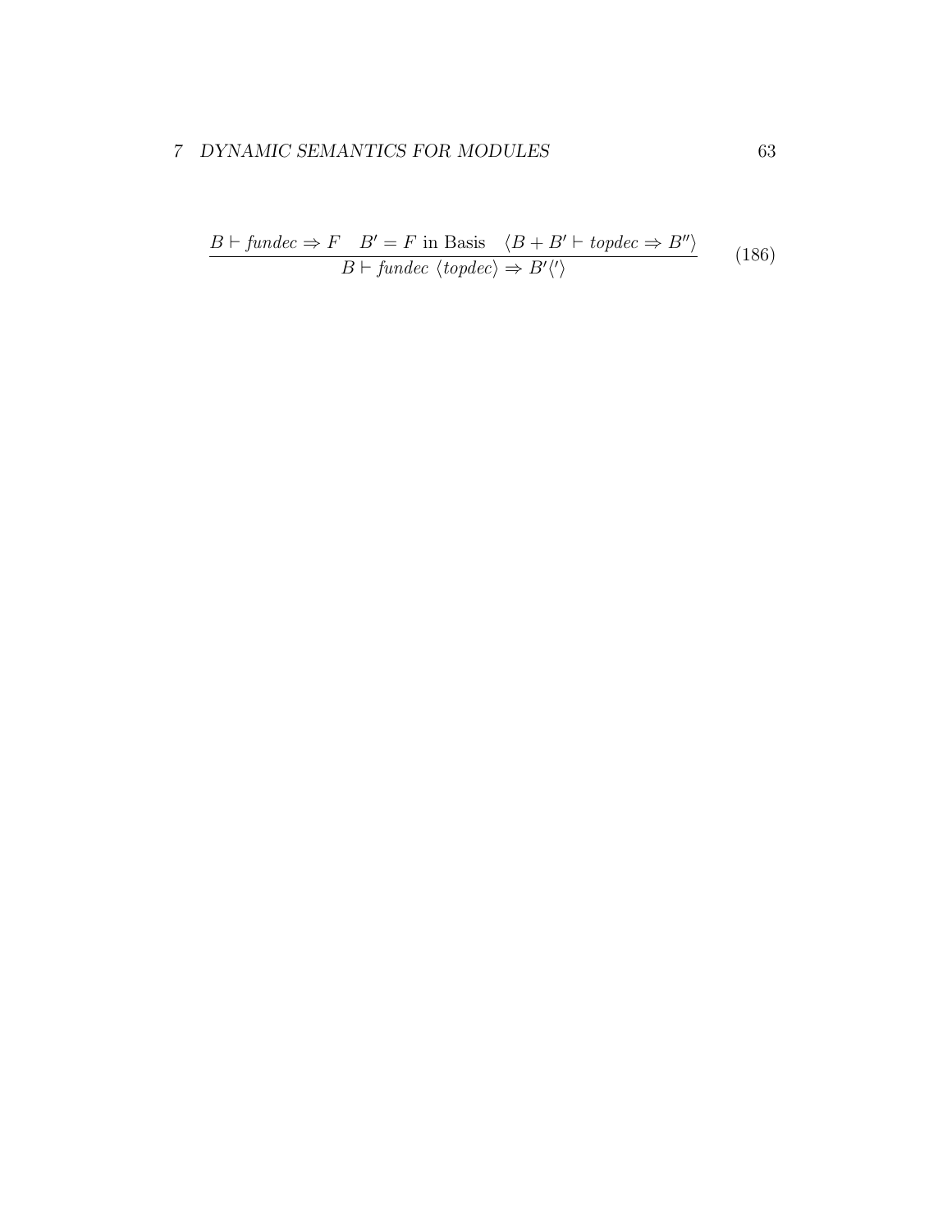$$\frac{B \vdash \mathit{fundec} \Rightarrow F \quad B' = F \text{ in Basis} \quad \langle B + B' \vdash \mathit{topdec} \Rightarrow B'' \rangle}{B \vdash \mathit{fundec} \ \langle \mathit{topdec} \rangle \Rightarrow B' \langle ' \rangle} \tag{186}$$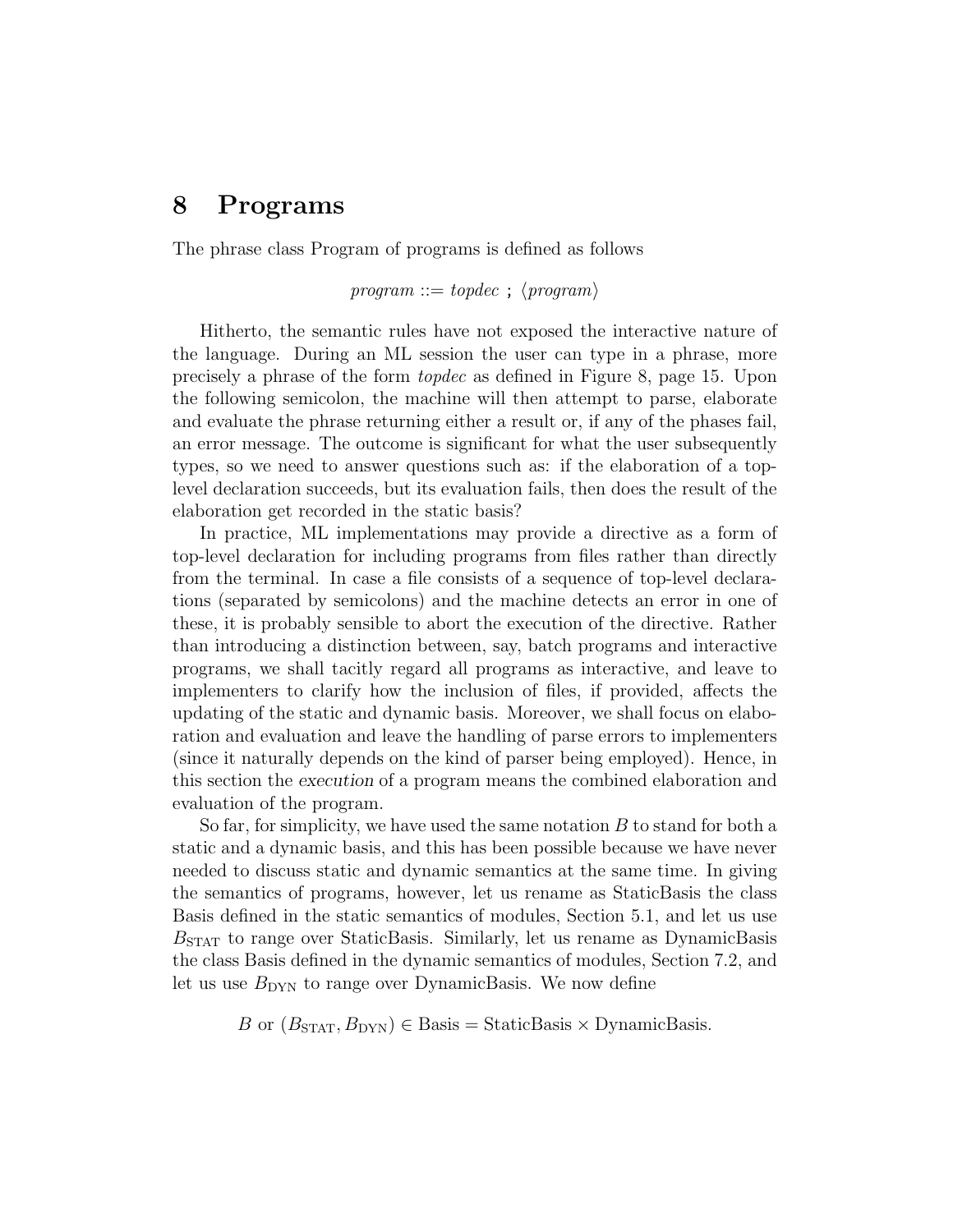# 8 Programs

The phrase class Program of programs is defined as follows

$$program ::= topdec \texttt{ ; } \langle program \rangle$$

Hitherto, the semantic rules have not exposed the interactive nature of the language. During an ML session the user can type in a phrase, more precisely a phrase of the form *topdec* as defined in Figure 8, page 15. Upon the following semicolon, the machine will then attempt to parse, elaborate and evaluate the phrase returning either a result or, if any of the phases fail, an error message. The outcome is significant for what the user subsequently types, so we need to answer questions such as: if the elaboration of a top-level declaration succeeds, but its evaluation fails, then does the result of the elaboration get recorded in the static basis?

In practice, ML implementations may provide a directive as a form of top-level declaration for including programs from files rather than directly from the terminal. In case a file consists of a sequence of top-level declarations (separated by semicolons) and the machine detects an error in one of these, it is probably sensible to abort the execution of the directive. Rather than introducing a distinction between, say, batch programs and interactive programs, we shall tacitly regard all programs as interactive, and leave to implementers to clarify how the inclusion of files, if provided, affects the updating of the static and dynamic basis. Moreover, we shall focus on elaboration and evaluation and leave the handling of parse errors to implementers (since it naturally depends on the kind of parser being employed). Hence, in this section the *execution* of a program means the combined elaboration and evaluation of the program.

So far, for simplicity, we have used the same notation $B$ to stand for both a static and a dynamic basis, and this has been possible because we have never needed to discuss static and dynamic semantics at the same time. In giving the semantics of programs, however, let us rename as StaticBasis the class Basis defined in the static semantics of modules, Section 5.1, and let us use $B_{\mathrm{STAT}}$ to range over StaticBasis. Similarly, let us rename as DynamicBasis the class Basis defined in the dynamic semantics of modules, Section 7.2, and let us use $B_{\mathrm{DYN}}$ to range over DynamicBasis. We now define

$$B \text{ or } (B_{\mathrm{STAT}}, B_{\mathrm{DYN}}) \in \mathrm{Basis} = \mathrm{StaticBasis} \times \mathrm{DynamicBasis}.$$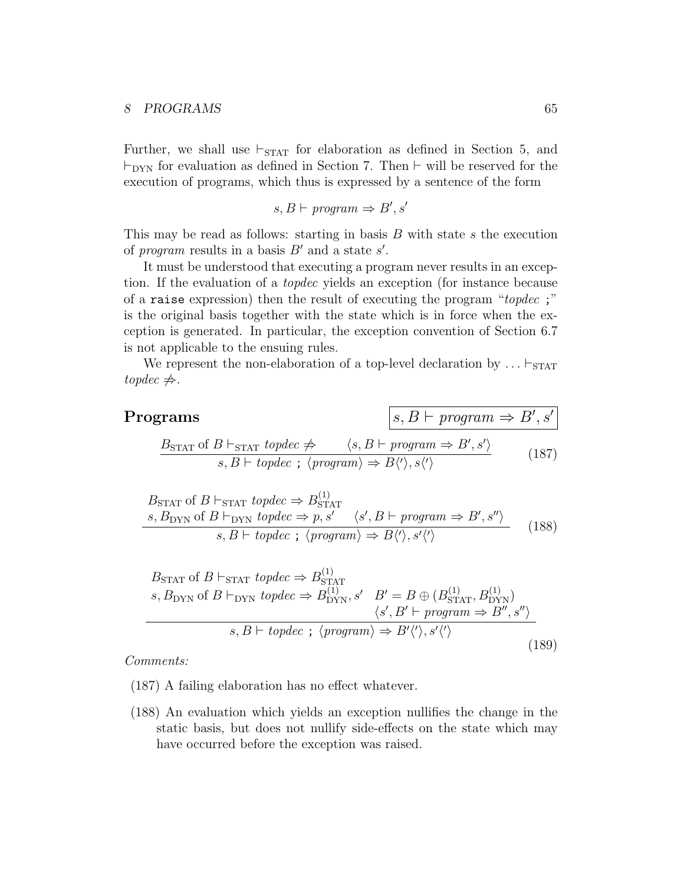Further, we shall use $\vdash_{\rm STAT}$ for elaboration as defined in Section 5, and $\vdash_{\rm DYN}$ for evaluation as defined in Section 7. Then $\vdash$ will be reserved for the execution of programs, which thus is expressed by a sentence of the form

$$s, B \vdash \mathit{program} \Rightarrow B', s'$$

This may be read as follows: starting in basis $B$ with state $s$ the execution of *program* results in a basis $B'$ and a state $s'$.

It must be understood that executing a program never results in an exception. If the evaluation of a *topdec* yields an exception (for instance because of a `raise` expression) then the result of executing the program "*topdec* `;`" is the original basis together with the state which is in force when the exception is generated. In particular, the exception convention of Section 6.7 is not applicable to the ensuing rules.

We represent the non-elaboration of a top-level declaration by $\ldots \vdash_{\rm STAT} \mathit{topdec} \not\Rightarrow$.

## Programs

$$\boxed{s, B \vdash \mathit{program} \Rightarrow B', s'}$$

$$\frac{B_{\rm STAT} \text{ of } B \vdash_{\rm STAT} \mathit{topdec} \not\Rightarrow \qquad \langle s, B \vdash \mathit{program} \Rightarrow B', s' \rangle}{s, B \vdash \mathit{topdec}\ \texttt{;}\ \langle \mathit{program} \rangle \Rightarrow B\langle ' \rangle, s\langle ' \rangle} \tag{187}$$

$$\frac{\begin{array}{l} B_{\rm STAT} \text{ of } B \vdash_{\rm STAT} \mathit{topdec} \Rightarrow B^{(1)}_{\rm STAT} \\ s, B_{\rm DYN} \text{ of } B \vdash_{\rm DYN} \mathit{topdec} \Rightarrow p, s' \quad \langle s', B \vdash \mathit{program} \Rightarrow B', s'' \rangle \end{array}}{s, B \vdash \mathit{topdec}\ \texttt{;}\ \langle \mathit{program} \rangle \Rightarrow B\langle ' \rangle, s'\langle ' \rangle} \tag{188}$$

$$\frac{\begin{array}{l} B_{\rm STAT} \text{ of } B \vdash_{\rm STAT} \mathit{topdec} \Rightarrow B^{(1)}_{\rm STAT} \\ s, B_{\rm DYN} \text{ of } B \vdash_{\rm DYN} \mathit{topdec} \Rightarrow B^{(1)}_{\rm DYN}, s' \quad B' = B \oplus (B^{(1)}_{\rm STAT}, B^{(1)}_{\rm DYN}) \\ \qquad\qquad\qquad\qquad\qquad\qquad \langle s', B' \vdash \mathit{program} \Rightarrow B'', s'' \rangle \end{array}}{s, B \vdash \mathit{topdec}\ \texttt{;}\ \langle \mathit{program} \rangle \Rightarrow B'\langle ' \rangle, s'\langle ' \rangle} \tag{189}$$

*Comments:*

(187) A failing elaboration has no effect whatever.

(188) An evaluation which yields an exception nullifies the change in the static basis, but does not nullify side-effects on the state which may have occurred before the exception was raised.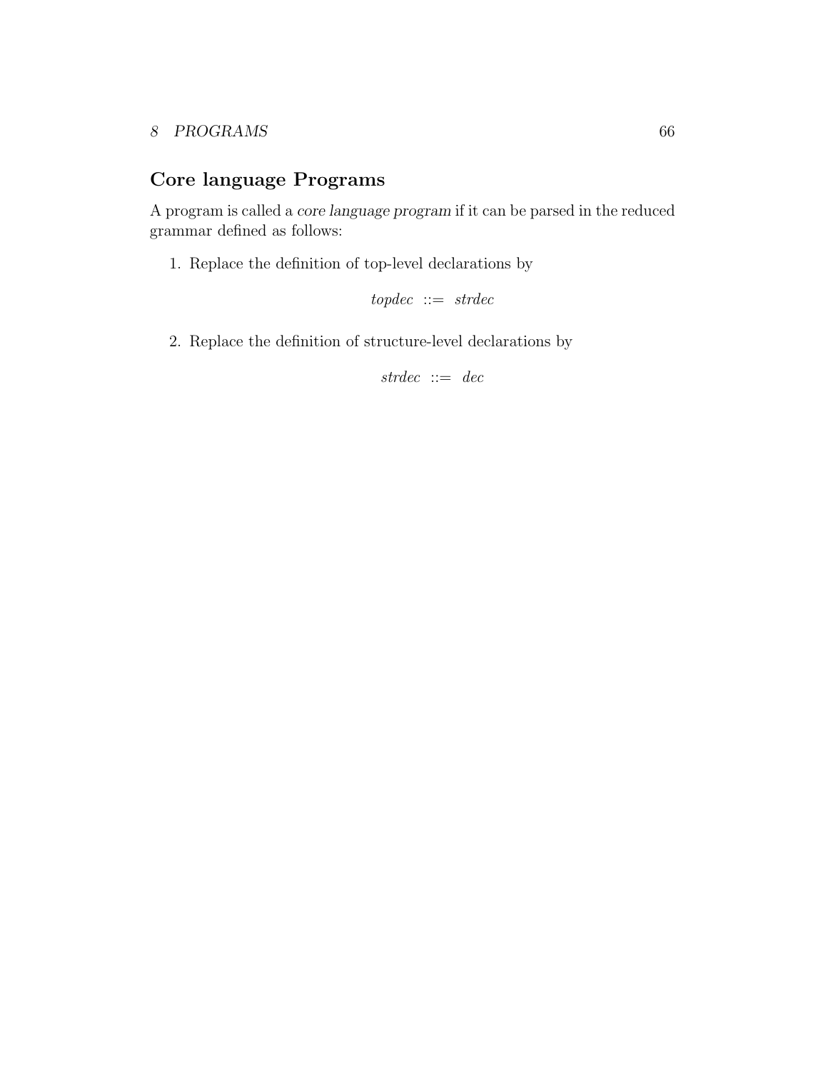## Core language Programs

A program is called a *core language program* if it can be parsed in the reduced grammar defined as follows:

1. Replace the definition of top-level declarations by

   $$\textit{topdec} \ ::= \ \textit{strdec}$$

2. Replace the definition of structure-level declarations by

   $$\textit{strdec} \ ::= \ \textit{dec}$$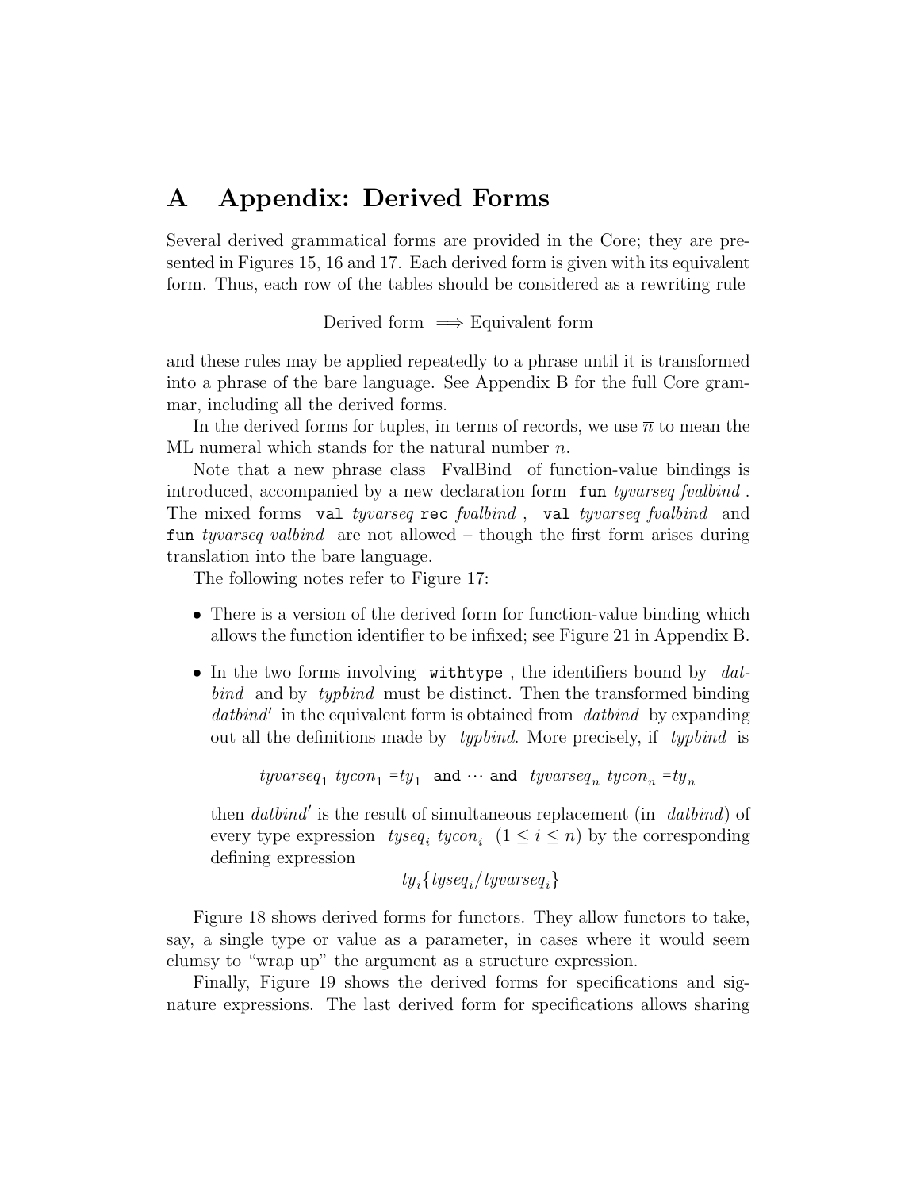# A Appendix: Derived Forms

Several derived grammatical forms are provided in the Core; they are presented in Figures 15, 16 and 17. Each derived form is given with its equivalent form. Thus, each row of the tables should be considered as a rewriting rule

$$\text{Derived form} \implies \text{Equivalent form}$$

and these rules may be applied repeatedly to a phrase until it is transformed into a phrase of the bare language. See Appendix B for the full Core grammar, including all the derived forms.

In the derived forms for tuples, in terms of records, we use $\overline{n}$ to mean the ML numeral which stands for the natural number $n$.

Note that a new phrase class FvalBind of function-value bindings is introduced, accompanied by a new declaration form `fun` *tyvarseq fvalbind* . The mixed forms `val` *tyvarseq* `rec` *fvalbind* , `val` *tyvarseq fvalbind* and `fun` *tyvarseq valbind* are not allowed – though the first form arises during translation into the bare language.

The following notes refer to Figure 17:

- There is a version of the derived form for function-value binding which allows the function identifier to be infixed; see Figure 21 in Appendix B.
- In the two forms involving `withtype` , the identifiers bound by *datbind* and by *typbind* must be distinct. Then the transformed binding *datbind′* in the equivalent form is obtained from *datbind* by expanding out all the definitions made by *typbind*. More precisely, if *typbind* is

  $$\mathit{tyvarseq}_1\ \mathit{tycon}_1\ \texttt{=}\mathit{ty}_1\ \ \texttt{and}\ \cdots\ \texttt{and}\ \ \mathit{tyvarseq}_n\ \mathit{tycon}_n\ \texttt{=}\mathit{ty}_n$$

  then *datbind′* is the result of simultaneous replacement (in *datbind*) of every type expression $\mathit{tyseq}_i\ \mathit{tycon}_i$ $(1 \leq i \leq n)$ by the corresponding defining expression

  $$\mathit{ty}_i\{\mathit{tyseq}_i/\mathit{tyvarseq}_i\}$$

Figure 18 shows derived forms for functors. They allow functors to take, say, a single type or value as a parameter, in cases where it would seem clumsy to "wrap up" the argument as a structure expression.

Finally, Figure 19 shows the derived forms for specifications and signature expressions. The last derived form for specifications allows sharing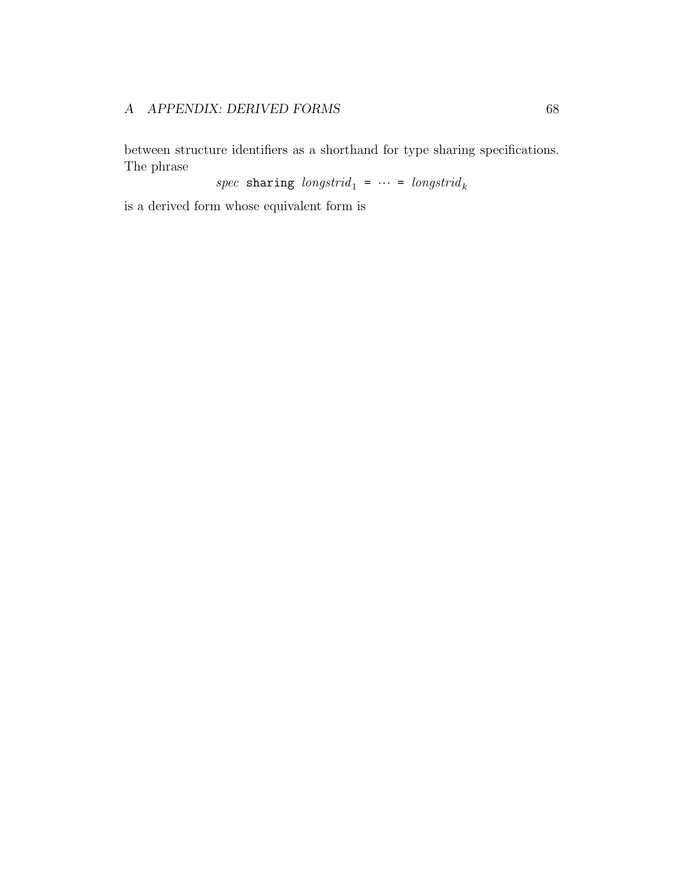between structure identifiers as a shorthand for type sharing specifications. The phrase

$$\textit{spec}\ \texttt{sharing}\ \textit{longstrid}_1\ \texttt{=}\ \cdots\ \texttt{=}\ \textit{longstrid}_k$$

is a derived form whose equivalent form is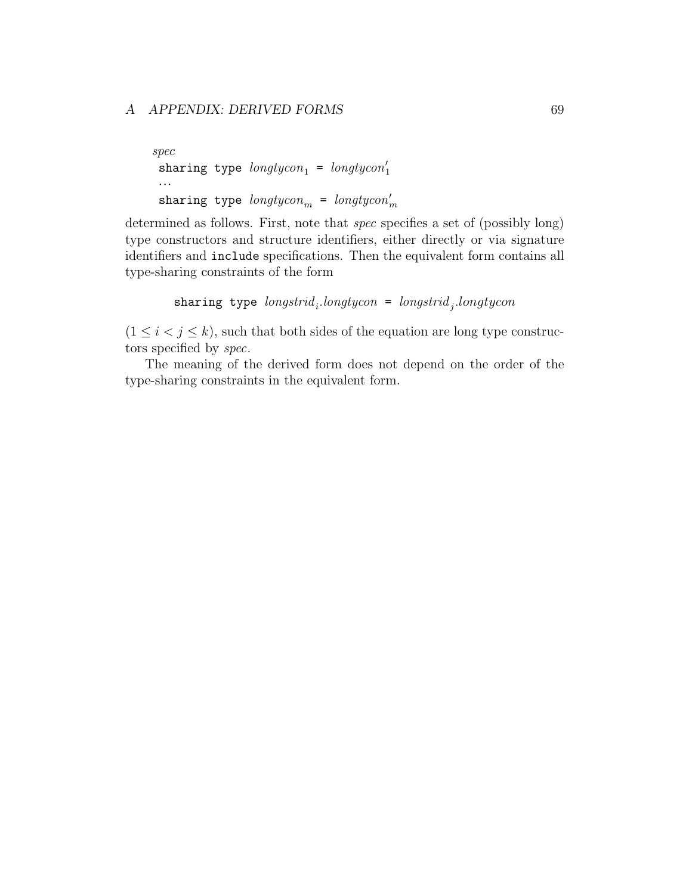*spec*
  `sharing type` $longtycon_1$ `=` $longtycon'_1$
  $\cdots$
  `sharing type` $longtycon_m$ `=` $longtycon'_m$

determined as follows. First, note that *spec* specifies a set of (possibly long) type constructors and structure identifiers, either directly or via signature identifiers and `include` specifications. Then the equivalent form contains all type-sharing constraints of the form

$$\texttt{sharing type } \mathit{longstrid}_i.\mathit{longtycon} \texttt{ = } \mathit{longstrid}_j.\mathit{longtycon}$$

($1 \leq i < j \leq k$), such that both sides of the equation are long type constructors specified by *spec*.

The meaning of the derived form does not depend on the order of the type-sharing constraints in the equivalent form.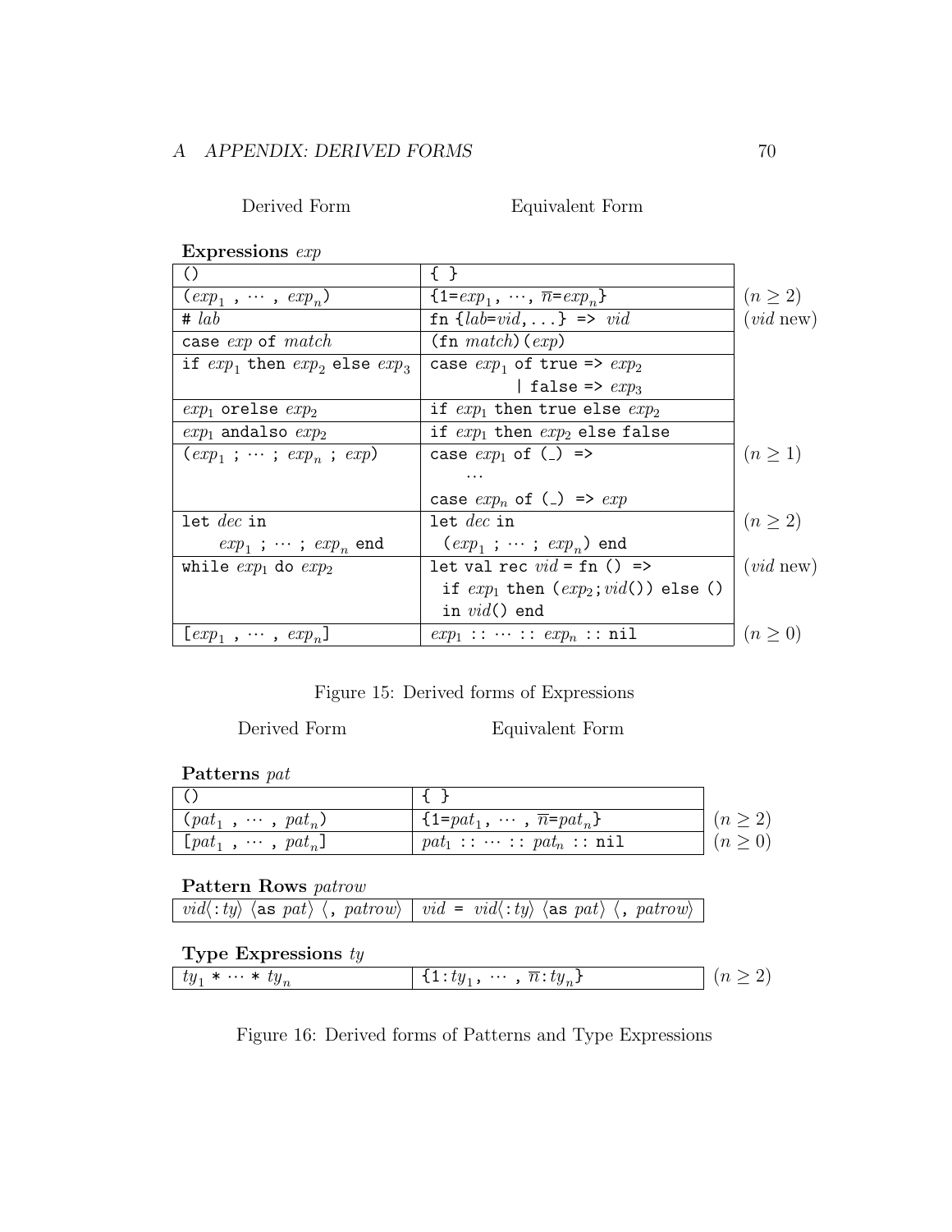| Derived Form | Equivalent Form | |
|---|---|---|
| **Expressions** *exp* | | |
| `()` | `{ }` | |
| `(`$exp_1$ `,` $\cdots$ `,` $exp_n$`)` | `{1=`$exp_1$`,` $\cdots$`,` $\overline{n}$`=`$exp_n$`}` | $(n \geq 2)$ |
| `#` *lab* | `fn {`*lab*`=`*vid*`,...} =>` *vid* | (*vid* new) |
| `case` *exp* `of` *match* | `(fn` *match*`)(`*exp*`)` | |
| `if` $exp_1$ `then` $exp_2$ `else` $exp_3$ | `case` $exp_1$ `of true =>` $exp_2$ <br> `\| false =>` $exp_3$ | |
| $exp_1$ `orelse` $exp_2$ | `if` $exp_1$ `then true else` $exp_2$ | |
| $exp_1$ `andalso` $exp_2$ | `if` $exp_1$ `then` $exp_2$ `else false` | |
| `(`$exp_1$ `;` $\cdots$ `;` $exp_n$ `;` *exp*`)` | `case` $exp_1$ `of (_) =>` <br> $\cdots$ <br> `case` $exp_n$ `of (_) =>` *exp* | $(n \geq 1)$ |
| `let` *dec* `in` <br> $exp_1$ `;` $\cdots$ `;` $exp_n$ `end` | `let` *dec* `in` <br> `(`$exp_1$ `;` $\cdots$ `;` $exp_n$`) end` | $(n \geq 2)$ |
| `while` $exp_1$ `do` $exp_2$ | `let val rec` *vid* `= fn () =>` <br> `if` $exp_1$ `then (`$exp_2$`;`*vid*`()) else ()` <br> `in` *vid*`() end` | (*vid* new) |
| `[`$exp_1$ `,` $\cdots$ `,` $exp_n$`]` | $exp_1$ `::` $\cdots$ `::` $exp_n$ `:: nil` | $(n \geq 0)$ |

Figure 15: Derived forms of Expressions

| Derived Form | Equivalent Form | |
|---|---|---|
| **Patterns** *pat* | | |
| `()` | `{ }` | |
| `(`$pat_1$ `,` $\cdots$ `,` $pat_n$`)` | `{1=`$pat_1$`,` $\cdots$ `,` $\overline{n}$`=`$pat_n$`}` | $(n \geq 2)$ |
| `[`$pat_1$ `,` $\cdots$ `,` $pat_n$`]` | $pat_1$ `::` $\cdots$ `::` $pat_n$ `:: nil` | $(n \geq 0)$ |
| **Pattern Rows** *patrow* | | |
| *vid*⟨`:`*ty*⟩ ⟨`as` *pat*⟩ ⟨`,` *patrow*⟩ | *vid* `=` *vid*⟨`:`*ty*⟩ ⟨`as` *pat*⟩ ⟨`,` *patrow*⟩ | |
| **Type Expressions** *ty* | | |
| $ty_1$ `*` $\cdots$ `*` $ty_n$ | `{1:`$ty_1$`,` $\cdots$ `,` $\overline{n}$`:`$ty_n$`}` | $(n \geq 2)$ |

Figure 16: Derived forms of Patterns and Type Expressions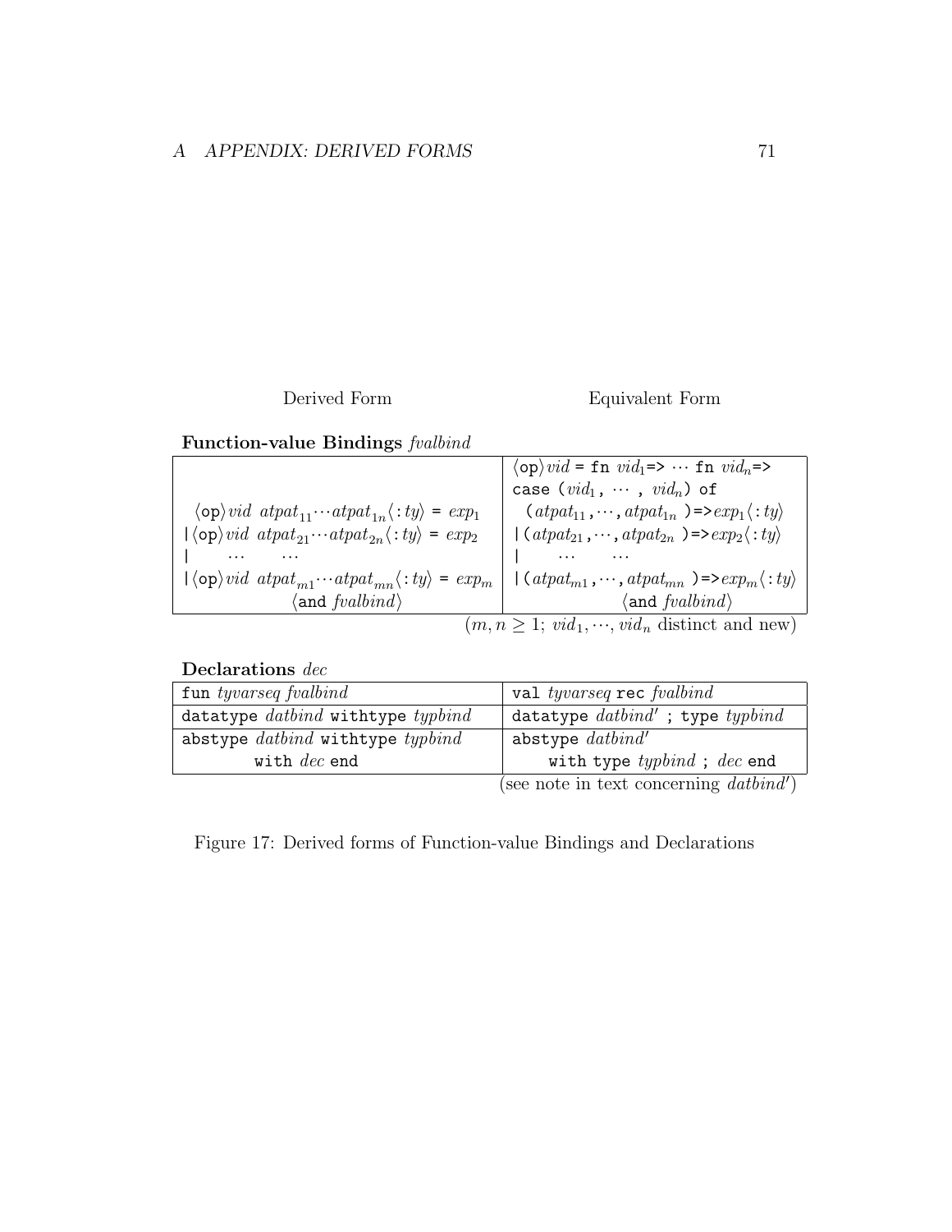| Derived Form | Equivalent Form |
|---|---|

**Function-value Bindings** *fvalbind*

| Derived Form | Equivalent Form |
|---|---|
| $\langle$`op`$\rangle$*vid* *atpat*$_{11}$⋯*atpat*$_{1n}$$\langle$`:`*ty*$\rangle$ `=` *exp*$_1$ <br> `\|`$\langle$`op`$\rangle$*vid* *atpat*$_{21}$⋯*atpat*$_{2n}$$\langle$`:`*ty*$\rangle$ `=` *exp*$_2$ <br> `\|` ⋯ ⋯ <br> `\|`$\langle$`op`$\rangle$*vid* *atpat*$_{m1}$⋯*atpat*$_{mn}$$\langle$`:`*ty*$\rangle$ `=` *exp*$_m$ <br> $\langle$`and` *fvalbind*$\rangle$ | $\langle$`op`$\rangle$*vid* `=` `fn` *vid*$_1$`=>` ⋯ `fn` *vid*$_n$`=>` <br> `case` `(`*vid*$_1$`,` ⋯ `,` *vid*$_n$`)` `of` <br> `(`*atpat*$_{11}$`,`⋯`,`*atpat*$_{1n}$`)=>`*exp*$_1$$\langle$`:`*ty*$\rangle$ <br> `\|(`*atpat*$_{21}$`,`⋯`,`*atpat*$_{2n}$`)=>`*exp*$_2$$\langle$`:`*ty*$\rangle$ <br> `\|` ⋯ ⋯ <br> `\|(`*atpat*$_{m1}$`,`⋯`,`*atpat*$_{mn}$`)=>`*exp*$_m$$\langle$`:`*ty*$\rangle$ <br> $\langle$`and` *fvalbind*$\rangle$ |

($m, n \geq 1$; *vid*$_1$, ⋯, *vid*$_n$ distinct and new)

**Declarations** *dec*

| Derived Form | Equivalent Form |
|---|---|
| `fun` *tyvarseq* *fvalbind* | `val` *tyvarseq* `rec` *fvalbind* |
| `datatype` *datbind* `withtype` *typbind* | `datatype` *datbind*$'$ `;` `type` *typbind* |
| `abstype` *datbind* `withtype` *typbind* <br> `with` *dec* `end` | `abstype` *datbind*$'$ <br> `with` `type` *typbind* `;` *dec* `end` |

(see note in text concerning *datbind*$'$)

Figure 17: Derived forms of Function-value Bindings and Declarations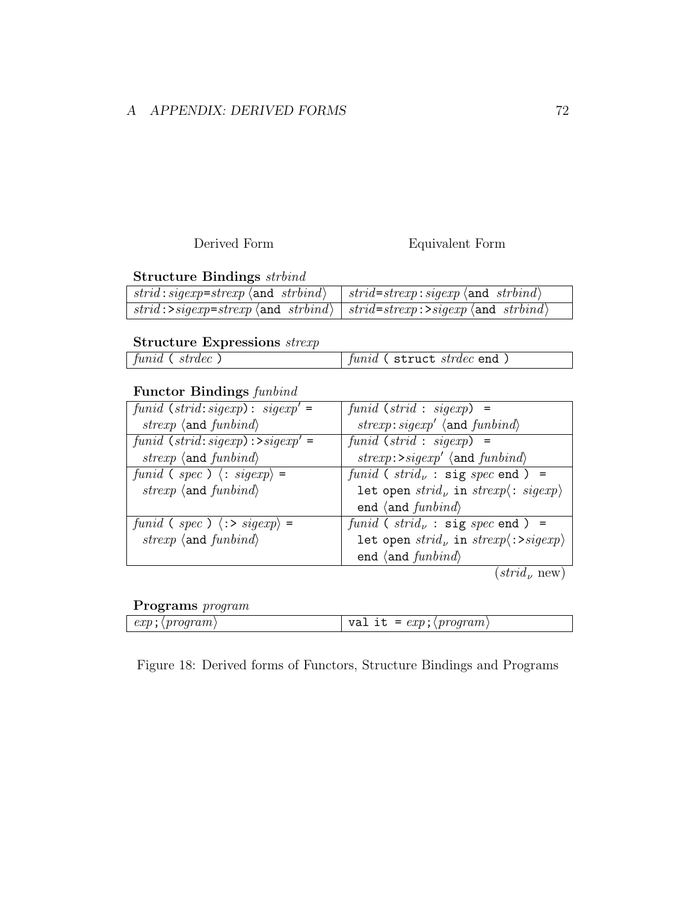| Derived Form | Equivalent Form |
|---|---|

**Structure Bindings** *strbind*

| Derived Form | Equivalent Form |
|---|---|
| *strid* : *sigexp* = *strexp* ⟨and *strbind*⟩ | *strid* = *strexp* : *sigexp* ⟨and *strbind*⟩ |
| *strid* :> *sigexp* = *strexp* ⟨and *strbind*⟩ | *strid* = *strexp* :> *sigexp* ⟨and *strbind*⟩ |

**Structure Expressions** *strexp*

| Derived Form | Equivalent Form |
|---|---|
| *funid* ( *strdec* ) | *funid* ( struct *strdec* end ) |

**Functor Bindings** *funbind*

| Derived Form | Equivalent Form |
|---|---|
| *funid* (*strid*: *sigexp*) : *sigexp′* = *strexp* ⟨and *funbind*⟩ | *funid* (*strid* : *sigexp*) = *strexp*: *sigexp′* ⟨and *funbind*⟩ |
| *funid* (*strid*: *sigexp*) :> *sigexp′* = *strexp* ⟨and *funbind*⟩ | *funid* (*strid* : *sigexp*) = *strexp* :> *sigexp′* ⟨and *funbind*⟩ |
| *funid* ( *spec* ) ⟨: *sigexp*⟩ = *strexp* ⟨and *funbind*⟩ | *funid* ( $strid_\nu$ : sig *spec* end ) = let open $strid_\nu$ in *strexp*⟨: *sigexp*⟩ end ⟨and *funbind*⟩ |
| *funid* ( *spec* ) ⟨:> *sigexp*⟩ = *strexp* ⟨and *funbind*⟩ | *funid* ( $strid_\nu$ : sig *spec* end ) = let open $strid_\nu$ in *strexp*⟨:> *sigexp*⟩ end ⟨and *funbind*⟩ |

($strid_\nu$ new)

**Programs** *program*

| Derived Form | Equivalent Form |
|---|---|
| *exp* ; ⟨*program*⟩ | val it = *exp* ; ⟨*program*⟩ |

Figure 18: Derived forms of Functors, Structure Bindings and Programs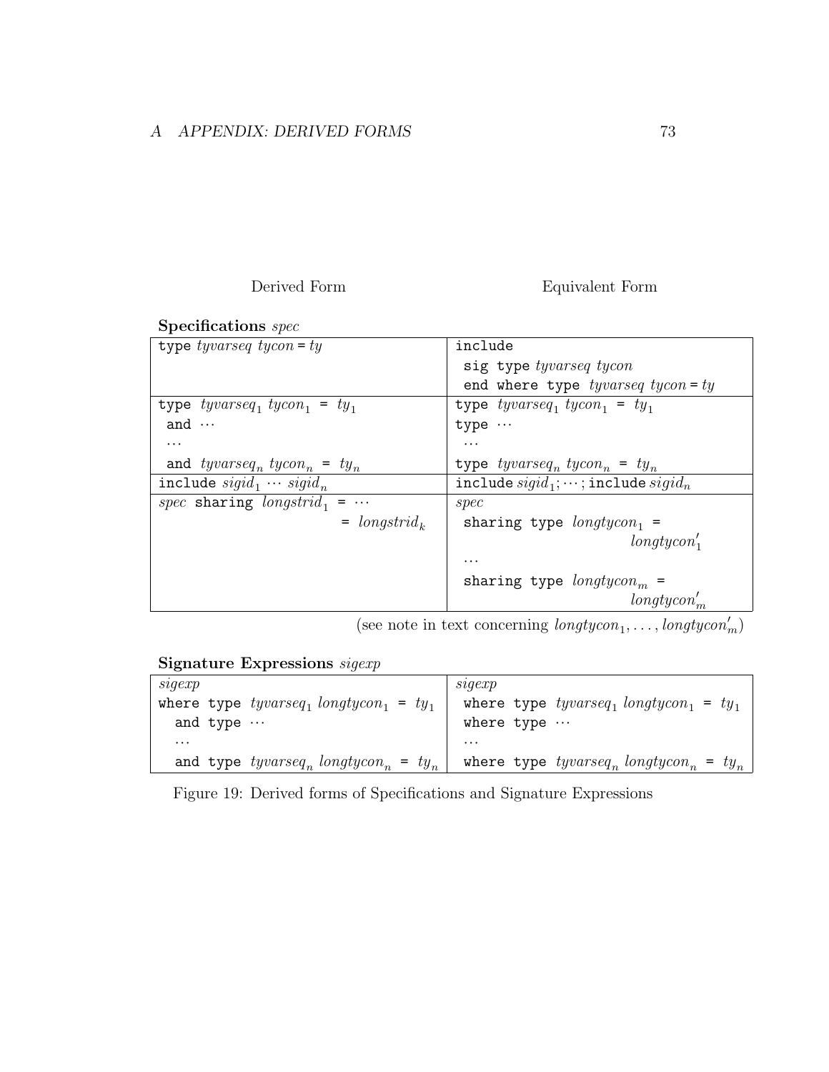| Derived Form | Equivalent Form |
|---|---|

**Specifications** *spec*

| | |
|---|---|
| `type` *tyvarseq tycon* `=` *ty* | `include` `sig type` *tyvarseq tycon* `end where type` *tyvarseq tycon* `=` *ty* |
| `type` $tyvarseq_1$ $tycon_1$ `=` $ty_1$ `and` ⋯ ⋯ `and` $tyvarseq_n$ $tycon_n$ `=` $ty_n$ | `type` $tyvarseq_1$ $tycon_1$ `=` $ty_1$ `type` ⋯ ⋯ `type` $tyvarseq_n$ $tycon_n$ `=` $ty_n$ |
| `include` $sigid_1$ ⋯ $sigid_n$ | `include` $sigid_1$; ⋯ ; `include` $sigid_n$ |
| *spec* `sharing` $longstrid_1$ `=` ⋯ `=` $longstrid_k$ | *spec* `sharing type` $longtycon_1$ `=` $longtycon'_1$ ⋯ `sharing type` $longtycon_m$ `=` $longtycon'_m$ |

(see note in text concerning $longtycon_1, \ldots, longtycon'_m$)

**Signature Expressions** *sigexp*

| | |
|---|---|
| *sigexp* `where type` $tyvarseq_1$ $longtycon_1$ `=` $ty_1$ `and type` ⋯ ⋯ `and type` $tyvarseq_n$ $longtycon_n$ `=` $ty_n$ | *sigexp* `where type` $tyvarseq_1$ $longtycon_1$ `=` $ty_1$ `where type` ⋯ ⋯ `where type` $tyvarseq_n$ $longtycon_n$ `=` $ty_n$ |

Figure 19: Derived forms of Specifications and Signature Expressions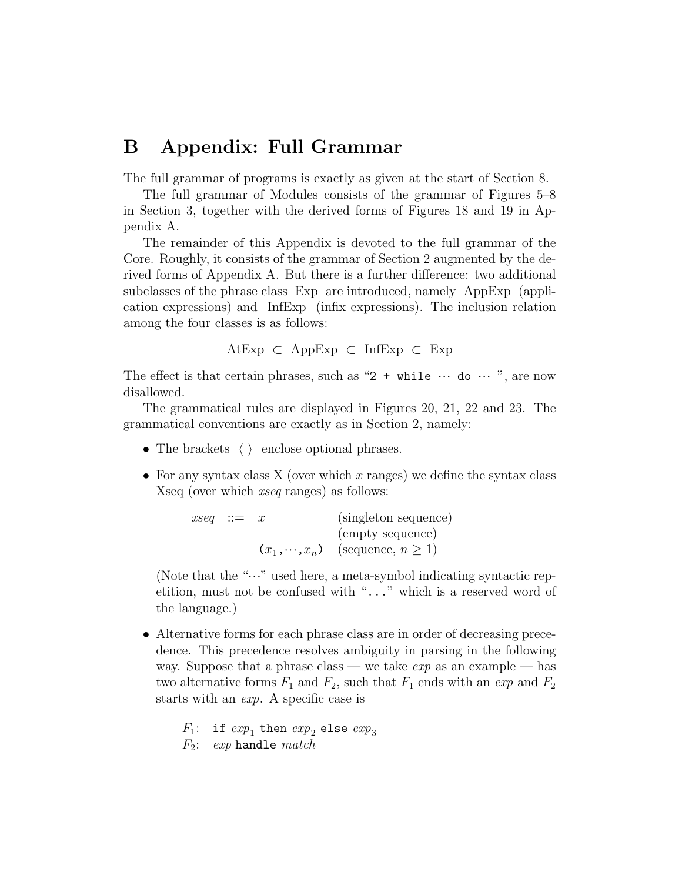# B Appendix: Full Grammar

The full grammar of programs is exactly as given at the start of Section 8.

The full grammar of Modules consists of the grammar of Figures 5–8 in Section 3, together with the derived forms of Figures 18 and 19 in Appendix A.

The remainder of this Appendix is devoted to the full grammar of the Core. Roughly, it consists of the grammar of Section 2 augmented by the derived forms of Appendix A. But there is a further difference: two additional subclasses of the phrase class Exp are introduced, namely AppExp (application expressions) and InfExp (infix expressions). The inclusion relation among the four classes is as follows:

$$\text{AtExp} \subset \text{AppExp} \subset \text{InfExp} \subset \text{Exp}$$

The effect is that certain phrases, such as "`2 + while` $\cdots$ `do` $\cdots$ ", are now disallowed.

The grammatical rules are displayed in Figures 20, 21, 22 and 23. The grammatical conventions are exactly as in Section 2, namely:

- The brackets $\langle\ \rangle$ enclose optional phrases.
- For any syntax class X (over which $x$ ranges) we define the syntax class Xseq (over which *xseq* ranges) as follows:

  | | | | |
  |---|---|---|---|
  | *xseq* | ::= | $x$ | (singleton sequence) |
  | | | | (empty sequence) |
  | | | `(`$x_1$`,`$\cdots$`,`$x_n$`)` | (sequence, $n \geq 1$) |

  (Note that the "$\cdots$" used here, a meta-symbol indicating syntactic repetition, must not be confused with "`...`" which is a reserved word of the language.)

- Alternative forms for each phrase class are in order of decreasing precedence. This precedence resolves ambiguity in parsing in the following way. Suppose that a phrase class — we take *exp* as an example — has two alternative forms $F_1$ and $F_2$, such that $F_1$ ends with an *exp* and $F_2$ starts with an *exp*. A specific case is

  $F_1$: `if` $exp_1$ `then` $exp_2$ `else` $exp_3$
  $F_2$: *exp* `handle` *match*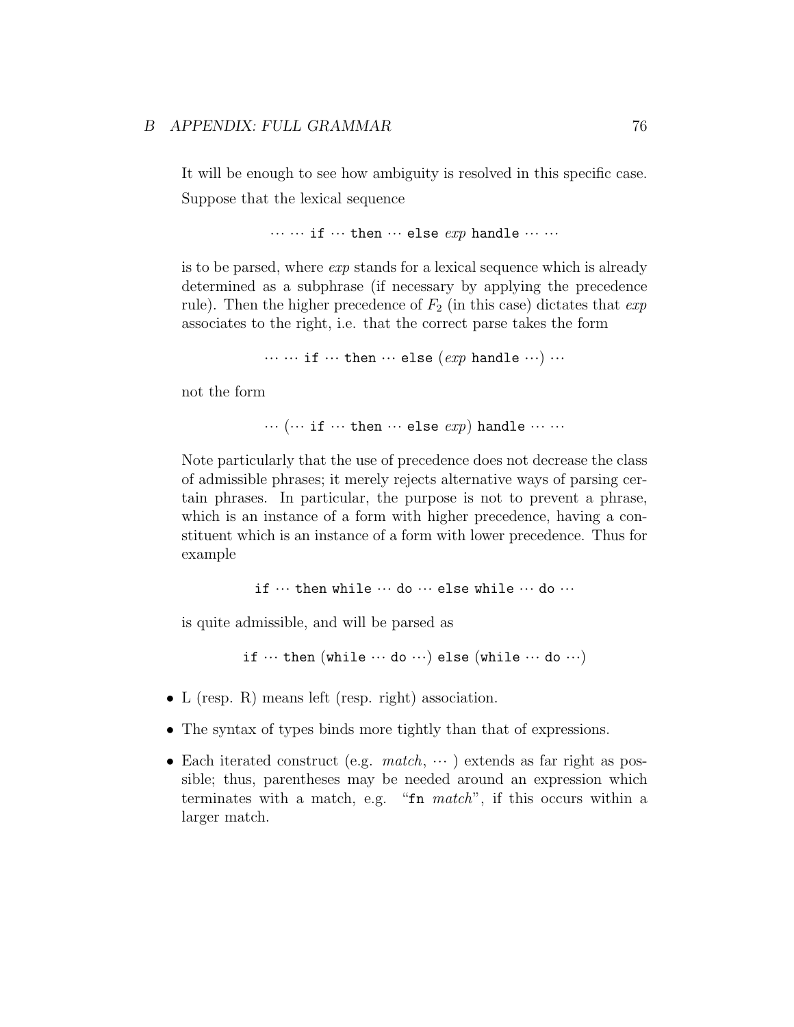It will be enough to see how ambiguity is resolved in this specific case. Suppose that the lexical sequence

$$\cdots \cdots \texttt{if} \cdots \texttt{then} \cdots \texttt{else}\ exp\ \texttt{handle} \cdots \cdots$$

is to be parsed, where *exp* stands for a lexical sequence which is already determined as a subphrase (if necessary by applying the precedence rule). Then the higher precedence of $F_2$ (in this case) dictates that *exp* associates to the right, i.e. that the correct parse takes the form

$$\cdots \cdots \texttt{if} \cdots \texttt{then} \cdots \texttt{else}\ (exp\ \texttt{handle} \cdots) \cdots$$

not the form

$$\cdots (\cdots \texttt{if} \cdots \texttt{then} \cdots \texttt{else}\ exp)\ \texttt{handle} \cdots \cdots$$

Note particularly that the use of precedence does not decrease the class of admissible phrases; it merely rejects alternative ways of parsing certain phrases. In particular, the purpose is not to prevent a phrase, which is an instance of a form with higher precedence, having a constituent which is an instance of a form with lower precedence. Thus for example

$$\texttt{if} \cdots \texttt{then while} \cdots \texttt{do} \cdots \texttt{else while} \cdots \texttt{do} \cdots$$

is quite admissible, and will be parsed as

$$\texttt{if} \cdots \texttt{then}\ (\texttt{while} \cdots \texttt{do} \cdots)\ \texttt{else}\ (\texttt{while} \cdots \texttt{do} \cdots)$$

- L (resp. R) means left (resp. right) association.
- The syntax of types binds more tightly than that of expressions.
- Each iterated construct (e.g. *match*, $\cdots$ ) extends as far right as possible; thus, parentheses may be needed around an expression which terminates with a match, e.g. "`fn` *match*", if this occurs within a larger match.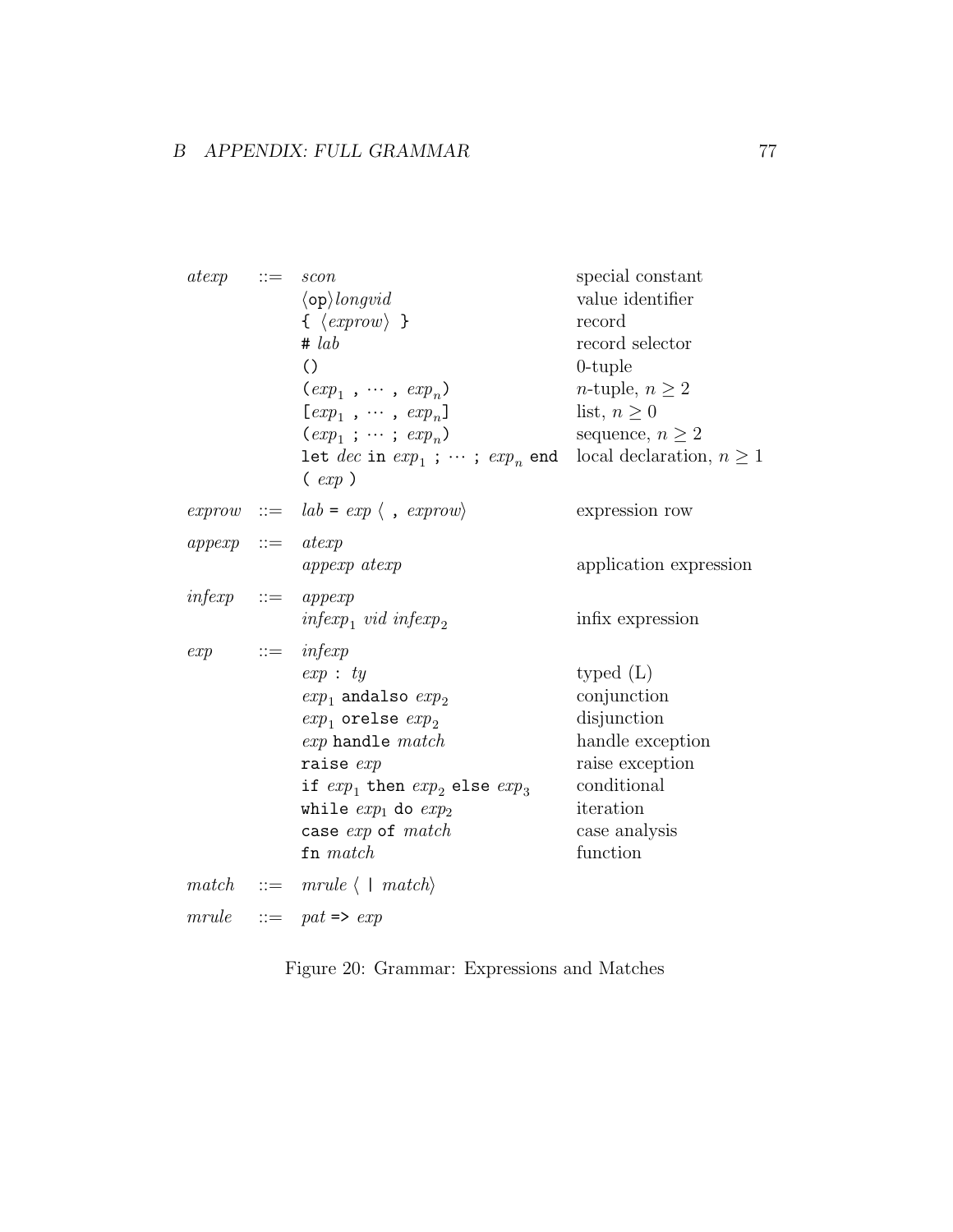| | | | |
|---|---|---|---|
| *atexp* | ::= | *scon* | special constant |
| | | ⟨`op`⟩*longvid* | value identifier |
| | | `{` ⟨*exprow*⟩ `}` | record |
| | | `#` *lab* | record selector |
| | | `()` | 0-tuple |
| | | `(`$exp_1$ `,` ⋯ `,` $exp_n$`)` | $n$-tuple, $n \geq 2$ |
| | | `[`$exp_1$ `,` ⋯ `,` $exp_n$`]` | list, $n \geq 0$ |
| | | `(`$exp_1$ `;` ⋯ `;` $exp_n$`)` | sequence, $n \geq 2$ |
| | | `let` *dec* `in` $exp_1$ `;` ⋯ `;` $exp_n$ `end` | local declaration, $n \geq 1$ |
| | | `(` *exp* `)` | |
| *exprow* | ::= | *lab* `=` *exp* ⟨ `,` *exprow*⟩ | expression row |
| *appexp* | ::= | *atexp* | |
| | | *appexp atexp* | application expression |
| *infexp* | ::= | *appexp* | |
| | | $infexp_1$ *vid* $infexp_2$ | infix expression |
| *exp* | ::= | *infexp* | |
| | | *exp* `:` *ty* | typed (L) |
| | | $exp_1$ `andalso` $exp_2$ | conjunction |
| | | $exp_1$ `orelse` $exp_2$ | disjunction |
| | | *exp* `handle` *match* | handle exception |
| | | `raise` *exp* | raise exception |
| | | `if` $exp_1$ `then` $exp_2$ `else` $exp_3$ | conditional |
| | | `while` $exp_1$ `do` $exp_2$ | iteration |
| | | `case` *exp* `of` *match* | case analysis |
| | | `fn` *match* | function |
| *match* | ::= | *mrule* ⟨ `|` *match*⟩ | |
| *mrule* | ::= | *pat* `=>` *exp* | |

Figure 20: Grammar: Expressions and Matches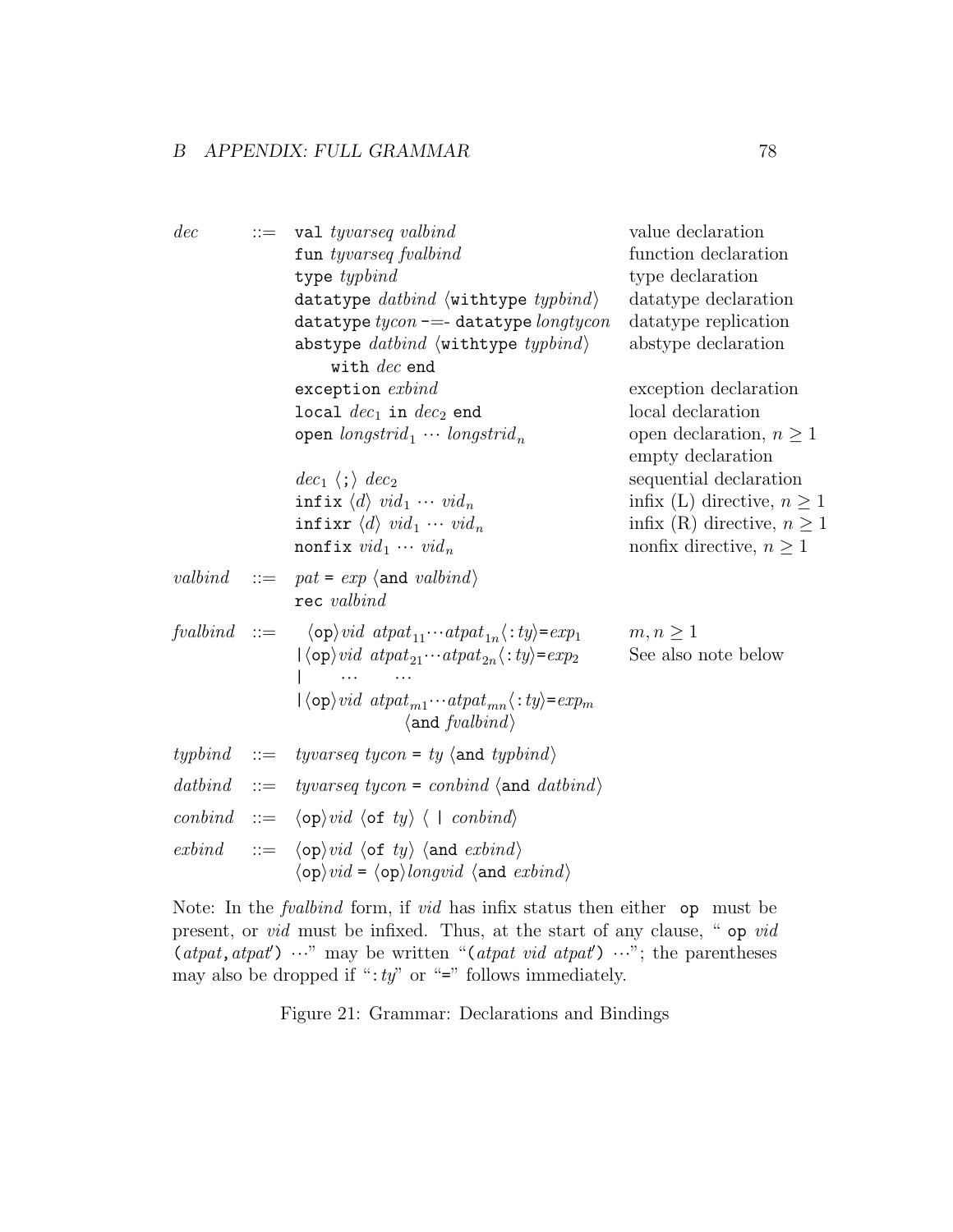| | | | |
|---|---|---|---|
| *dec* | ::= | `val` *tyvarseq valbind* | value declaration |
| | | `fun` *tyvarseq fvalbind* | function declaration |
| | | `type` *typbind* | type declaration |
| | | `datatype` *datbind* ⟨`withtype` *typbind*⟩ | datatype declaration |
| | | `datatype` *tycon* `-=-` `datatype` *longtycon* | datatype replication |
| | | `abstype` *datbind* ⟨`withtype` *typbind*⟩ `with` *dec* `end` | abstype declaration |
| | | `exception` *exbind* | exception declaration |
| | | `local` $dec_1$ `in` $dec_2$ `end` | local declaration |
| | | `open` $longstrid_1 \cdots longstrid_n$ | open declaration, $n \geq 1$ |
| | | | empty declaration |
| | | $dec_1$ ⟨`;`⟩ $dec_2$ | sequential declaration |
| | | `infix` ⟨*d*⟩ $vid_1 \cdots vid_n$ | infix (L) directive, $n \geq 1$ |
| | | `infixr` ⟨*d*⟩ $vid_1 \cdots vid_n$ | infix (R) directive, $n \geq 1$ |
| | | `nonfix` $vid_1 \cdots vid_n$ | nonfix directive, $n \geq 1$ |
| *valbind* | ::= | *pat* `=` *exp* ⟨`and` *valbind*⟩ | |
| | | `rec` *valbind* | |
| *fvalbind* | ::= | ⟨`op`⟩*vid* $atpat_{11} \cdots atpat_{1n}$⟨`:` *ty*⟩`=`$exp_1$ | $m, n \geq 1$ |
| | | `|`⟨`op`⟩*vid* $atpat_{21} \cdots atpat_{2n}$⟨`:` *ty*⟩`=`$exp_2$ | See also note below |
| | | `|` $\cdots$ $\cdots$ | |
| | | `|`⟨`op`⟩*vid* $atpat_{m1} \cdots atpat_{mn}$⟨`:` *ty*⟩`=`$exp_m$ ⟨`and` *fvalbind*⟩ | |
| *typbind* | ::= | *tyvarseq tycon* `=` *ty* ⟨`and` *typbind*⟩ | |
| *datbind* | ::= | *tyvarseq tycon* `=` *conbind* ⟨`and` *datbind*⟩ | |
| *conbind* | ::= | ⟨`op`⟩*vid* ⟨`of` *ty*⟩ ⟨ `|` *conbind*⟩ | |
| *exbind* | ::= | ⟨`op`⟩*vid* ⟨`of` *ty*⟩ ⟨`and` *exbind*⟩ | |
| | | ⟨`op`⟩*vid* `=` ⟨`op`⟩*longvid* ⟨`and` *exbind*⟩ | |

Note: In the *fvalbind* form, if *vid* has infix status then either `op` must be present, or *vid* must be infixed. Thus, at the start of any clause, "`op` *vid* `(`*atpat*`,`*atpat′*`)` $\cdots$" may be written "`(`*atpat vid atpat′*`)` $\cdots$"; the parentheses may also be dropped if "`:`*ty*" or "`=`" follows immediately.

Figure 21: Grammar: Declarations and Bindings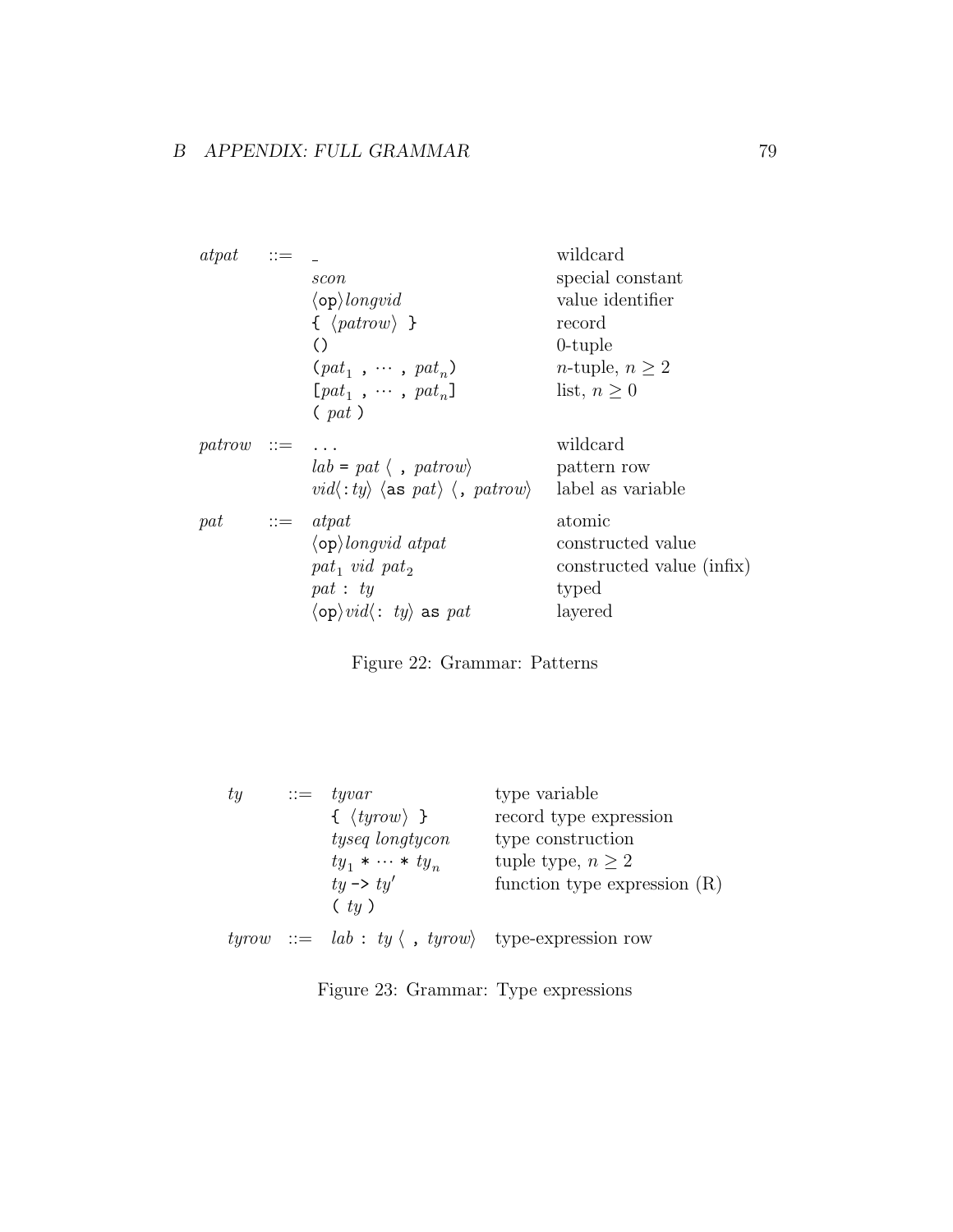| | | | |
|---|---|---|---|
| *atpat* | ::= | _ | wildcard |
| | | *scon* | special constant |
| | | ⟨op⟩*longvid* | value identifier |
| | | { ⟨*patrow*⟩ } | record |
| | | () | 0-tuple |
| | | ($pat_1$ , ⋯ , $pat_n$) | $n$-tuple, $n \geq 2$ |
| | | [$pat_1$ , ⋯ , $pat_n$] | list, $n \geq 0$ |
| | | ( *pat* ) | |
| *patrow* | ::= | ... | wildcard |
| | | *lab* = *pat* ⟨ , *patrow*⟩ | pattern row |
| | | *vid*⟨: *ty*⟩ ⟨as *pat*⟩ ⟨, *patrow*⟩ | label as variable |
| *pat* | ::= | *atpat* | atomic |
| | | ⟨op⟩*longvid* *atpat* | constructed value |
| | | $pat_1$ *vid* $pat_2$ | constructed value (infix) |
| | | *pat* : *ty* | typed |
| | | ⟨op⟩*vid*⟨: *ty*⟩ as *pat* | layered |

Figure 22: Grammar: Patterns

| | | | |
|---|---|---|---|
| *ty* | ::= | *tyvar* | type variable |
| | | { ⟨*tyrow*⟩ } | record type expression |
| | | *tyseq* *longtycon* | type construction |
| | | $ty_1$ * ⋯ * $ty_n$ | tuple type, $n \geq 2$ |
| | | *ty* -> *ty*′ | function type expression (R) |
| | | ( *ty* ) | |
| *tyrow* | ::= | *lab* : *ty* ⟨ , *tyrow*⟩ | type-expression row |

Figure 23: Grammar: Type expressions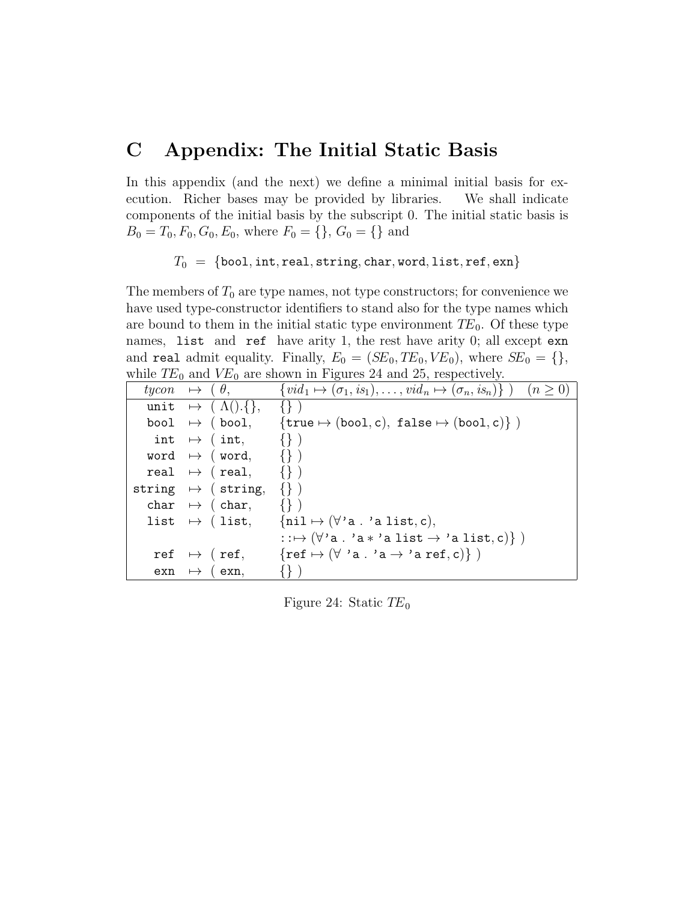# C Appendix: The Initial Static Basis

In this appendix (and the next) we define a minimal initial basis for execution. Richer bases may be provided by libraries. We shall indicate components of the initial basis by the subscript 0. The initial static basis is $B_0 = T_0, F_0, G_0, E_0$, where $F_0 = \{\}$, $G_0 = \{\}$ and

$$T_0 \;=\; \{\texttt{bool}, \texttt{int}, \texttt{real}, \texttt{string}, \texttt{char}, \texttt{word}, \texttt{list}, \texttt{ref}, \texttt{exn}\}$$

The members of $T_0$ are type names, not type constructors; for convenience we have used type-constructor identifiers to stand also for the type names which are bound to them in the initial static type environment $TE_0$. Of these type names, `list` and `ref` have arity 1, the rest have arity 0; all except `exn` and `real` admit equality. Finally, $E_0 = (SE_0, TE_0, VE_0)$, where $SE_0 = \{\}$, while $TE_0$ and $VE_0$ are shown in Figures 24 and 25, respectively.

| $tycon$ | $\mapsto$ | $($ $\theta$, | $\{vid_1 \mapsto (\sigma_1, is_1), \ldots, vid_n \mapsto (\sigma_n, is_n)\}$ $)$ $\quad (n \geq 0)$ |
|---|---|---|---|
| `unit` | $\mapsto$ | $($ $\Lambda().\{\}$, | $\{\}$ $)$ |
| `bool` | $\mapsto$ | $($ `bool`, | $\{\texttt{true} \mapsto (\texttt{bool}, \texttt{c}),\ \texttt{false} \mapsto (\texttt{bool}, \texttt{c})\}$ $)$ |
| `int` | $\mapsto$ | $($ `int`, | $\{\}$ $)$ |
| `word` | $\mapsto$ | $($ `word`, | $\{\}$ $)$ |
| `real` | $\mapsto$ | $($ `real`, | $\{\}$ $)$ |
| `string` | $\mapsto$ | $($ `string`, | $\{\}$ $)$ |
| `char` | $\mapsto$ | $($ `char`, | $\{\}$ $)$ |
| `list` | $\mapsto$ | $($ `list`, | $\{\texttt{nil} \mapsto (\forall\texttt{'a}\,.\,\texttt{'a list}, \texttt{c})$, |
| | | | $\texttt{::} \mapsto (\forall\texttt{'a}\,.\,\texttt{'a} * \texttt{'a list} \to \texttt{'a list}, \texttt{c})\}$ $)$ |
| `ref` | $\mapsto$ | $($ `ref`, | $\{\texttt{ref} \mapsto (\forall\ \texttt{'a}\,.\,\texttt{'a} \to \texttt{'a ref}, \texttt{c})\}$ $)$ |
| `exn` | $\mapsto$ | $($ `exn`, | $\{\}$ $)$ |

Figure 24: Static $TE_0$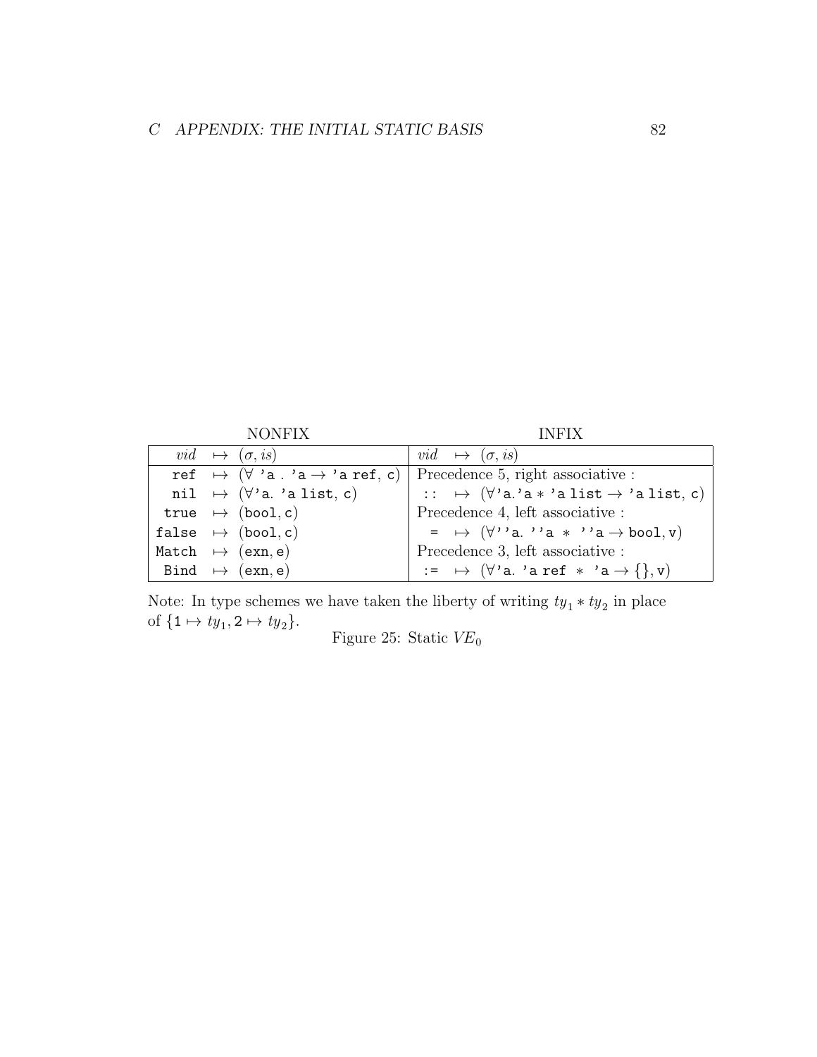| NONFIX | INFIX |
|---|---|
| $vid \mapsto (\sigma, is)$ | $vid \mapsto (\sigma, is)$ |
| ref $\mapsto$ ($\forall$ 'a . 'a $\rightarrow$ 'a ref, c) | Precedence 5, right associative : |
| nil $\mapsto$ ($\forall$'a. 'a list, c) | :: $\mapsto$ ($\forall$'a.'a $*$ 'a list $\rightarrow$ 'a list, c) |
| true $\mapsto$ (bool, c) | Precedence 4, left associative : |
| false $\mapsto$ (bool, c) | = $\mapsto$ ($\forall$''a. ''a $*$ ''a $\rightarrow$ bool, v) |
| Match $\mapsto$ (exn, e) | Precedence 3, left associative : |
| Bind $\mapsto$ (exn, e) | := $\mapsto$ ($\forall$'a. 'a ref $*$ 'a $\rightarrow$ {}, v) |

Note: In type schemes we have taken the liberty of writing $ty_1 * ty_2$ in place of $\{1 \mapsto ty_1, 2 \mapsto ty_2\}$.

Figure 25: Static $VE_0$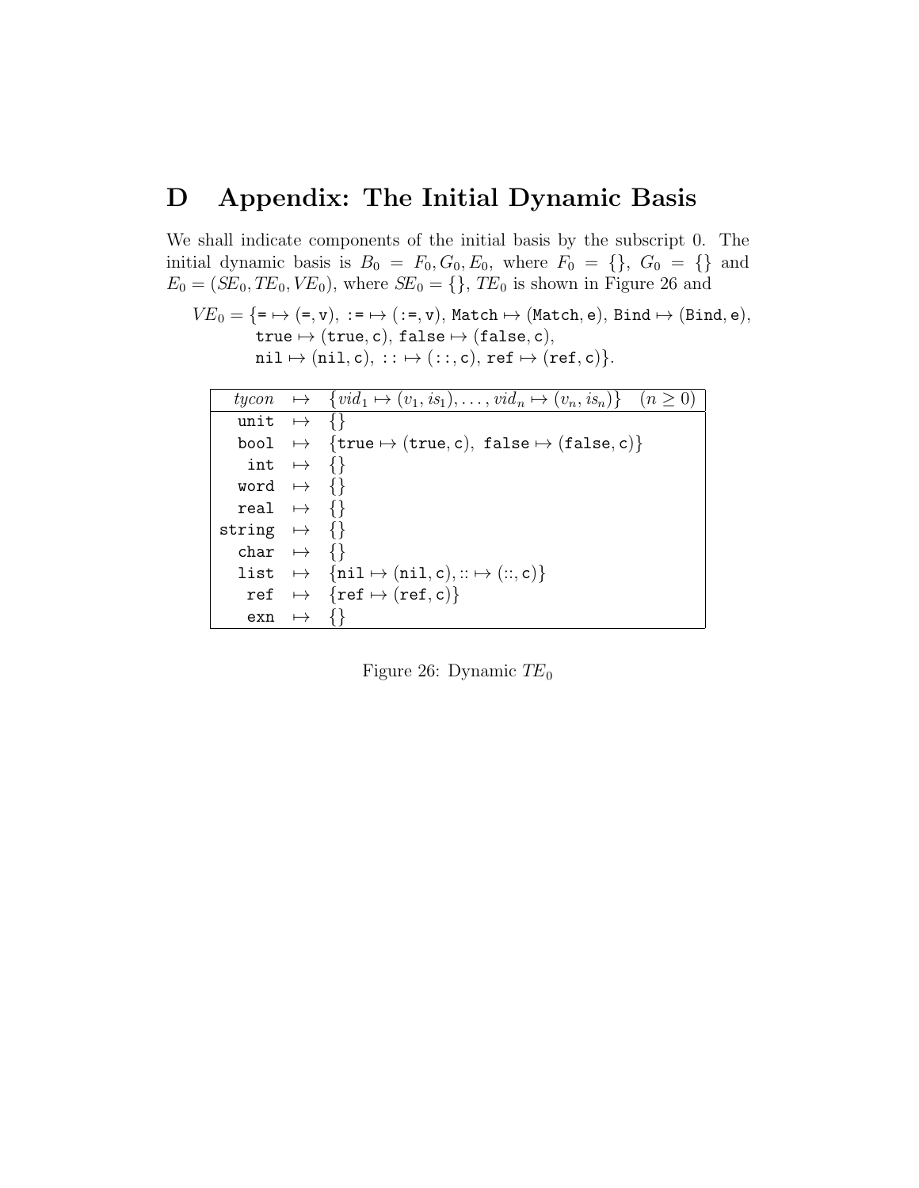# D Appendix: The Initial Dynamic Basis

We shall indicate components of the initial basis by the subscript 0. The initial dynamic basis is $B_0 = F_0, G_0, E_0$, where $F_0 = \{\}$, $G_0 = \{\}$ and $E_0 = (SE_0, TE_0, VE_0)$, where $SE_0 = \{\}$, $TE_0$ is shown in Figure 26 and

$$VE_0 = \{\texttt{=} \mapsto (\texttt{=}, \texttt{v}),\ \texttt{:=} \mapsto (\texttt{:=}, \texttt{v}),\ \texttt{Match} \mapsto (\texttt{Match}, \texttt{e}),\ \texttt{Bind} \mapsto (\texttt{Bind}, \texttt{e}),$$
$$\texttt{true} \mapsto (\texttt{true}, \texttt{c}),\ \texttt{false} \mapsto (\texttt{false}, \texttt{c}),$$
$$\texttt{nil} \mapsto (\texttt{nil}, \texttt{c}),\ \texttt{::} \mapsto (\texttt{::}, \texttt{c}),\ \texttt{ref} \mapsto (\texttt{ref}, \texttt{c})\}.$$

| *tycon* | $\mapsto$ | $\{vid_1 \mapsto (v_1, is_1), \ldots, vid_n \mapsto (v_n, is_n)\} \quad (n \geq 0)$ |
|---|---|---|
| `unit` | $\mapsto$ | $\{\}$ |
| `bool` | $\mapsto$ | $\{\texttt{true} \mapsto (\texttt{true}, \texttt{c}),\ \texttt{false} \mapsto (\texttt{false}, \texttt{c})\}$ |
| `int` | $\mapsto$ | $\{\}$ |
| `word` | $\mapsto$ | $\{\}$ |
| `real` | $\mapsto$ | $\{\}$ |
| `string` | $\mapsto$ | $\{\}$ |
| `char` | $\mapsto$ | $\{\}$ |
| `list` | $\mapsto$ | $\{\texttt{nil} \mapsto (\texttt{nil}, \texttt{c}), :: \mapsto (::, \texttt{c})\}$ |
| `ref` | $\mapsto$ | $\{\texttt{ref} \mapsto (\texttt{ref}, \texttt{c})\}$ |
| `exn` | $\mapsto$ | $\{\}$ |

Figure 26: Dynamic $TE_0$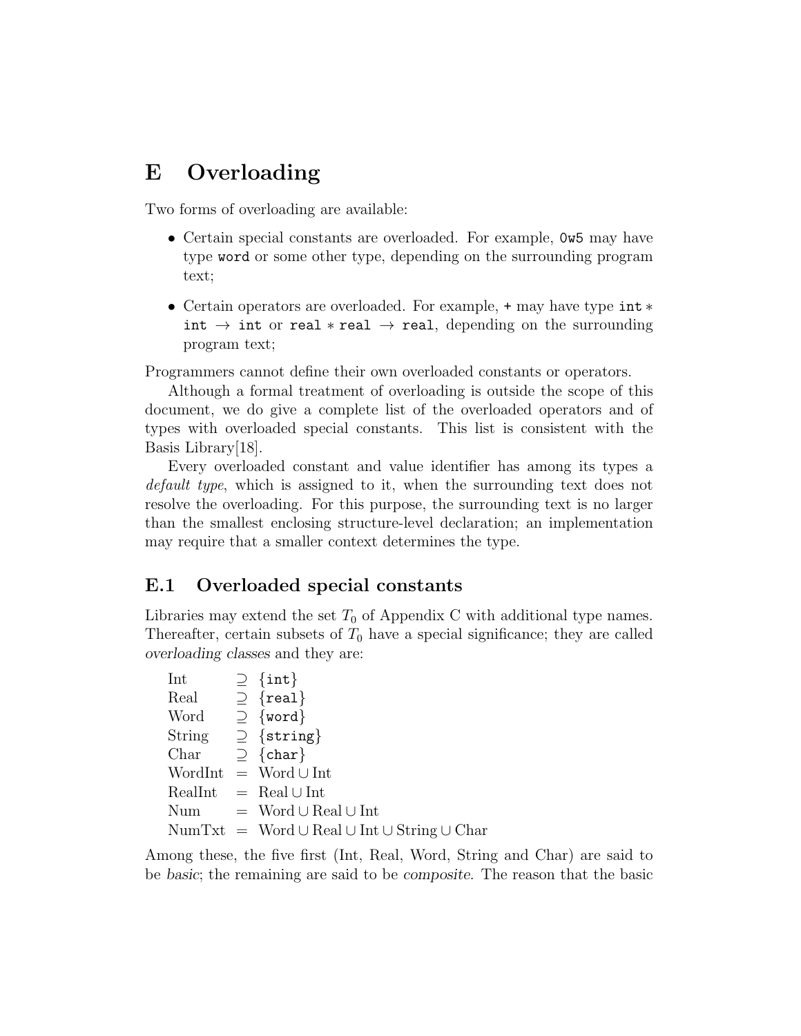# E Overloading

Two forms of overloading are available:

- Certain special constants are overloaded. For example, `0w5` may have type `word` or some other type, depending on the surrounding program text;
- Certain operators are overloaded. For example, `+` may have type `int` $*$ `int` $\rightarrow$ `int` or `real` $*$ `real` $\rightarrow$ `real`, depending on the surrounding program text;

Programmers cannot define their own overloaded constants or operators.

Although a formal treatment of overloading is outside the scope of this document, we do give a complete list of the overloaded operators and of types with overloaded special constants. This list is consistent with the Basis Library[18].

Every overloaded constant and value identifier has among its types a *default type*, which is assigned to it, when the surrounding text does not resolve the overloading. For this purpose, the surrounding text is no larger than the smallest enclosing structure-level declaration; an implementation may require that a smaller context determines the type.

## E.1 Overloaded special constants

Libraries may extend the set $T_0$ of Appendix C with additional type names. Thereafter, certain subsets of $T_0$ have a special significance; they are called *overloading classes* and they are:

$$
\begin{array}{lcl}
\text{Int} & \supseteq & \{\texttt{int}\} \\
\text{Real} & \supseteq & \{\texttt{real}\} \\
\text{Word} & \supseteq & \{\texttt{word}\} \\
\text{String} & \supseteq & \{\texttt{string}\} \\
\text{Char} & \supseteq & \{\texttt{char}\} \\
\text{WordInt} & = & \text{Word} \cup \text{Int} \\
\text{RealInt} & = & \text{Real} \cup \text{Int} \\
\text{Num} & = & \text{Word} \cup \text{Real} \cup \text{Int} \\
\text{NumTxt} & = & \text{Word} \cup \text{Real} \cup \text{Int} \cup \text{String} \cup \text{Char}
\end{array}
$$

Among these, the five first (Int, Real, Word, String and Char) are said to be *basic*; the remaining are said to be *composite*. The reason that the basic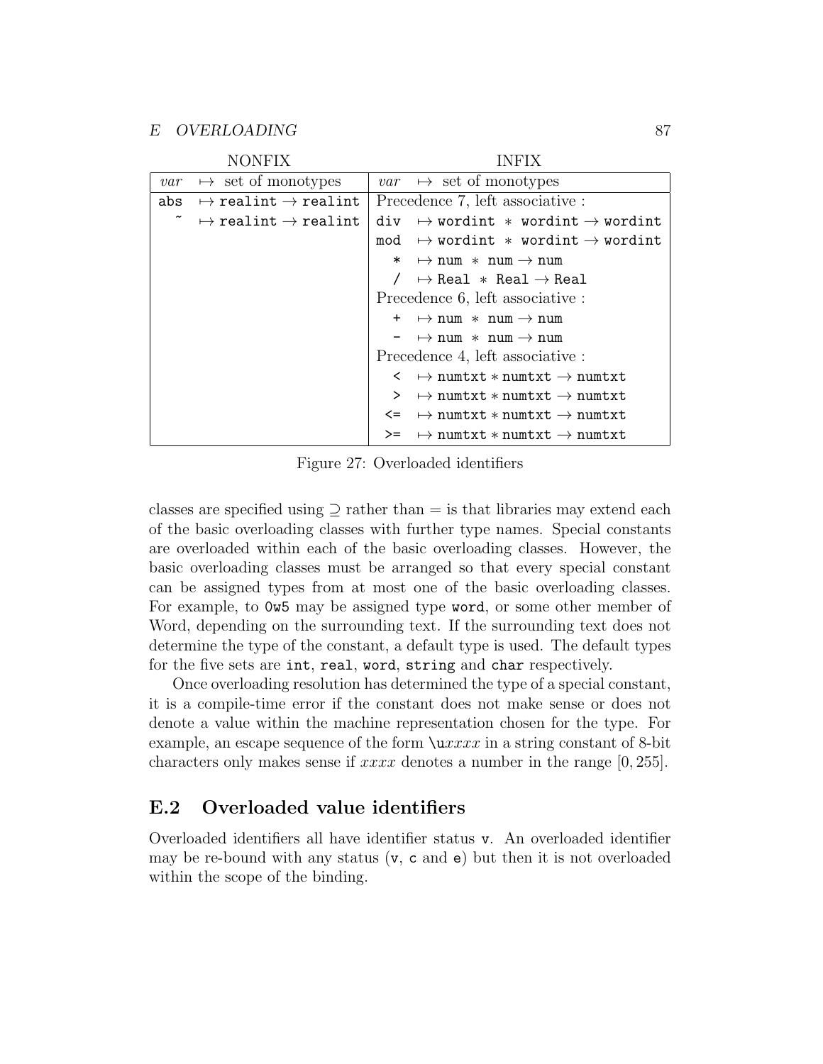| NONFIX | INFIX |
|---|---|
| *var* ↦ set of monotypes | *var* ↦ set of monotypes |
| `abs` ↦ `realint` → `realint` | Precedence 7, left associative : |
| `~` ↦ `realint` → `realint` | `div` ↦ `wordint` ∗ `wordint` → `wordint` |
| | `mod` ↦ `wordint` ∗ `wordint` → `wordint` |
| | `*` ↦ `num` ∗ `num` → `num` |
| | `/` ↦ `Real` ∗ `Real` → `Real` |
| | Precedence 6, left associative : |
| | `+` ↦ `num` ∗ `num` → `num` |
| | `-` ↦ `num` ∗ `num` → `num` |
| | Precedence 4, left associative : |
| | `<` ↦ `numtxt` ∗ `numtxt` → `numtxt` |
| | `>` ↦ `numtxt` ∗ `numtxt` → `numtxt` |
| | `<=` ↦ `numtxt` ∗ `numtxt` → `numtxt` |
| | `>=` ↦ `numtxt` ∗ `numtxt` → `numtxt` |

Figure 27: Overloaded identifiers

classes are specified using ⊇ rather than = is that libraries may extend each of the basic overloading classes with further type names. Special constants are overloaded within each of the basic overloading classes. However, the basic overloading classes must be arranged so that every special constant can be assigned types from at most one of the basic overloading classes. For example, to `0w5` may be assigned type `word`, or some other member of Word, depending on the surrounding text. If the surrounding text does not determine the type of the constant, a default type is used. The default types for the five sets are `int`, `real`, `word`, `string` and `char` respectively.

Once overloading resolution has determined the type of a special constant, it is a compile-time error if the constant does not make sense or does not denote a value within the machine representation chosen for the type. For example, an escape sequence of the form `\u`*xxxx* in a string constant of 8-bit characters only makes sense if *xxxx* denotes a number in the range $[0, 255]$.

## E.2 Overloaded value identifiers

Overloaded identifiers all have identifier status `v`. An overloaded identifier may be re-bound with any status (`v`, `c` and `e`) but then it is not overloaded within the scope of the binding.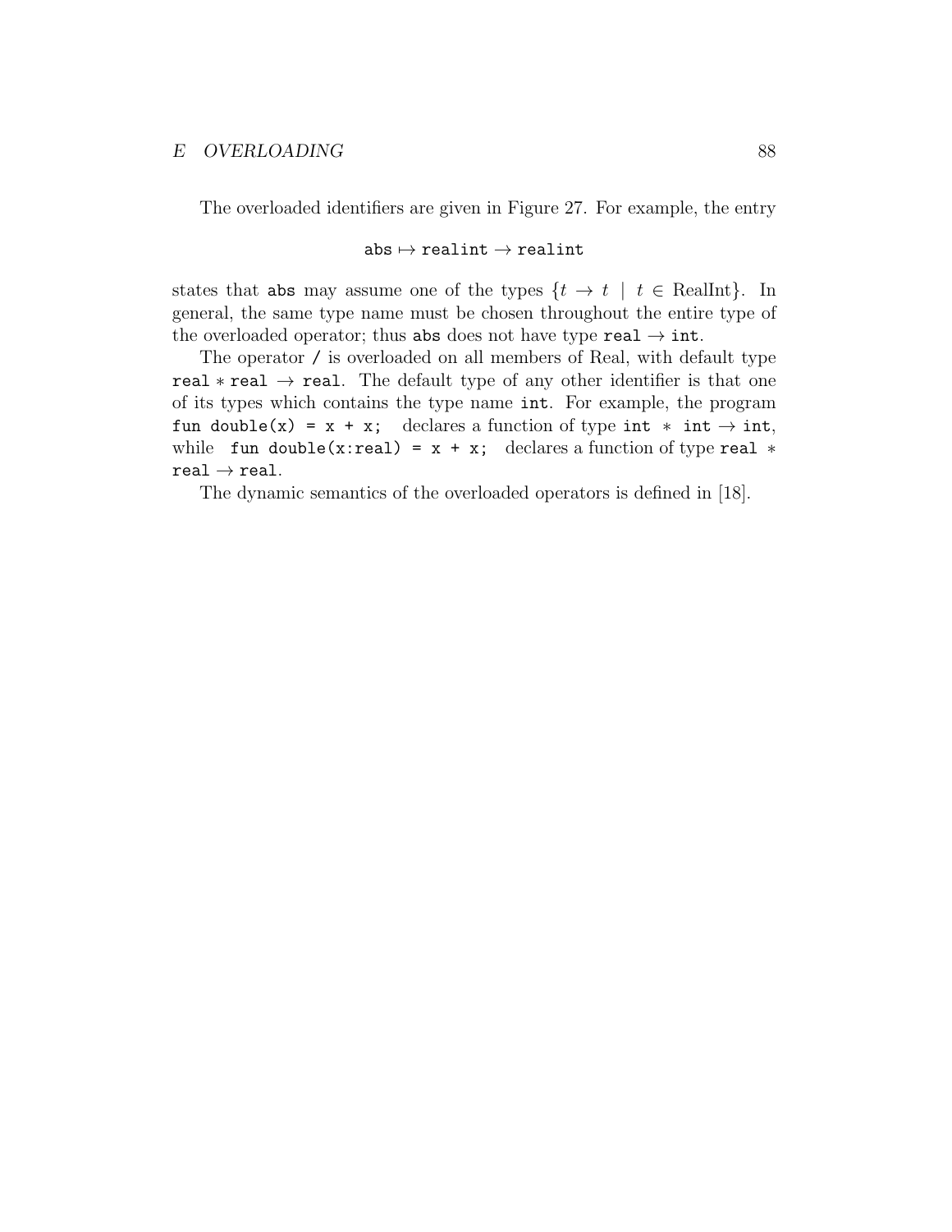The overloaded identifiers are given in Figure 27. For example, the entry

$$\texttt{abs} \mapsto \texttt{realint} \to \texttt{realint}$$

states that `abs` may assume one of the types $\{t \to t \mid t \in \text{RealInt}\}$. In general, the same type name must be chosen throughout the entire type of the overloaded operator; thus `abs` does not have type `real` $\to$ `int`.

The operator `/` is overloaded on all members of Real, with default type `real` $*$ `real` $\to$ `real`. The default type of any other identifier is that one of its types which contains the type name `int`. For example, the program `fun double(x) = x + x;` declares a function of type `int` $*$ `int` $\to$ `int`, while `fun double(x:real) = x + x;` declares a function of type `real` $*$ `real` $\to$ `real`.

The dynamic semantics of the overloaded operators is defined in [18].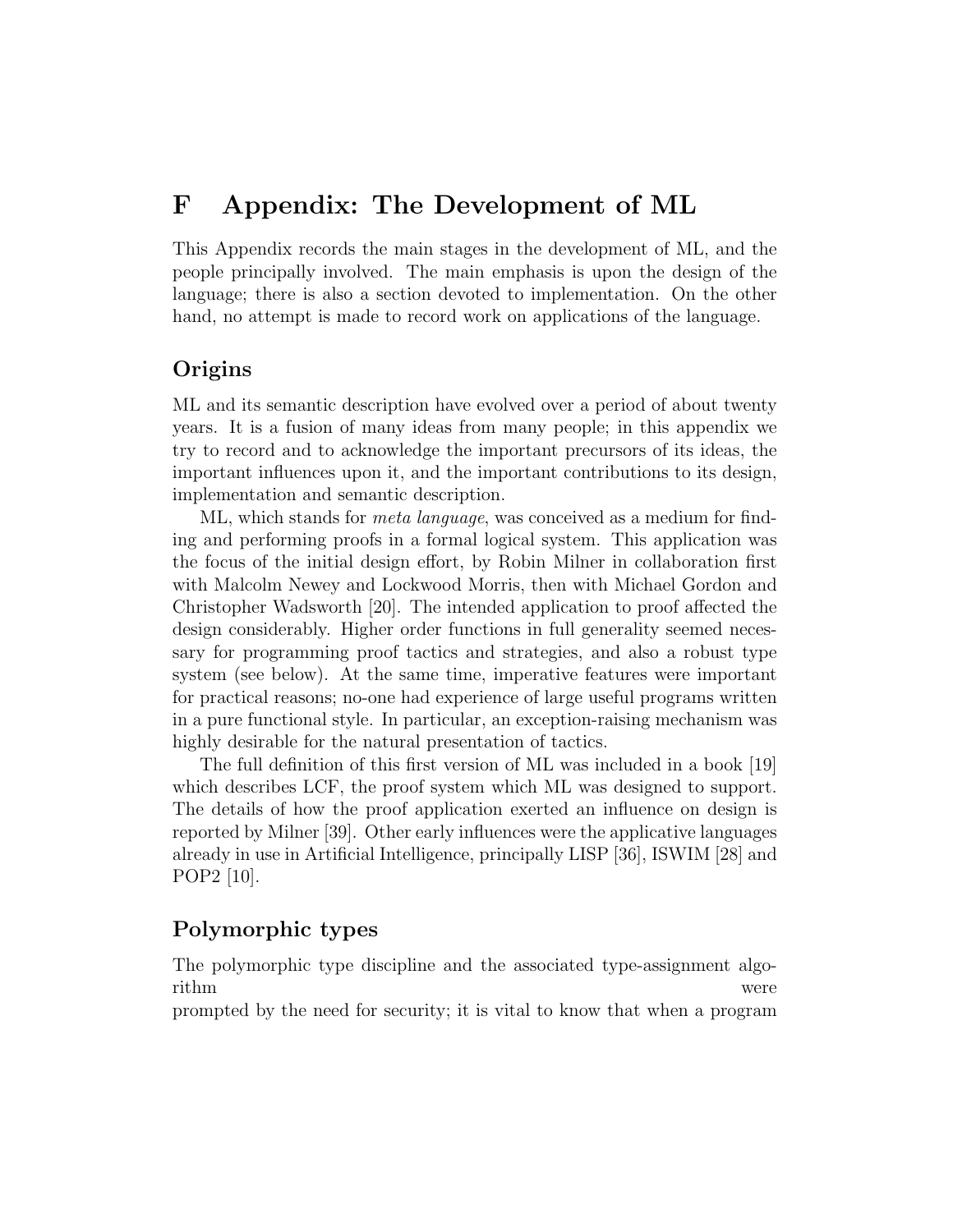# F Appendix: The Development of ML

This Appendix records the main stages in the development of ML, and the people principally involved. The main emphasis is upon the design of the language; there is also a section devoted to implementation. On the other hand, no attempt is made to record work on applications of the language.

## Origins

ML and its semantic description have evolved over a period of about twenty years. It is a fusion of many ideas from many people; in this appendix we try to record and to acknowledge the important precursors of its ideas, the important influences upon it, and the important contributions to its design, implementation and semantic description.

ML, which stands for *meta language*, was conceived as a medium for finding and performing proofs in a formal logical system. This application was the focus of the initial design effort, by Robin Milner in collaboration first with Malcolm Newey and Lockwood Morris, then with Michael Gordon and Christopher Wadsworth [20]. The intended application to proof affected the design considerably. Higher order functions in full generality seemed necessary for programming proof tactics and strategies, and also a robust type system (see below). At the same time, imperative features were important for practical reasons; no-one had experience of large useful programs written in a pure functional style. In particular, an exception-raising mechanism was highly desirable for the natural presentation of tactics.

The full definition of this first version of ML was included in a book [19] which describes LCF, the proof system which ML was designed to support. The details of how the proof application exerted an influence on design is reported by Milner [39]. Other early influences were the applicative languages already in use in Artificial Intelligence, principally LISP [36], ISWIM [28] and POP2 [10].

## Polymorphic types

The polymorphic type discipline and the associated type-assignment algorithm were prompted by the need for security; it is vital to know that when a program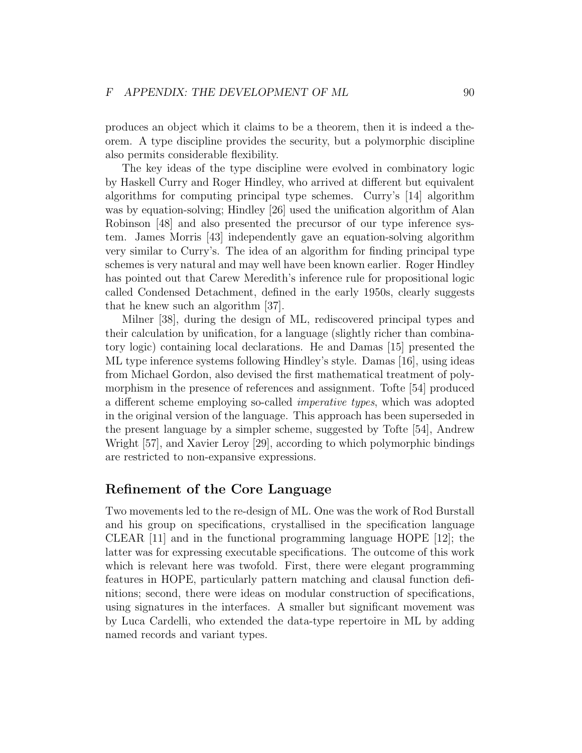produces an object which it claims to be a theorem, then it is indeed a theorem. A type discipline provides the security, but a polymorphic discipline also permits considerable flexibility.

The key ideas of the type discipline were evolved in combinatory logic by Haskell Curry and Roger Hindley, who arrived at different but equivalent algorithms for computing principal type schemes. Curry's [14] algorithm was by equation-solving; Hindley [26] used the unification algorithm of Alan Robinson [48] and also presented the precursor of our type inference system. James Morris [43] independently gave an equation-solving algorithm very similar to Curry's. The idea of an algorithm for finding principal type schemes is very natural and may well have been known earlier. Roger Hindley has pointed out that Carew Meredith's inference rule for propositional logic called Condensed Detachment, defined in the early 1950s, clearly suggests that he knew such an algorithm [37].

Milner [38], during the design of ML, rediscovered principal types and their calculation by unification, for a language (slightly richer than combinatory logic) containing local declarations. He and Damas [15] presented the ML type inference systems following Hindley's style. Damas [16], using ideas from Michael Gordon, also devised the first mathematical treatment of polymorphism in the presence of references and assignment. Tofte [54] produced a different scheme employing so-called *imperative types*, which was adopted in the original version of the language. This approach has been superseded in the present language by a simpler scheme, suggested by Tofte [54], Andrew Wright [57], and Xavier Leroy [29], according to which polymorphic bindings are restricted to non-expansive expressions.

## Refinement of the Core Language

Two movements led to the re-design of ML. One was the work of Rod Burstall and his group on specifications, crystallised in the specification language CLEAR [11] and in the functional programming language HOPE [12]; the latter was for expressing executable specifications. The outcome of this work which is relevant here was twofold. First, there were elegant programming features in HOPE, particularly pattern matching and clausal function definitions; second, there were ideas on modular construction of specifications, using signatures in the interfaces. A smaller but significant movement was by Luca Cardelli, who extended the data-type repertoire in ML by adding named records and variant types.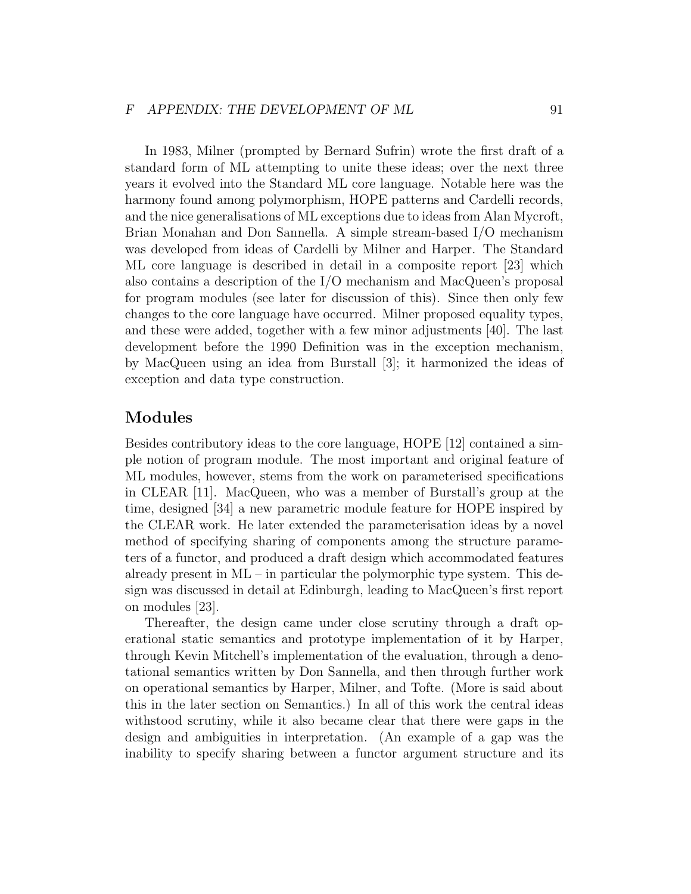In 1983, Milner (prompted by Bernard Sufrin) wrote the first draft of a standard form of ML attempting to unite these ideas; over the next three years it evolved into the Standard ML core language. Notable here was the harmony found among polymorphism, HOPE patterns and Cardelli records, and the nice generalisations of ML exceptions due to ideas from Alan Mycroft, Brian Monahan and Don Sannella. A simple stream-based I/O mechanism was developed from ideas of Cardelli by Milner and Harper. The Standard ML core language is described in detail in a composite report [23] which also contains a description of the I/O mechanism and MacQueen's proposal for program modules (see later for discussion of this). Since then only few changes to the core language have occurred. Milner proposed equality types, and these were added, together with a few minor adjustments [40]. The last development before the 1990 Definition was in the exception mechanism, by MacQueen using an idea from Burstall [3]; it harmonized the ideas of exception and data type construction.

## Modules

Besides contributory ideas to the core language, HOPE [12] contained a simple notion of program module. The most important and original feature of ML modules, however, stems from the work on parameterised specifications in CLEAR [11]. MacQueen, who was a member of Burstall's group at the time, designed [34] a new parametric module feature for HOPE inspired by the CLEAR work. He later extended the parameterisation ideas by a novel method of specifying sharing of components among the structure parameters of a functor, and produced a draft design which accommodated features already present in ML – in particular the polymorphic type system. This design was discussed in detail at Edinburgh, leading to MacQueen's first report on modules [23].

Thereafter, the design came under close scrutiny through a draft operational static semantics and prototype implementation of it by Harper, through Kevin Mitchell's implementation of the evaluation, through a denotational semantics written by Don Sannella, and then through further work on operational semantics by Harper, Milner, and Tofte. (More is said about this in the later section on Semantics.) In all of this work the central ideas withstood scrutiny, while it also became clear that there were gaps in the design and ambiguities in interpretation. (An example of a gap was the inability to specify sharing between a functor argument structure and its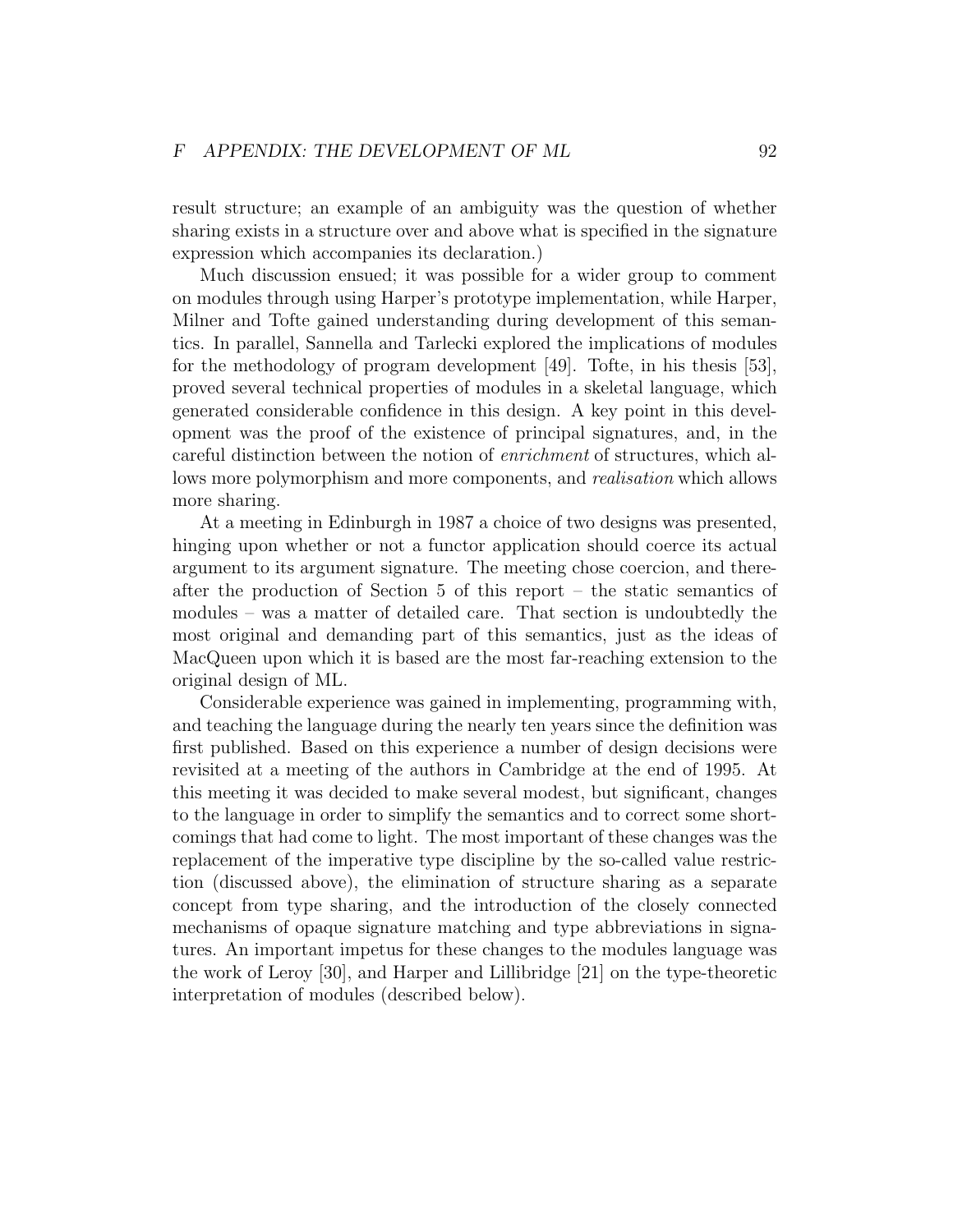result structure; an example of an ambiguity was the question of whether sharing exists in a structure over and above what is specified in the signature expression which accompanies its declaration.)

Much discussion ensued; it was possible for a wider group to comment on modules through using Harper's prototype implementation, while Harper, Milner and Tofte gained understanding during development of this semantics. In parallel, Sannella and Tarlecki explored the implications of modules for the methodology of program development [49]. Tofte, in his thesis [53], proved several technical properties of modules in a skeletal language, which generated considerable confidence in this design. A key point in this development was the proof of the existence of principal signatures, and, in the careful distinction between the notion of *enrichment* of structures, which allows more polymorphism and more components, and *realisation* which allows more sharing.

At a meeting in Edinburgh in 1987 a choice of two designs was presented, hinging upon whether or not a functor application should coerce its actual argument to its argument signature. The meeting chose coercion, and thereafter the production of Section 5 of this report – the static semantics of modules – was a matter of detailed care. That section is undoubtedly the most original and demanding part of this semantics, just as the ideas of MacQueen upon which it is based are the most far-reaching extension to the original design of ML.

Considerable experience was gained in implementing, programming with, and teaching the language during the nearly ten years since the definition was first published. Based on this experience a number of design decisions were revisited at a meeting of the authors in Cambridge at the end of 1995. At this meeting it was decided to make several modest, but significant, changes to the language in order to simplify the semantics and to correct some shortcomings that had come to light. The most important of these changes was the replacement of the imperative type discipline by the so-called value restriction (discussed above), the elimination of structure sharing as a separate concept from type sharing, and the introduction of the closely connected mechanisms of opaque signature matching and type abbreviations in signatures. An important impetus for these changes to the modules language was the work of Leroy [30], and Harper and Lillibridge [21] on the type-theoretic interpretation of modules (described below).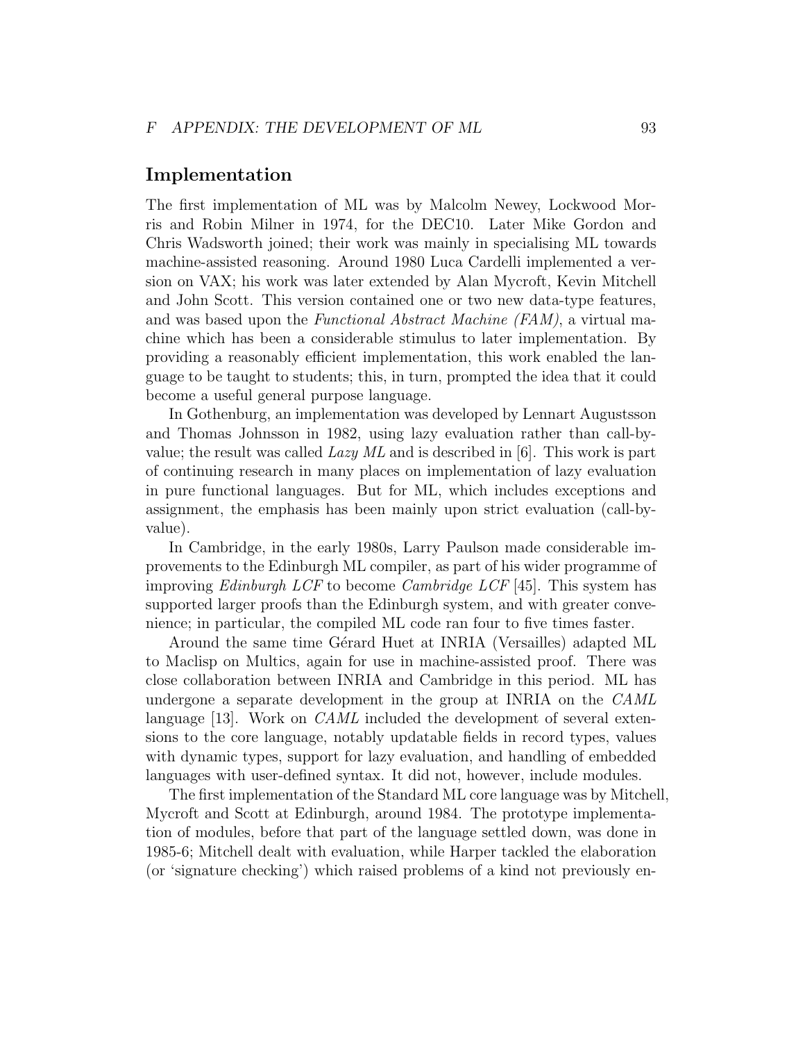## Implementation

The first implementation of ML was by Malcolm Newey, Lockwood Morris and Robin Milner in 1974, for the DEC10. Later Mike Gordon and Chris Wadsworth joined; their work was mainly in specialising ML towards machine-assisted reasoning. Around 1980 Luca Cardelli implemented a version on VAX; his work was later extended by Alan Mycroft, Kevin Mitchell and John Scott. This version contained one or two new data-type features, and was based upon the *Functional Abstract Machine (FAM)*, a virtual machine which has been a considerable stimulus to later implementation. By providing a reasonably efficient implementation, this work enabled the language to be taught to students; this, in turn, prompted the idea that it could become a useful general purpose language.

In Gothenburg, an implementation was developed by Lennart Augustsson and Thomas Johnsson in 1982, using lazy evaluation rather than call-by-value; the result was called *Lazy ML* and is described in [6]. This work is part of continuing research in many places on implementation of lazy evaluation in pure functional languages. But for ML, which includes exceptions and assignment, the emphasis has been mainly upon strict evaluation (call-by-value).

In Cambridge, in the early 1980s, Larry Paulson made considerable improvements to the Edinburgh ML compiler, as part of his wider programme of improving *Edinburgh LCF* to become *Cambridge LCF* [45]. This system has supported larger proofs than the Edinburgh system, and with greater convenience; in particular, the compiled ML code ran four to five times faster.

Around the same time Gérard Huet at INRIA (Versailles) adapted ML to Maclisp on Multics, again for use in machine-assisted proof. There was close collaboration between INRIA and Cambridge in this period. ML has undergone a separate development in the group at INRIA on the *CAML* language [13]. Work on *CAML* included the development of several extensions to the core language, notably updatable fields in record types, values with dynamic types, support for lazy evaluation, and handling of embedded languages with user-defined syntax. It did not, however, include modules.

The first implementation of the Standard ML core language was by Mitchell, Mycroft and Scott at Edinburgh, around 1984. The prototype implementation of modules, before that part of the language settled down, was done in 1985-6; Mitchell dealt with evaluation, while Harper tackled the elaboration (or 'signature checking') which raised problems of a kind not previously en-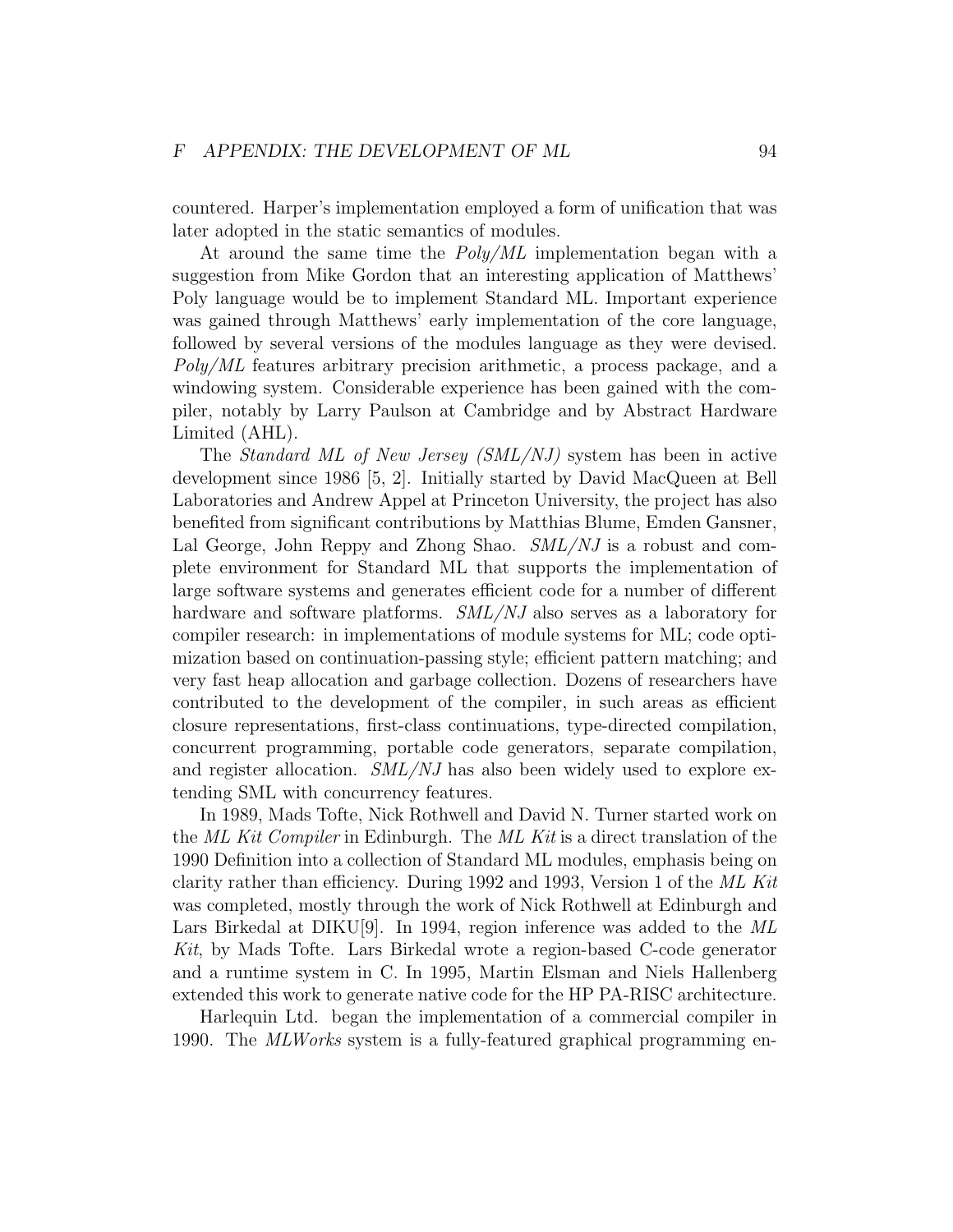countered. Harper's implementation employed a form of unification that was later adopted in the static semantics of modules.

At around the same time the *Poly/ML* implementation began with a suggestion from Mike Gordon that an interesting application of Matthews' Poly language would be to implement Standard ML. Important experience was gained through Matthews' early implementation of the core language, followed by several versions of the modules language as they were devised. *Poly/ML* features arbitrary precision arithmetic, a process package, and a windowing system. Considerable experience has been gained with the compiler, notably by Larry Paulson at Cambridge and by Abstract Hardware Limited (AHL).

The *Standard ML of New Jersey (SML/NJ)* system has been in active development since 1986 [5, 2]. Initially started by David MacQueen at Bell Laboratories and Andrew Appel at Princeton University, the project has also benefited from significant contributions by Matthias Blume, Emden Gansner, Lal George, John Reppy and Zhong Shao. *SML/NJ* is a robust and complete environment for Standard ML that supports the implementation of large software systems and generates efficient code for a number of different hardware and software platforms. *SML/NJ* also serves as a laboratory for compiler research: in implementations of module systems for ML; code optimization based on continuation-passing style; efficient pattern matching; and very fast heap allocation and garbage collection. Dozens of researchers have contributed to the development of the compiler, in such areas as efficient closure representations, first-class continuations, type-directed compilation, concurrent programming, portable code generators, separate compilation, and register allocation. *SML/NJ* has also been widely used to explore extending SML with concurrency features.

In 1989, Mads Tofte, Nick Rothwell and David N. Turner started work on the *ML Kit Compiler* in Edinburgh. The *ML Kit* is a direct translation of the 1990 Definition into a collection of Standard ML modules, emphasis being on clarity rather than efficiency. During 1992 and 1993, Version 1 of the *ML Kit* was completed, mostly through the work of Nick Rothwell at Edinburgh and Lars Birkedal at DIKU[9]. In 1994, region inference was added to the *ML Kit*, by Mads Tofte. Lars Birkedal wrote a region-based C-code generator and a runtime system in C. In 1995, Martin Elsman and Niels Hallenberg extended this work to generate native code for the HP PA-RISC architecture.

Harlequin Ltd. began the implementation of a commercial compiler in 1990. The *MLWorks* system is a fully-featured graphical programming en-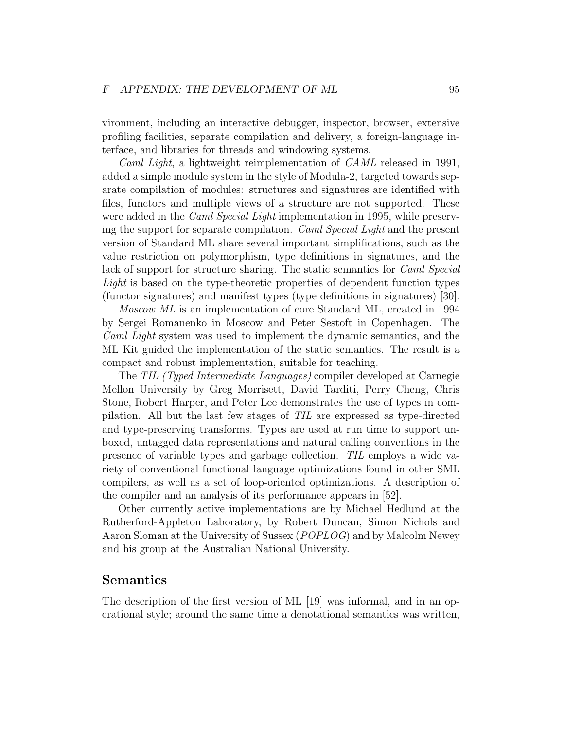vironment, including an interactive debugger, inspector, browser, extensive profiling facilities, separate compilation and delivery, a foreign-language interface, and libraries for threads and windowing systems.

*Caml Light*, a lightweight reimplementation of *CAML* released in 1991, added a simple module system in the style of Modula-2, targeted towards separate compilation of modules: structures and signatures are identified with files, functors and multiple views of a structure are not supported. These were added in the *Caml Special Light* implementation in 1995, while preserving the support for separate compilation. *Caml Special Light* and the present version of Standard ML share several important simplifications, such as the value restriction on polymorphism, type definitions in signatures, and the lack of support for structure sharing. The static semantics for *Caml Special Light* is based on the type-theoretic properties of dependent function types (functor signatures) and manifest types (type definitions in signatures) [30].

*Moscow ML* is an implementation of core Standard ML, created in 1994 by Sergei Romanenko in Moscow and Peter Sestoft in Copenhagen. The *Caml Light* system was used to implement the dynamic semantics, and the ML Kit guided the implementation of the static semantics. The result is a compact and robust implementation, suitable for teaching.

The *TIL (Typed Intermediate Languages)* compiler developed at Carnegie Mellon University by Greg Morrisett, David Tarditi, Perry Cheng, Chris Stone, Robert Harper, and Peter Lee demonstrates the use of types in compilation. All but the last few stages of *TIL* are expressed as type-directed and type-preserving transforms. Types are used at run time to support unboxed, untagged data representations and natural calling conventions in the presence of variable types and garbage collection. *TIL* employs a wide variety of conventional functional language optimizations found in other SML compilers, as well as a set of loop-oriented optimizations. A description of the compiler and an analysis of its performance appears in [52].

Other currently active implementations are by Michael Hedlund at the Rutherford-Appleton Laboratory, by Robert Duncan, Simon Nichols and Aaron Sloman at the University of Sussex (*POPLOG*) and by Malcolm Newey and his group at the Australian National University.

## Semantics

The description of the first version of ML [19] was informal, and in an operational style; around the same time a denotational semantics was written,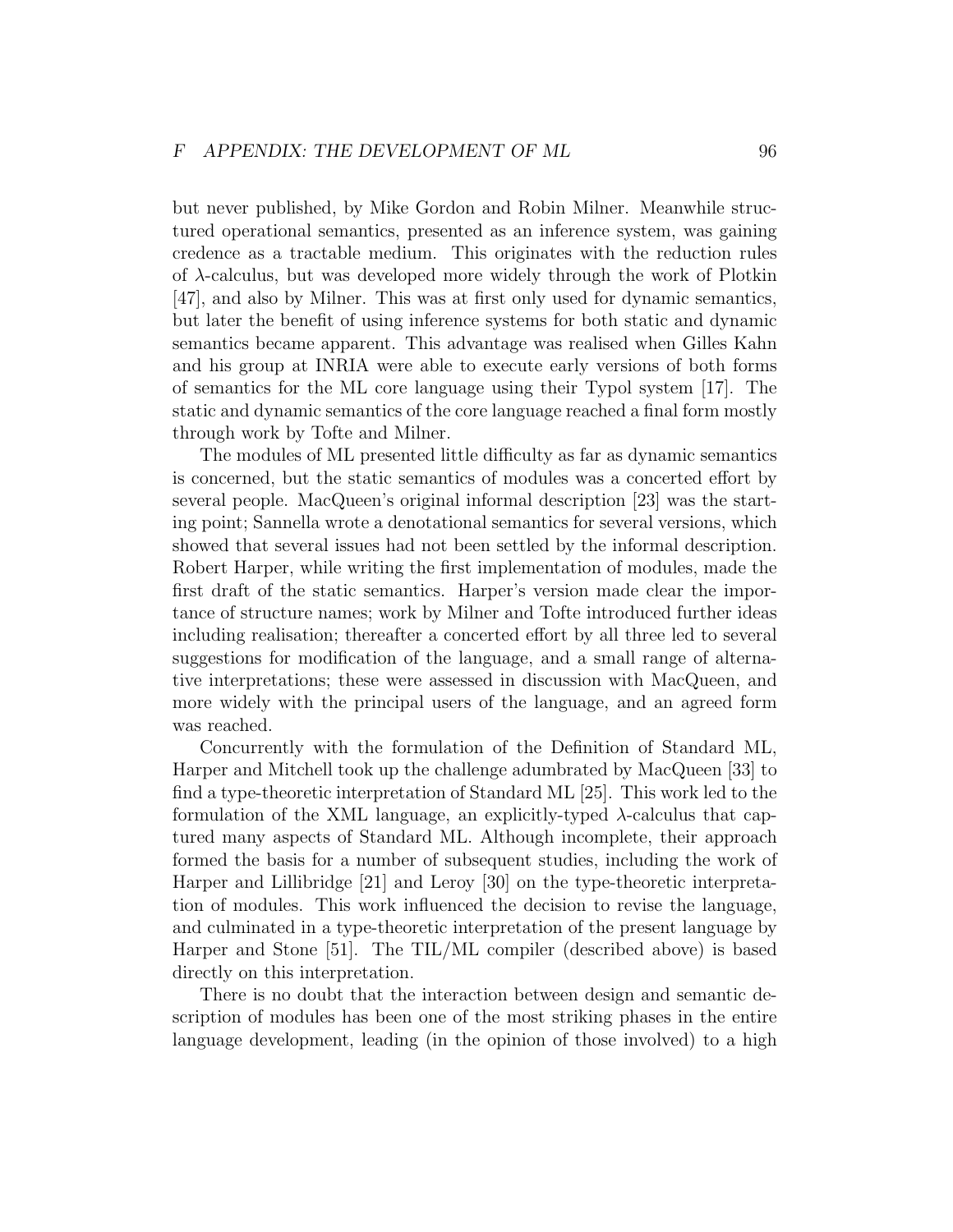but never published, by Mike Gordon and Robin Milner. Meanwhile structured operational semantics, presented as an inference system, was gaining credence as a tractable medium. This originates with the reduction rules of $\lambda$-calculus, but was developed more widely through the work of Plotkin [47], and also by Milner. This was at first only used for dynamic semantics, but later the benefit of using inference systems for both static and dynamic semantics became apparent. This advantage was realised when Gilles Kahn and his group at INRIA were able to execute early versions of both forms of semantics for the ML core language using their Typol system [17]. The static and dynamic semantics of the core language reached a final form mostly through work by Tofte and Milner.

The modules of ML presented little difficulty as far as dynamic semantics is concerned, but the static semantics of modules was a concerted effort by several people. MacQueen's original informal description [23] was the starting point; Sannella wrote a denotational semantics for several versions, which showed that several issues had not been settled by the informal description. Robert Harper, while writing the first implementation of modules, made the first draft of the static semantics. Harper's version made clear the importance of structure names; work by Milner and Tofte introduced further ideas including realisation; thereafter a concerted effort by all three led to several suggestions for modification of the language, and a small range of alternative interpretations; these were assessed in discussion with MacQueen, and more widely with the principal users of the language, and an agreed form was reached.

Concurrently with the formulation of the Definition of Standard ML, Harper and Mitchell took up the challenge adumbrated by MacQueen [33] to find a type-theoretic interpretation of Standard ML [25]. This work led to the formulation of the XML language, an explicitly-typed $\lambda$-calculus that captured many aspects of Standard ML. Although incomplete, their approach formed the basis for a number of subsequent studies, including the work of Harper and Lillibridge [21] and Leroy [30] on the type-theoretic interpretation of modules. This work influenced the decision to revise the language, and culminated in a type-theoretic interpretation of the present language by Harper and Stone [51]. The TIL/ML compiler (described above) is based directly on this interpretation.

There is no doubt that the interaction between design and semantic description of modules has been one of the most striking phases in the entire language development, leading (in the opinion of those involved) to a high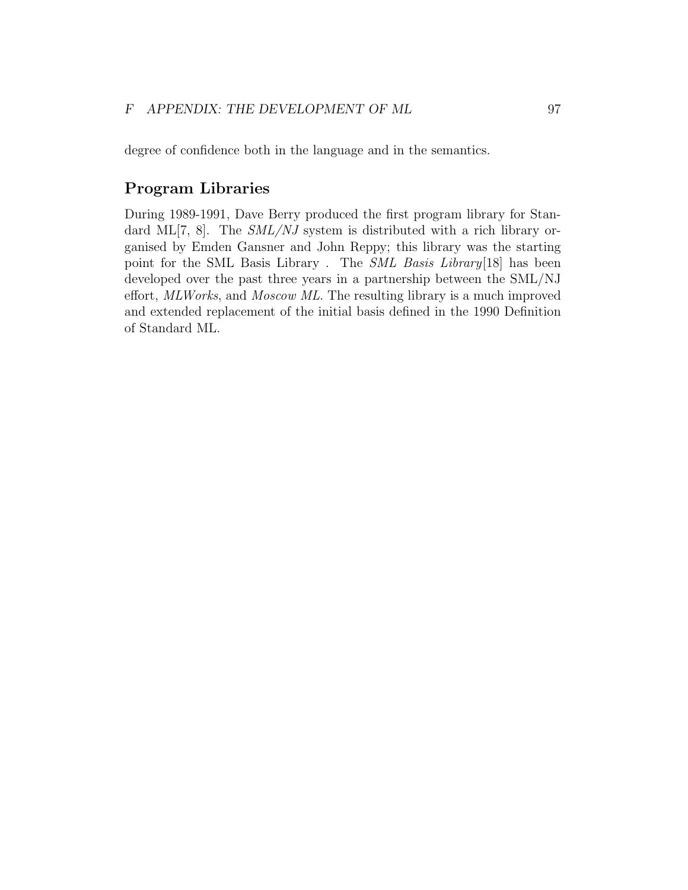degree of confidence both in the language and in the semantics.

## Program Libraries

During 1989-1991, Dave Berry produced the first program library for Standard ML[7, 8]. The *SML/NJ* system is distributed with a rich library organised by Emden Gansner and John Reppy; this library was the starting point for the SML Basis Library . The *SML Basis Library*[18] has been developed over the past three years in a partnership between the SML/NJ effort, *MLWorks*, and *Moscow ML*. The resulting library is a much improved and extended replacement of the initial basis defined in the 1990 Definition of Standard ML.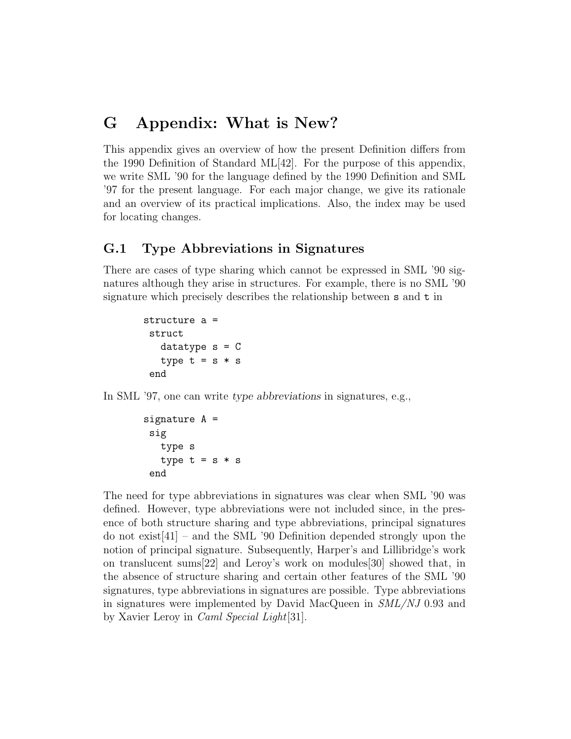# G Appendix: What is New?

This appendix gives an overview of how the present Definition differs from the 1990 Definition of Standard ML[42]. For the purpose of this appendix, we write SML '90 for the language defined by the 1990 Definition and SML '97 for the present language. For each major change, we give its rationale and an overview of its practical implications. Also, the index may be used for locating changes.

## G.1 Type Abbreviations in Signatures

There are cases of type sharing which cannot be expressed in SML '90 signatures although they arise in structures. For example, there is no SML '90 signature which precisely describes the relationship between `s` and `t` in

```
structure a =
 struct
   datatype s = C
   type t = s * s
 end
```

In SML '97, one can write *type abbreviations* in signatures, e.g.,

```
signature A =
 sig
   type s
   type t = s * s
 end
```

The need for type abbreviations in signatures was clear when SML '90 was defined. However, type abbreviations were not included since, in the presence of both structure sharing and type abbreviations, principal signatures do not exist[41] – and the SML '90 Definition depended strongly upon the notion of principal signature. Subsequently, Harper's and Lillibridge's work on translucent sums[22] and Leroy's work on modules[30] showed that, in the absence of structure sharing and certain other features of the SML '90 signatures, type abbreviations in signatures are possible. Type abbreviations in signatures were implemented by David MacQueen in *SML/NJ* 0.93 and by Xavier Leroy in *Caml Special Light*[31].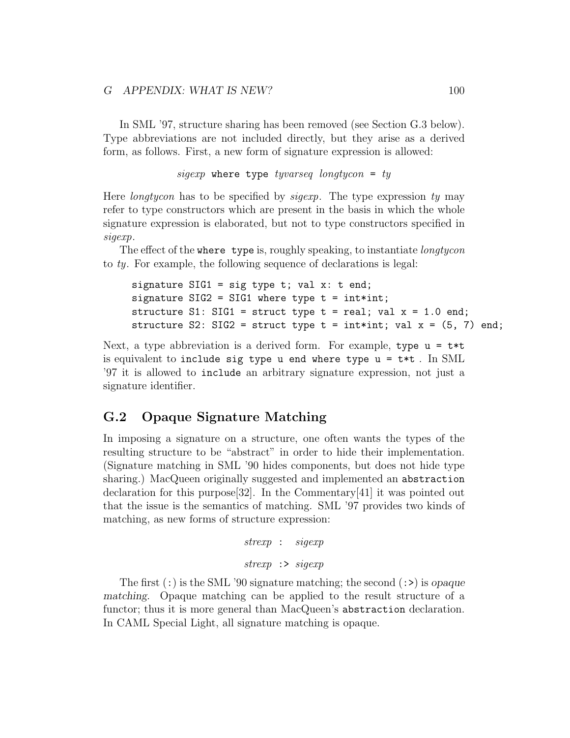In SML '97, structure sharing has been removed (see Section G.3 below). Type abbreviations are not included directly, but they arise as a derived form, as follows. First, a new form of signature expression is allowed:

*sigexp* `where type` *tyvarseq* *longtycon* `=` *ty*

Here *longtycon* has to be specified by *sigexp*. The type expression *ty* may refer to type constructors which are present in the basis in which the whole signature expression is elaborated, but not to type constructors specified in *sigexp*.

The effect of the `where type` is, roughly speaking, to instantiate *longtycon* to *ty*. For example, the following sequence of declarations is legal:

```
signature SIG1 = sig type t; val x: t end;
signature SIG2 = SIG1 where type t = int*int;
structure S1: SIG1 = struct type t = real; val x = 1.0 end;
structure S2: SIG2 = struct type t = int*int; val x = (5, 7) end;
```

Next, a type abbreviation is a derived form. For example, `type u = t*t` is equivalent to `include sig type u end where type u = t*t` . In SML '97 it is allowed to `include` an arbitrary signature expression, not just a signature identifier.

## G.2 Opaque Signature Matching

In imposing a signature on a structure, one often wants the types of the resulting structure to be "abstract" in order to hide their implementation. (Signature matching in SML '90 hides components, but does not hide type sharing.) MacQueen originally suggested and implemented an `abstraction` declaration for this purpose[32]. In the Commentary[41] it was pointed out that the issue is the semantics of matching. SML '97 provides two kinds of matching, as new forms of structure expression:

*strexp* `:` *sigexp*

*strexp* `:>` *sigexp*

The first (`:`) is the SML '90 signature matching; the second (`:>`) is *opaque matching*. Opaque matching can be applied to the result structure of a functor; thus it is more general than MacQueen's `abstraction` declaration. In CAML Special Light, all signature matching is opaque.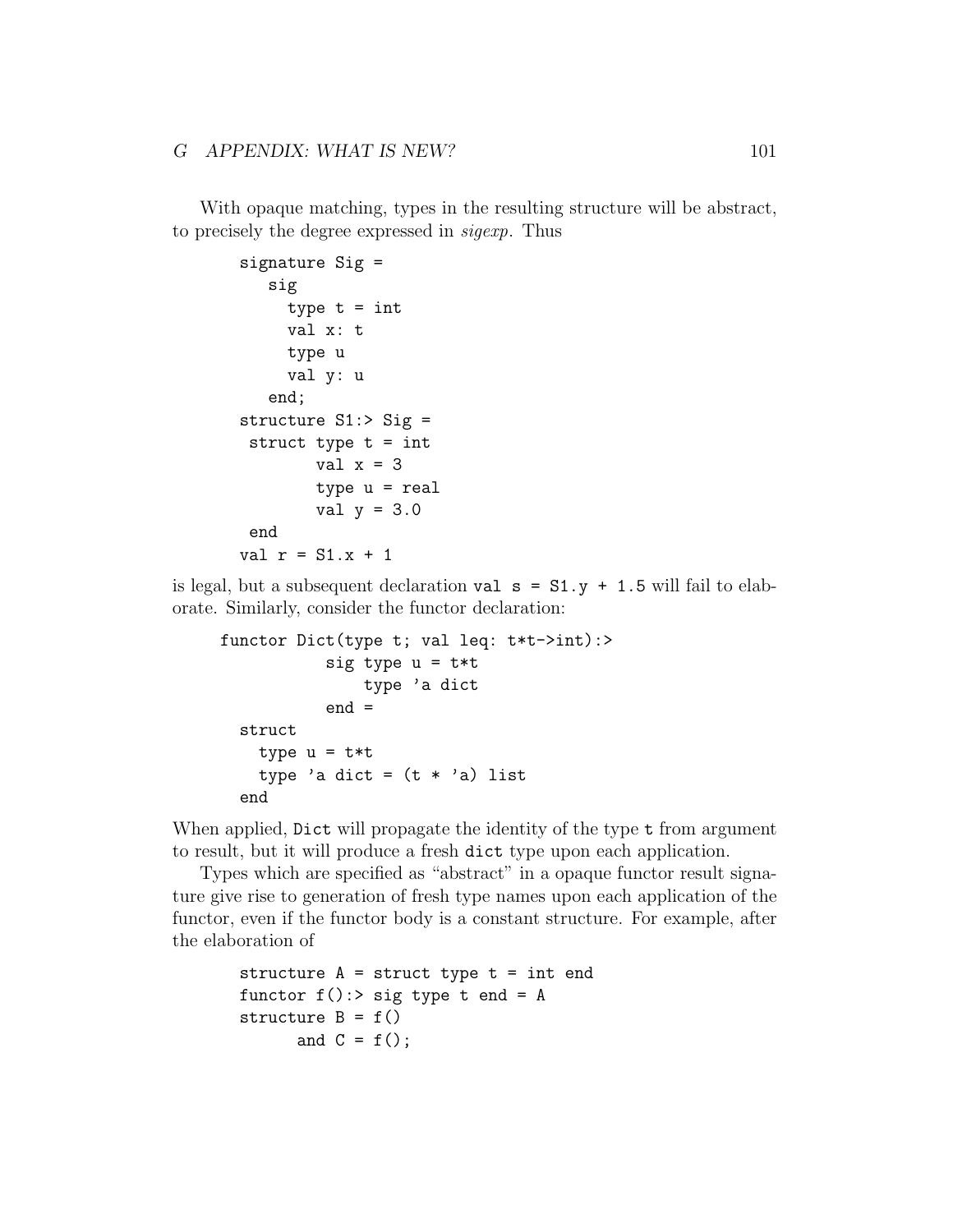With opaque matching, types in the resulting structure will be abstract, to precisely the degree expressed in *sigexp*. Thus

```
signature Sig =
   sig
     type t = int
     val x: t
     type u
     val y: u
   end;
structure S1:> Sig =
 struct type t = int
        val x = 3
        type u = real
        val y = 3.0
 end
val r = S1.x + 1
```

is legal, but a subsequent declaration `val s = S1.y + 1.5` will fail to elaborate. Similarly, consider the functor declaration:

```
functor Dict(type t; val leq: t*t->int):>
           sig type u = t*t
               type 'a dict
           end =
  struct
    type u = t*t
    type 'a dict = (t * 'a) list
  end
```

When applied, `Dict` will propagate the identity of the type `t` from argument to result, but it will produce a fresh `dict` type upon each application.

Types which are specified as "abstract" in a opaque functor result signature give rise to generation of fresh type names upon each application of the functor, even if the functor body is a constant structure. For example, after the elaboration of

```
structure A = struct type t = int end
functor f():> sig type t end = A
structure B = f()
      and C = f();
```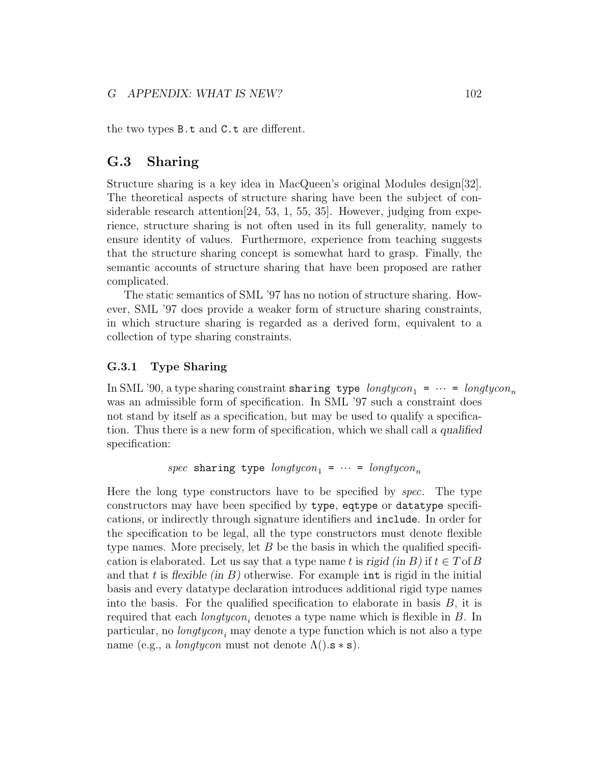the two types `B.t` and `C.t` are different.

## G.3 Sharing

Structure sharing is a key idea in MacQueen's original Modules design[32]. The theoretical aspects of structure sharing have been the subject of considerable research attention[24, 53, 1, 55, 35]. However, judging from experience, structure sharing is not often used in its full generality, namely to ensure identity of values. Furthermore, experience from teaching suggests that the structure sharing concept is somewhat hard to grasp. Finally, the semantic accounts of structure sharing that have been proposed are rather complicated.

The static semantics of SML '97 has no notion of structure sharing. However, SML '97 does provide a weaker form of structure sharing constraints, in which structure sharing is regarded as a derived form, equivalent to a collection of type sharing constraints.

### G.3.1 Type Sharing

In SML '90, a type sharing constraint `sharing type` $longtycon_1$ `=` $\cdots$ `=` $longtycon_n$ was an admissible form of specification. In SML '97 such a constraint does not stand by itself as a specification, but may be used to qualify a specification. Thus there is a new form of specification, which we shall call a *qualified* specification:

$$spec\ \texttt{sharing type}\ longtycon_1\ \texttt{=}\ \cdots\ \texttt{=}\ longtycon_n$$

Here the long type constructors have to be specified by *spec*. The type constructors may have been specified by `type`, `eqtype` or `datatype` specifications, or indirectly through signature identifiers and `include`. In order for the specification to be legal, all the type constructors must denote flexible type names. More precisely, let $B$ be the basis in which the qualified specification is elaborated. Let us say that a type name $t$ is *rigid (in $B$)* if $t \in T$ of $B$ and that $t$ is *flexible (in $B$)* otherwise. For example `int` is rigid in the initial basis and every datatype declaration introduces additional rigid type names into the basis. For the qualified specification to elaborate in basis $B$, it is required that each $longtycon_i$ denotes a type name which is flexible in $B$. In particular, no $longtycon_i$ may denote a type function which is not also a type name (e.g., a *longtycon* must not denote $\Lambda().\texttt{s} * \texttt{s}$).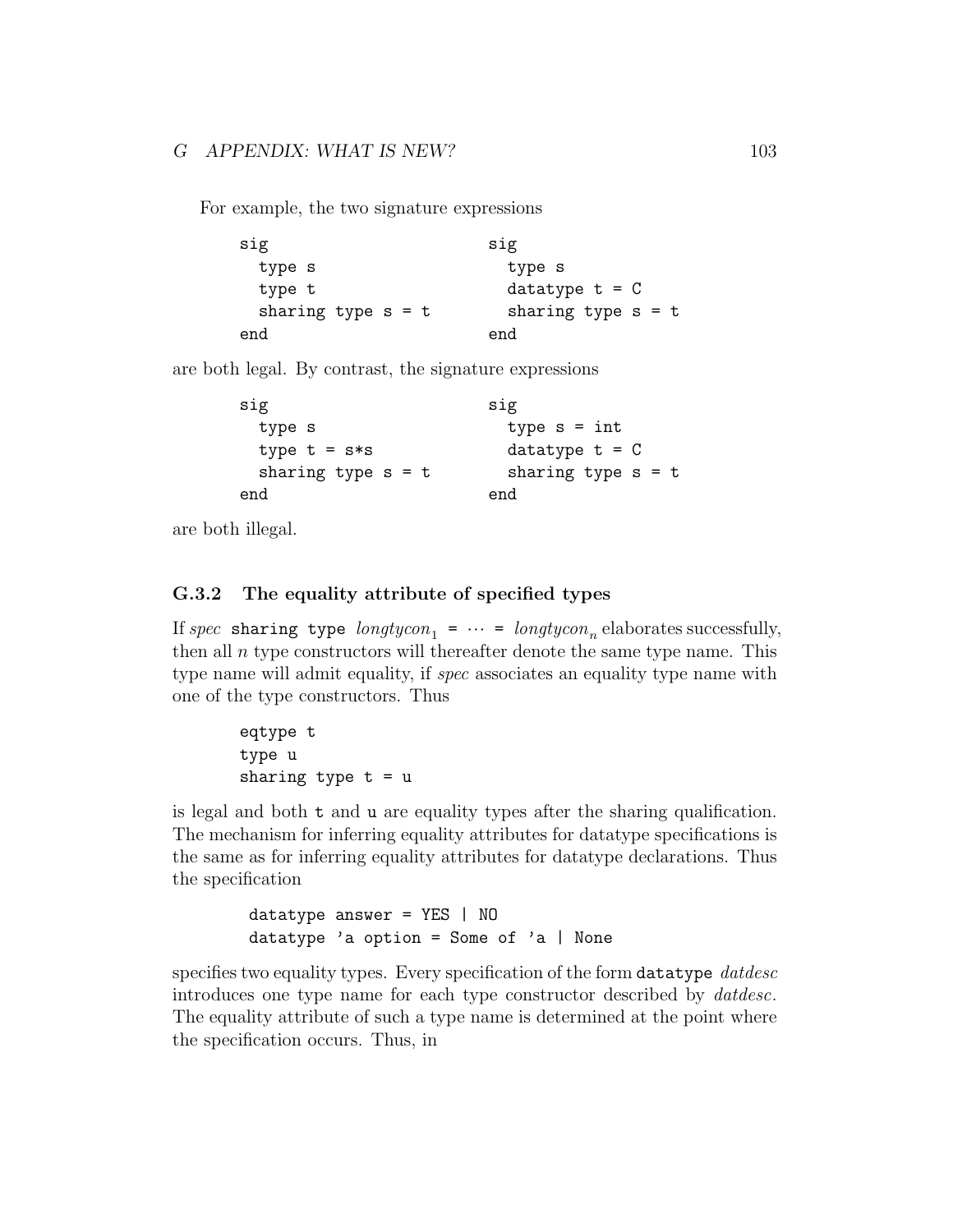For example, the two signature expressions

```
sig                          sig
  type s                       type s
  type t                       datatype t = C
  sharing type s = t           sharing type s = t
end                          end
```

are both legal. By contrast, the signature expressions

```
sig                          sig
  type s                       type s = int
  type t = s*s                 datatype t = C
  sharing type s = t           sharing type s = t
end                          end
```

are both illegal.

### G.3.2 The equality attribute of specified types

If *spec* `sharing type` $longtycon_1$ `=` $\cdots$ `=` $longtycon_n$ elaborates successfully, then all $n$ type constructors will thereafter denote the same type name. This type name will admit equality, if *spec* associates an equality type name with one of the type constructors. Thus

```
eqtype t
type u
sharing type t = u
```

is legal and both `t` and `u` are equality types after the sharing qualification. The mechanism for inferring equality attributes for datatype specifications is the same as for inferring equality attributes for datatype declarations. Thus the specification

```
datatype answer = YES | NO
datatype 'a option = Some of 'a | None
```

specifies two equality types. Every specification of the form `datatype` *datdesc* introduces one type name for each type constructor described by *datdesc*. The equality attribute of such a type name is determined at the point where the specification occurs. Thus, in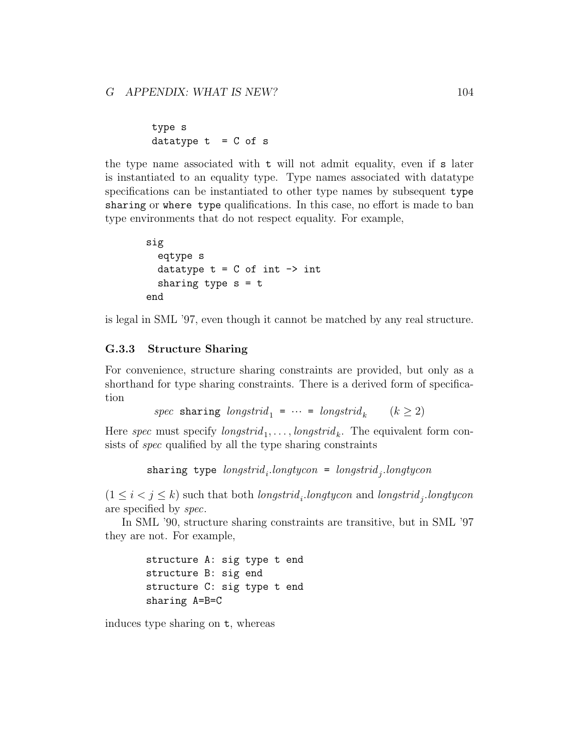```
type s
datatype t  = C of s
```

the type name associated with `t` will not admit equality, even if `s` later is instantiated to an equality type. Type names associated with datatype specifications can be instantiated to other type names by subsequent `type sharing` or `where type` qualifications. In this case, no effort is made to ban type environments that do not respect equality. For example,

```
sig
  eqtype s
  datatype t = C of int -> int
  sharing type s = t
end
```

is legal in SML '97, even though it cannot be matched by any real structure.

### G.3.3 Structure Sharing

For convenience, structure sharing constraints are provided, but only as a shorthand for type sharing constraints. There is a derived form of specification

*spec* `sharing` $longstrid_1$ `=` $\cdots$ `=` $longstrid_k$ $\quad (k \geq 2)$

Here *spec* must specify $longstrid_1, \ldots, longstrid_k$. The equivalent form consists of *spec* qualified by all the type sharing constraints

`sharing type` $longstrid_i.longtycon$ `=` $longstrid_j.longtycon$

$(1 \leq i < j \leq k)$ such that both $longstrid_i.longtycon$ and $longstrid_j.longtycon$ are specified by *spec*.

In SML '90, structure sharing constraints are transitive, but in SML '97 they are not. For example,

```
structure A: sig type t end
structure B: sig end
structure C: sig type t end
sharing A=B=C
```

induces type sharing on `t`, whereas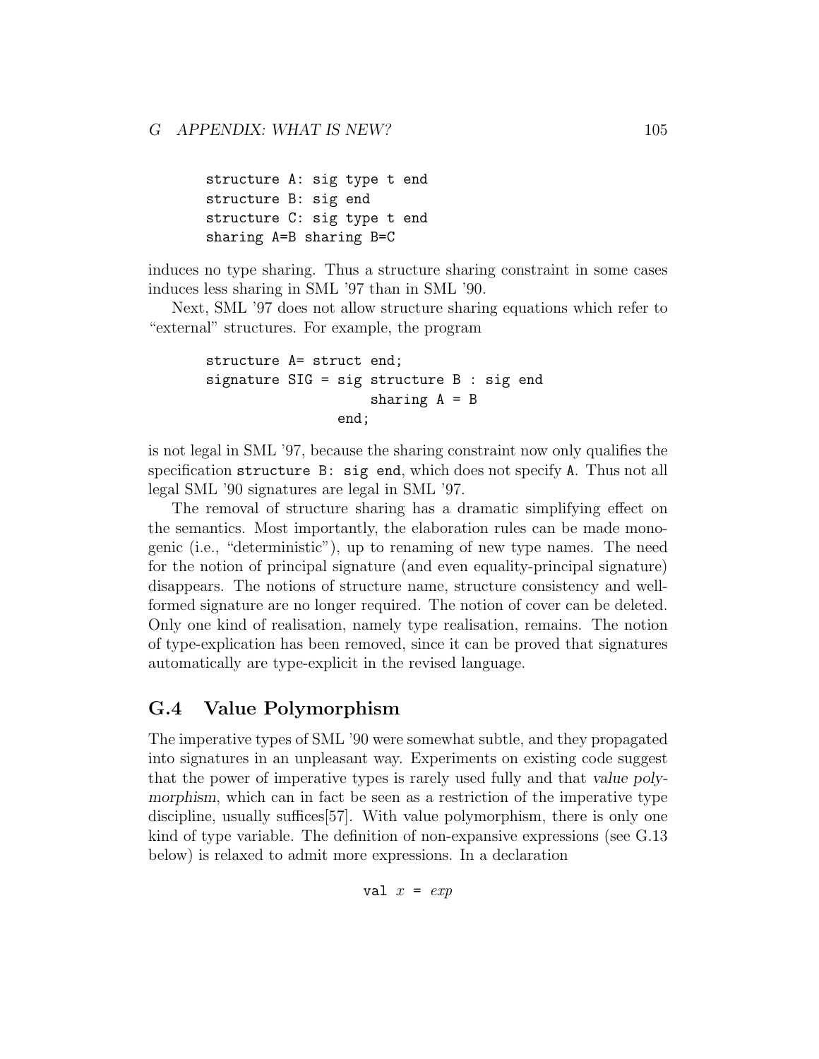```
structure A: sig type t end
structure B: sig end
structure C: sig type t end
sharing A=B sharing B=C
```

induces no type sharing. Thus a structure sharing constraint in some cases induces less sharing in SML '97 than in SML '90.

Next, SML '97 does not allow structure sharing equations which refer to "external" structures. For example, the program

```
structure A= struct end;
signature SIG = sig structure B : sig end
                    sharing A = B
                end;
```

is not legal in SML '97, because the sharing constraint now only qualifies the specification `structure B: sig end`, which does not specify `A`. Thus not all legal SML '90 signatures are legal in SML '97.

The removal of structure sharing has a dramatic simplifying effect on the semantics. Most importantly, the elaboration rules can be made monogenic (i.e., "deterministic"), up to renaming of new type names. The need for the notion of principal signature (and even equality-principal signature) disappears. The notions of structure name, structure consistency and well-formed signature are no longer required. The notion of cover can be deleted. Only one kind of realisation, namely type realisation, remains. The notion of type-explication has been removed, since it can be proved that signatures automatically are type-explicit in the revised language.

## G.4 Value Polymorphism

The imperative types of SML '90 were somewhat subtle, and they propagated into signatures in an unpleasant way. Experiments on existing code suggest that the power of imperative types is rarely used fully and that *value polymorphism*, which can in fact be seen as a restriction of the imperative type discipline, usually suffices[57]. With value polymorphism, there is only one kind of type variable. The definition of non-expansive expressions (see G.13 below) is relaxed to admit more expressions. In a declaration

`val` $x$ `=` $exp$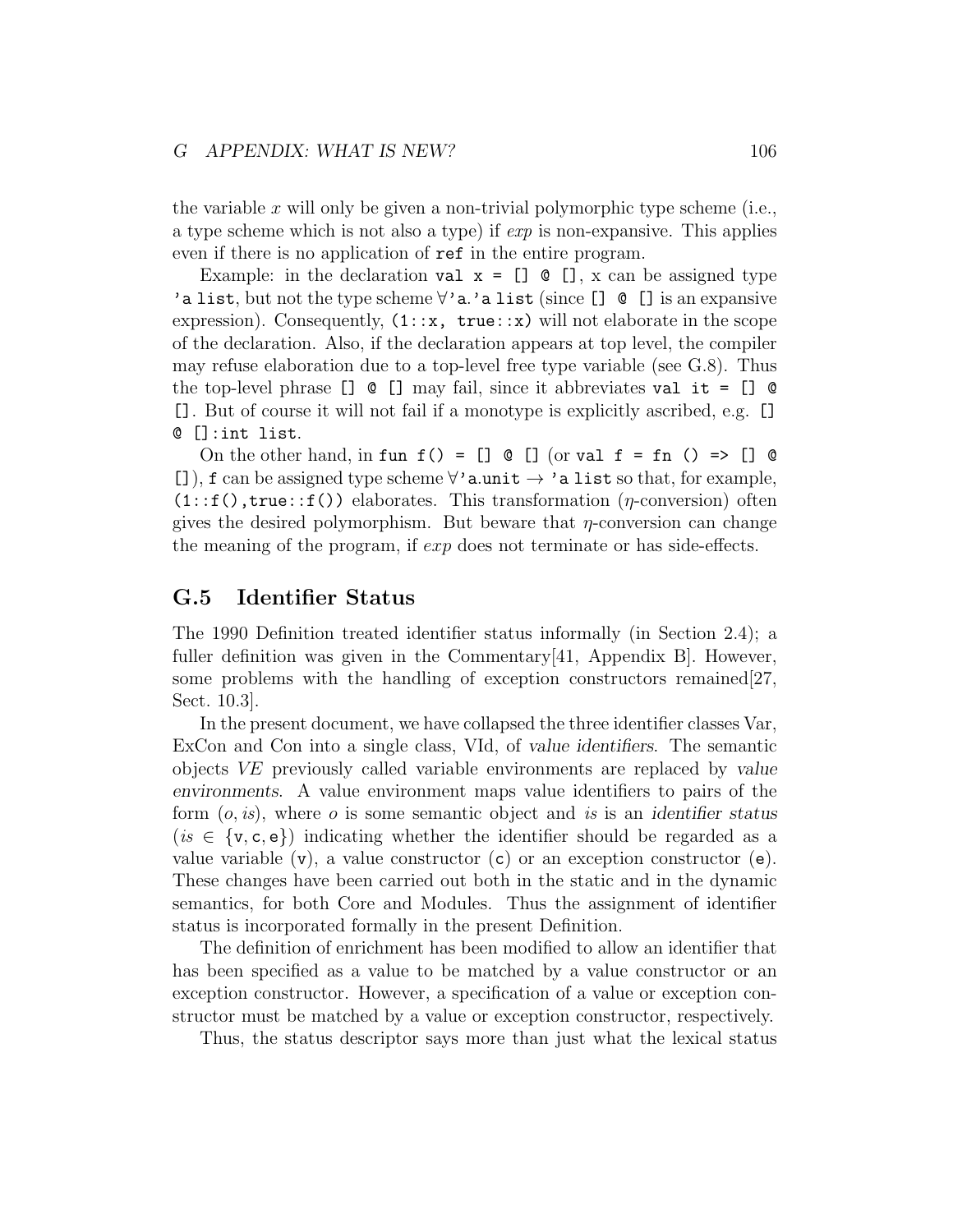the variable $x$ will only be given a non-trivial polymorphic type scheme (i.e., a type scheme which is not also a type) if *exp* is non-expansive. This applies even if there is no application of `ref` in the entire program.

Example: in the declaration `val x = [] @ []`, x can be assigned type `'a list`, but not the type scheme $\forall$`'a.'a list` (since `[] @ []` is an expansive expression). Consequently, `(1::x, true::x)` will not elaborate in the scope of the declaration. Also, if the declaration appears at top level, the compiler may refuse elaboration due to a top-level free type variable (see G.8). Thus the top-level phrase `[] @ []` may fail, since it abbreviates `val it = [] @ []`. But of course it will not fail if a monotype is explicitly ascribed, e.g. `[] @ []:int list`.

On the other hand, in `fun f() = [] @ []` (or `val f = fn () => [] @ []`), `f` can be assigned type scheme $\forall$`'a.unit` $\to$ `'a list` so that, for example, `(1::f(),true::f())` elaborates. This transformation ($\eta$-conversion) often gives the desired polymorphism. But beware that $\eta$-conversion can change the meaning of the program, if *exp* does not terminate or has side-effects.

## G.5 Identifier Status

The 1990 Definition treated identifier status informally (in Section 2.4); a fuller definition was given in the Commentary[41, Appendix B]. However, some problems with the handling of exception constructors remained[27, Sect. 10.3].

In the present document, we have collapsed the three identifier classes Var, ExCon and Con into a single class, VId, of *value identifiers*. The semantic objects *VE* previously called variable environments are replaced by *value environments*. A value environment maps value identifiers to pairs of the form $(o, is)$, where $o$ is some semantic object and $is$ is an *identifier status* ($is \in \{\mathtt{v}, \mathtt{c}, \mathtt{e}\}$) indicating whether the identifier should be regarded as a value variable (`v`), a value constructor (`c`) or an exception constructor (`e`). These changes have been carried out both in the static and in the dynamic semantics, for both Core and Modules. Thus the assignment of identifier status is incorporated formally in the present Definition.

The definition of enrichment has been modified to allow an identifier that has been specified as a value to be matched by a value constructor or an exception constructor. However, a specification of a value or exception constructor must be matched by a value or exception constructor, respectively.

Thus, the status descriptor says more than just what the lexical status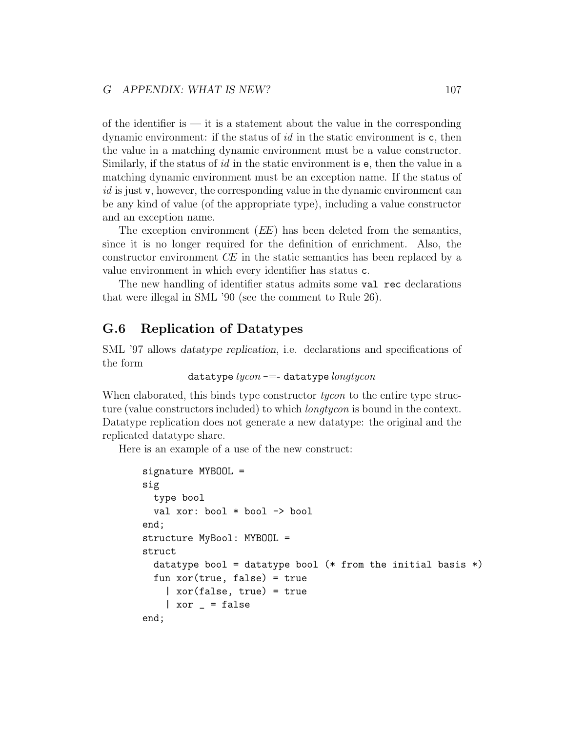of the identifier is — it is a statement about the value in the corresponding dynamic environment: if the status of *id* in the static environment is `c`, then the value in a matching dynamic environment must be a value constructor. Similarly, if the status of *id* in the static environment is `e`, then the value in a matching dynamic environment must be an exception name. If the status of *id* is just `v`, however, the corresponding value in the dynamic environment can be any kind of value (of the appropriate type), including a value constructor and an exception name.

The exception environment (*EE*) has been deleted from the semantics, since it is no longer required for the definition of enrichment. Also, the constructor environment *CE* in the static semantics has been replaced by a value environment in which every identifier has status `c`.

The new handling of identifier status admits some `val rec` declarations that were illegal in SML '90 (see the comment to Rule 26).

## G.6 Replication of Datatypes

SML '97 allows *datatype replication*, i.e. declarations and specifications of the form

`datatype` *tycon* -=- `datatype` *longtycon*

When elaborated, this binds type constructor *tycon* to the entire type structure (value constructors included) to which *longtycon* is bound in the context. Datatype replication does not generate a new datatype: the original and the replicated datatype share.

Here is an example of a use of the new construct:

```
signature MYBOOL =
sig
  type bool
  val xor: bool * bool -> bool
end;
structure MyBool: MYBOOL =
struct
  datatype bool = datatype bool (* from the initial basis *)
  fun xor(true, false) = true
    | xor(false, true) = true
    | xor _ = false
end;
```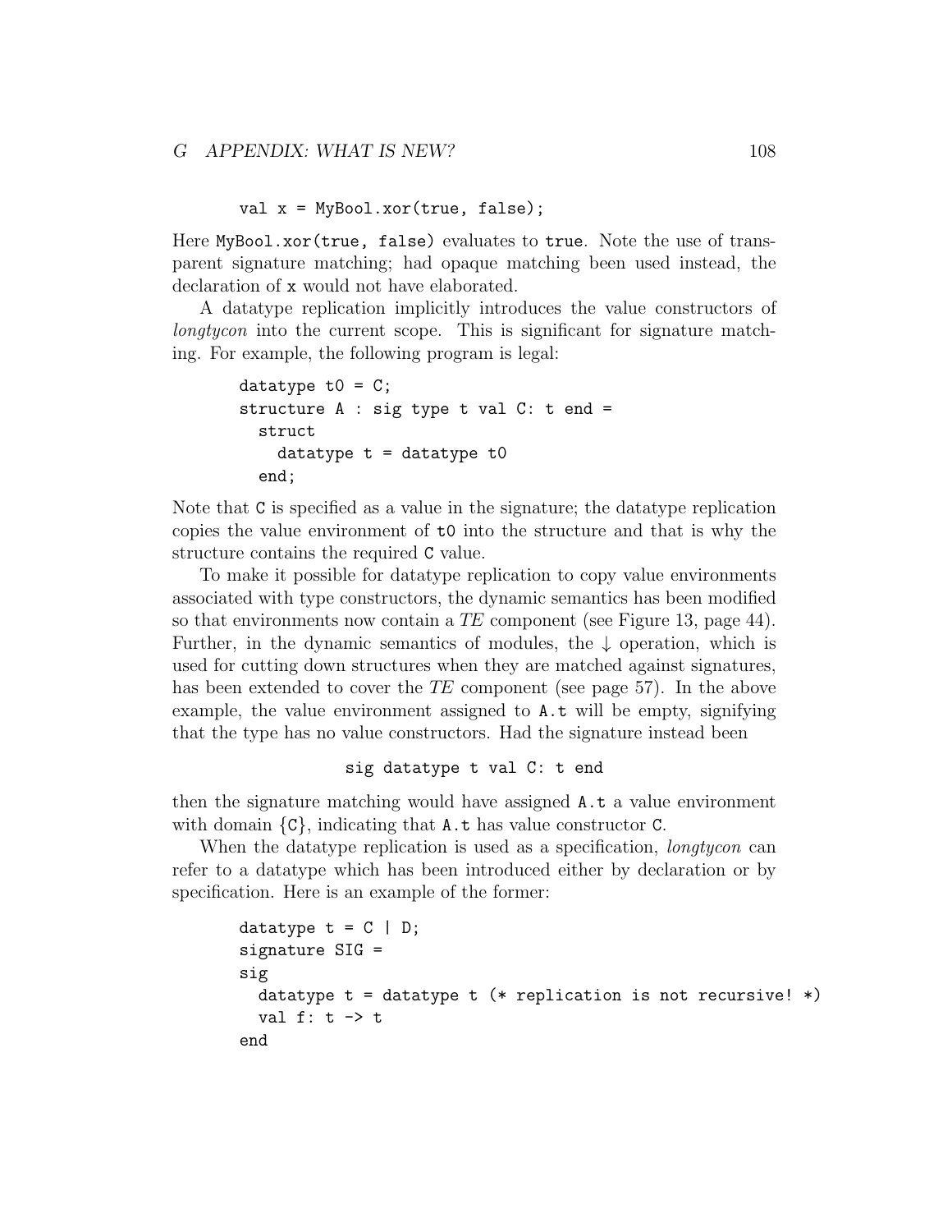```
val x = MyBool.xor(true, false);
```

Here `MyBool.xor(true, false)` evaluates to `true`. Note the use of transparent signature matching; had opaque matching been used instead, the declaration of `x` would not have elaborated.

A datatype replication implicitly introduces the value constructors of *longtycon* into the current scope. This is significant for signature matching. For example, the following program is legal:

```
datatype t0 = C;
structure A : sig type t val C: t end =
  struct
    datatype t = datatype t0
  end;
```

Note that `C` is specified as a value in the signature; the datatype replication copies the value environment of `t0` into the structure and that is why the structure contains the required `C` value.

To make it possible for datatype replication to copy value environments associated with type constructors, the dynamic semantics has been modified so that environments now contain a *TE* component (see Figure 13, page 44). Further, in the dynamic semantics of modules, the $\downarrow$ operation, which is used for cutting down structures when they are matched against signatures, has been extended to cover the *TE* component (see page 57). In the above example, the value environment assigned to `A.t` will be empty, signifying that the type has no value constructors. Had the signature instead been

```
sig datatype t val C: t end
```

then the signature matching would have assigned `A.t` a value environment with domain {`C`}, indicating that `A.t` has value constructor `C`.

When the datatype replication is used as a specification, *longtycon* can refer to a datatype which has been introduced either by declaration or by specification. Here is an example of the former:

```
datatype t = C | D;
signature SIG =
sig
  datatype t = datatype t (* replication is not recursive! *)
  val f: t -> t
end
```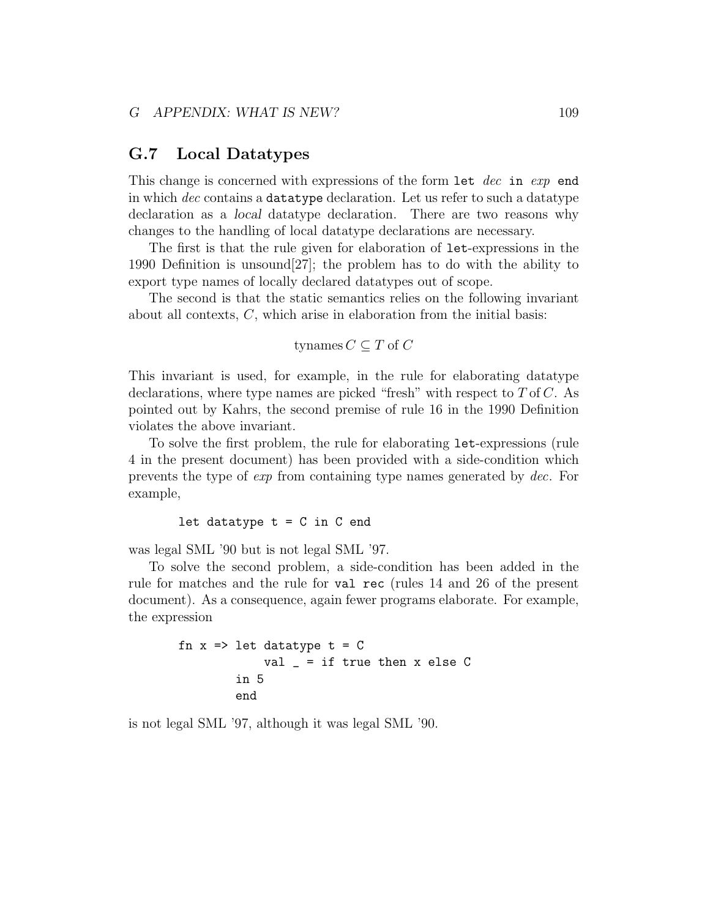## G.7 Local Datatypes

This change is concerned with expressions of the form `let` *dec* `in` *exp* `end` in which *dec* contains a `datatype` declaration. Let us refer to such a datatype declaration as a *local* datatype declaration. There are two reasons why changes to the handling of local datatype declarations are necessary.

The first is that the rule given for elaboration of `let`-expressions in the 1990 Definition is unsound[27]; the problem has to do with the ability to export type names of locally declared datatypes out of scope.

The second is that the static semantics relies on the following invariant about all contexts, $C$, which arise in elaboration from the initial basis:

$$\text{tynames}\, C \subseteq T \text{ of } C$$

This invariant is used, for example, in the rule for elaborating datatype declarations, where type names are picked "fresh" with respect to $T$ of $C$. As pointed out by Kahrs, the second premise of rule 16 in the 1990 Definition violates the above invariant.

To solve the first problem, the rule for elaborating `let`-expressions (rule 4 in the present document) has been provided with a side-condition which prevents the type of *exp* from containing type names generated by *dec*. For example,

```
let datatype t = C in C end
```

was legal SML '90 but is not legal SML '97.

To solve the second problem, a side-condition has been added in the rule for matches and the rule for `val rec` (rules 14 and 26 of the present document). As a consequence, again fewer programs elaborate. For example, the expression

```
fn x => let datatype t = C
            val _ = if true then x else C
        in 5
        end
```

is not legal SML '97, although it was legal SML '90.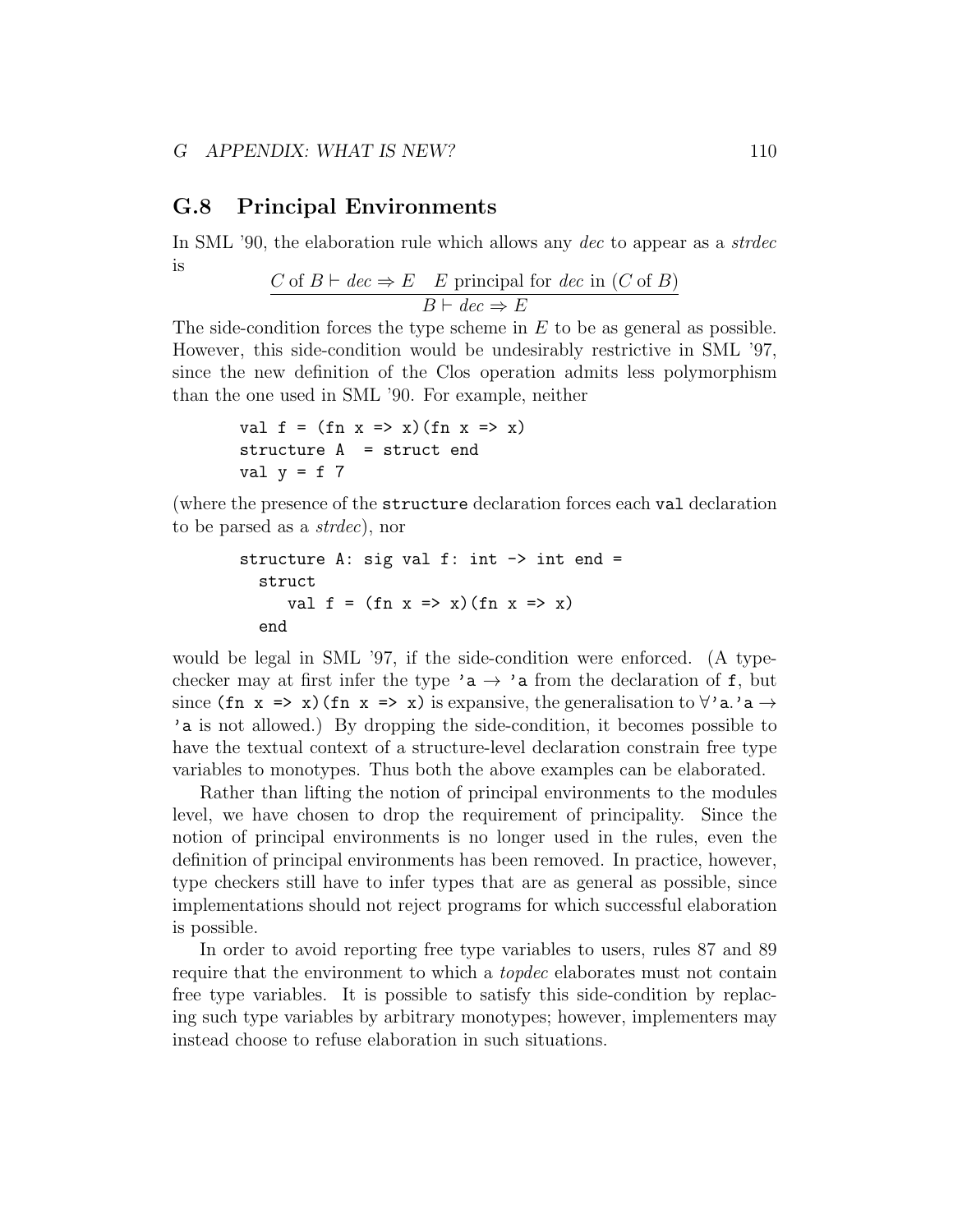## G.8 Principal Environments

In SML '90, the elaboration rule which allows any *dec* to appear as a *strdec* is

$$\frac{C \text{ of } B \vdash dec \Rightarrow E \quad E \text{ principal for } dec \text{ in } (C \text{ of } B)}{B \vdash dec \Rightarrow E}$$

The side-condition forces the type scheme in $E$ to be as general as possible. However, this side-condition would be undesirably restrictive in SML '97, since the new definition of the Clos operation admits less polymorphism than the one used in SML '90. For example, neither

```
val f = (fn x => x)(fn x => x)
structure A  = struct end
val y = f 7
```

(where the presence of the `structure` declaration forces each `val` declaration to be parsed as a *strdec*), nor

```
structure A: sig val f: int -> int end =
  struct
     val f = (fn x => x)(fn x => x)
  end
```

would be legal in SML '97, if the side-condition were enforced. (A type-checker may at first infer the type `'a` $\rightarrow$ `'a` from the declaration of `f`, but since `(fn x => x)(fn x => x)` is expansive, the generalisation to $\forall$`'a.'a` $\rightarrow$ `'a` is not allowed.) By dropping the side-condition, it becomes possible to have the textual context of a structure-level declaration constrain free type variables to monotypes. Thus both the above examples can be elaborated.

Rather than lifting the notion of principal environments to the modules level, we have chosen to drop the requirement of principality. Since the notion of principal environments is no longer used in the rules, even the definition of principal environments has been removed. In practice, however, type checkers still have to infer types that are as general as possible, since implementations should not reject programs for which successful elaboration is possible.

In order to avoid reporting free type variables to users, rules 87 and 89 require that the environment to which a *topdec* elaborates must not contain free type variables. It is possible to satisfy this side-condition by replacing such type variables by arbitrary monotypes; however, implementers may instead choose to refuse elaboration in such situations.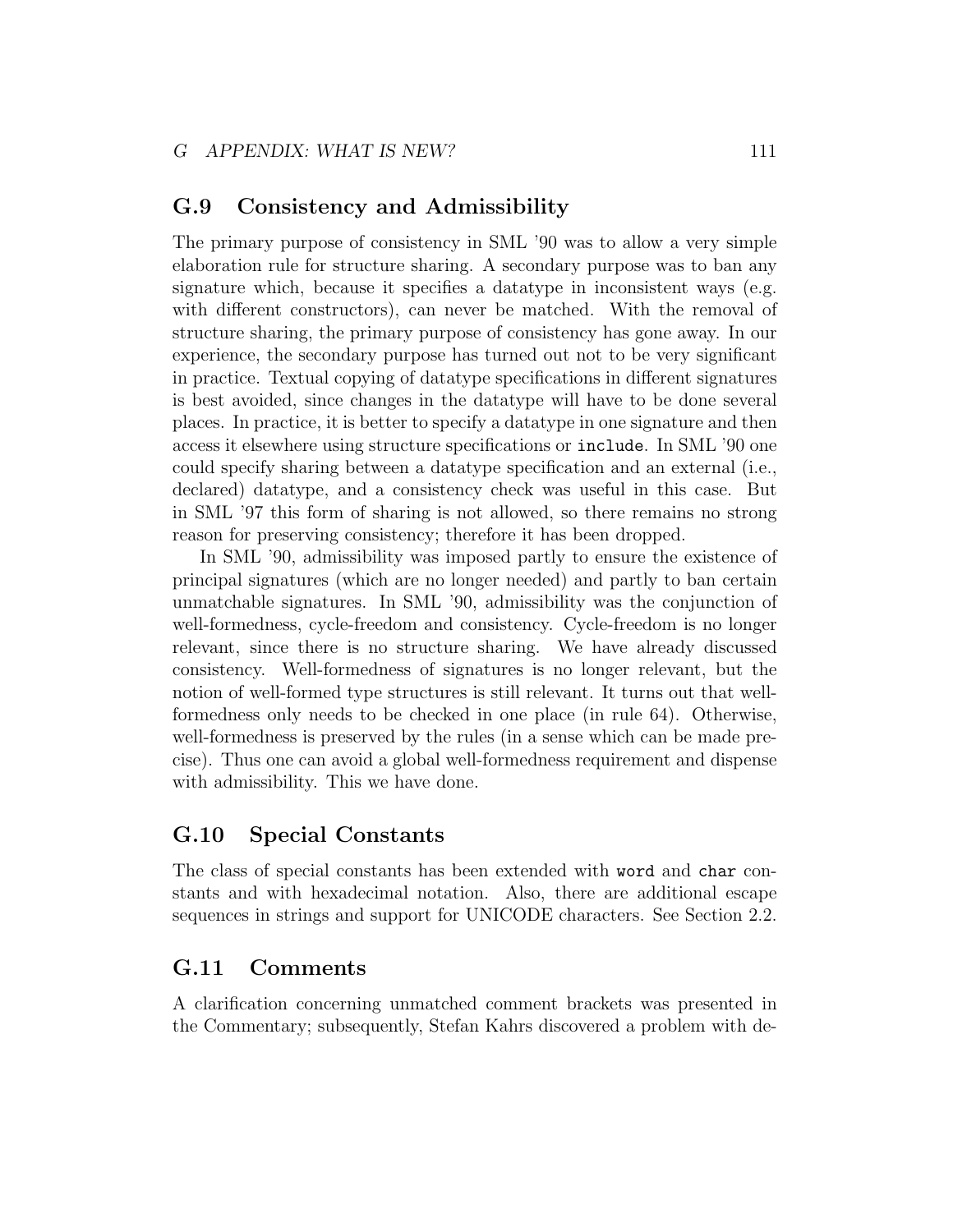## G.9 Consistency and Admissibility

The primary purpose of consistency in SML '90 was to allow a very simple elaboration rule for structure sharing. A secondary purpose was to ban any signature which, because it specifies a datatype in inconsistent ways (e.g. with different constructors), can never be matched. With the removal of structure sharing, the primary purpose of consistency has gone away. In our experience, the secondary purpose has turned out not to be very significant in practice. Textual copying of datatype specifications in different signatures is best avoided, since changes in the datatype will have to be done several places. In practice, it is better to specify a datatype in one signature and then access it elsewhere using structure specifications or `include`. In SML '90 one could specify sharing between a datatype specification and an external (i.e., declared) datatype, and a consistency check was useful in this case. But in SML '97 this form of sharing is not allowed, so there remains no strong reason for preserving consistency; therefore it has been dropped.

In SML '90, admissibility was imposed partly to ensure the existence of principal signatures (which are no longer needed) and partly to ban certain unmatchable signatures. In SML '90, admissibility was the conjunction of well-formedness, cycle-freedom and consistency. Cycle-freedom is no longer relevant, since there is no structure sharing. We have already discussed consistency. Well-formedness of signatures is no longer relevant, but the notion of well-formed type structures is still relevant. It turns out that well-formedness only needs to be checked in one place (in rule 64). Otherwise, well-formedness is preserved by the rules (in a sense which can be made precise). Thus one can avoid a global well-formedness requirement and dispense with admissibility. This we have done.

## G.10 Special Constants

The class of special constants has been extended with `word` and `char` constants and with hexadecimal notation. Also, there are additional escape sequences in strings and support for UNICODE characters. See Section 2.2.

## G.11 Comments

A clarification concerning unmatched comment brackets was presented in the Commentary; subsequently, Stefan Kahrs discovered a problem with de-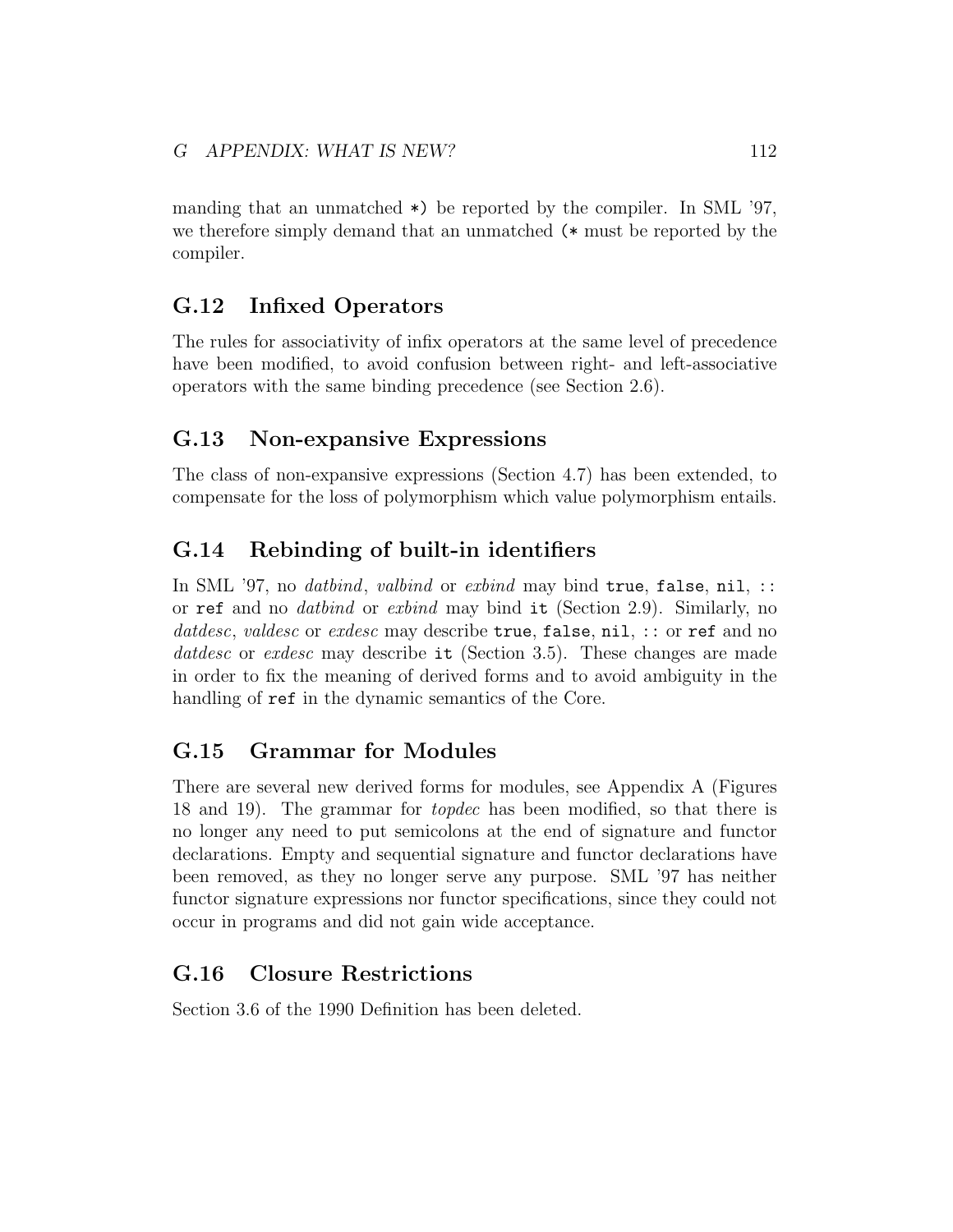manding that an unmatched `*)` be reported by the compiler. In SML '97, we therefore simply demand that an unmatched `(*` must be reported by the compiler.

## G.12 Infixed Operators

The rules for associativity of infix operators at the same level of precedence have been modified, to avoid confusion between right- and left-associative operators with the same binding precedence (see Section 2.6).

## G.13 Non-expansive Expressions

The class of non-expansive expressions (Section 4.7) has been extended, to compensate for the loss of polymorphism which value polymorphism entails.

## G.14 Rebinding of built-in identifiers

In SML '97, no *datbind*, *valbind* or *exbind* may bind `true`, `false`, `nil`, `::` or `ref` and no *datbind* or *exbind* may bind `it` (Section 2.9). Similarly, no *datdesc*, *valdesc* or *exdesc* may describe `true`, `false`, `nil`, `::` or `ref` and no *datdesc* or *exdesc* may describe `it` (Section 3.5). These changes are made in order to fix the meaning of derived forms and to avoid ambiguity in the handling of `ref` in the dynamic semantics of the Core.

## G.15 Grammar for Modules

There are several new derived forms for modules, see Appendix A (Figures 18 and 19). The grammar for *topdec* has been modified, so that there is no longer any need to put semicolons at the end of signature and functor declarations. Empty and sequential signature and functor declarations have been removed, as they no longer serve any purpose. SML '97 has neither functor signature expressions nor functor specifications, since they could not occur in programs and did not gain wide acceptance.

## G.16 Closure Restrictions

Section 3.6 of the 1990 Definition has been deleted.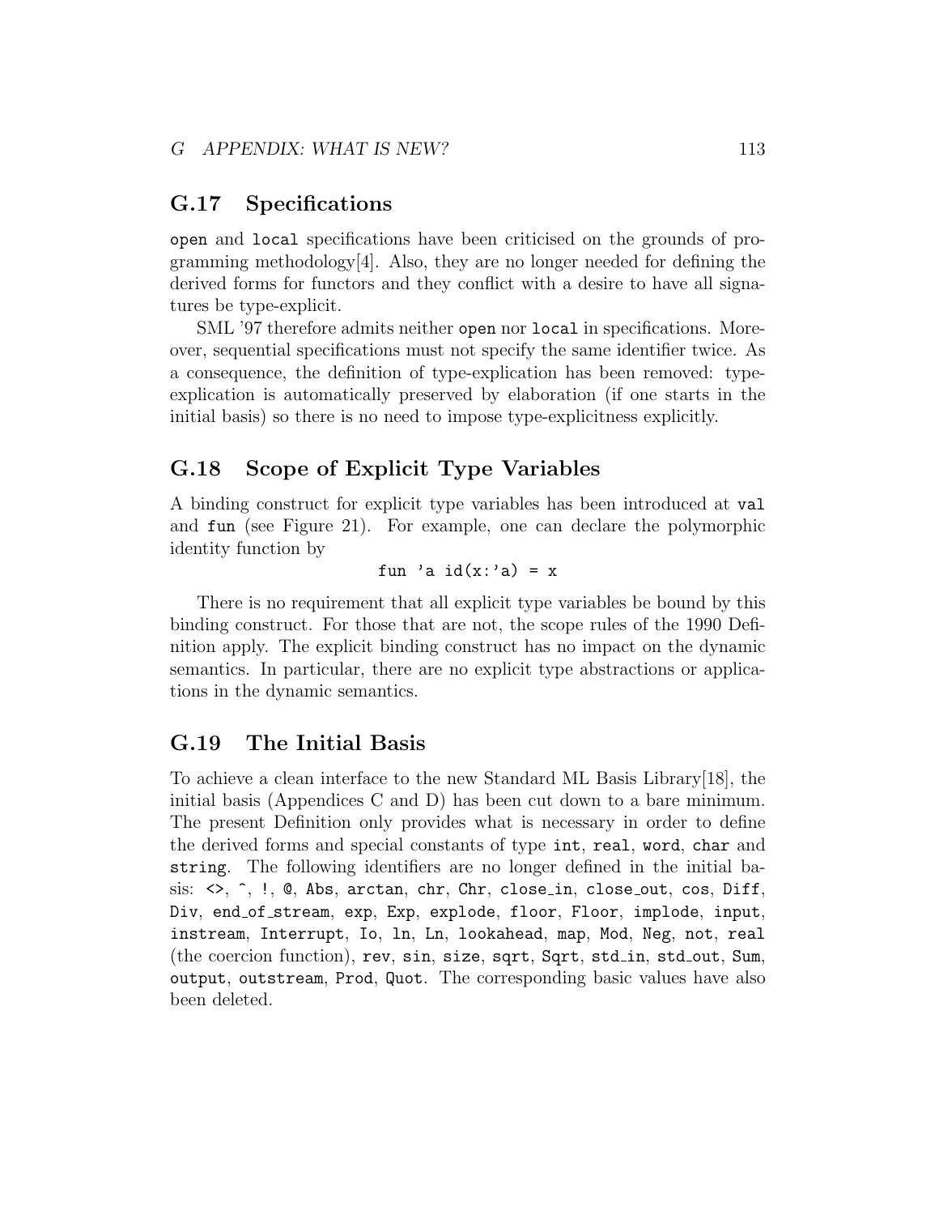## G.17 Specifications

`open` and `local` specifications have been criticised on the grounds of programming methodology[4]. Also, they are no longer needed for defining the derived forms for functors and they conflict with a desire to have all signatures be type-explicit.

SML '97 therefore admits neither `open` nor `local` in specifications. Moreover, sequential specifications must not specify the same identifier twice. As a consequence, the definition of type-explication has been removed: type-explication is automatically preserved by elaboration (if one starts in the initial basis) so there is no need to impose type-explicitness explicitly.

## G.18 Scope of Explicit Type Variables

A binding construct for explicit type variables has been introduced at `val` and `fun` (see Figure 21). For example, one can declare the polymorphic identity function by

```
fun 'a id(x:'a) = x
```

There is no requirement that all explicit type variables be bound by this binding construct. For those that are not, the scope rules of the 1990 Definition apply. The explicit binding construct has no impact on the dynamic semantics. In particular, there are no explicit type abstractions or applications in the dynamic semantics.

## G.19 The Initial Basis

To achieve a clean interface to the new Standard ML Basis Library[18], the initial basis (Appendices C and D) has been cut down to a bare minimum. The present Definition only provides what is necessary in order to define the derived forms and special constants of type `int`, `real`, `word`, `char` and `string`. The following identifiers are no longer defined in the initial basis: `<>`, `^`, `!`, `@`, `Abs`, `arctan`, `chr`, `Chr`, `close_in`, `close_out`, `cos`, `Diff`, `Div`, `end_of_stream`, `exp`, `Exp`, `explode`, `floor`, `Floor`, `implode`, `input`, `instream`, `Interrupt`, `Io`, `ln`, `Ln`, `lookahead`, `map`, `Mod`, `Neg`, `not`, `real` (the coercion function), `rev`, `sin`, `size`, `sqrt`, `Sqrt`, `std_in`, `std_out`, `Sum`, `output`, `outstream`, `Prod`, `Quot`. The corresponding basic values have also been deleted.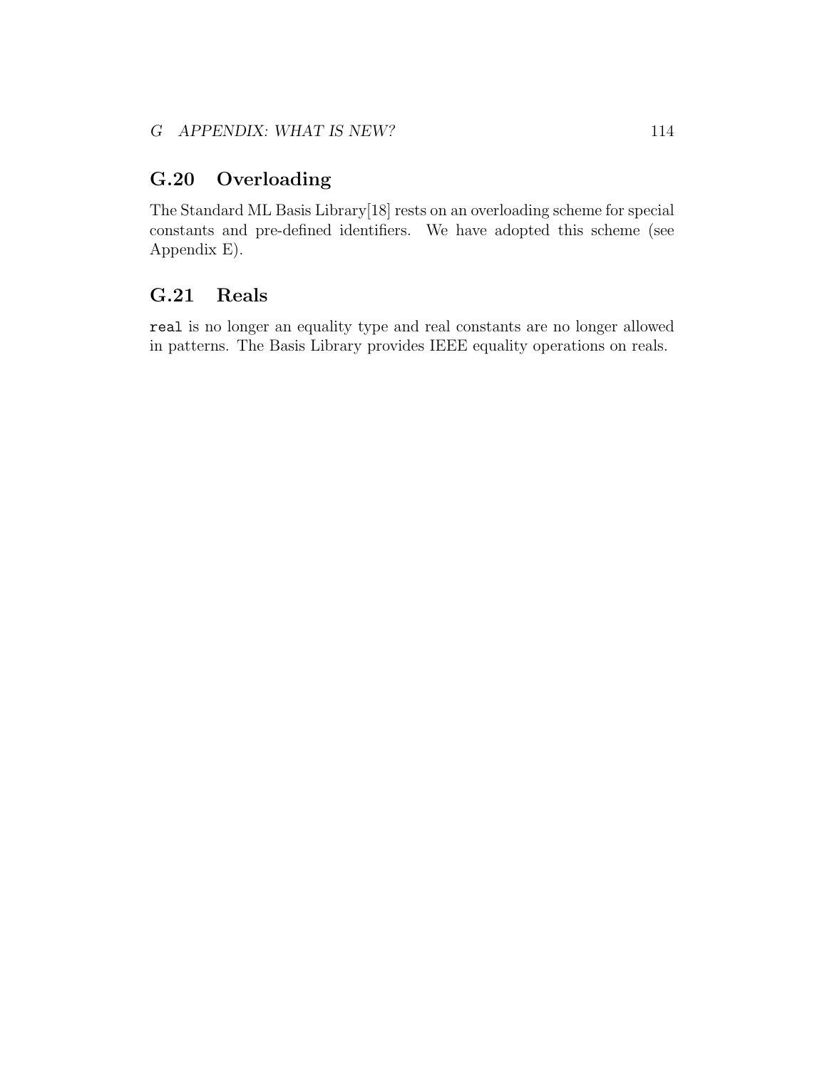## G.20 Overloading

The Standard ML Basis Library[18] rests on an overloading scheme for special constants and pre-defined identifiers. We have adopted this scheme (see Appendix E).

## G.21 Reals

`real` is no longer an equality type and real constants are no longer allowed in patterns. The Basis Library provides IEEE equality operations on reals.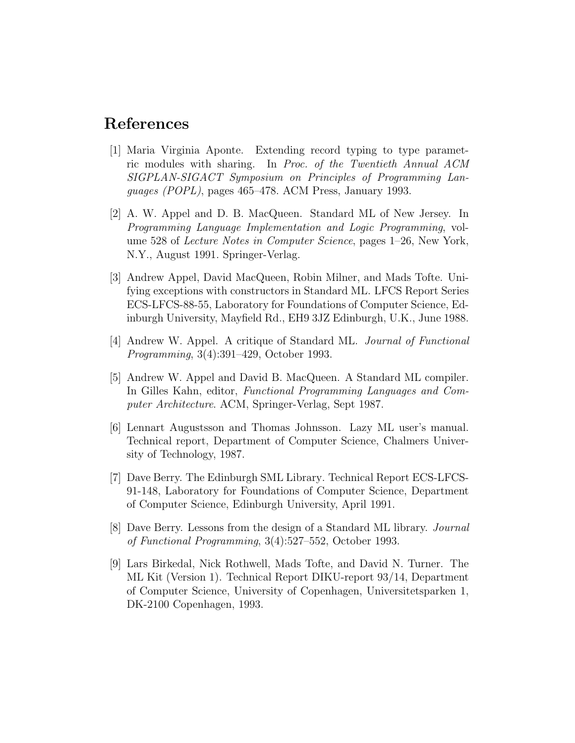# References

[1] Maria Virginia Aponte. Extending record typing to type parametric modules with sharing. In *Proc. of the Twentieth Annual ACM SIGPLAN-SIGACT Symposium on Principles of Programming Languages (POPL)*, pages 465–478. ACM Press, January 1993.

[2] A. W. Appel and D. B. MacQueen. Standard ML of New Jersey. In *Programming Language Implementation and Logic Programming*, volume 528 of *Lecture Notes in Computer Science*, pages 1–26, New York, N.Y., August 1991. Springer-Verlag.

[3] Andrew Appel, David MacQueen, Robin Milner, and Mads Tofte. Unifying exceptions with constructors in Standard ML. LFCS Report Series ECS-LFCS-88-55, Laboratory for Foundations of Computer Science, Edinburgh University, Mayfield Rd., EH9 3JZ Edinburgh, U.K., June 1988.

[4] Andrew W. Appel. A critique of Standard ML. *Journal of Functional Programming*, 3(4):391–429, October 1993.

[5] Andrew W. Appel and David B. MacQueen. A Standard ML compiler. In Gilles Kahn, editor, *Functional Programming Languages and Computer Architecture*. ACM, Springer-Verlag, Sept 1987.

[6] Lennart Augustsson and Thomas Johnsson. Lazy ML user's manual. Technical report, Department of Computer Science, Chalmers University of Technology, 1987.

[7] Dave Berry. The Edinburgh SML Library. Technical Report ECS-LFCS-91-148, Laboratory for Foundations of Computer Science, Department of Computer Science, Edinburgh University, April 1991.

[8] Dave Berry. Lessons from the design of a Standard ML library. *Journal of Functional Programming*, 3(4):527–552, October 1993.

[9] Lars Birkedal, Nick Rothwell, Mads Tofte, and David N. Turner. The ML Kit (Version 1). Technical Report DIKU-report 93/14, Department of Computer Science, University of Copenhagen, Universitetsparken 1, DK-2100 Copenhagen, 1993.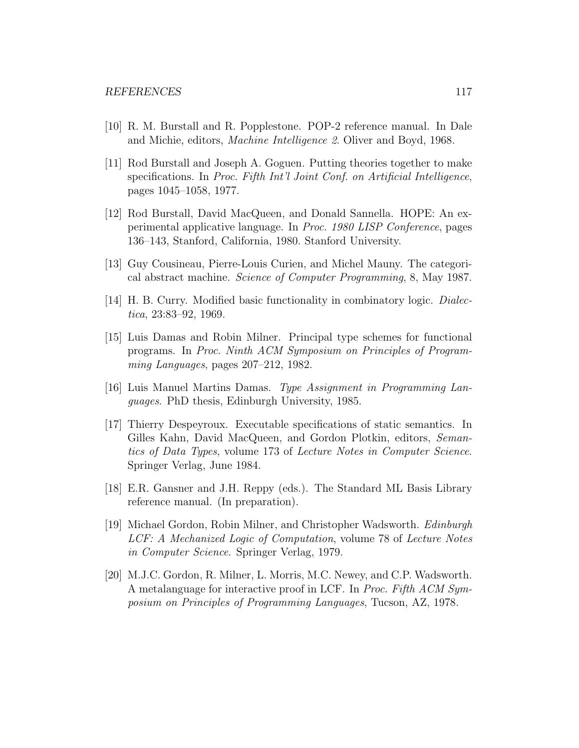[10] R. M. Burstall and R. Popplestone. POP-2 reference manual. In Dale and Michie, editors, *Machine Intelligence 2*. Oliver and Boyd, 1968.

[11] Rod Burstall and Joseph A. Goguen. Putting theories together to make specifications. In *Proc. Fifth Int'l Joint Conf. on Artificial Intelligence*, pages 1045–1058, 1977.

[12] Rod Burstall, David MacQueen, and Donald Sannella. HOPE: An experimental applicative language. In *Proc. 1980 LISP Conference*, pages 136–143, Stanford, California, 1980. Stanford University.

[13] Guy Cousineau, Pierre-Louis Curien, and Michel Mauny. The categorical abstract machine. *Science of Computer Programming*, 8, May 1987.

[14] H. B. Curry. Modified basic functionality in combinatory logic. *Dialectica*, 23:83–92, 1969.

[15] Luis Damas and Robin Milner. Principal type schemes for functional programs. In *Proc. Ninth ACM Symposium on Principles of Programming Languages*, pages 207–212, 1982.

[16] Luis Manuel Martins Damas. *Type Assignment in Programming Languages*. PhD thesis, Edinburgh University, 1985.

[17] Thierry Despeyroux. Executable specifications of static semantics. In Gilles Kahn, David MacQueen, and Gordon Plotkin, editors, *Semantics of Data Types*, volume 173 of *Lecture Notes in Computer Science*. Springer Verlag, June 1984.

[18] E.R. Gansner and J.H. Reppy (eds.). The Standard ML Basis Library reference manual. (In preparation).

[19] Michael Gordon, Robin Milner, and Christopher Wadsworth. *Edinburgh LCF: A Mechanized Logic of Computation*, volume 78 of *Lecture Notes in Computer Science*. Springer Verlag, 1979.

[20] M.J.C. Gordon, R. Milner, L. Morris, M.C. Newey, and C.P. Wadsworth. A metalanguage for interactive proof in LCF. In *Proc. Fifth ACM Symposium on Principles of Programming Languages*, Tucson, AZ, 1978.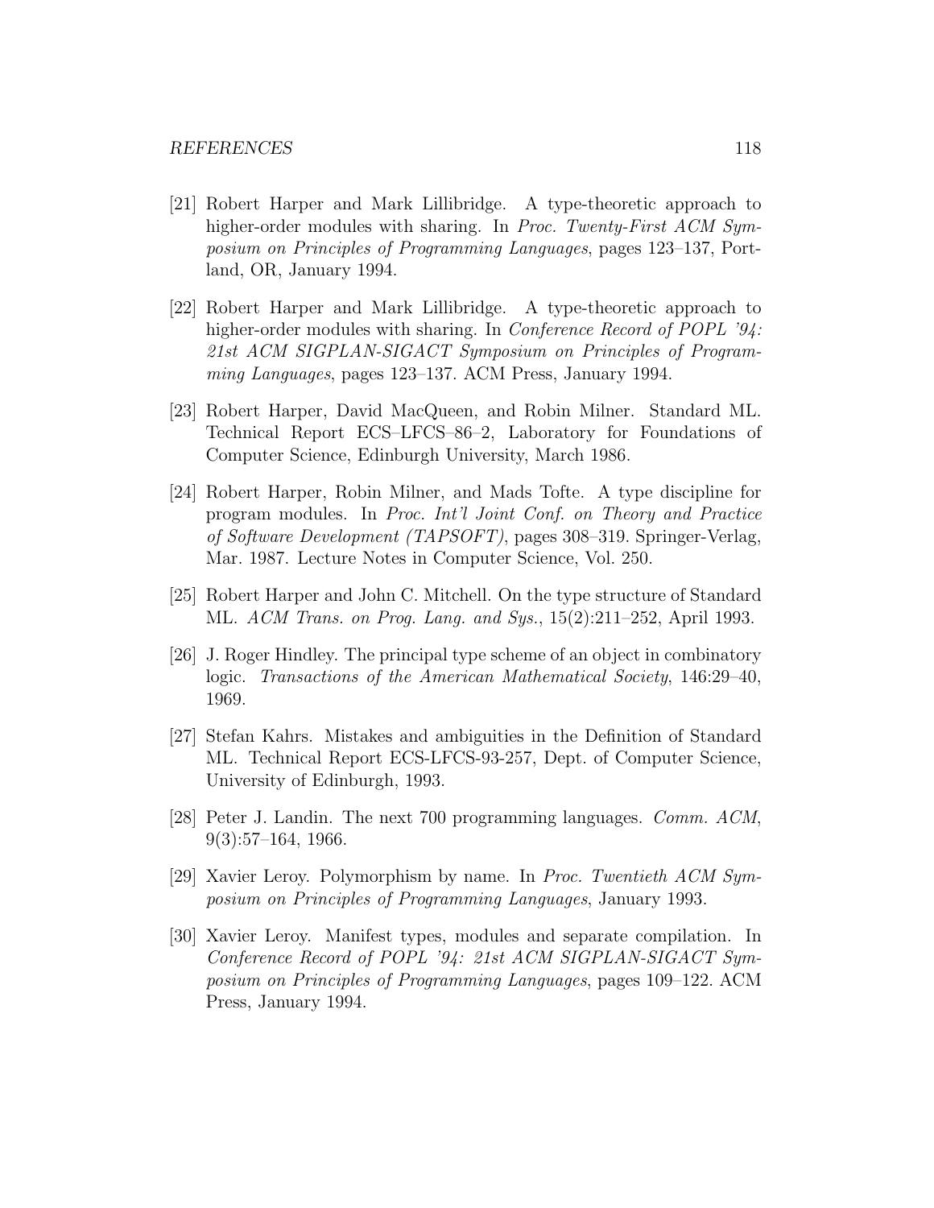[21] Robert Harper and Mark Lillibridge. A type-theoretic approach to higher-order modules with sharing. In *Proc. Twenty-First ACM Symposium on Principles of Programming Languages*, pages 123–137, Portland, OR, January 1994.

[22] Robert Harper and Mark Lillibridge. A type-theoretic approach to higher-order modules with sharing. In *Conference Record of POPL '94: 21st ACM SIGPLAN-SIGACT Symposium on Principles of Programming Languages*, pages 123–137. ACM Press, January 1994.

[23] Robert Harper, David MacQueen, and Robin Milner. Standard ML. Technical Report ECS–LFCS–86–2, Laboratory for Foundations of Computer Science, Edinburgh University, March 1986.

[24] Robert Harper, Robin Milner, and Mads Tofte. A type discipline for program modules. In *Proc. Int'l Joint Conf. on Theory and Practice of Software Development (TAPSOFT)*, pages 308–319. Springer-Verlag, Mar. 1987. Lecture Notes in Computer Science, Vol. 250.

[25] Robert Harper and John C. Mitchell. On the type structure of Standard ML. *ACM Trans. on Prog. Lang. and Sys.*, 15(2):211–252, April 1993.

[26] J. Roger Hindley. The principal type scheme of an object in combinatory logic. *Transactions of the American Mathematical Society*, 146:29–40, 1969.

[27] Stefan Kahrs. Mistakes and ambiguities in the Definition of Standard ML. Technical Report ECS-LFCS-93-257, Dept. of Computer Science, University of Edinburgh, 1993.

[28] Peter J. Landin. The next 700 programming languages. *Comm. ACM*, 9(3):57–164, 1966.

[29] Xavier Leroy. Polymorphism by name. In *Proc. Twentieth ACM Symposium on Principles of Programming Languages*, January 1993.

[30] Xavier Leroy. Manifest types, modules and separate compilation. In *Conference Record of POPL '94: 21st ACM SIGPLAN-SIGACT Symposium on Principles of Programming Languages*, pages 109–122. ACM Press, January 1994.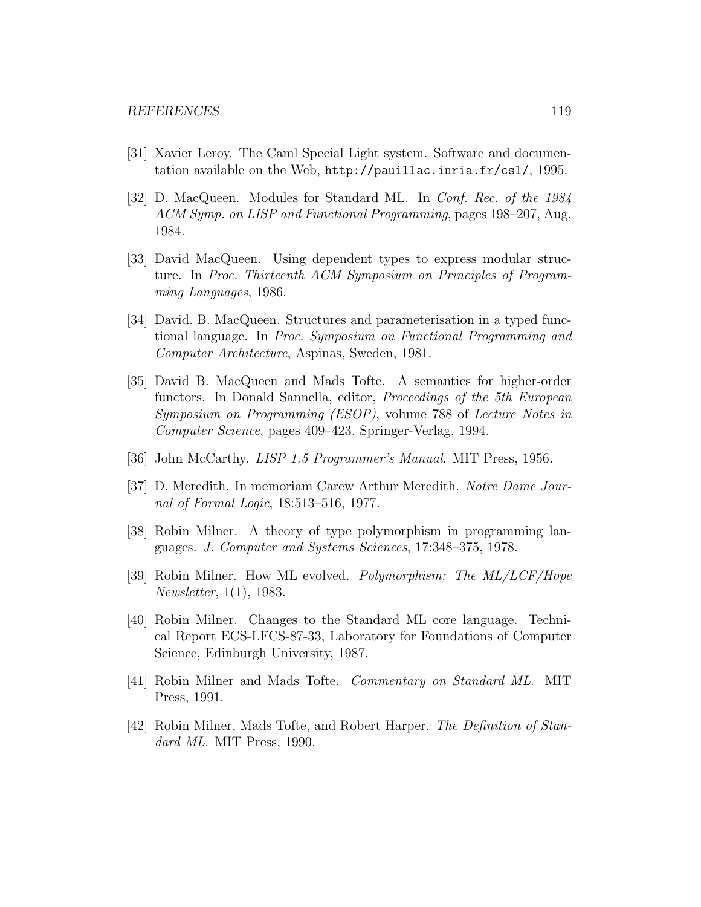[31] Xavier Leroy. The Caml Special Light system. Software and documentation available on the Web, `http://pauillac.inria.fr/csl/`, 1995.

[32] D. MacQueen. Modules for Standard ML. In *Conf. Rec. of the 1984 ACM Symp. on LISP and Functional Programming*, pages 198–207, Aug. 1984.

[33] David MacQueen. Using dependent types to express modular structure. In *Proc. Thirteenth ACM Symposium on Principles of Programming Languages*, 1986.

[34] David. B. MacQueen. Structures and parameterisation in a typed functional language. In *Proc. Symposium on Functional Programming and Computer Architecture*, Aspinas, Sweden, 1981.

[35] David B. MacQueen and Mads Tofte. A semantics for higher-order functors. In Donald Sannella, editor, *Proceedings of the 5th European Symposium on Programming (ESOP)*, volume 788 of *Lecture Notes in Computer Science*, pages 409–423. Springer-Verlag, 1994.

[36] John McCarthy. *LISP 1.5 Programmer's Manual*. MIT Press, 1956.

[37] D. Meredith. In memoriam Carew Arthur Meredith. *Notre Dame Journal of Formal Logic*, 18:513–516, 1977.

[38] Robin Milner. A theory of type polymorphism in programming languages. *J. Computer and Systems Sciences*, 17:348–375, 1978.

[39] Robin Milner. How ML evolved. *Polymorphism: The ML/LCF/Hope Newsletter*, 1(1), 1983.

[40] Robin Milner. Changes to the Standard ML core language. Technical Report ECS-LFCS-87-33, Laboratory for Foundations of Computer Science, Edinburgh University, 1987.

[41] Robin Milner and Mads Tofte. *Commentary on Standard ML*. MIT Press, 1991.

[42] Robin Milner, Mads Tofte, and Robert Harper. *The Definition of Standard ML*. MIT Press, 1990.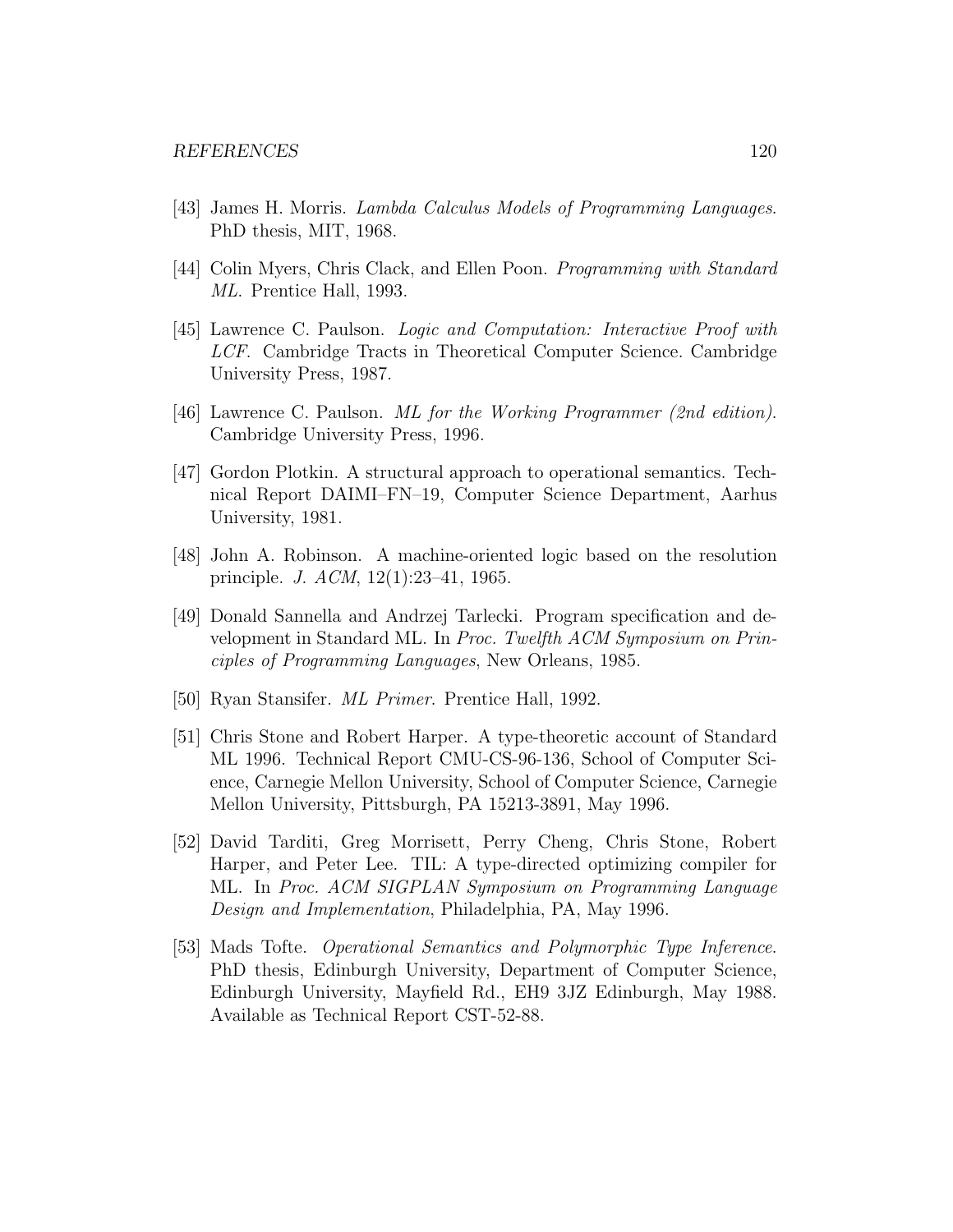[43] James H. Morris. *Lambda Calculus Models of Programming Languages*. PhD thesis, MIT, 1968.

[44] Colin Myers, Chris Clack, and Ellen Poon. *Programming with Standard ML*. Prentice Hall, 1993.

[45] Lawrence C. Paulson. *Logic and Computation: Interactive Proof with LCF*. Cambridge Tracts in Theoretical Computer Science. Cambridge University Press, 1987.

[46] Lawrence C. Paulson. *ML for the Working Programmer (2nd edition)*. Cambridge University Press, 1996.

[47] Gordon Plotkin. A structural approach to operational semantics. Technical Report DAIMI–FN–19, Computer Science Department, Aarhus University, 1981.

[48] John A. Robinson. A machine-oriented logic based on the resolution principle. *J. ACM*, 12(1):23–41, 1965.

[49] Donald Sannella and Andrzej Tarlecki. Program specification and development in Standard ML. In *Proc. Twelfth ACM Symposium on Principles of Programming Languages*, New Orleans, 1985.

[50] Ryan Stansifer. *ML Primer*. Prentice Hall, 1992.

[51] Chris Stone and Robert Harper. A type-theoretic account of Standard ML 1996. Technical Report CMU-CS-96-136, School of Computer Science, Carnegie Mellon University, School of Computer Science, Carnegie Mellon University, Pittsburgh, PA 15213-3891, May 1996.

[52] David Tarditi, Greg Morrisett, Perry Cheng, Chris Stone, Robert Harper, and Peter Lee. TIL: A type-directed optimizing compiler for ML. In *Proc. ACM SIGPLAN Symposium on Programming Language Design and Implementation*, Philadelphia, PA, May 1996.

[53] Mads Tofte. *Operational Semantics and Polymorphic Type Inference*. PhD thesis, Edinburgh University, Department of Computer Science, Edinburgh University, Mayfield Rd., EH9 3JZ Edinburgh, May 1988. Available as Technical Report CST-52-88.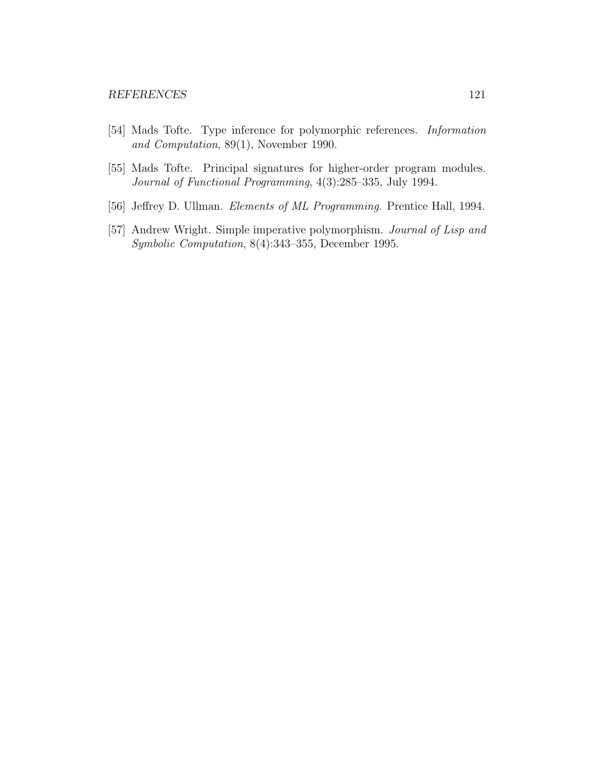[54] Mads Tofte. Type inference for polymorphic references. *Information and Computation*, 89(1), November 1990.

[55] Mads Tofte. Principal signatures for higher-order program modules. *Journal of Functional Programming*, 4(3):285–335, July 1994.

[56] Jeffrey D. Ullman. *Elements of ML Programming*. Prentice Hall, 1994.

[57] Andrew Wright. Simple imperative polymorphism. *Journal of Lisp and Symbolic Computation*, 8(4):343–355, December 1995.